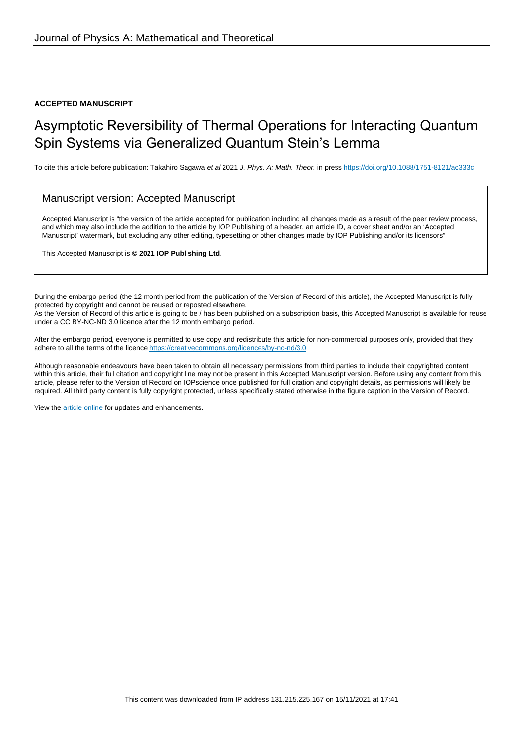Journal of Physics A: Mathematical and Theoretical

**ACCEPTED MANUSCRIPT**

# Asymptotic Reversibility of Thermal Operations for Interacting Quantum Spin Systems via Generalized Quantum Stein's Lemma

To cite this article before publication: Takahiro Sagawa *et al* 2021 *J. Phys. A: Math. Theor.* in press https://doi.org/10.1088/1751-8121/ac333c

## Manuscript version: Accepted Manuscript

Accepted Manuscript is "the version of the article accepted for publication including all changes made as a result of the peer review process, and which may also include the addition to the article by IOP Publishing of a header, an article ID, a cover sheet and/or an 'Accepted Manuscript' watermark, but excluding any other editing, typesetting or other changes made by IOP Publishing and/or its licensors"

This Accepted Manuscript is **© 2021 IOP Publishing Ltd**.

During the embargo period (the 12 month period from the publication of the Version of Record of this article), the Accepted Manuscript is fully protected by copyright and cannot be reused or reposted elsewhere.
As the Version of Record of this article is going to be / has been published on a subscription basis, this Accepted Manuscript is available for reuse under a CC BY-NC-ND 3.0 licence after the 12 month embargo period.

After the embargo period, everyone is permitted to use copy and redistribute this article for non-commercial purposes only, provided that they adhere to all the terms of the licence https://creativecommons.org/licences/by-nc-nd/3.0

Although reasonable endeavours have been taken to obtain all necessary permissions from third parties to include their copyrighted content within this article, their full citation and copyright line may not be present in this Accepted Manuscript version. Before using any content from this article, please refer to the Version of Record on IOPscience once published for full citation and copyright details, as permissions will likely be required. All third party content is fully copyright protected, unless specifically stated otherwise in the figure caption in the Version of Record.

View the article online for updates and enhancements.

This content was downloaded from IP address 131.215.225.167 on 15/11/2021 at 17:41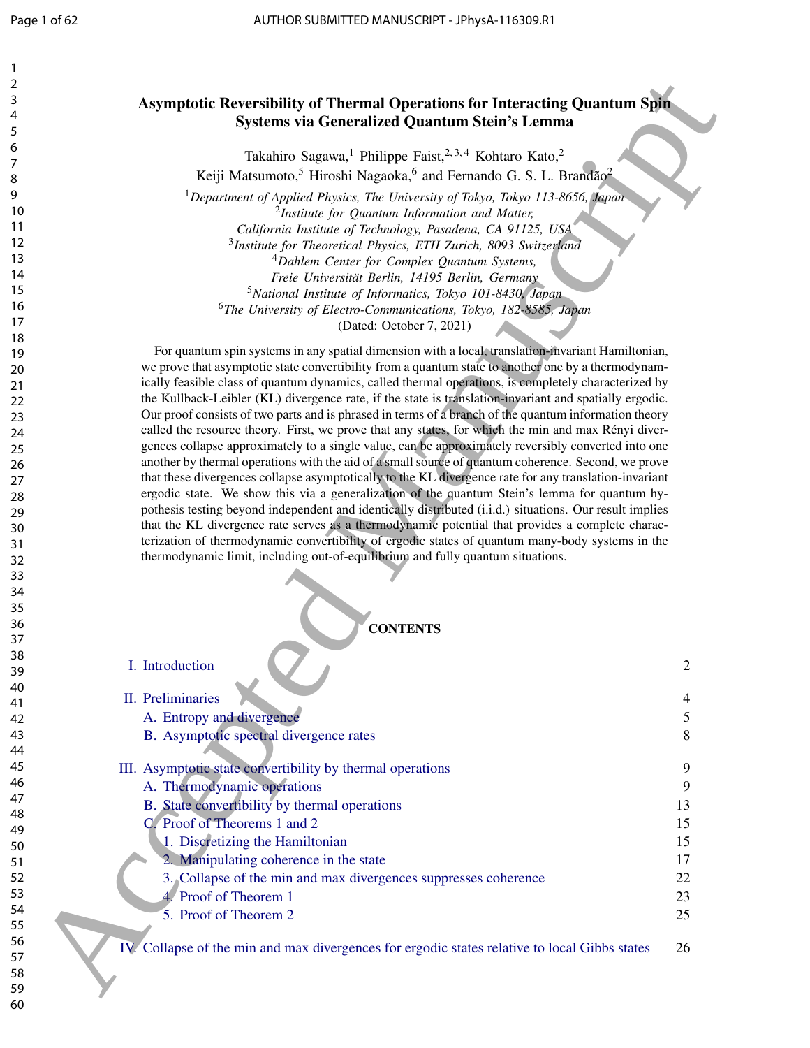# Asymptotic Reversibility of Thermal Operations for Interacting Quantum Spin Systems via Generalized Quantum Stein's Lemma

Takahiro Sagawa,[1] Philippe Faist,[2,3,4] Kohtaro Kato,[2] Keiji Matsumoto,[5] Hiroshi Nagaoka,[6] and Fernando G. S. L. Brandão[2]

[1] *Department of Applied Physics, The University of Tokyo, Tokyo 113-8656, Japan*
[2] *Institute for Quantum Information and Matter, California Institute of Technology, Pasadena, CA 91125, USA*
[3] *Institute for Theoretical Physics, ETH Zurich, 8093 Switzerland*
[4] *Dahlem Center for Complex Quantum Systems, Freie Universität Berlin, 14195 Berlin, Germany*
[5] *National Institute of Informatics, Tokyo 101-8430, Japan*
[6] *The University of Electro-Communications, Tokyo, 182-8585, Japan*

(Dated: October 7, 2021)

For quantum spin systems in any spatial dimension with a local, translation-invariant Hamiltonian, we prove that asymptotic state convertibility from a quantum state to another one by a thermodynamically feasible class of quantum dynamics, called thermal operations, is completely characterized by the Kullback-Leibler (KL) divergence rate, if the state is translation-invariant and spatially ergodic. Our proof consists of two parts and is phrased in terms of a branch of the quantum information theory called the resource theory. First, we prove that any states, for which the min and max Rényi divergences collapse approximately to a single value, can be approximately reversibly converted into one another by thermal operations with the aid of a small source of quantum coherence. Second, we prove that these divergences collapse asymptotically to the KL divergence rate for any translation-invariant ergodic state. We show this via a generalization of the quantum Stein's lemma for quantum hypothesis testing beyond independent and identically distributed (i.i.d.) situations. Our result implies that the KL divergence rate serves as a thermodynamic potential that provides a complete characterization of thermodynamic convertibility of ergodic states of quantum many-body systems in the thermodynamic limit, including out-of-equilibrium and fully quantum situations.

## CONTENTS

| | |
|---|---|
| I. Introduction | 2 |
| II. Preliminaries | 4 |
| A. Entropy and divergence | 5 |
| B. Asymptotic spectral divergence rates | 8 |
| III. Asymptotic state convertibility by thermal operations | 9 |
| A. Thermodynamic operations | 9 |
| B. State convertibility by thermal operations | 13 |
| C. Proof of Theorems 1 and 2 | 15 |
| 1. Discretizing the Hamiltonian | 15 |
| 2. Manipulating coherence in the state | 17 |
| 3. Collapse of the min and max divergences suppresses coherence | 22 |
| 4. Proof of Theorem 1 | 23 |
| 5. Proof of Theorem 2 | 25 |
| IV. Collapse of the min and max divergences for ergodic states relative to local Gibbs states | 26 |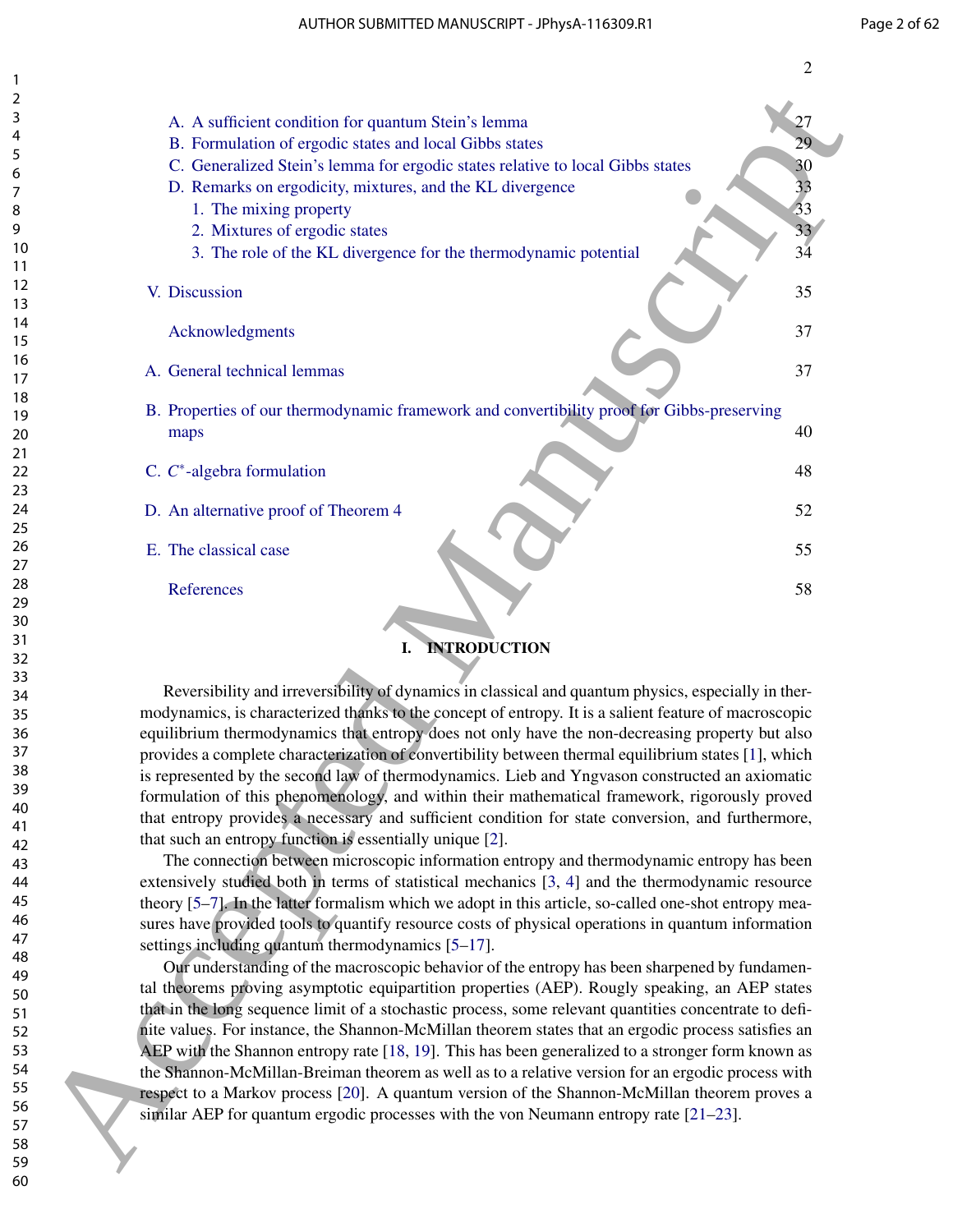A. A sufficient condition for quantum Stein's lemma 27
B. Formulation of ergodic states and local Gibbs states 29
C. Generalized Stein's lemma for ergodic states relative to local Gibbs states 30
D. Remarks on ergodicity, mixtures, and the KL divergence 33
   1. The mixing property 33
   2. Mixtures of ergodic states 33
   3. The role of the KL divergence for the thermodynamic potential 34

V. Discussion 35

Acknowledgments 37

A. General technical lemmas 37

B. Properties of our thermodynamic framework and convertibility proof for Gibbs-preserving maps 40

C. $C^*$-algebra formulation 48

D. An alternative proof of Theorem 4 52

E. The classical case 55

References 58

## I. INTRODUCTION

Reversibility and irreversibility of dynamics in classical and quantum physics, especially in thermodynamics, is characterized thanks to the concept of entropy. It is a salient feature of macroscopic equilibrium thermodynamics that entropy does not only have the non-decreasing property but also provides a complete characterization of convertibility between thermal equilibrium states [1], which is represented by the second law of thermodynamics. Lieb and Yngvason constructed an axiomatic formulation of this phenomenology, and within their mathematical framework, rigorously proved that entropy provides a necessary and sufficient condition for state conversion, and furthermore, that such an entropy function is essentially unique [2].

The connection between microscopic information entropy and thermodynamic entropy has been extensively studied both in terms of statistical mechanics [3, 4] and the thermodynamic resource theory [5–7]. In the latter formalism which we adopt in this article, so-called one-shot entropy measures have provided tools to quantify resource costs of physical operations in quantum information settings including quantum thermodynamics [5–17].

Our understanding of the macroscopic behavior of the entropy has been sharpened by fundamental theorems proving asymptotic equipartition properties (AEP). Roughly speaking, an AEP states that in the long sequence limit of a stochastic process, some relevant quantities concentrate to definite values. For instance, the Shannon-McMillan theorem states that an ergodic process satisfies an AEP with the Shannon entropy rate [18, 19]. This has been generalized to a stronger form known as the Shannon-McMillan-Breiman theorem as well as to a relative version for an ergodic process with respect to a Markov process [20]. A quantum version of the Shannon-McMillan theorem proves a similar AEP for quantum ergodic processes with the von Neumann entropy rate [21–23].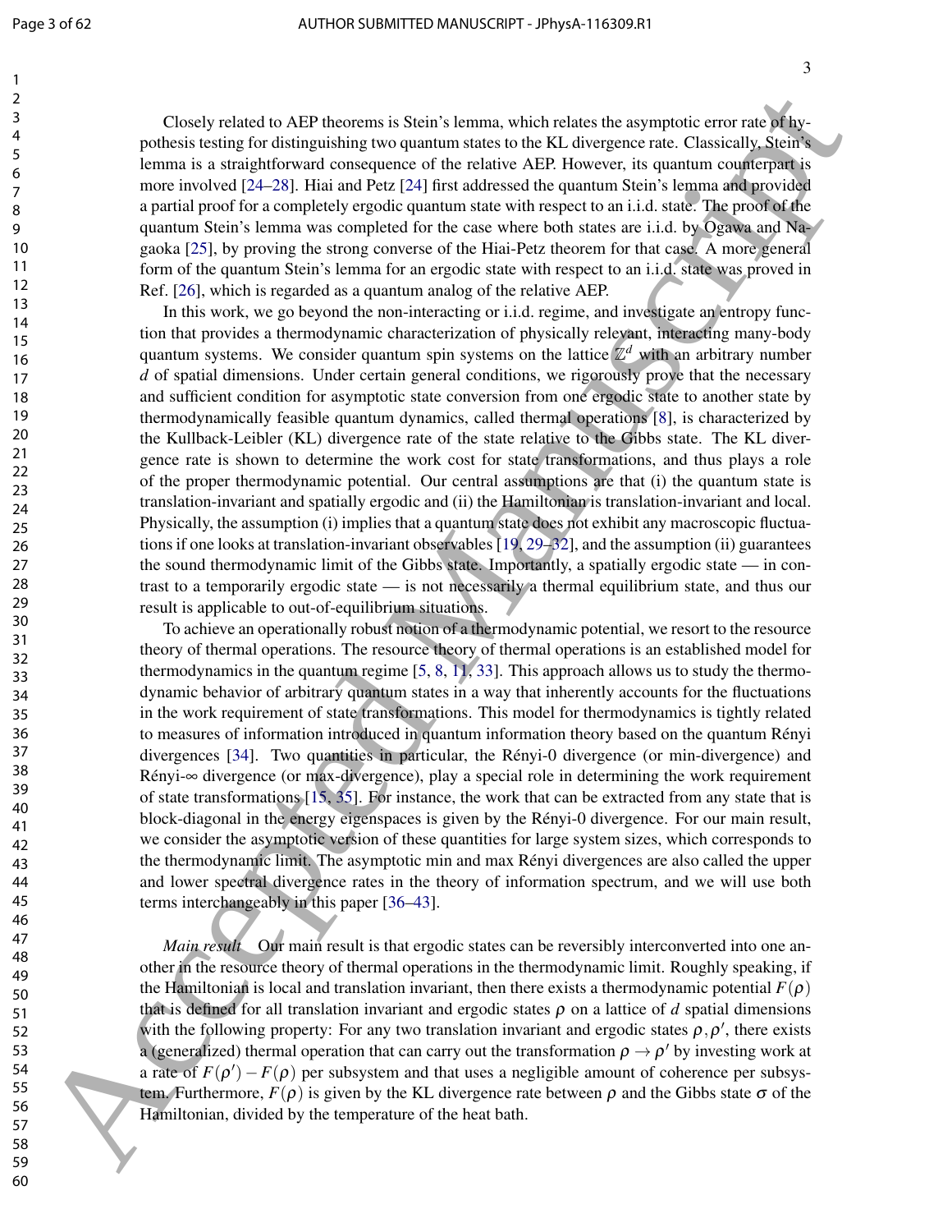Closely related to AEP theorems is Stein's lemma, which relates the asymptotic error rate of hypothesis testing for distinguishing two quantum states to the KL divergence rate. Classically, Stein's lemma is a straightforward consequence of the relative AEP. However, its quantum counterpart is more involved [24–28]. Hiai and Petz [24] first addressed the quantum Stein's lemma and provided a partial proof for a completely ergodic quantum state with respect to an i.i.d. state. The proof of the quantum Stein's lemma was completed for the case where both states are i.i.d. by Ogawa and Nagaoka [25], by proving the strong converse of the Hiai-Petz theorem for that case. A more general form of the quantum Stein's lemma for an ergodic state with respect to an i.i.d. state was proved in Ref. [26], which is regarded as a quantum analog of the relative AEP.

In this work, we go beyond the non-interacting or i.i.d. regime, and investigate an entropy function that provides a thermodynamic characterization of physically relevant, interacting many-body quantum systems. We consider quantum spin systems on the lattice $\mathbb{Z}^d$ with an arbitrary number $d$ of spatial dimensions. Under certain general conditions, we rigorously prove that the necessary and sufficient condition for asymptotic state conversion from one ergodic state to another state by thermodynamically feasible quantum dynamics, called thermal operations [8], is characterized by the Kullback-Leibler (KL) divergence rate of the state relative to the Gibbs state. The KL divergence rate is shown to determine the work cost for state transformations, and thus plays a role of the proper thermodynamic potential. Our central assumptions are that (i) the quantum state is translation-invariant and spatially ergodic and (ii) the Hamiltonian is translation-invariant and local. Physically, the assumption (i) implies that a quantum state does not exhibit any macroscopic fluctuations if one looks at translation-invariant observables [19, 29–32], and the assumption (ii) guarantees the sound thermodynamic limit of the Gibbs state. Importantly, a spatially ergodic state — in contrast to a temporarily ergodic state — is not necessarily a thermal equilibrium state, and thus our result is applicable to out-of-equilibrium situations.

To achieve an operationally robust notion of a thermodynamic potential, we resort to the resource theory of thermal operations. The resource theory of thermal operations is an established model for thermodynamics in the quantum regime [5, 8, 11, 33]. This approach allows us to study the thermodynamic behavior of arbitrary quantum states in a way that inherently accounts for the fluctuations in the work requirement of state transformations. This model for thermodynamics is tightly related to measures of information introduced in quantum information theory based on the quantum Rényi divergences [34]. Two quantities in particular, the Rényi-0 divergence (or min-divergence) and Rényi-$\infty$ divergence (or max-divergence), play a special role in determining the work requirement of state transformations [15, 35]. For instance, the work that can be extracted from any state that is block-diagonal in the energy eigenspaces is given by the Rényi-0 divergence. For our main result, we consider the asymptotic version of these quantities for large system sizes, which corresponds to the thermodynamic limit. The asymptotic min and max Rényi divergences are also called the upper and lower spectral divergence rates in the theory of information spectrum, and we will use both terms interchangeably in this paper [36–43].

*Main result* Our main result is that ergodic states can be reversibly interconverted into one another in the resource theory of thermal operations in the thermodynamic limit. Roughly speaking, if the Hamiltonian is local and translation invariant, then there exists a thermodynamic potential $F(\rho)$ that is defined for all translation invariant and ergodic states $\rho$ on a lattice of $d$ spatial dimensions with the following property: For any two translation invariant and ergodic states $\rho, \rho'$, there exists a (generalized) thermal operation that can carry out the transformation $\rho \to \rho'$ by investing work at a rate of $F(\rho') - F(\rho)$ per subsystem and that uses a negligible amount of coherence per subsystem. Furthermore, $F(\rho)$ is given by the KL divergence rate between $\rho$ and the Gibbs state $\sigma$ of the Hamiltonian, divided by the temperature of the heat bath.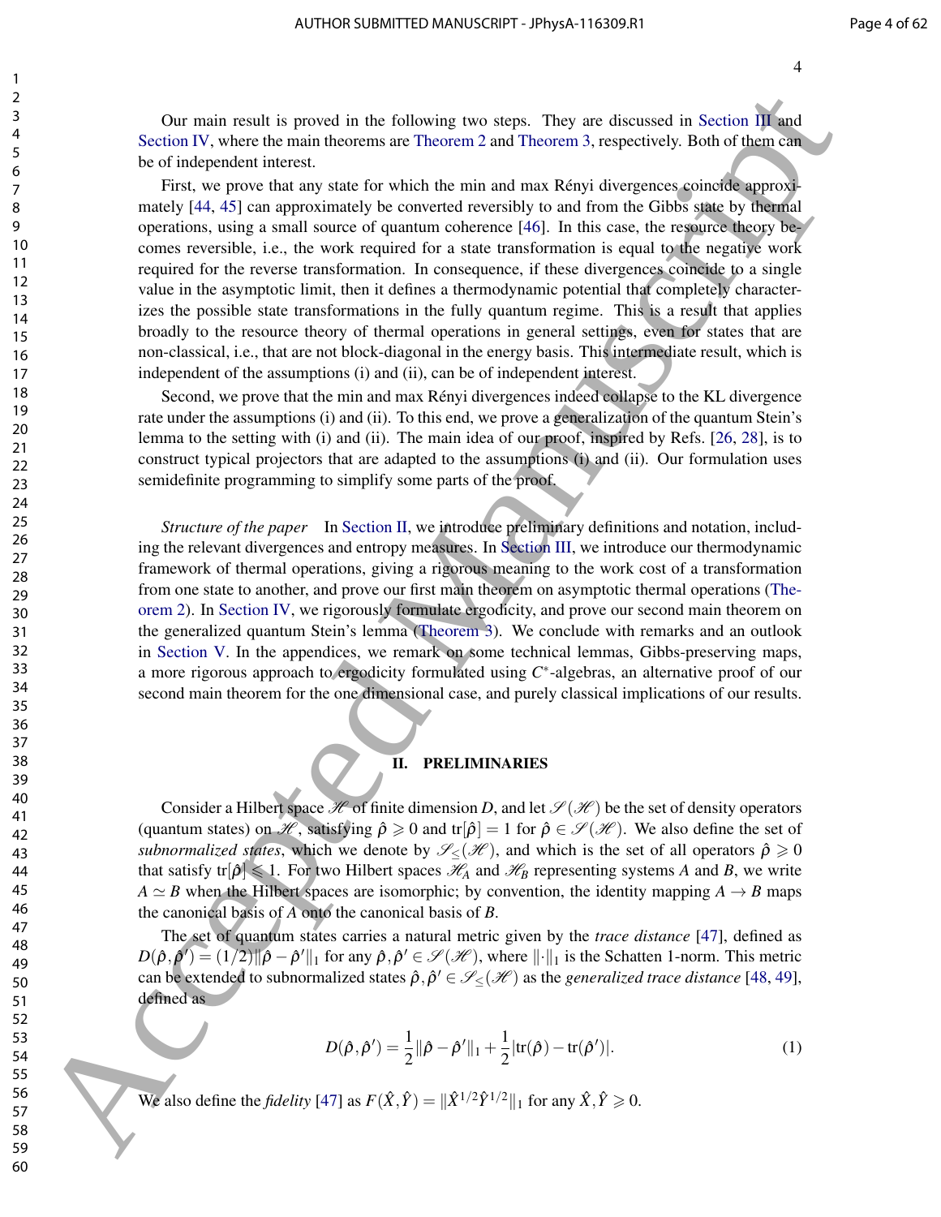Our main result is proved in the following two steps. They are discussed in Section III and Section IV, where the main theorems are Theorem 2 and Theorem 3, respectively. Both of them can be of independent interest.

First, we prove that any state for which the min and max Rényi divergences coincide approximately [44, 45] can approximately be converted reversibly to and from the Gibbs state by thermal operations, using a small source of quantum coherence [46]. In this case, the resource theory becomes reversible, i.e., the work required for a state transformation is equal to the negative work required for the reverse transformation. In consequence, if these divergences coincide to a single value in the asymptotic limit, then it defines a thermodynamic potential that completely characterizes the possible state transformations in the fully quantum regime. This is a result that applies broadly to the resource theory of thermal operations in general settings, even for states that are non-classical, i.e., that are not block-diagonal in the energy basis. This intermediate result, which is independent of the assumptions (i) and (ii), can be of independent interest.

Second, we prove that the min and max Rényi divergences indeed collapse to the KL divergence rate under the assumptions (i) and (ii). To this end, we prove a generalization of the quantum Stein's lemma to the setting with (i) and (ii). The main idea of our proof, inspired by Refs. [26, 28], is to construct typical projectors that are adapted to the assumptions (i) and (ii). Our formulation uses semidefinite programming to simplify some parts of the proof.

*Structure of the paper* In Section II, we introduce preliminary definitions and notation, including the relevant divergences and entropy measures. In Section III, we introduce our thermodynamic framework of thermal operations, giving a rigorous meaning to the work cost of a transformation from one state to another, and prove our first main theorem on asymptotic thermal operations (Theorem 2). In Section IV, we rigorously formulate ergodicity, and prove our second main theorem on the generalized quantum Stein's lemma (Theorem 3). We conclude with remarks and an outlook in Section V. In the appendices, we remark on some technical lemmas, Gibbs-preserving maps, a more rigorous approach to ergodicity formulated using $C^*$-algebras, an alternative proof of our second main theorem for the one dimensional case, and purely classical implications of our results.

## II. PRELIMINARIES

Consider a Hilbert space $\mathscr{H}$ of finite dimension $D$, and let $\mathscr{S}(\mathscr{H})$ be the set of density operators (quantum states) on $\mathscr{H}$, satisfying $\hat{\rho} \geqslant 0$ and $\mathrm{tr}[\hat{\rho}] = 1$ for $\hat{\rho} \in \mathscr{S}(\mathscr{H})$. We also define the set of *subnormalized states*, which we denote by $\mathscr{S}_{\leq}(\mathscr{H})$, and which is the set of all operators $\hat{\rho} \geqslant 0$ that satisfy $\mathrm{tr}[\hat{\rho}] \leqslant 1$. For two Hilbert spaces $\mathscr{H}_A$ and $\mathscr{H}_B$ representing systems $A$ and $B$, we write $A \simeq B$ when the Hilbert spaces are isomorphic; by convention, the identity mapping $A \to B$ maps the canonical basis of $A$ onto the canonical basis of $B$.

The set of quantum states carries a natural metric given by the *trace distance* [47], defined as $D(\hat{\rho}, \hat{\rho}') = (1/2)\|\hat{\rho} - \hat{\rho}'\|_1$ for any $\hat{\rho}, \hat{\rho}' \in \mathscr{S}(\mathscr{H})$, where $\|\cdot\|_1$ is the Schatten 1-norm. This metric can be extended to subnormalized states $\hat{\rho}, \hat{\rho}' \in \mathscr{S}_{\leq}(\mathscr{H})$ as the *generalized trace distance* [48, 49], defined as

$$D(\hat{\rho}, \hat{\rho}') = \frac{1}{2}\|\hat{\rho} - \hat{\rho}'\|_1 + \frac{1}{2}|\mathrm{tr}(\hat{\rho}) - \mathrm{tr}(\hat{\rho}')|. \tag{1}$$

We also define the *fidelity* [47] as $F(\hat{X}, \hat{Y}) = \|\hat{X}^{1/2}\hat{Y}^{1/2}\|_1$ for any $\hat{X}, \hat{Y} \geqslant 0$.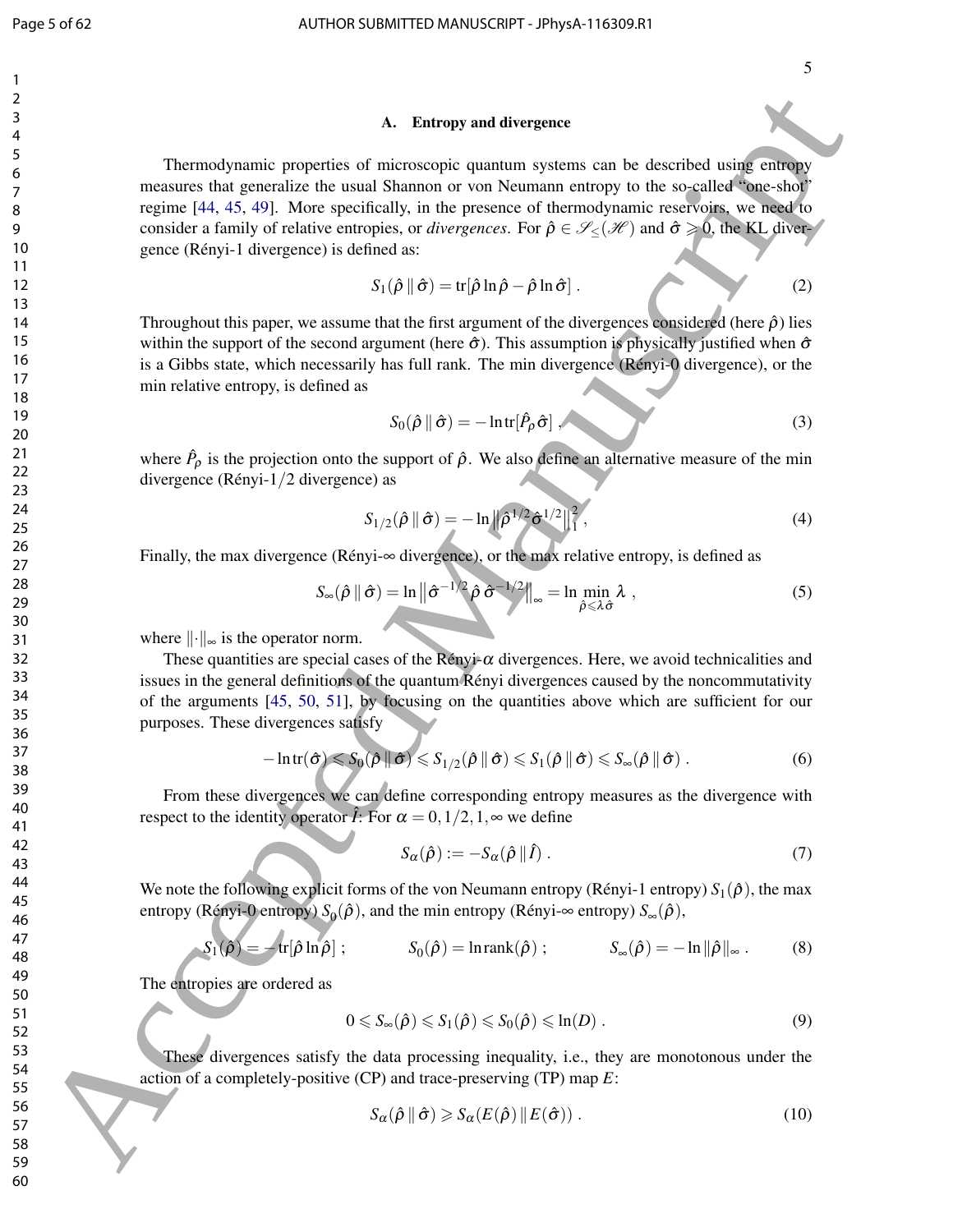### A. Entropy and divergence

Thermodynamic properties of microscopic quantum systems can be described using entropy measures that generalize the usual Shannon or von Neumann entropy to the so-called "one-shot" regime [44, 45, 49]. More specifically, in the presence of thermodynamic reservoirs, we need to consider a family of relative entropies, or *divergences*. For $\hat{\rho} \in \mathscr{S}_{\leq}(\mathscr{H})$ and $\hat{\sigma} \geqslant 0$, the KL divergence (Rényi-1 divergence) is defined as:

$$S_1(\hat{\rho} \,\|\, \hat{\sigma}) = \mathrm{tr}[\hat{\rho} \ln \hat{\rho} - \hat{\rho} \ln \hat{\sigma}] \,. \tag{2}$$

Throughout this paper, we assume that the first argument of the divergences considered (here $\hat{\rho}$) lies within the support of the second argument (here $\hat{\sigma}$). This assumption is physically justified when $\hat{\sigma}$ is a Gibbs state, which necessarily has full rank. The min divergence (Rényi-0 divergence), or the min relative entropy, is defined as

$$S_0(\hat{\rho} \,\|\, \hat{\sigma}) = -\ln \mathrm{tr}[\hat{P}_\rho \hat{\sigma}] \,, \tag{3}$$

where $\hat{P}_\rho$ is the projection onto the support of $\hat{\rho}$. We also define an alternative measure of the min divergence (Rényi-$1/2$ divergence) as

$$S_{1/2}(\hat{\rho} \,\|\, \hat{\sigma}) = -\ln \left\| \hat{\rho}^{1/2} \hat{\sigma}^{1/2} \right\|_1^2 , \tag{4}$$

Finally, the max divergence (Rényi-$\infty$ divergence), or the max relative entropy, is defined as

$$S_\infty(\hat{\rho} \,\|\, \hat{\sigma}) = \ln \left\| \hat{\sigma}^{-1/2} \hat{\rho}\, \hat{\sigma}^{-1/2} \right\|_\infty = \ln \min_{\hat{\rho} \leqslant \lambda \hat{\sigma}} \lambda \,, \tag{5}$$

where $\|\cdot\|_\infty$ is the operator norm.

These quantities are special cases of the Rényi-$\alpha$ divergences. Here, we avoid technicalities and issues in the general definitions of the quantum Rényi divergences caused by the noncommutativity of the arguments [45, 50, 51], by focusing on the quantities above which are sufficient for our purposes. These divergences satisfy

$$-\ln \mathrm{tr}(\hat{\sigma}) \leqslant S_0(\hat{\rho} \,\|\, \hat{\sigma}) \leqslant S_{1/2}(\hat{\rho} \,\|\, \hat{\sigma}) \leqslant S_1(\hat{\rho} \,\|\, \hat{\sigma}) \leqslant S_\infty(\hat{\rho} \,\|\, \hat{\sigma}) \,. \tag{6}$$

From these divergences we can define corresponding entropy measures as the divergence with respect to the identity operator $\hat{I}$: For $\alpha = 0, 1/2, 1, \infty$ we define

$$S_\alpha(\hat{\rho}) := -S_\alpha(\hat{\rho} \,\|\, \hat{I}) \,. \tag{7}$$

We note the following explicit forms of the von Neumann entropy (Rényi-1 entropy) $S_1(\hat{\rho})$, the max entropy (Rényi-0 entropy) $S_0(\hat{\rho})$, and the min entropy (Rényi-$\infty$ entropy) $S_\infty(\hat{\rho})$,

$$S_1(\hat{\rho}) = -\mathrm{tr}[\hat{\rho} \ln \hat{\rho}] \,; \qquad S_0(\hat{\rho}) = \ln \mathrm{rank}(\hat{\rho}) \,; \qquad S_\infty(\hat{\rho}) = -\ln \|\hat{\rho}\|_\infty \,. \tag{8}$$

The entropies are ordered as

$$0 \leqslant S_\infty(\hat{\rho}) \leqslant S_1(\hat{\rho}) \leqslant S_0(\hat{\rho}) \leqslant \ln(D) \,. \tag{9}$$

These divergences satisfy the data processing inequality, i.e., they are monotonous under the action of a completely-positive (CP) and trace-preserving (TP) map $E$:

$$S_\alpha(\hat{\rho} \,\|\, \hat{\sigma}) \geqslant S_\alpha(E(\hat{\rho}) \,\|\, E(\hat{\sigma})) \,. \tag{10}$$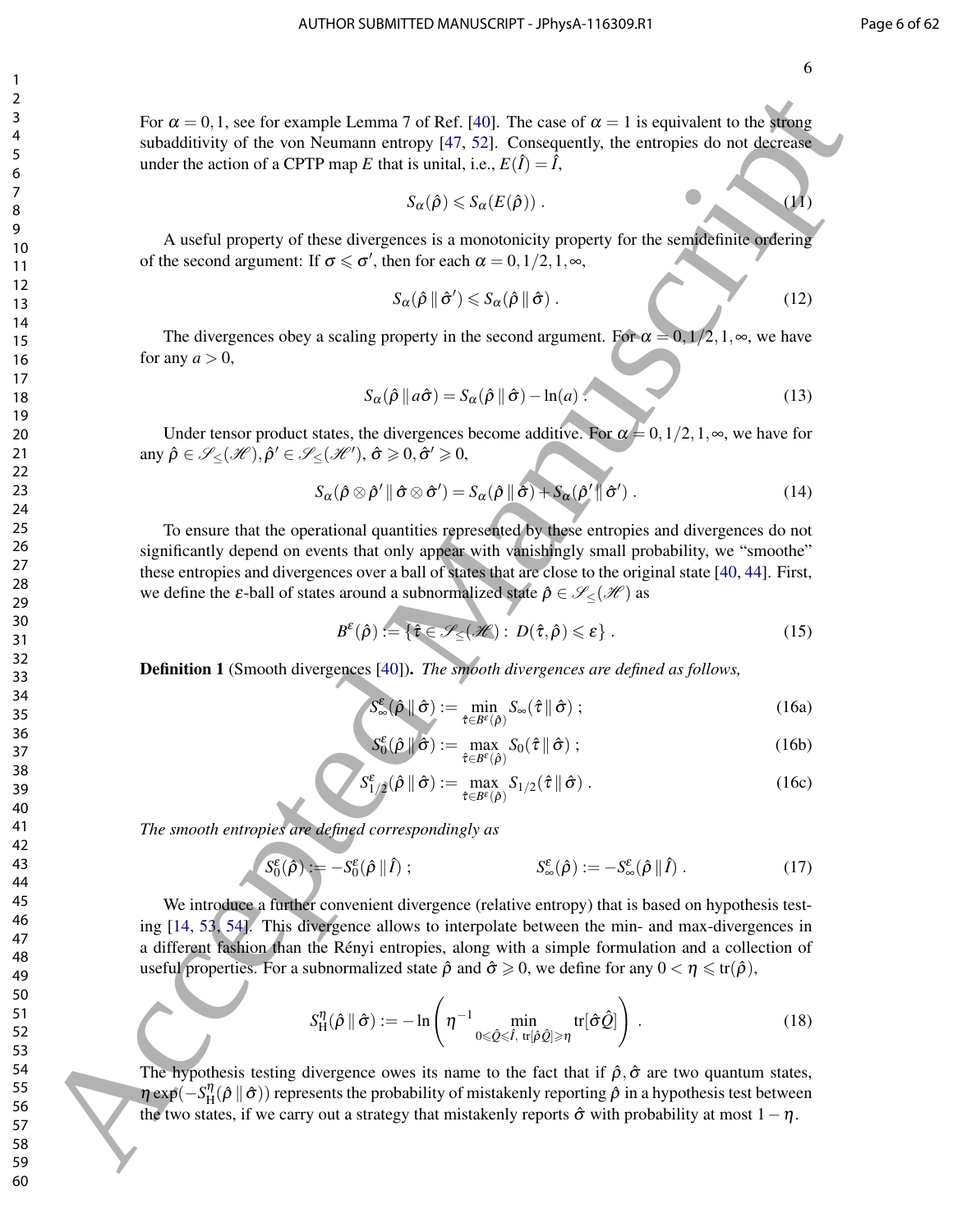For $\alpha = 0, 1$, see for example Lemma 7 of Ref. [40]. The case of $\alpha = 1$ is equivalent to the strong subadditivity of the von Neumann entropy [47, 52]. Consequently, the entropies do not decrease under the action of a CPTP map $E$ that is unital, i.e., $E(\hat{I}) = \hat{I}$,

$$S_\alpha(\hat{\rho}) \leqslant S_\alpha(E(\hat{\rho})) \; . \tag{11}$$

A useful property of these divergences is a monotonicity property for the semidefinite ordering of the second argument: If $\sigma \leqslant \sigma'$, then for each $\alpha = 0, 1/2, 1, \infty$,

$$S_\alpha(\hat{\rho} \,\|\, \hat{\sigma}') \leqslant S_\alpha(\hat{\rho} \,\|\, \hat{\sigma}) \; . \tag{12}$$

The divergences obey a scaling property in the second argument. For $\alpha = 0, 1/2, 1, \infty$, we have for any $a > 0$,

$$S_\alpha(\hat{\rho} \,\|\, a\hat{\sigma}) = S_\alpha(\hat{\rho} \,\|\, \hat{\sigma}) - \ln(a) \; . \tag{13}$$

Under tensor product states, the divergences become additive. For $\alpha = 0, 1/2, 1, \infty$, we have for any $\hat{\rho} \in \mathscr{S}_{\leq}(\mathscr{H}), \hat{\rho}' \in \mathscr{S}_{\leq}(\mathscr{H}'), \hat{\sigma} \geqslant 0, \hat{\sigma}' \geqslant 0$,

$$S_\alpha(\hat{\rho} \otimes \hat{\rho}' \,\|\, \hat{\sigma} \otimes \hat{\sigma}') = S_\alpha(\hat{\rho} \,\|\, \hat{\sigma}) + S_\alpha(\hat{\rho}' \,\|\, \hat{\sigma}') \; . \tag{14}$$

To ensure that the operational quantities represented by these entropies and divergences do not significantly depend on events that only appear with vanishingly small probability, we "smoothe" these entropies and divergences over a ball of states that are close to the original state [40, 44]. First, we define the $\varepsilon$-ball of states around a subnormalized state $\hat{\rho} \in \mathscr{S}_{\leq}(\mathscr{H})$ as

$$B^\varepsilon(\hat{\rho}) := \{ \hat{\tau} \in \mathscr{S}_{\leq}(\mathscr{H}) : \; D(\hat{\tau}, \hat{\rho}) \leqslant \varepsilon \} \; . \tag{15}$$

**Definition 1** (Smooth divergences [40]). *The smooth divergences are defined as follows,*

$$S^\varepsilon_\infty(\hat{\rho} \,\|\, \hat{\sigma}) := \min_{\hat{\tau} \in B^\varepsilon(\hat{\rho})} S_\infty(\hat{\tau} \,\|\, \hat{\sigma}) \; ; \tag{16a}$$

$$S^\varepsilon_0(\hat{\rho} \,\|\, \hat{\sigma}) := \max_{\hat{\tau} \in B^\varepsilon(\hat{\rho})} S_0(\hat{\tau} \,\|\, \hat{\sigma}) \; ; \tag{16b}$$

$$S^\varepsilon_{1/2}(\hat{\rho} \,\|\, \hat{\sigma}) := \max_{\hat{\tau} \in B^\varepsilon(\hat{\rho})} S_{1/2}(\hat{\tau} \,\|\, \hat{\sigma}) \; . \tag{16c}$$

*The smooth entropies are defined correspondingly as*

$$S^\varepsilon_0(\hat{\rho}) := -S^\varepsilon_0(\hat{\rho} \,\|\, \hat{I}) \; ; \qquad\qquad S^\varepsilon_\infty(\hat{\rho}) := -S^\varepsilon_\infty(\hat{\rho} \,\|\, \hat{I}) \; . \tag{17}$$

We introduce a further convenient divergence (relative entropy) that is based on hypothesis testing [14, 53, 54]. This divergence allows to interpolate between the min- and max-divergences in a different fashion than the Rényi entropies, along with a simple formulation and a collection of useful properties. For a subnormalized state $\hat{\rho}$ and $\hat{\sigma} \geqslant 0$, we define for any $0 < \eta \leqslant \mathrm{tr}(\hat{\rho})$,

$$S^\eta_{\mathrm{H}}(\hat{\rho} \,\|\, \hat{\sigma}) := -\ln \left( \eta^{-1} \min_{0 \leqslant \hat{Q} \leqslant \hat{I}, \; \mathrm{tr}[\hat{\rho}\hat{Q}] \geqslant \eta} \mathrm{tr}[\hat{\sigma}\hat{Q}] \right) \; . \tag{18}$$

The hypothesis testing divergence owes its name to the fact that if $\hat{\rho}, \hat{\sigma}$ are two quantum states, $\eta \exp(-S^\eta_{\mathrm{H}}(\hat{\rho} \,\|\, \hat{\sigma}))$ represents the probability of mistakenly reporting $\hat{\rho}$ in a hypothesis test between the two states, if we carry out a strategy that mistakenly reports $\hat{\sigma}$ with probability at most $1 - \eta$.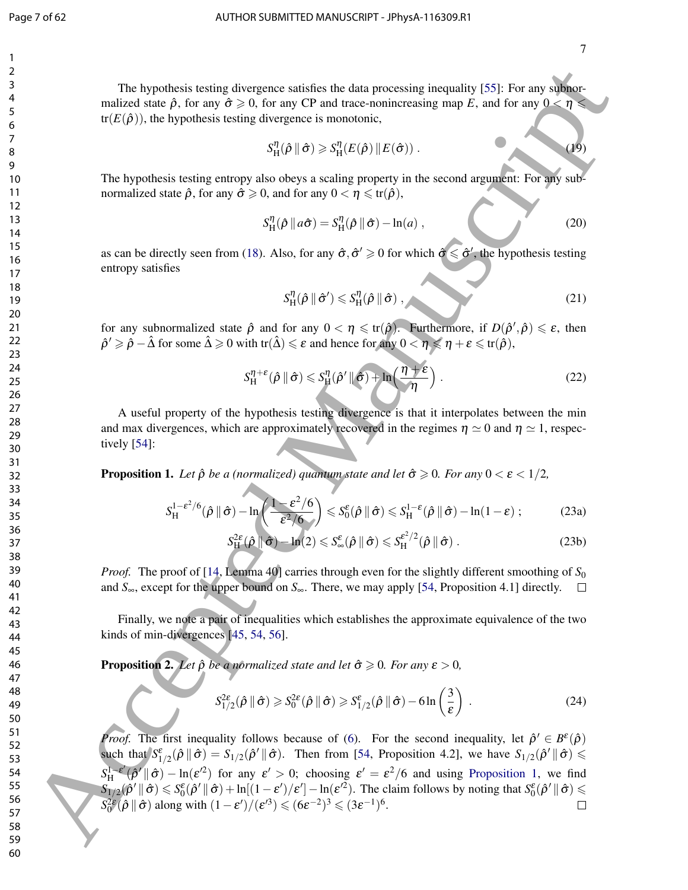The hypothesis testing divergence satisfies the data processing inequality [55]: For any subnormalized state $\hat{\rho}$, for any $\hat{\sigma} \geqslant 0$, for any CP and trace-nonincreasing map $E$, and for any $0 < \eta \leqslant \mathrm{tr}(E(\hat{\rho}))$, the hypothesis testing divergence is monotonic,

$$S_{\mathrm{H}}^{\eta}(\hat{\rho} \,\|\, \hat{\sigma}) \geqslant S_{\mathrm{H}}^{\eta}(E(\hat{\rho}) \,\|\, E(\hat{\sigma})) \ . \tag{19}$$

The hypothesis testing entropy also obeys a scaling property in the second argument: For any subnormalized state $\hat{\rho}$, for any $\hat{\sigma} \geqslant 0$, and for any $0 < \eta \leqslant \mathrm{tr}(\hat{\rho})$,

$$S_{\mathrm{H}}^{\eta}(\hat{\rho} \,\|\, a\hat{\sigma}) = S_{\mathrm{H}}^{\eta}(\hat{\rho} \,\|\, \hat{\sigma}) - \ln(a) \ , \tag{20}$$

as can be directly seen from (18). Also, for any $\hat{\sigma}, \hat{\sigma}' \geqslant 0$ for which $\hat{\sigma} \leqslant \hat{\sigma}'$, the hypothesis testing entropy satisfies

$$S_{\mathrm{H}}^{\eta}(\hat{\rho} \,\|\, \hat{\sigma}') \leqslant S_{\mathrm{H}}^{\eta}(\hat{\rho} \,\|\, \hat{\sigma}) \ , \tag{21}$$

for any subnormalized state $\hat{\rho}$ and for any $0 < \eta \leqslant \mathrm{tr}(\hat{\rho})$. Furthermore, if $D(\hat{\rho}', \hat{\rho}) \leqslant \varepsilon$, then $\hat{\rho}' \geqslant \hat{\rho} - \hat{\Delta}$ for some $\hat{\Delta} \geqslant 0$ with $\mathrm{tr}(\hat{\Delta}) \leqslant \varepsilon$ and hence for any $0 < \eta \leqslant \eta + \varepsilon \leqslant \mathrm{tr}(\hat{\rho})$,

$$S_{\mathrm{H}}^{\eta+\varepsilon}(\hat{\rho} \,\|\, \hat{\sigma}) \leqslant S_{\mathrm{H}}^{\eta}(\hat{\rho}' \,\|\, \hat{\sigma}) + \ln\!\left(\frac{\eta + \varepsilon}{\eta}\right) \ . \tag{22}$$

A useful property of the hypothesis testing divergence is that it interpolates between the min and max divergences, which are approximately recovered in the regimes $\eta \simeq 0$ and $\eta \simeq 1$, respectively [54]:

**Proposition 1.** *Let $\hat{\rho}$ be a (normalized) quantum state and let $\hat{\sigma} \geqslant 0$. For any $0 < \varepsilon < 1/2$,*

$$S_{\mathrm{H}}^{1-\varepsilon^2/6}(\hat{\rho} \,\|\, \hat{\sigma}) - \ln\!\left(\frac{1 - \varepsilon^2/6}{\varepsilon^2/6}\right) \leqslant S_0^{\varepsilon}(\hat{\rho} \,\|\, \hat{\sigma}) \leqslant S_{\mathrm{H}}^{1-\varepsilon}(\hat{\rho} \,\|\, \hat{\sigma}) - \ln(1 - \varepsilon) \ ; \tag{23a}$$

$$S_{\mathrm{H}}^{2\varepsilon}(\hat{\rho} \,\|\, \hat{\sigma}) - \ln(2) \leqslant S_{\infty}^{\varepsilon}(\hat{\rho} \,\|\, \hat{\sigma}) \leqslant S_{\mathrm{H}}^{\varepsilon^2/2}(\hat{\rho} \,\|\, \hat{\sigma}) \ . \tag{23b}$$

*Proof.* The proof of [14, Lemma 40] carries through even for the slightly different smoothing of $S_0$ and $S_\infty$, except for the upper bound on $S_\infty$. There, we may apply [54, Proposition 4.1] directly. □

Finally, we note a pair of inequalities which establishes the approximate equivalence of the two kinds of min-divergences [45, 54, 56].

**Proposition 2.** *Let $\hat{\rho}$ be a normalized state and let $\hat{\sigma} \geqslant 0$. For any $\varepsilon > 0$,*

$$S_{1/2}^{2\varepsilon}(\hat{\rho} \,\|\, \hat{\sigma}) \geqslant S_0^{2\varepsilon}(\hat{\rho} \,\|\, \hat{\sigma}) \geqslant S_{1/2}^{\varepsilon}(\hat{\rho} \,\|\, \hat{\sigma}) - 6\ln\!\left(\frac{3}{\varepsilon}\right) \ . \tag{24}$$

*Proof.* The first inequality follows because of (6). For the second inequality, let $\hat{\rho}' \in B^{\varepsilon}(\hat{\rho})$ such that $S_{1/2}^{\varepsilon}(\hat{\rho} \,\|\, \hat{\sigma}) = S_{1/2}(\hat{\rho}' \,\|\, \hat{\sigma})$. Then from [54, Proposition 4.2], we have $S_{1/2}(\hat{\rho}' \,\|\, \hat{\sigma}) \leqslant S_{\mathrm{H}}^{1-\varepsilon'}(\hat{\rho}' \,\|\, \hat{\sigma}) - \ln(\varepsilon'^2)$ for any $\varepsilon' > 0$; choosing $\varepsilon' = \varepsilon^2/6$ and using Proposition 1, we find $S_{1/2}(\hat{\rho}' \,\|\, \hat{\sigma}) \leqslant S_0^{\varepsilon}(\hat{\rho}' \,\|\, \hat{\sigma}) + \ln[(1 - \varepsilon')/\varepsilon'] - \ln(\varepsilon'^2)$. The claim follows by noting that $S_0^{\varepsilon}(\hat{\rho}' \,\|\, \hat{\sigma}) \leqslant S_0^{2\varepsilon}(\hat{\rho} \,\|\, \hat{\sigma})$ along with $(1 - \varepsilon')/(\varepsilon'^3) \leqslant (6\varepsilon^{-2})^3 \leqslant (3\varepsilon^{-1})^6$. □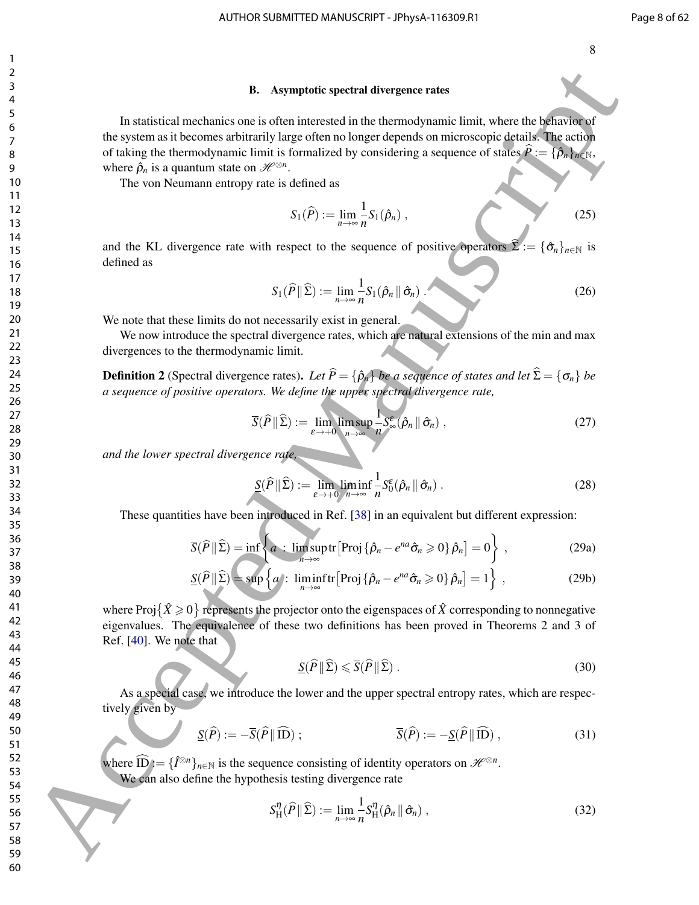## B. Asymptotic spectral divergence rates

In statistical mechanics one is often interested in the thermodynamic limit, where the behavior of the system as it becomes arbitrarily large often no longer depends on microscopic details. The action of taking the thermodynamic limit is formalized by considering a sequence of states $\widehat{P} := \{\hat{\rho}_n\}_{n\in\mathbb{N}}$, where $\hat{\rho}_n$ is a quantum state on $\mathscr{H}^{\otimes n}$.

The von Neumann entropy rate is defined as

$$S_1(\widehat{P}) := \lim_{n\to\infty} \frac{1}{n} S_1(\hat{\rho}_n) \,, \tag{25}$$

and the KL divergence rate with respect to the sequence of positive operators $\widehat{\Sigma} := \{\hat{\sigma}_n\}_{n\in\mathbb{N}}$ is defined as

$$S_1(\widehat{P} \,\|\, \widehat{\Sigma}) := \lim_{n\to\infty} \frac{1}{n} S_1(\hat{\rho}_n \,\|\, \hat{\sigma}_n) \,. \tag{26}$$

We note that these limits do not necessarily exist in general.

We now introduce the spectral divergence rates, which are natural extensions of the min and max divergences to the thermodynamic limit.

**Definition 2** (Spectral divergence rates). *Let $\widehat{P} = \{\hat{\rho}_n\}$ be a sequence of states and let $\widehat{\Sigma} = \{\sigma_n\}$ be a sequence of positive operators. We define the upper spectral divergence rate,*

$$\overline{S}(\widehat{P} \,\|\, \widehat{\Sigma}) := \lim_{\varepsilon\to+0} \limsup_{n\to\infty} \frac{1}{n} S_\infty^\varepsilon(\hat{\rho}_n \,\|\, \hat{\sigma}_n) \,, \tag{27}$$

*and the lower spectral divergence rate,*

$$\underline{S}(\widehat{P} \,\|\, \widehat{\Sigma}) := \lim_{\varepsilon\to+0} \liminf_{n\to\infty} \frac{1}{n} S_0^\varepsilon(\hat{\rho}_n \,\|\, \hat{\sigma}_n) \,. \tag{28}$$

These quantities have been introduced in Ref. [38] in an equivalent but different expression:

$$\overline{S}(\widehat{P} \,\|\, \widehat{\Sigma}) = \inf\left\{ a \,:\, \limsup_{n\to\infty} \mathrm{tr}\left[\mathrm{Proj}\left\{\hat{\rho}_n - e^{na}\hat{\sigma}_n \geqslant 0\right\} \hat{\rho}_n\right] = 0 \right\} \,, \tag{29a}$$

$$\underline{S}(\widehat{P} \,\|\, \widehat{\Sigma}) = \sup\left\{ a \,:\, \liminf_{n\to\infty} \mathrm{tr}\left[\mathrm{Proj}\left\{\hat{\rho}_n - e^{na}\hat{\sigma}_n \geqslant 0\right\} \hat{\rho}_n\right] = 1 \right\} \,, \tag{29b}$$

where $\mathrm{Proj}\{\hat{X} \geqslant 0\}$ represents the projector onto the eigenspaces of $\hat{X}$ corresponding to nonnegative eigenvalues. The equivalence of these two definitions has been proved in Theorems 2 and 3 of Ref. [40]. We note that

$$\underline{S}(\widehat{P} \,\|\, \widehat{\Sigma}) \leqslant \overline{S}(\widehat{P} \,\|\, \widehat{\Sigma}) \,. \tag{30}$$

As a special case, we introduce the lower and the upper spectral entropy rates, which are respectively given by

$$\underline{S}(\widehat{P}) := -\overline{S}(\widehat{P} \,\|\, \widehat{\mathrm{ID}}) \,; \qquad\qquad \overline{S}(\widehat{P}) := -\underline{S}(\widehat{P} \,\|\, \widehat{\mathrm{ID}}) \,, \tag{31}$$

where $\widehat{\mathrm{ID}} := \{\hat{I}^{\otimes n}\}_{n\in\mathbb{N}}$ is the sequence consisting of identity operators on $\mathscr{H}^{\otimes n}$.

We can also define the hypothesis testing divergence rate

$$S_{\mathrm{H}}^\eta(\widehat{P} \,\|\, \widehat{\Sigma}) := \lim_{n\to\infty} \frac{1}{n} S_{\mathrm{H}}^\eta(\hat{\rho}_n \,\|\, \hat{\sigma}_n) \,, \tag{32}$$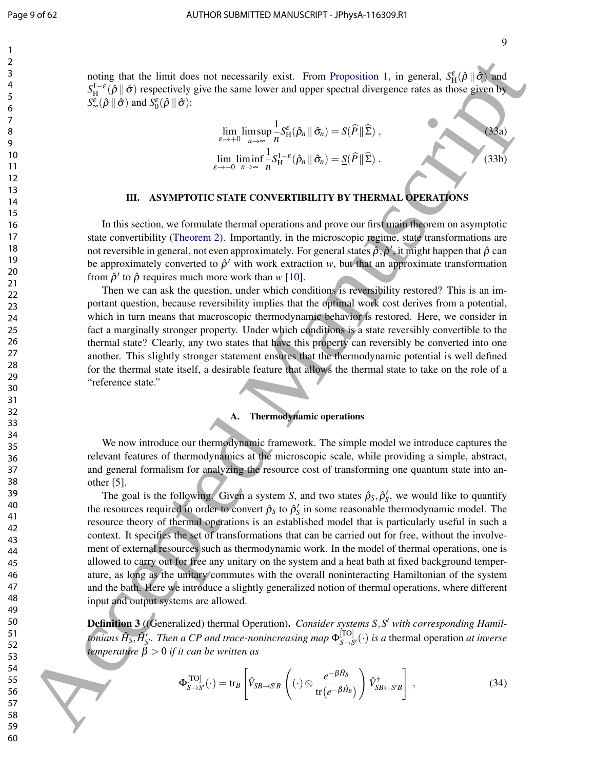noting that the limit does not necessarily exist. From Proposition 1, in general, $S_{\mathrm{H}}^{\varepsilon}(\hat{\rho}\,\|\,\hat{\sigma})$ and $S_{\mathrm{H}}^{1-\varepsilon}(\hat{\rho}\,\|\,\hat{\sigma})$ respectively give the same lower and upper spectral divergence rates as those given by $S_{\infty}^{\varepsilon}(\hat{\rho}\,\|\,\hat{\sigma})$ and $S_{0}^{\varepsilon}(\hat{\rho}\,\|\,\hat{\sigma})$:

$$\lim_{\varepsilon\to+0}\limsup_{n\to\infty}\frac{1}{n}S_{\mathrm{H}}^{\varepsilon}(\hat{\rho}_n\,\|\,\hat{\sigma}_n) = \overline{S}(\widehat{P}\,\|\,\widehat{\Sigma})\ , \tag{33a}$$

$$\lim_{\varepsilon\to+0}\liminf_{n\to\infty}\frac{1}{n}S_{\mathrm{H}}^{1-\varepsilon}(\hat{\rho}_n\,\|\,\hat{\sigma}_n) = \underline{S}(\widehat{P}\,\|\,\widehat{\Sigma})\ . \tag{33b}$$

## III. ASYMPTOTIC STATE CONVERTIBILITY BY THERMAL OPERATIONS

In this section, we formulate thermal operations and prove our first main theorem on asymptotic state convertibility (Theorem 2). Importantly, in the microscopic regime, state transformations are not reversible in general, not even approximately. For general states $\hat{\rho}, \hat{\rho}'$, it might happen that $\hat{\rho}$ can be approximately converted to $\hat{\rho}'$ with work extraction $w$, but that an approximate transformation from $\hat{\rho}'$ to $\hat{\rho}$ requires much more work than $w$ [10].

Then we can ask the question, under which conditions is reversibility restored? This is an important question, because reversibility implies that the optimal work cost derives from a potential, which in turn means that macroscopic thermodynamic behavior is restored. Here, we consider in fact a marginally stronger property. Under which conditions is a state reversibly convertible to the thermal state? Clearly, any two states that have this property can reversibly be converted into one another. This slightly stronger statement ensures that the thermodynamic potential is well defined for the thermal state itself, a desirable feature that allows the thermal state to take on the role of a "reference state."

### A. Thermodynamic operations

We now introduce our thermodynamic framework. The simple model we introduce captures the relevant features of thermodynamics at the microscopic scale, while providing a simple, abstract, and general formalism for analyzing the resource cost of transforming one quantum state into another [5].

The goal is the following. Given a system $S$, and two states $\hat{\rho}_S, \hat{\rho}'_S$, we would like to quantify the resources required in order to convert $\hat{\rho}_S$ to $\hat{\rho}'_S$ in some reasonable thermodynamic model. The resource theory of thermal operations is an established model that is particularly useful in such a context. It specifies the set of transformations that can be carried out for free, without the involvement of external resources such as thermodynamic work. In the model of thermal operations, one is allowed to carry out for free any unitary on the system and a heat bath at fixed background temperature, as long as the unitary commutes with the overall noninteracting Hamiltonian of the system and the bath. Here we introduce a slightly generalized notion of thermal operations, where different input and output systems are allowed.

**Definition 3** ((Generalized) thermal Operation)**.** *Consider systems $S, S'$ with corresponding Hamiltonians $\hat{H}_S, \hat{H}'_{S'}$. Then a CP and trace-nonincreasing map $\Phi^{[\mathrm{TO}]}_{S\to S'}(\cdot)$ is a* thermal operation *at inverse temperature $\beta > 0$ if it can be written as*

$$\Phi^{[\mathrm{TO}]}_{S\to S'}(\cdot) = \mathrm{tr}_B\left[\hat{V}_{SB\to S'B}\left((\cdot)\otimes\frac{e^{-\beta\hat{H}_B}}{\mathrm{tr}\left(e^{-\beta\hat{H}_B}\right)}\right)\hat{V}^{\dagger}_{SB\leftarrow S'B}\right]\ , \tag{34}$$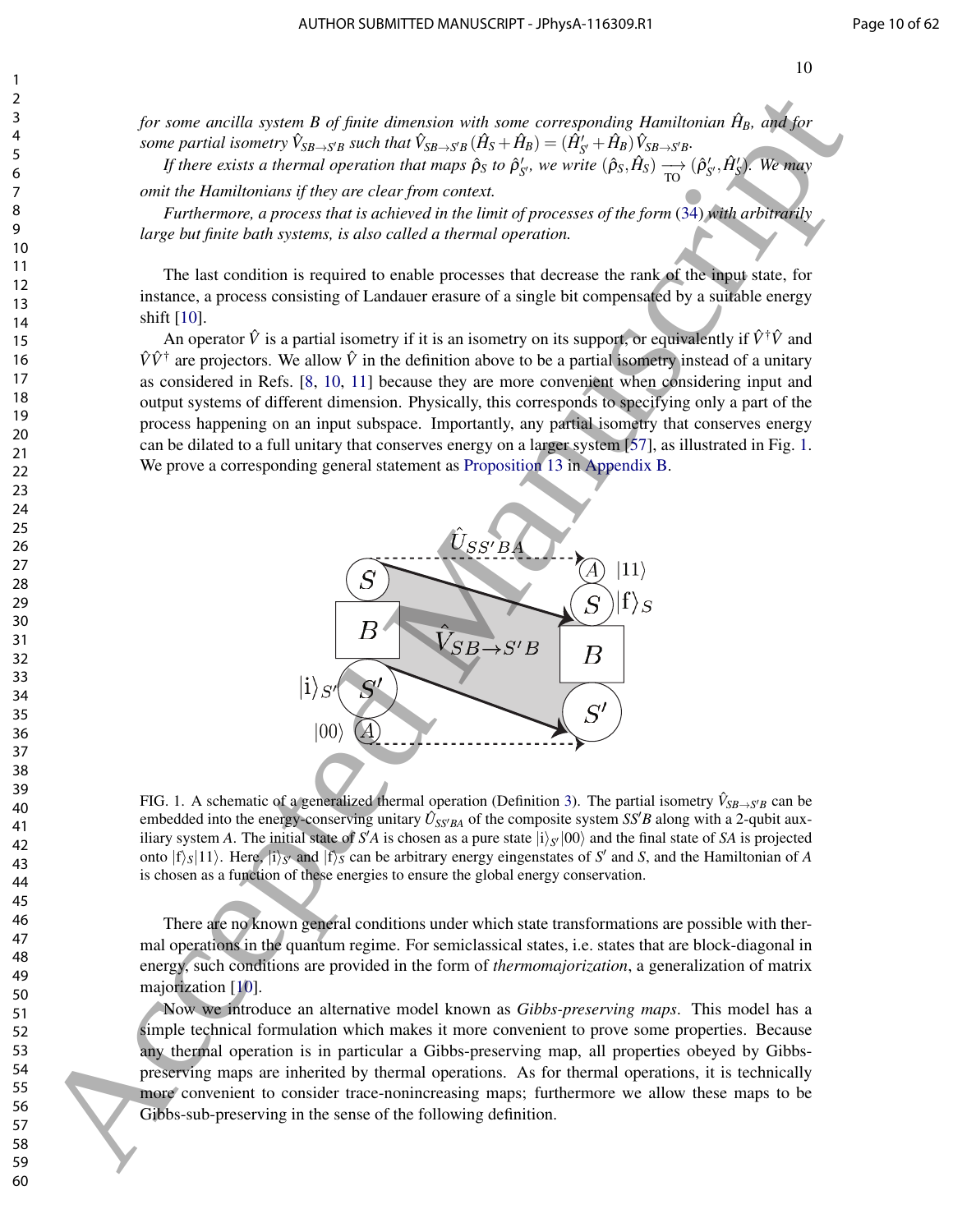*for some ancilla system B of finite dimension with some corresponding Hamiltonian $\hat{H}_B$, and for some partial isometry $\hat{V}_{SB\to S'B}$ such that $\hat{V}_{SB\to S'B}(\hat{H}_S + \hat{H}_B) = (\hat{H}'_{S'} + \hat{H}_B)\hat{V}_{SB\to S'B}$.*

*If there exists a thermal operation that maps $\hat{\rho}_S$ to $\hat{\rho}'_{S'}$, we write $(\hat{\rho}_S, \hat{H}_S) \underset{\text{TO}}{\longrightarrow} (\hat{\rho}'_{S'}, \hat{H}'_{S'})$. We may omit the Hamiltonians if they are clear from context.*

*Furthermore, a process that is achieved in the limit of processes of the form (34) with arbitrarily large but finite bath systems, is also called a thermal operation.*

The last condition is required to enable processes that decrease the rank of the input state, for instance, a process consisting of Landauer erasure of a single bit compensated by a suitable energy shift [10].

An operator $\hat{V}$ is a partial isometry if it is an isometry on its support, or equivalently if $\hat{V}^\dagger\hat{V}$ and $\hat{V}\hat{V}^\dagger$ are projectors. We allow $\hat{V}$ in the definition above to be a partial isometry instead of a unitary as considered in Refs. [8, 10, 11] because they are more convenient when considering input and output systems of different dimension. Physically, this corresponds to specifying only a part of the process happening on an input subspace. Importantly, any partial isometry that conserves energy can be dilated to a full unitary that conserves energy on a larger system [57], as illustrated in Fig. 1. We prove a corresponding general statement as Proposition 13 in Appendix B.

FIG. 1. A schematic of a generalized thermal operation (Definition 3). The partial isometry $\hat{V}_{SB\to S'B}$ can be embedded into the energy-conserving unitary $\hat{U}_{SS'BA}$ of the composite system $SS'B$ along with a 2-qubit auxiliary system $A$. The initial state of $S'A$ is chosen as a pure state $|\mathrm{i}\rangle_{S'}|00\rangle$ and the final state of $SA$ is projected onto $|\mathrm{f}\rangle_S|11\rangle$. Here, $|\mathrm{i}\rangle_{S'}$ and $|\mathrm{f}\rangle_S$ can be arbitrary energy eigenstates of $S'$ and $S$, and the Hamiltonian of $A$ is chosen as a function of these energies to ensure the global energy conservation.

There are no known general conditions under which state transformations are possible with thermal operations in the quantum regime. For semiclassical states, i.e. states that are block-diagonal in energy, such conditions are provided in the form of *thermomajorization*, a generalization of matrix majorization [10].

Now we introduce an alternative model known as *Gibbs-preserving maps*. This model has a simple technical formulation which makes it more convenient to prove some properties. Because any thermal operation is in particular a Gibbs-preserving map, all properties obeyed by Gibbs-preserving maps are inherited by thermal operations. As for thermal operations, it is technically more convenient to consider trace-nonincreasing maps; furthermore we allow these maps to be Gibbs-sub-preserving in the sense of the following definition.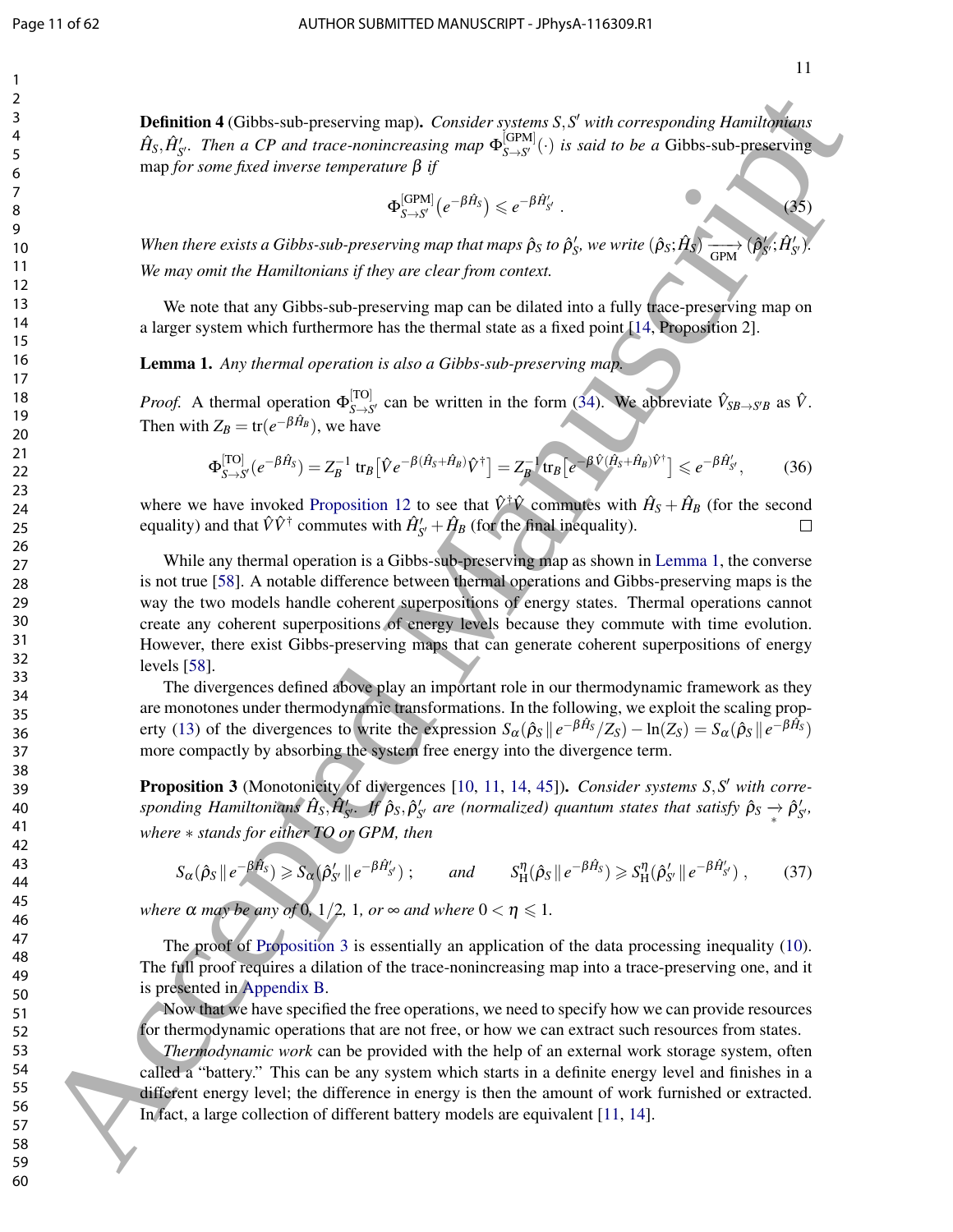**Definition 4** (Gibbs-sub-preserving map)**.** *Consider systems $S, S'$ with corresponding Hamiltonians $\hat{H}_S, \hat{H}'_{S'}$. Then a CP and trace-nonincreasing map $\Phi^{[\mathrm{GPM}]}_{S\to S'}(\cdot)$ is said to be a* Gibbs-sub-preserving map *for some fixed inverse temperature $\beta$ if*

$$\Phi^{[\mathrm{GPM}]}_{S\to S'}\big(e^{-\beta\hat{H}_S}\big) \leqslant e^{-\beta\hat{H}'_{S'}}\ . \tag{35}$$

*When there exists a Gibbs-sub-preserving map that maps $\hat{\rho}_S$ to $\hat{\rho}'_{S'}$, we write $(\hat{\rho}_S;\hat{H}_S) \xrightarrow[\mathrm{GPM}]{} (\hat{\rho}'_{S'};\hat{H}'_{S'})$. We may omit the Hamiltonians if they are clear from context.*

We note that any Gibbs-sub-preserving map can be dilated into a fully trace-preserving map on a larger system which furthermore has the thermal state as a fixed point [14, Proposition 2].

**Lemma 1.** *Any thermal operation is also a Gibbs-sub-preserving map.*

*Proof.* A thermal operation $\Phi^{[\mathrm{TO}]}_{S\to S'}$ can be written in the form (34). We abbreviate $\hat{V}_{SB\to S'B}$ as $\hat{V}$. Then with $Z_B = \mathrm{tr}(e^{-\beta\hat{H}_B})$, we have

$$\Phi^{[\mathrm{TO}]}_{S\to S'}(e^{-\beta\hat{H}_S}) = Z_B^{-1}\,\mathrm{tr}_B\big[\hat{V}e^{-\beta(\hat{H}_S+\hat{H}_B)}\hat{V}^\dagger\big] = Z_B^{-1}\mathrm{tr}_B\big[e^{-\beta\hat{V}(\hat{H}_S+\hat{H}_B)\hat{V}^\dagger}\big] \leqslant e^{-\beta\hat{H}'_{S'}}, \tag{36}$$

where we have invoked Proposition 12 to see that $\hat{V}^\dagger\hat{V}$ commutes with $\hat{H}_S + \hat{H}_B$ (for the second equality) and that $\hat{V}\hat{V}^\dagger$ commutes with $\hat{H}'_{S'} + \hat{H}_B$ (for the final inequality). $\square$

While any thermal operation is a Gibbs-sub-preserving map as shown in Lemma 1, the converse is not true [58]. A notable difference between thermal operations and Gibbs-preserving maps is the way the two models handle coherent superpositions of energy states. Thermal operations cannot create any coherent superpositions of energy levels because they commute with time evolution. However, there exist Gibbs-preserving maps that can generate coherent superpositions of energy levels [58].

The divergences defined above play an important role in our thermodynamic framework as they are monotones under thermodynamic transformations. In the following, we exploit the scaling property (13) of the divergences to write the expression $S_\alpha(\hat{\rho}_S\,\|\,e^{-\beta\hat{H}_S}/Z_S) - \ln(Z_S) = S_\alpha(\hat{\rho}_S\,\|\,e^{-\beta\hat{H}_S})$ more compactly by absorbing the system free energy into the divergence term.

**Proposition 3** (Monotonicity of divergences [10, 11, 14, 45])**.** *Consider systems $S, S'$ with corresponding Hamiltonians $\hat{H}_S, \hat{H}'_{S'}$. If $\hat{\rho}_S, \hat{\rho}'_{S'}$ are (normalized) quantum states that satisfy $\hat{\rho}_S \xrightarrow[*]{} \hat{\rho}'_{S'}$, where $*$ stands for either TO or GPM, then*

$$S_\alpha(\hat{\rho}_S\,\|\,e^{-\beta\hat{H}_S}) \geqslant S_\alpha(\hat{\rho}'_{S'}\,\|\,e^{-\beta\hat{H}'_{S'}})\ ; \qquad \textit{and} \qquad S^\eta_{\mathrm{H}}(\hat{\rho}_S\,\|\,e^{-\beta\hat{H}_S}) \geqslant S^\eta_{\mathrm{H}}(\hat{\rho}'_{S'}\,\|\,e^{-\beta\hat{H}'_{S'}})\ , \tag{37}$$

*where $\alpha$ may be any of $0$, $1/2$, $1$, or $\infty$ and where $0 < \eta \leqslant 1$.*

The proof of Proposition 3 is essentially an application of the data processing inequality (10). The full proof requires a dilation of the trace-nonincreasing map into a trace-preserving one, and it is presented in Appendix B.

Now that we have specified the free operations, we need to specify how we can provide resources for thermodynamic operations that are not free, or how we can extract such resources from states.

*Thermodynamic work* can be provided with the help of an external work storage system, often called a "battery." This can be any system which starts in a definite energy level and finishes in a different energy level; the difference in energy is then the amount of work furnished or extracted. In fact, a large collection of different battery models are equivalent [11, 14].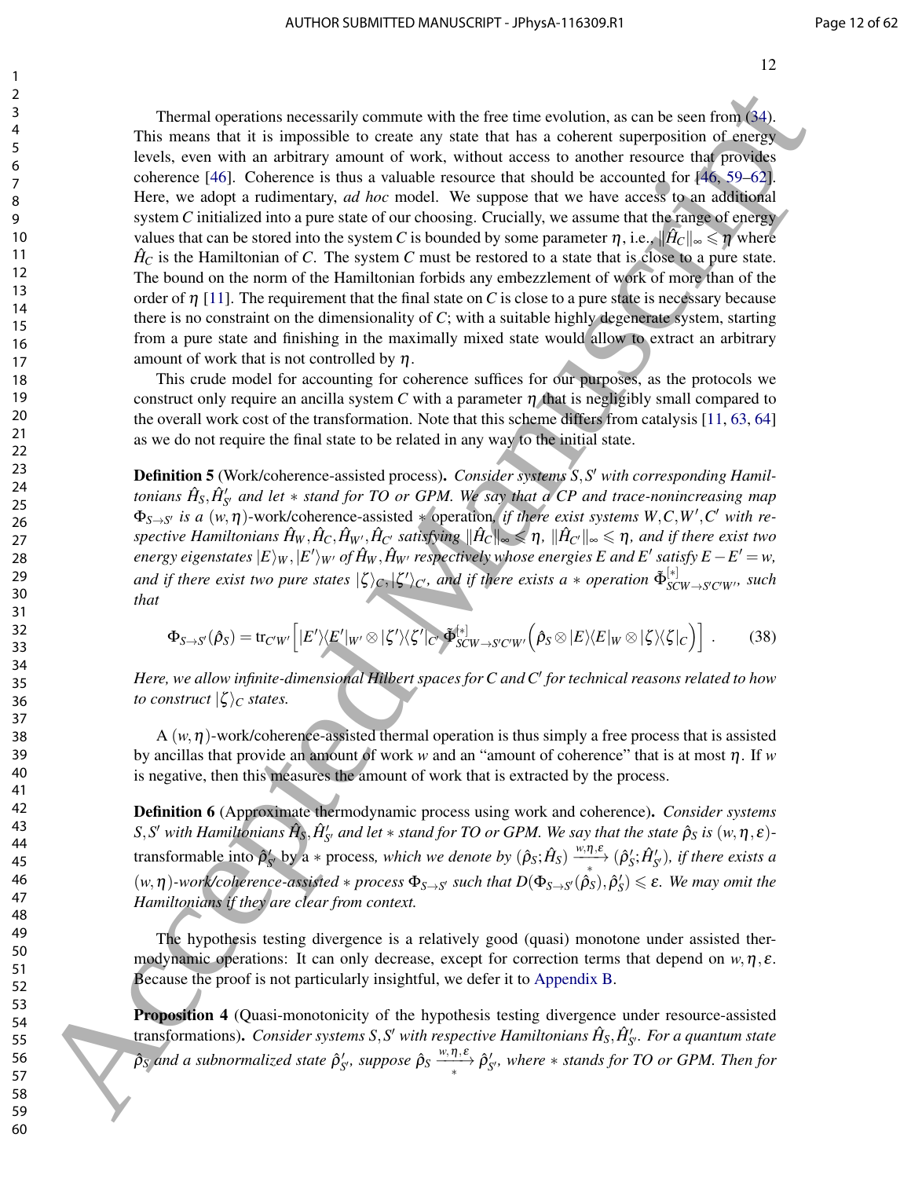Thermal operations necessarily commute with the free time evolution, as can be seen from (34). This means that it is impossible to create any state that has a coherent superposition of energy levels, even with an arbitrary amount of work, without access to another resource that provides coherence [46]. Coherence is thus a valuable resource that should be accounted for [46, 59–62]. Here, we adopt a rudimentary, *ad hoc* model. We suppose that we have access to an additional system $C$ initialized into a pure state of our choosing. Crucially, we assume that the range of energy values that can be stored into the system $C$ is bounded by some parameter $\eta$, i.e., $\|\hat{H}_C\|_\infty \leqslant \eta$ where $\hat{H}_C$ is the Hamiltonian of $C$. The system $C$ must be restored to a state that is close to a pure state. The bound on the norm of the Hamiltonian forbids any embezzlement of work of more than of the order of $\eta$ [11]. The requirement that the final state on $C$ is close to a pure state is necessary because there is no constraint on the dimensionality of $C$; with a suitable highly degenerate system, starting from a pure state and finishing in the maximally mixed state would allow to extract an arbitrary amount of work that is not controlled by $\eta$.

This crude model for accounting for coherence suffices for our purposes, as the protocols we construct only require an ancilla system $C$ with a parameter $\eta$ that is negligibly small compared to the overall work cost of the transformation. Note that this scheme differs from catalysis [11, 63, 64] as we do not require the final state to be related in any way to the initial state.

**Definition 5** (Work/coherence-assisted process). *Consider systems $S, S'$ with corresponding Hamiltonians $\hat{H}_S, \hat{H}'_{S'}$ and let $*$ stand for TO or GPM. We say that a CP and trace-nonincreasing map $\Phi_{S\to S'}$ is a $(w,\eta)$-work/coherence-assisted $*$ operation, if there exist systems $W, C, W', C'$ with respective Hamiltonians $\hat{H}_W, \hat{H}_C, \hat{H}_{W'}, \hat{H}_{C'}$ satisfying $\|\hat{H}_C\|_\infty \leqslant \eta$, $\|\hat{H}_{C'}\|_\infty \leqslant \eta$, and if there exist two energy eigenstates $|E\rangle_W, |E'\rangle_{W'}$ of $\hat{H}_W, \hat{H}_{W'}$ respectively whose energies $E$ and $E'$ satisfy $E - E' = w$, and if there exist two pure states $|\zeta\rangle_C, |\zeta'\rangle_{C'}$, and if there exists a $*$ operation $\tilde{\Phi}^{[*]}_{SCW\to S'C'W'}$, such that*

$$\Phi_{S\to S'}(\hat{\rho}_S) = \operatorname{tr}_{C'W'}\Big[|E'\rangle\langle E'|_{W'} \otimes |\zeta'\rangle\langle\zeta'|_{C'}\, \tilde{\Phi}^{[*]}_{SCW\to S'C'W'}\Big(\hat{\rho}_S \otimes |E\rangle\langle E|_W \otimes |\zeta\rangle\langle\zeta|_C\Big)\Big]\ . \tag{38}$$

*Here, we allow infinite-dimensional Hilbert spaces for $C$ and $C'$ for technical reasons related to how to construct $|\zeta\rangle_C$ states.*

A $(w,\eta)$-work/coherence-assisted thermal operation is thus simply a free process that is assisted by ancillas that provide an amount of work $w$ and an "amount of coherence" that is at most $\eta$. If $w$ is negative, then this measures the amount of work that is extracted by the process.

**Definition 6** (Approximate thermodynamic process using work and coherence). *Consider systems $S, S'$ with Hamiltonians $\hat{H}_S, \hat{H}'_{S'}$ and let $*$ stand for TO or GPM. We say that the state $\hat{\rho}_S$ is $(w,\eta,\varepsilon)$-transformable into $\hat{\rho}'_{S'}$ by a $*$ process, which we denote by $(\hat{\rho}_S; \hat{H}_S) \xrightarrow[*]{w,\eta,\varepsilon} (\hat{\rho}'_{S'}; \hat{H}'_{S'})$, if there exists a $(w,\eta)$-work/coherence-assisted $*$ process $\Phi_{S\to S'}$ such that $D(\Phi_{S\to S'}(\hat{\rho}_S), \hat{\rho}'_S) \leqslant \varepsilon$. We may omit the Hamiltonians if they are clear from context.*

The hypothesis testing divergence is a relatively good (quasi) monotone under assisted thermodynamic operations: It can only decrease, except for correction terms that depend on $w, \eta, \varepsilon$. Because the proof is not particularly insightful, we defer it to Appendix B.

**Proposition 4** (Quasi-monotonicity of the hypothesis testing divergence under resource-assisted transformations). *Consider systems $S, S'$ with respective Hamiltonians $\hat{H}_S, \hat{H}'_{S'}$. For a quantum state $\hat{\rho}_S$ and a subnormalized state $\hat{\rho}'_{S'}$, suppose $\hat{\rho}_S \xrightarrow[*]{w,\eta,\varepsilon} \hat{\rho}'_{S'}$, where $*$ stands for TO or GPM. Then for*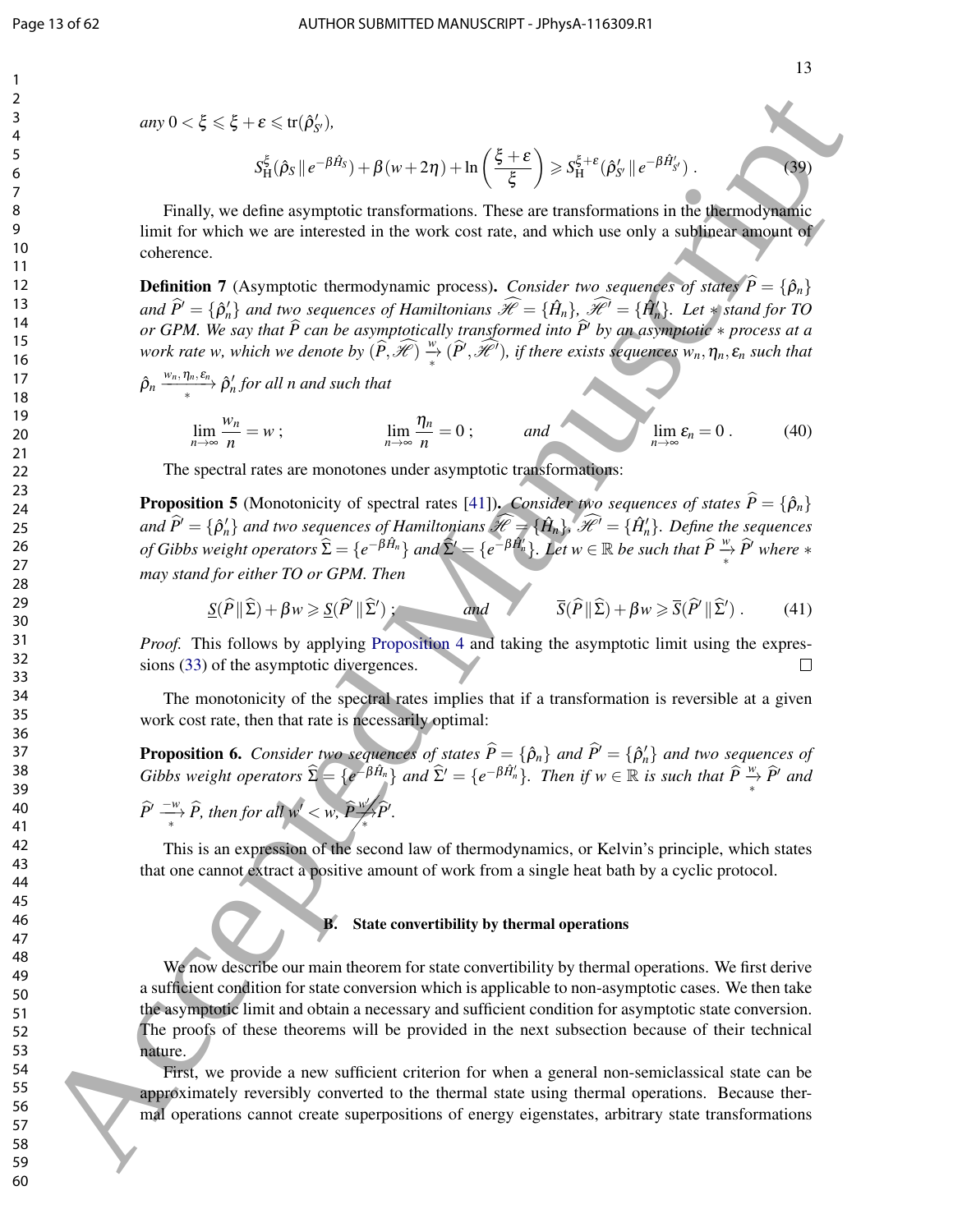*any* $0 < \xi \leqslant \xi + \varepsilon \leqslant \mathrm{tr}(\hat{\rho}'_{S'})$,

$$S_{\mathrm{H}}^{\xi}(\hat{\rho}_S \,\|\, e^{-\beta \hat{H}_S}) + \beta(w + 2\eta) + \ln\left(\frac{\xi + \varepsilon}{\xi}\right) \geqslant S_{\mathrm{H}}^{\xi+\varepsilon}(\hat{\rho}'_{S'} \,\|\, e^{-\beta \hat{H}'_{S'}}) \, . \tag{39}$$

Finally, we define asymptotic transformations. These are transformations in the thermodynamic limit for which we are interested in the work cost rate, and which use only a sublinear amount of coherence.

**Definition 7** (Asymptotic thermodynamic process)**.** *Consider two sequences of states $\widehat{P} = \{\hat{\rho}_n\}$ and $\widehat{P}' = \{\hat{\rho}'_n\}$ and two sequences of Hamiltonians $\widehat{\mathscr{H}} = \{\hat{H}_n\}$, $\widehat{\mathscr{H}'} = \{\hat{H}'_n\}$. Let $*$ stand for TO or GPM. We say that $\widehat{P}$ can be asymptotically transformed into $\widehat{P}'$ by an asymptotic $*$ process at a work rate $w$, which we denote by $(\widehat{P}, \widehat{\mathscr{H}}) \xrightarrow[*]{w} (\widehat{P}', \widehat{\mathscr{H}'})$, if there exists sequences $w_n, \eta_n, \varepsilon_n$ such that $\hat{\rho}_n \xrightarrow[*]{w_n, \eta_n, \varepsilon_n} \hat{\rho}'_n$ for all $n$ and such that*

$$\lim_{n\to\infty} \frac{w_n}{n} = w \, ; \qquad \lim_{n\to\infty} \frac{\eta_n}{n} = 0 \, ; \qquad \textit{and} \qquad \lim_{n\to\infty} \varepsilon_n = 0 \, . \tag{40}$$

The spectral rates are monotones under asymptotic transformations:

**Proposition 5** (Monotonicity of spectral rates [41])**.** *Consider two sequences of states $\widehat{P} = \{\hat{\rho}_n\}$ and $\widehat{P}' = \{\hat{\rho}'_n\}$ and two sequences of Hamiltonians $\widehat{\mathscr{H}} = \{\hat{H}_n\}$, $\widehat{\mathscr{H}'} = \{\hat{H}'_n\}$. Define the sequences of Gibbs weight operators $\widehat{\Sigma} = \{e^{-\beta \hat{H}_n}\}$ and $\widehat{\Sigma}' = \{e^{-\beta \hat{H}'_n}\}$. Let $w \in \mathbb{R}$ be such that $\widehat{P} \xrightarrow[*]{w} \widehat{P}'$ where $*$ may stand for either TO or GPM. Then*

$$\underline{S}(\widehat{P} \,\|\, \widehat{\Sigma}) + \beta w \geqslant \underline{S}(\widehat{P}' \,\|\, \widehat{\Sigma}') \, ; \qquad \textit{and} \qquad \overline{S}(\widehat{P} \,\|\, \widehat{\Sigma}) + \beta w \geqslant \overline{S}(\widehat{P}' \,\|\, \widehat{\Sigma}') \, . \tag{41}$$

*Proof.* This follows by applying Proposition 4 and taking the asymptotic limit using the expressions (33) of the asymptotic divergences. □

The monotonicity of the spectral rates implies that if a transformation is reversible at a given work cost rate, then that rate is necessarily optimal:

**Proposition 6.** *Consider two sequences of states $\widehat{P} = \{\hat{\rho}_n\}$ and $\widehat{P}' = \{\hat{\rho}'_n\}$ and two sequences of Gibbs weight operators $\widehat{\Sigma} = \{e^{-\beta \hat{H}_n}\}$ and $\widehat{\Sigma}' = \{e^{-\beta \hat{H}'_n}\}$. Then if $w \in \mathbb{R}$ is such that $\widehat{P} \xrightarrow[*]{w} \widehat{P}'$ and $\widehat{P}' \xrightarrow[*]{-w} \widehat{P}$, then for all $w' < w$, $\widehat{P} \not\xrightarrow[*]{w'} \widehat{P}'$.*

This is an expression of the second law of thermodynamics, or Kelvin's principle, which states that one cannot extract a positive amount of work from a single heat bath by a cyclic protocol.

### B. State convertibility by thermal operations

We now describe our main theorem for state convertibility by thermal operations. We first derive a sufficient condition for state conversion which is applicable to non-asymptotic cases. We then take the asymptotic limit and obtain a necessary and sufficient condition for asymptotic state conversion. The proofs of these theorems will be provided in the next subsection because of their technical nature.

First, we provide a new sufficient criterion for when a general non-semiclassical state can be approximately reversibly converted to the thermal state using thermal operations. Because thermal operations cannot create superpositions of energy eigenstates, arbitrary state transformations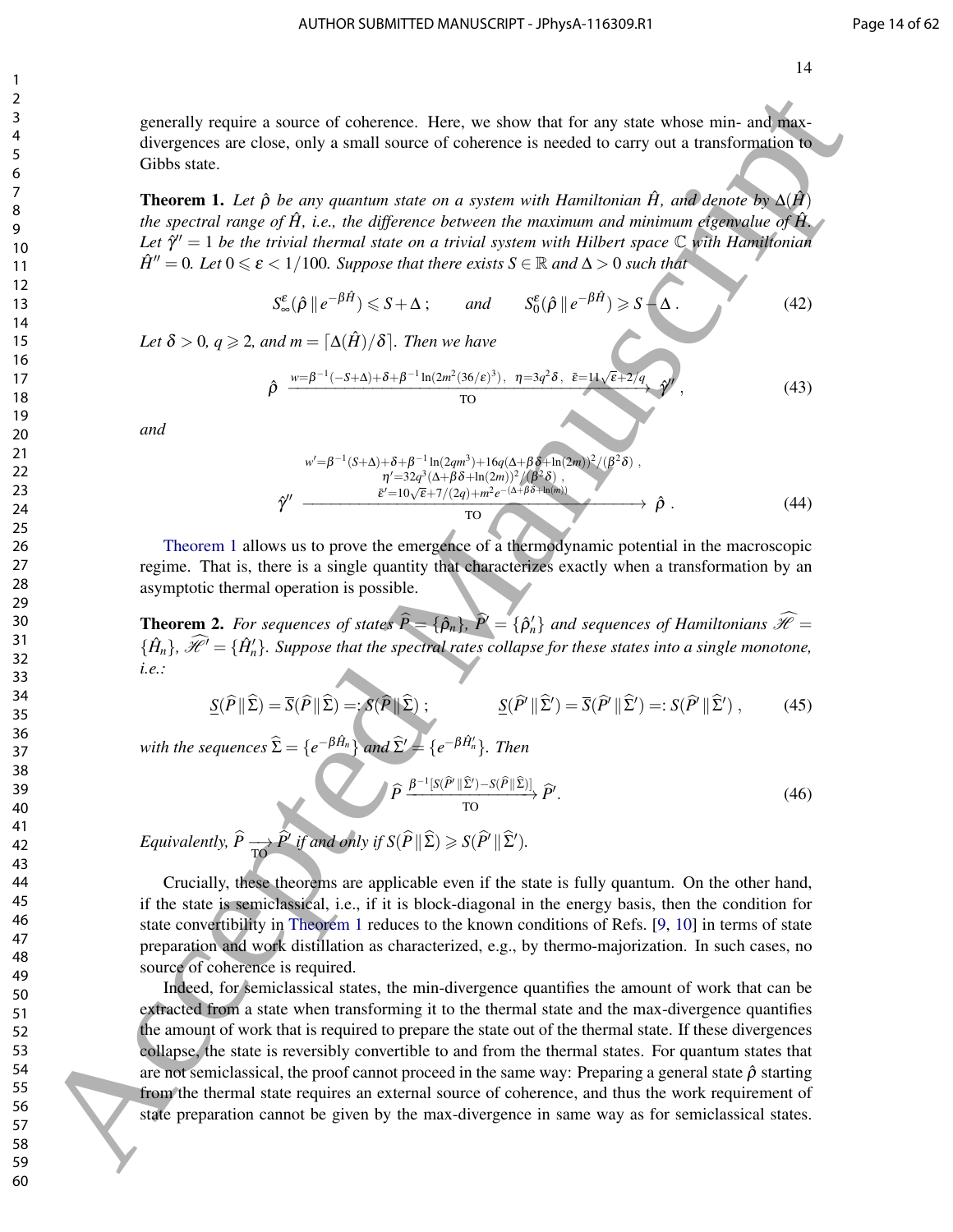generally require a source of coherence. Here, we show that for any state whose min- and max-divergences are close, only a small source of coherence is needed to carry out a transformation to Gibbs state.

**Theorem 1.** *Let $\hat{\rho}$ be any quantum state on a system with Hamiltonian $\hat{H}$, and denote by $\Delta(\hat{H})$ the spectral range of $\hat{H}$, i.e., the difference between the maximum and minimum eigenvalue of $\hat{H}$. Let $\hat{\gamma}'' = 1$ be the trivial thermal state on a trivial system with Hilbert space $\mathbb{C}$ with Hamiltonian $\hat{H}'' = 0$. Let $0 \leqslant \varepsilon < 1/100$. Suppose that there exists $S \in \mathbb{R}$ and $\Delta > 0$ such that*

$$S_{\infty}^{\varepsilon}(\hat{\rho} \,\|\, e^{-\beta \hat{H}}) \leqslant S + \Delta \,; \qquad \text{and} \qquad S_{0}^{\varepsilon}(\hat{\rho} \,\|\, e^{-\beta \hat{H}}) \geqslant S - \Delta \,. \tag{42}$$

*Let $\delta > 0$, $q \geqslant 2$, and $m = \lceil \Delta(\hat{H})/\delta \rceil$. Then we have*

$$\hat{\rho} \xrightarrow[\text{TO}]{w=\beta^{-1}(-S+\Delta)+\delta+\beta^{-1}\ln(2m^2(36/\varepsilon)^3),\ \ \eta=3q^2\delta,\ \ \bar{\varepsilon}=11\sqrt{\varepsilon}+2/q} \hat{\gamma}'' \,, \tag{43}$$

*and*

$$\hat{\gamma}'' \xrightarrow[\text{TO}]{\substack{w'=\beta^{-1}(S+\Delta)+\delta+\beta^{-1}\ln(2qm^3)+16q(\Delta+\beta\delta+\ln(2m))^2/(\beta^2\delta)\,, \\ \eta'=32q^3(\Delta+\beta\delta+\ln(2m))^2/(\beta^2\delta)\,, \\ \bar{\varepsilon}'=10\sqrt{\varepsilon}+7/(2q)+m^2 e^{-(\Delta+\beta\delta+\ln(m))}}} \hat{\rho} \,. \tag{44}$$

Theorem 1 allows us to prove the emergence of a thermodynamic potential in the macroscopic regime. That is, there is a single quantity that characterizes exactly when a transformation by an asymptotic thermal operation is possible.

**Theorem 2.** *For sequences of states $\widehat{P} = \{\hat{\rho}_n\}$, $\widehat{P}' = \{\hat{\rho}'_n\}$ and sequences of Hamiltonians $\widehat{\mathscr{H}} = \{\hat{H}_n\}$, $\widehat{\mathscr{H}'} = \{\hat{H}'_n\}$. Suppose that the spectral rates collapse for these states into a single monotone, i.e.:*

$$\underline{S}(\widehat{P} \,\|\, \widehat{\Sigma}) = \overline{S}(\widehat{P} \,\|\, \widehat{\Sigma}) =: S(\widehat{P} \,\|\, \widehat{\Sigma}) \,; \qquad \underline{S}(\widehat{P}' \,\|\, \widehat{\Sigma}') = \overline{S}(\widehat{P}' \,\|\, \widehat{\Sigma}') =: S(\widehat{P}' \,\|\, \widehat{\Sigma}') \,, \tag{45}$$

*with the sequences $\widehat{\Sigma} = \{e^{-\beta \hat{H}_n}\}$ and $\widehat{\Sigma}' = \{e^{-\beta \hat{H}'_n}\}$. Then*

$$\widehat{P} \xrightarrow[\text{TO}]{\beta^{-1}[S(\widehat{P}' \,\|\, \widehat{\Sigma}') - S(\widehat{P} \,\|\, \widehat{\Sigma})]} \widehat{P}'. \tag{46}$$

*Equivalently, $\widehat{P} \xrightarrow[\text{TO}]{} \widehat{P}'$ if and only if $S(\widehat{P} \,\|\, \widehat{\Sigma}) \geqslant S(\widehat{P}' \,\|\, \widehat{\Sigma}')$.*

Crucially, these theorems are applicable even if the state is fully quantum. On the other hand, if the state is semiclassical, i.e., if it is block-diagonal in the energy basis, then the condition for state convertibility in Theorem 1 reduces to the known conditions of Refs. [9, 10] in terms of state preparation and work distillation as characterized, e.g., by thermo-majorization. In such cases, no source of coherence is required.

Indeed, for semiclassical states, the min-divergence quantifies the amount of work that can be extracted from a state when transforming it to the thermal state and the max-divergence quantifies the amount of work that is required to prepare the state out of the thermal state. If these divergences collapse, the state is reversibly convertible to and from the thermal states. For quantum states that are not semiclassical, the proof cannot proceed in the same way: Preparing a general state $\hat{\rho}$ starting from the thermal state requires an external source of coherence, and thus the work requirement of state preparation cannot be given by the max-divergence in same way as for semiclassical states.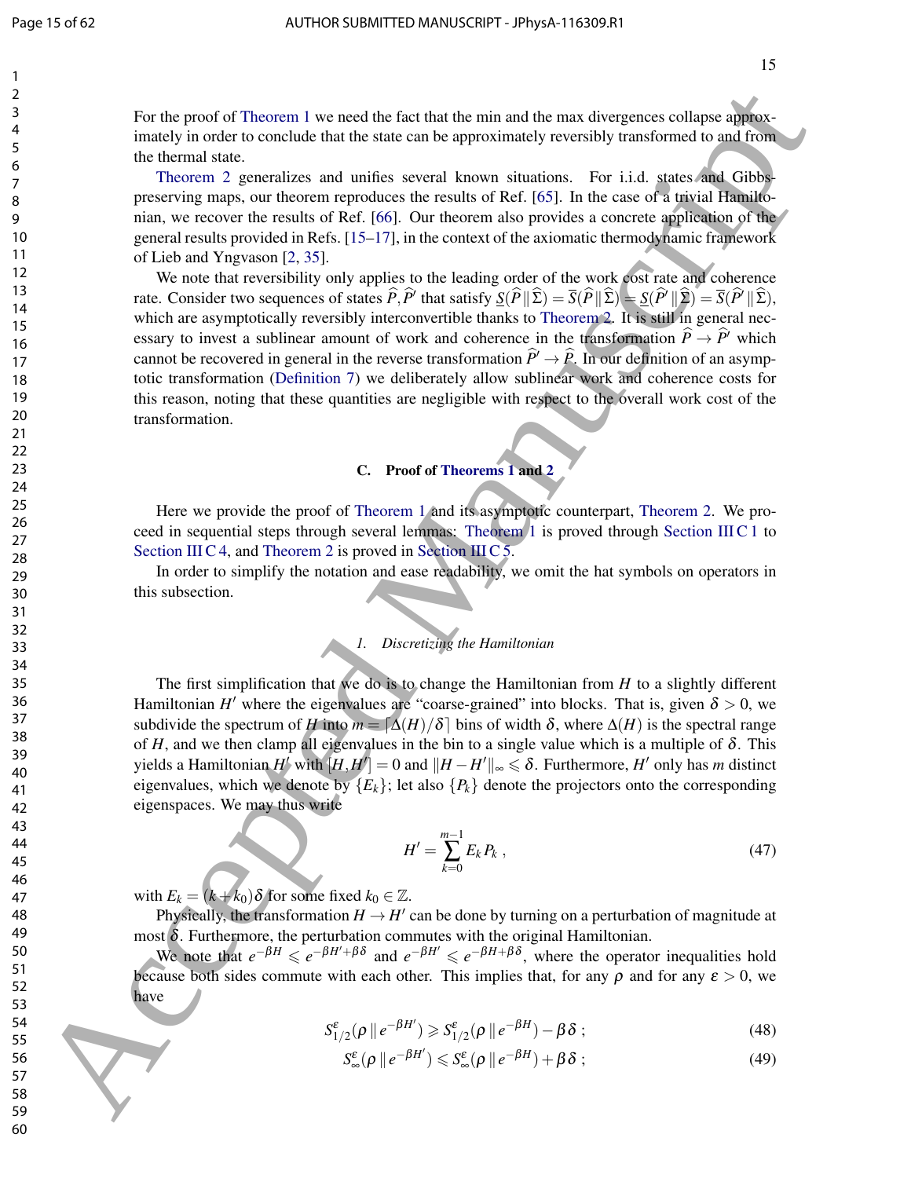For the proof of Theorem 1 we need the fact that the min and the max divergences collapse approximately in order to conclude that the state can be approximately reversibly transformed to and from the thermal state.

Theorem 2 generalizes and unifies several known situations. For i.i.d. states and Gibbs-preserving maps, our theorem reproduces the results of Ref. [65]. In the case of a trivial Hamiltonian, we recover the results of Ref. [66]. Our theorem also provides a concrete application of the general results provided in Refs. [15–17], in the context of the axiomatic thermodynamic framework of Lieb and Yngvason [2, 35].

We note that reversibility only applies to the leading order of the work cost rate and coherence rate. Consider two sequences of states $\widehat{P}, \widehat{P}'$ that satisfy $\underline{S}(\widehat{P}\,\|\,\widehat{\Sigma}) = \overline{S}(\widehat{P}\,\|\,\widehat{\Sigma}) = \underline{S}(\widehat{P}'\,\|\,\widehat{\Sigma}) = \overline{S}(\widehat{P}'\,\|\,\widehat{\Sigma})$, which are asymptotically reversibly interconvertible thanks to Theorem 2. It is still in general necessary to invest a sublinear amount of work and coherence in the transformation $\widehat{P} \to \widehat{P}'$ which cannot be recovered in general in the reverse transformation $\widehat{P}' \to \widehat{P}$. In our definition of an asymptotic transformation (Definition 7) we deliberately allow sublinear work and coherence costs for this reason, noting that these quantities are negligible with respect to the overall work cost of the transformation.

## C. Proof of Theorems 1 and 2

Here we provide the proof of Theorem 1 and its asymptotic counterpart, Theorem 2. We proceed in sequential steps through several lemmas: Theorem 1 is proved through Section III C 1 to Section III C 4, and Theorem 2 is proved in Section III C 5.

In order to simplify the notation and ease readability, we omit the hat symbols on operators in this subsection.

### 1. Discretizing the Hamiltonian

The first simplification that we do is to change the Hamiltonian from $H$ to a slightly different Hamiltonian $H'$ where the eigenvalues are "coarse-grained" into blocks. That is, given $\delta > 0$, we subdivide the spectrum of $H$ into $m = \lceil \Delta(H)/\delta \rceil$ bins of width $\delta$, where $\Delta(H)$ is the spectral range of $H$, and we then clamp all eigenvalues in the bin to a single value which is a multiple of $\delta$. This yields a Hamiltonian $H'$ with $[H, H'] = 0$ and $\|H - H'\|_\infty \leqslant \delta$. Furthermore, $H'$ only has $m$ distinct eigenvalues, which we denote by $\{E_k\}$; let also $\{P_k\}$ denote the projectors onto the corresponding eigenspaces. We may thus write

$$H' = \sum_{k=0}^{m-1} E_k P_k \; , \tag{47}$$

with $E_k = (k + k_0)\delta$ for some fixed $k_0 \in \mathbb{Z}$.

Physically, the transformation $H \to H'$ can be done by turning on a perturbation of magnitude at most $\delta$. Furthermore, the perturbation commutes with the original Hamiltonian.

We note that $e^{-\beta H} \leqslant e^{-\beta H' + \beta\delta}$ and $e^{-\beta H'} \leqslant e^{-\beta H + \beta\delta}$, where the operator inequalities hold because both sides commute with each other. This implies that, for any $\rho$ and for any $\varepsilon > 0$, we have

$$S^{\varepsilon}_{1/2}(\rho\,\|\,e^{-\beta H'}) \geqslant S^{\varepsilon}_{1/2}(\rho\,\|\,e^{-\beta H}) - \beta\delta \; ; \tag{48}$$

$$S^{\varepsilon}_{\infty}(\rho\,\|\,e^{-\beta H'}) \leqslant S^{\varepsilon}_{\infty}(\rho\,\|\,e^{-\beta H}) + \beta\delta \; ; \tag{49}$$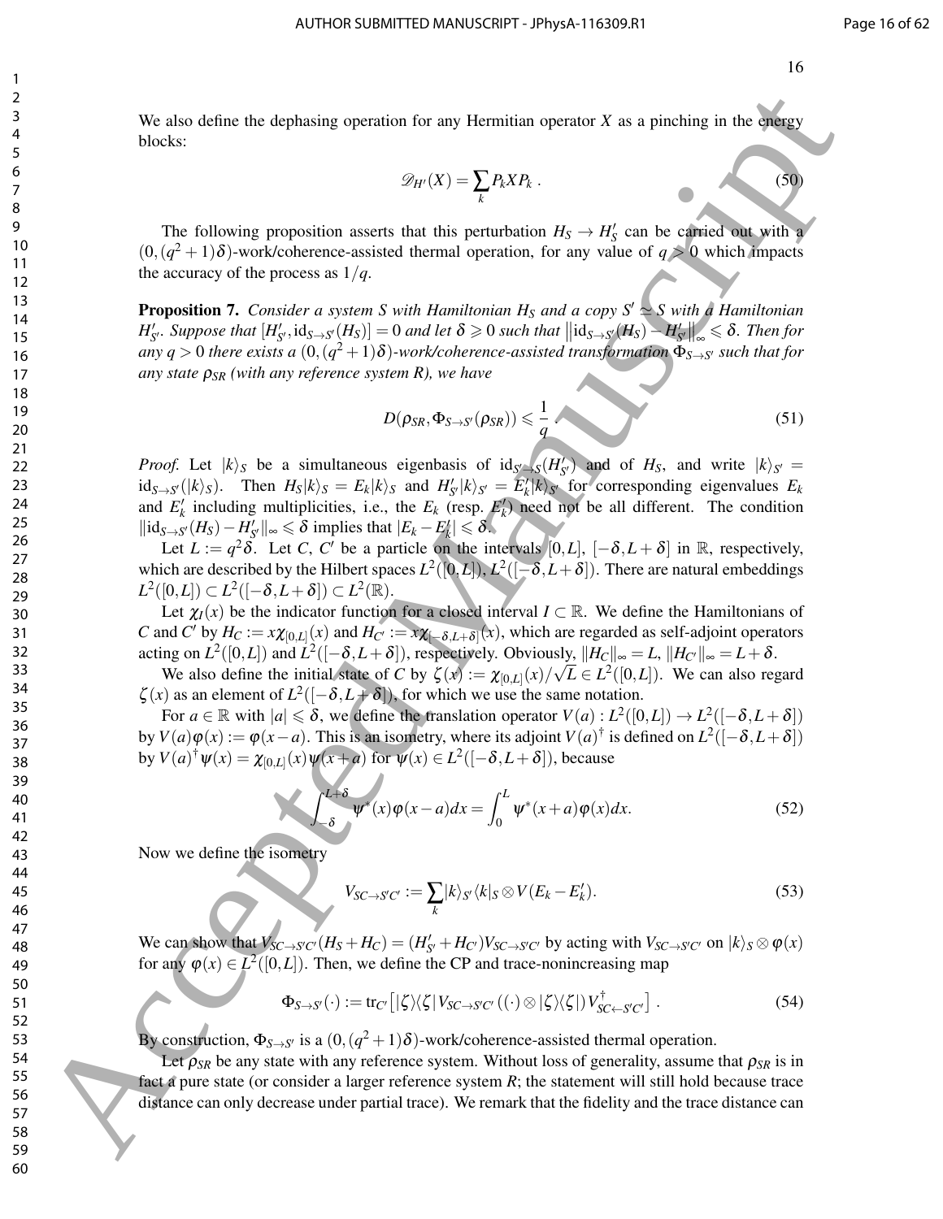We also define the dephasing operation for any Hermitian operator $X$ as a pinching in the energy blocks:

$$\mathscr{D}_{H'}(X) = \sum_k P_k X P_k \,. \tag{50}$$

The following proposition asserts that this perturbation $H_S \to H'_S$ can be carried out with a $(0,(q^2+1)\delta)$-work/coherence-assisted thermal operation, for any value of $q>0$ which impacts the accuracy of the process as $1/q$.

**Proposition 7.** *Consider a system $S$ with Hamiltonian $H_S$ and a copy $S' \simeq S$ with a Hamiltonian $H'_{S'}$. Suppose that $[H'_{S'}, \mathrm{id}_{S\to S'}(H_S)] = 0$ and let $\delta \geqslant 0$ such that $\left\| \mathrm{id}_{S\to S'}(H_S) - H'_{S'} \right\|_\infty \leqslant \delta$. Then for any $q>0$ there exists a $(0,(q^2+1)\delta)$-work/coherence-assisted transformation $\Phi_{S\to S'}$ such that for any state $\rho_{SR}$ (with any reference system $R$), we have*

$$D(\rho_{SR}, \Phi_{S\to S'}(\rho_{SR})) \leqslant \frac{1}{q} \tag{51}$$

*Proof.* Let $|k\rangle_S$ be a simultaneous eigenbasis of $\mathrm{id}_{S'\to S}(H'_{S'})$ and of $H_S$, and write $|k\rangle_{S'} = \mathrm{id}_{S\to S'}(|k\rangle_S)$. Then $H_S|k\rangle_S = E_k|k\rangle_S$ and $H'_{S'}|k\rangle_{S'} = E'_k|k\rangle_{S'}$ for corresponding eigenvalues $E_k$ and $E'_k$ including multiplicities, i.e., the $E_k$ (resp. $E'_k$) need not be all different. The condition $\|\mathrm{id}_{S\to S'}(H_S) - H'_{S'}\|_\infty \leqslant \delta$ implies that $|E_k - E'_k| \leqslant \delta$.

Let $L := q^2\delta$. Let $C$, $C'$ be a particle on the intervals $[0,L]$, $[-\delta, L+\delta]$ in $\mathbb{R}$, respectively, which are described by the Hilbert spaces $L^2([0,L])$, $L^2([-\delta,L+\delta])$. There are natural embeddings $L^2([0,L]) \subset L^2([-\delta,L+\delta]) \subset L^2(\mathbb{R})$.

Let $\chi_I(x)$ be the indicator function for a closed interval $I \subset \mathbb{R}$. We define the Hamiltonians of $C$ and $C'$ by $H_C := x\chi_{[0,L]}(x)$ and $H_{C'} := x\chi_{[-\delta,L+\delta]}(x)$, which are regarded as self-adjoint operators acting on $L^2([0,L])$ and $L^2([-\delta,L+\delta])$, respectively. Obviously, $\|H_C\|_\infty = L$, $\|H_{C'}\|_\infty = L+\delta$.

We also define the initial state of $C$ by $\zeta(x) := \chi_{[0,L]}(x)/\sqrt{L} \in L^2([0,L])$. We can also regard $\zeta(x)$ as an element of $L^2([-\delta,L+\delta])$, for which we use the same notation.

For $a \in \mathbb{R}$ with $|a| \leqslant \delta$, we define the translation operator $V(a) : L^2([0,L]) \to L^2([-\delta,L+\delta])$ by $V(a)\varphi(x) := \varphi(x-a)$. This is an isometry, where its adjoint $V(a)^\dagger$ is defined on $L^2([-\delta,L+\delta])$ by $V(a)^\dagger\psi(x) = \chi_{[0,L]}(x)\psi(x+a)$ for $\psi(x) \in L^2([-\delta,L+\delta])$, because

$$\int_{-\delta}^{L+\delta} \psi^*(x)\varphi(x-a)dx = \int_0^L \psi^*(x+a)\varphi(x)dx. \tag{52}$$

Now we define the isometry

$$V_{SC\to S'C'} := \sum_k |k\rangle_{S'}\langle k|_S \otimes V(E_k - E'_k). \tag{53}$$

We can show that $V_{SC\to S'C'}(H_S + H_C) = (H'_{S'} + H_{C'})V_{SC\to S'C'}$ by acting with $V_{SC\to S'C'}$ on $|k\rangle_S \otimes \varphi(x)$ for any $\varphi(x) \in L^2([0,L])$. Then, we define the CP and trace-nonincreasing map

$$\Phi_{S\to S'}(\cdot) := \mathrm{tr}_{C'}\left[|\zeta\rangle\langle\zeta| V_{SC\to S'C'}\left((\cdot)\otimes|\zeta\rangle\langle\zeta|\right)V^\dagger_{SC\leftarrow S'C'}\right]. \tag{54}$$

By construction, $\Phi_{S\to S'}$ is a $(0,(q^2+1)\delta)$-work/coherence-assisted thermal operation.

Let $\rho_{SR}$ be any state with any reference system. Without loss of generality, assume that $\rho_{SR}$ is in fact a pure state (or consider a larger reference system $R$; the statement will still hold because trace distance can only decrease under partial trace). We remark that the fidelity and the trace distance can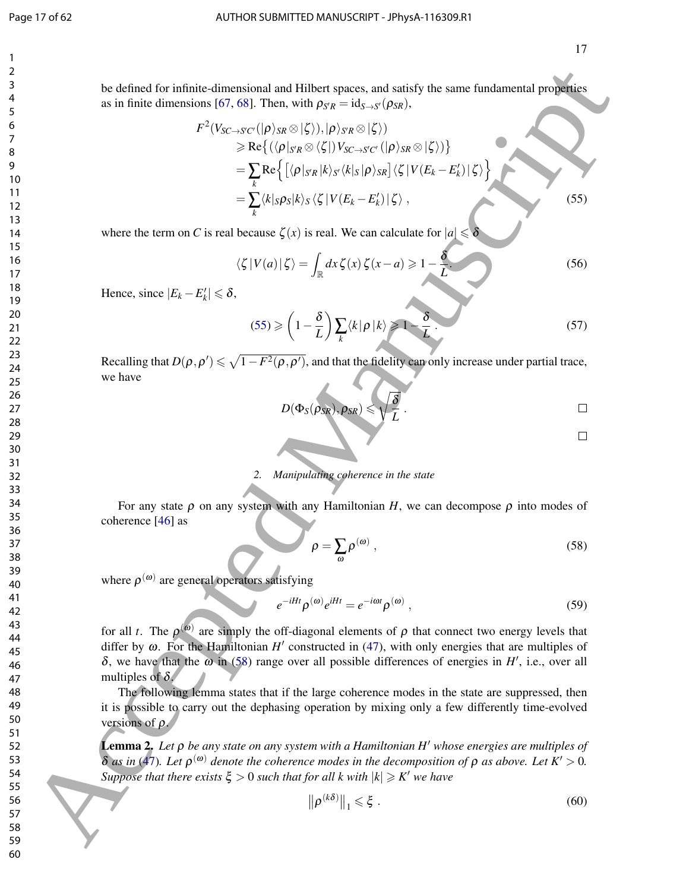be defined for infinite-dimensional and Hilbert spaces, and satisfy the same fundamental properties as in finite dimensions [67, 68]. Then, with $\rho_{S'R} = \mathrm{id}_{S\to S'}(\rho_{SR})$,

$$
\begin{aligned}
F^2(V_{SC\to S'C'}(|\rho\rangle_{SR}\otimes|\zeta\rangle), &|\rho\rangle_{S'R}\otimes|\zeta\rangle) \\
&\geqslant \mathrm{Re}\big\{(\langle\rho|_{S'R}\otimes\langle\zeta|)\,V_{SC\to S'C'}\,(|\rho\rangle_{SR}\otimes|\zeta\rangle)\big\} \\
&= \sum_k \mathrm{Re}\Big\{\big[\langle\rho|_{S'R}|k\rangle_{S'}\langle k|_S|\rho\rangle_{SR}\big]\langle\zeta|\,V(E_k - E_k')\,|\zeta\rangle\Big\} \\
&= \sum_k \langle k|_S\rho_S|k\rangle_S\,\langle\zeta|\,V(E_k - E_k')\,|\zeta\rangle\ ,
\end{aligned}
\tag{55}
$$

where the term on $C$ is real because $\zeta(x)$ is real. We can calculate for $|a| \leqslant \delta$

$$
\langle\zeta|\,V(a)\,|\zeta\rangle = \int_{\mathbb{R}} dx\,\zeta(x)\,\zeta(x-a) \geqslant 1 - \frac{\delta}{L}\ . \tag{56}
$$

Hence, since $|E_k - E_k'| \leqslant \delta$,

$$
(55) \geqslant \left(1 - \frac{\delta}{L}\right)\sum_k \langle k|\,\rho\,|k\rangle \geqslant 1 - \frac{\delta}{L}\ . \tag{57}
$$

Recalling that $D(\rho,\rho') \leqslant \sqrt{1 - F^2(\rho,\rho')}$, and that the fidelity can only increase under partial trace, we have

$$
D(\Phi_S(\rho_{SR}), \rho_{SR}) \leqslant \sqrt{\frac{\delta}{L}}\ . \qquad \square
$$

$\square$

### 2. Manipulating coherence in the state

For any state $\rho$ on any system with any Hamiltonian $H$, we can decompose $\rho$ into modes of coherence [46] as

$$
\rho = \sum_\omega \rho^{(\omega)}\ , \tag{58}
$$

where $\rho^{(\omega)}$ are general operators satisfying

$$
e^{-iHt}\rho^{(\omega)}e^{iHt} = e^{-i\omega t}\rho^{(\omega)}\ , \tag{59}
$$

for all $t$. The $\rho^{(\omega)}$ are simply the off-diagonal elements of $\rho$ that connect two energy levels that differ by $\omega$. For the Hamiltonian $H'$ constructed in (47), with only energies that are multiples of $\delta$, we have that the $\omega$ in (58) range over all possible differences of energies in $H'$, i.e., over all multiples of $\delta$.

The following lemma states that if the large coherence modes in the state are suppressed, then it is possible to carry out the dephasing operation by mixing only a few differently time-evolved versions of $\rho$.

**Lemma 2.** *Let $\rho$ be any state on any system with a Hamiltonian $H'$ whose energies are multiples of $\delta$ as in (47). Let $\rho^{(\omega)}$ denote the coherence modes in the decomposition of $\rho$ as above. Let $K' > 0$. Suppose that there exists $\xi > 0$ such that for all $k$ with $|k| \geqslant K'$ we have*

$$
\left\|\rho^{(k\delta)}\right\|_1 \leqslant \xi\ . \tag{60}
$$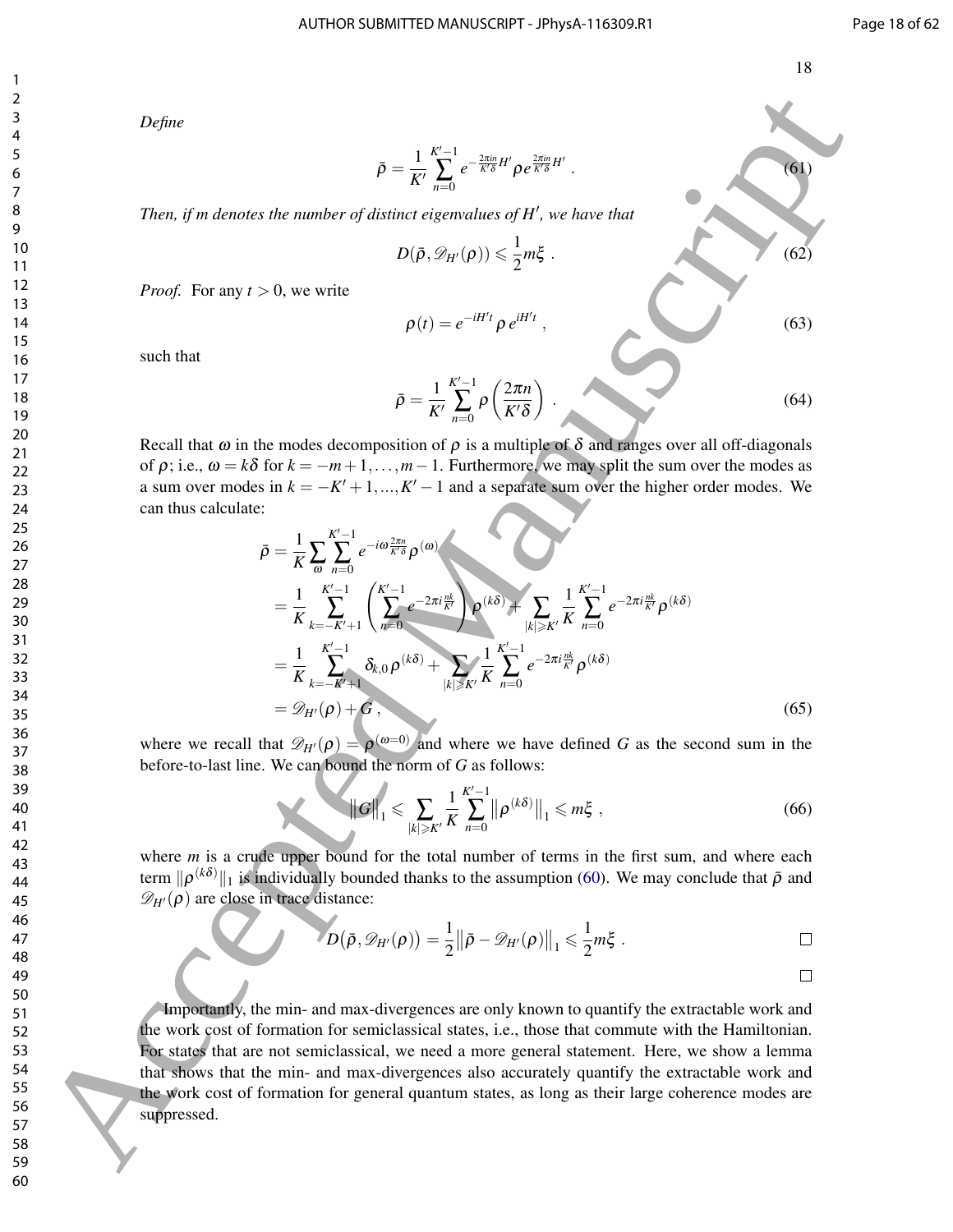*Define*

$$\bar{\rho} = \frac{1}{K'} \sum_{n=0}^{K'-1} e^{-\frac{2\pi i n}{K'\delta}H'} \rho \, e^{\frac{2\pi i n}{K'\delta}H'} \; . \tag{61}$$

*Then, if m denotes the number of distinct eigenvalues of $H'$, we have that*

$$D(\bar{\rho}, \mathscr{D}_{H'}(\rho)) \leqslant \frac{1}{2} m \xi \; . \tag{62}$$

*Proof.* For any $t > 0$, we write

$$\rho(t) = e^{-iH't} \, \rho \, e^{iH't} \; , \tag{63}$$

such that

$$\bar{\rho} = \frac{1}{K'} \sum_{n=0}^{K'-1} \rho\left(\frac{2\pi n}{K'\delta}\right) \; . \tag{64}$$

Recall that $\omega$ in the modes decomposition of $\rho$ is a multiple of $\delta$ and ranges over all off-diagonals of $\rho$; i.e., $\omega = k\delta$ for $k = -m+1, \ldots, m-1$. Furthermore, we may split the sum over the modes as a sum over modes in $k = -K'+1, \ldots, K'-1$ and a separate sum over the higher order modes. We can thus calculate:

$$\begin{aligned}
\bar{\rho} &= \frac{1}{K} \sum_{\omega} \sum_{n=0}^{K'-1} e^{-i\omega\frac{2\pi n}{K'\delta}} \rho^{(\omega)} \\
&= \frac{1}{K} \sum_{k=-K'+1}^{K'-1} \left( \sum_{n=0}^{K'-1} e^{-2\pi i \frac{nk}{K'}} \right) \rho^{(k\delta)} + \sum_{|k| \geqslant K'} \frac{1}{K} \sum_{n=0}^{K'-1} e^{-2\pi i \frac{nk}{K'}} \rho^{(k\delta)} \\
&= \frac{1}{K} \sum_{k=-K'+1}^{K'-1} \delta_{k,0} \, \rho^{(k\delta)} + \sum_{|k| \geqslant K'} \frac{1}{K} \sum_{n=0}^{K'-1} e^{-2\pi i \frac{nk}{K'}} \rho^{(k\delta)} \\
&= \mathscr{D}_{H'}(\rho) + G \; ,
\end{aligned} \tag{65}$$

where we recall that $\mathscr{D}_{H'}(\rho) = \rho^{(\omega=0)}$ and where we have defined $G$ as the second sum in the before-to-last line. We can bound the norm of $G$ as follows:

$$\left\| G \right\|_1 \leqslant \sum_{|k| \geqslant K'} \frac{1}{K} \sum_{n=0}^{K'-1} \left\| \rho^{(k\delta)} \right\|_1 \leqslant m\xi \; , \tag{66}$$

where $m$ is a crude upper bound for the total number of terms in the first sum, and where each term $\|\rho^{(k\delta)}\|_1$ is individually bounded thanks to the assumption (60). We may conclude that $\bar{\rho}$ and $\mathscr{D}_{H'}(\rho)$ are close in trace distance:

$$D\big(\bar{\rho}, \mathscr{D}_{H'}(\rho)\big) = \frac{1}{2} \left\| \bar{\rho} - \mathscr{D}_{H'}(\rho) \right\|_1 \leqslant \frac{1}{2} m \xi \; . \qquad \square$$

$\square$

Importantly, the min- and max-divergences are only known to quantify the extractable work and the work cost of formation for semiclassical states, i.e., those that commute with the Hamiltonian. For states that are not semiclassical, we need a more general statement. Here, we show a lemma that shows that the min- and max-divergences also accurately quantify the extractable work and the work cost of formation for general quantum states, as long as their large coherence modes are suppressed.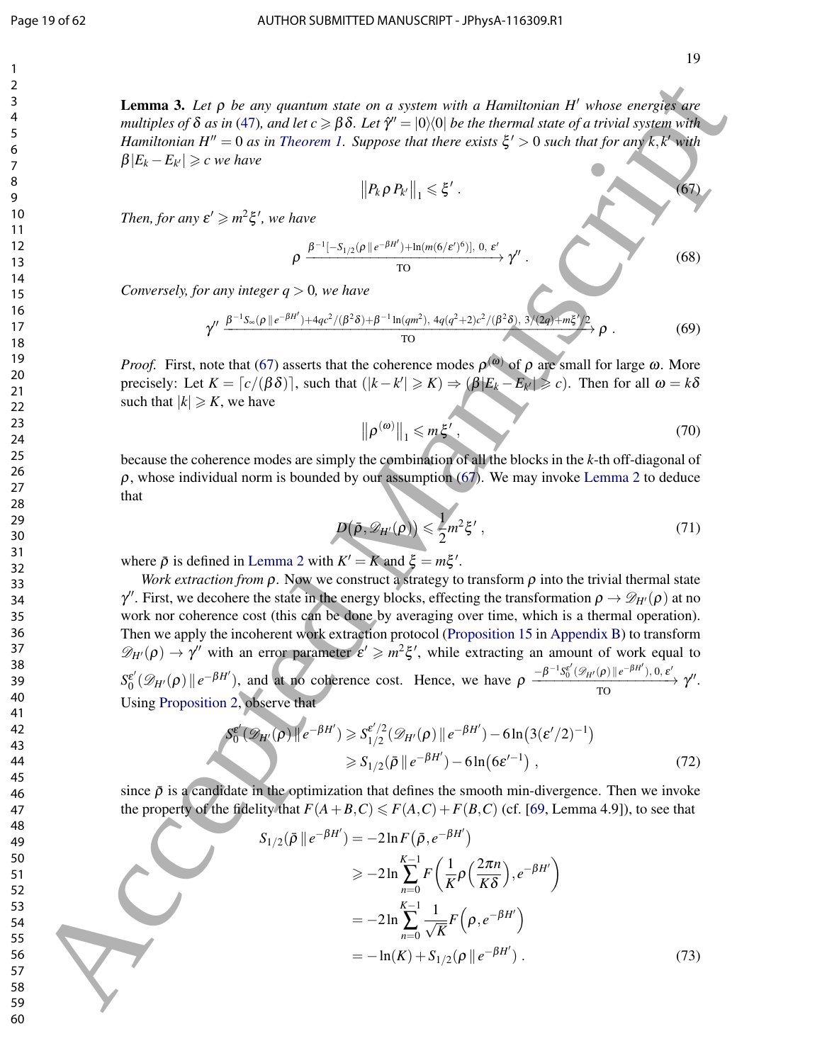**Lemma 3.** *Let $\rho$ be any quantum state on a system with a Hamiltonian $H'$ whose energies are multiples of $\delta$ as in (47), and let $c \geqslant \beta\delta$. Let $\hat{\gamma}'' = |0\rangle\langle 0|$ be the thermal state of a trivial system with Hamiltonian $H'' = 0$ as in Theorem 1. Suppose that there exists $\xi' > 0$ such that for any $k, k'$ with $\beta|E_k - E_{k'}| \geqslant c$ we have*

$$\left\| P_k \, \rho \, P_{k'} \right\|_1 \leqslant \xi' \; . \tag{67}$$

*Then, for any $\varepsilon' \geqslant m^2 \xi'$, we have*

$$\rho \xrightarrow[\text{TO}]{\beta^{-1}[-S_{1/2}(\rho \,\|\, e^{-\beta H'}) + \ln(m(6/\varepsilon')^6)],\ 0,\ \varepsilon'} \gamma'' \; . \tag{68}$$

*Conversely, for any integer $q > 0$, we have*

$$\gamma'' \xrightarrow[\text{TO}]{\beta^{-1} S_\infty(\rho \,\|\, e^{-\beta H'}) + 4qc^2/(\beta^2\delta) + \beta^{-1}\ln(qm^2),\ 4q(q^2+2)c^2/(\beta^2\delta),\ 3/(2q) + m\xi'/2} \rho \; . \tag{69}$$

*Proof.* First, note that (67) asserts that the coherence modes $\rho^{(\omega)}$ of $\rho$ are small for large $\omega$. More precisely: Let $K = \lceil c/(\beta\delta) \rceil$, such that $(|k - k'| \geqslant K) \Rightarrow (\beta|E_k - E_{k'}| \geqslant c)$. Then for all $\omega = k\delta$ such that $|k| \geqslant K$, we have

$$\left\| \rho^{(\omega)} \right\|_1 \leqslant m\xi' \; , \tag{70}$$

because the coherence modes are simply the combination of all the blocks in the $k$-th off-diagonal of $\rho$, whose individual norm is bounded by our assumption (67). We may invoke Lemma 2 to deduce that

$$D\big(\bar{\rho}, \mathscr{D}_{H'}(\rho)\big) \leqslant \frac{1}{2} m^2 \xi' \; , \tag{71}$$

where $\bar{\rho}$ is defined in Lemma 2 with $K' = K$ and $\xi = m\xi'$.

*Work extraction from $\rho$.* Now we construct a strategy to transform $\rho$ into the trivial thermal state $\gamma''$. First, we decohere the state in the energy blocks, effecting the transformation $\rho \to \mathscr{D}_{H'}(\rho)$ at no work nor coherence cost (this can be done by averaging over time, which is a thermal operation). Then we apply the incoherent work extraction protocol (Proposition 15 in Appendix B) to transform $\mathscr{D}_{H'}(\rho) \to \gamma''$ with an error parameter $\varepsilon' \geqslant m^2\xi'$, while extracting an amount of work equal to $S_0^{\varepsilon'}(\mathscr{D}_{H'}(\rho) \,\|\, e^{-\beta H'})$, and at no coherence cost. Hence, we have $\rho \xrightarrow[\text{TO}]{-\beta^{-1} S_0^{\varepsilon'}(\mathscr{D}_{H'}(\rho) \,\|\, e^{-\beta H'}),\ 0,\ \varepsilon'} \gamma''$. Using Proposition 2, observe that

$$\begin{aligned}
S_0^{\varepsilon'}(\mathscr{D}_{H'}(\rho) \,\|\, e^{-\beta H'}) &\geqslant S_{1/2}^{\varepsilon'/2}(\mathscr{D}_{H'}(\rho) \,\|\, e^{-\beta H'}) - 6\ln\big(3(\varepsilon'/2)^{-1}\big) \\
&\geqslant S_{1/2}(\bar{\rho} \,\|\, e^{-\beta H'}) - 6\ln\big(6\varepsilon'^{-1}\big) \; ,
\end{aligned} \tag{72}$$

since $\bar{\rho}$ is a candidate in the optimization that defines the smooth min-divergence. Then we invoke the property of the fidelity that $F(A + B, C) \leqslant F(A, C) + F(B, C)$ (cf. [69, Lemma 4.9]), to see that

$$\begin{aligned}
S_{1/2}(\bar{\rho} \,\|\, e^{-\beta H'}) &= -2\ln F\big(\bar{\rho}, e^{-\beta H'}\big) \\
&\geqslant -2\ln \sum_{n=0}^{K-1} F\left(\frac{1}{K}\rho\Big(\frac{2\pi n}{K\delta}\Big), e^{-\beta H'}\right) \\
&= -2\ln \sum_{n=0}^{K-1} \frac{1}{\sqrt{K}} F\Big(\rho, e^{-\beta H'}\Big) \\
&= -\ln(K) + S_{1/2}(\rho \,\|\, e^{-\beta H'}) \; .
\end{aligned} \tag{73}$$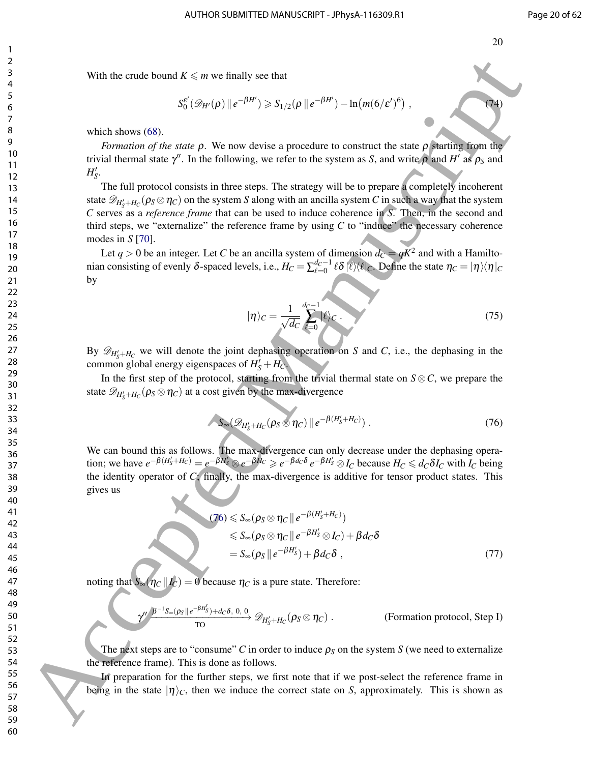With the crude bound $K \leqslant m$ we finally see that

$$S_0^{\varepsilon'}(\mathscr{D}_{H'}(\rho) \,\|\, e^{-\beta H'}) \geqslant S_{1/2}(\rho \,\|\, e^{-\beta H'}) - \ln\bigl(m(6/\varepsilon')^6\bigr) \ , \tag{74}$$

which shows (68).

*Formation of the state* $\rho$. We now devise a procedure to construct the state $\rho$ starting from the trivial thermal state $\gamma''$. In the following, we refer to the system as $S$, and write $\rho$ and $H'$ as $\rho_S$ and $H'_S$.

The full protocol consists in three steps. The strategy will be to prepare a completely incoherent state $\mathscr{D}_{H'_S+H_C}(\rho_S \otimes \eta_C)$ on the system $S$ along with an ancilla system $C$ in such a way that the system $C$ serves as a *reference frame* that can be used to induce coherence in $S$. Then, in the second and third steps, we "externalize" the reference frame by using $C$ to "induce" the necessary coherence modes in $S$ [70].

Let $q > 0$ be an integer. Let $C$ be an ancilla system of dimension $d_C = qK^2$ and with a Hamiltonian consisting of evenly $\delta$-spaced levels, i.e., $H_C = \sum_{\ell=0}^{d_C-1} \ell\delta \, |\ell\rangle\langle\ell|_C$. Define the state $\eta_C = |\eta\rangle\langle\eta|_C$ by

$$|\eta\rangle_C = \frac{1}{\sqrt{d_C}} \sum_{\ell=0}^{d_C-1} |\ell\rangle_C \ . \tag{75}$$

By $\mathscr{D}_{H'_S+H_C}$ we will denote the joint dephasing operation on $S$ and $C$, i.e., the dephasing in the common global energy eigenspaces of $H'_S + H_C$.

In the first step of the protocol, starting from the trivial thermal state on $S \otimes C$, we prepare the state $\mathscr{D}_{H'_S+H_C}(\rho_S \otimes \eta_C)$ at a cost given by the max-divergence

$$S_\infty(\mathscr{D}_{H'_S+H_C}(\rho_S \otimes \eta_C) \,\|\, e^{-\beta(H'_S+H_C)}) \ . \tag{76}$$

We can bound this as follows. The max-divergence can only decrease under the dephasing operation; we have $e^{-\beta(H'_S+H_C)} = e^{-\beta H'_S} \otimes e^{-\beta H_C} \geqslant e^{-\beta d_C \delta}\, e^{-\beta H'_S} \otimes I_C$ because $H_C \leqslant d_C \delta I_C$ with $I_C$ being the identity operator of $C$; finally, the max-divergence is additive for tensor product states. This gives us

$$\begin{aligned}
(76) &\leqslant S_\infty(\rho_S \otimes \eta_C \,\|\, e^{-\beta(H'_S+H_C)}) \\
&\leqslant S_\infty(\rho_S \otimes \eta_C \,\|\, e^{-\beta H'_S} \otimes I_C) + \beta d_C \delta \\
&= S_\infty(\rho_S \,\|\, e^{-\beta H'_S}) + \beta d_C \delta \ ,
\end{aligned} \tag{77}$$

noting that $S_\infty(\eta_C \,\|\, I_C) = 0$ because $\eta_C$ is a pure state. Therefore:

$$\gamma'' \xrightarrow[\text{TO}]{\beta^{-1} S_\infty(\rho_S \| e^{-\beta H'_S}) + d_C\delta,\ 0,\ 0} \mathscr{D}_{H'_S+H_C}(\rho_S \otimes \eta_C) \ . \qquad \text{(Formation protocol, Step I)}$$

The next steps are to "consume" $C$ in order to induce $\rho_S$ on the system $S$ (we need to externalize the reference frame). This is done as follows.

In preparation for the further steps, we first note that if we post-select the reference frame in being in the state $|\eta\rangle_C$, then we induce the correct state on $S$, approximately. This is shown as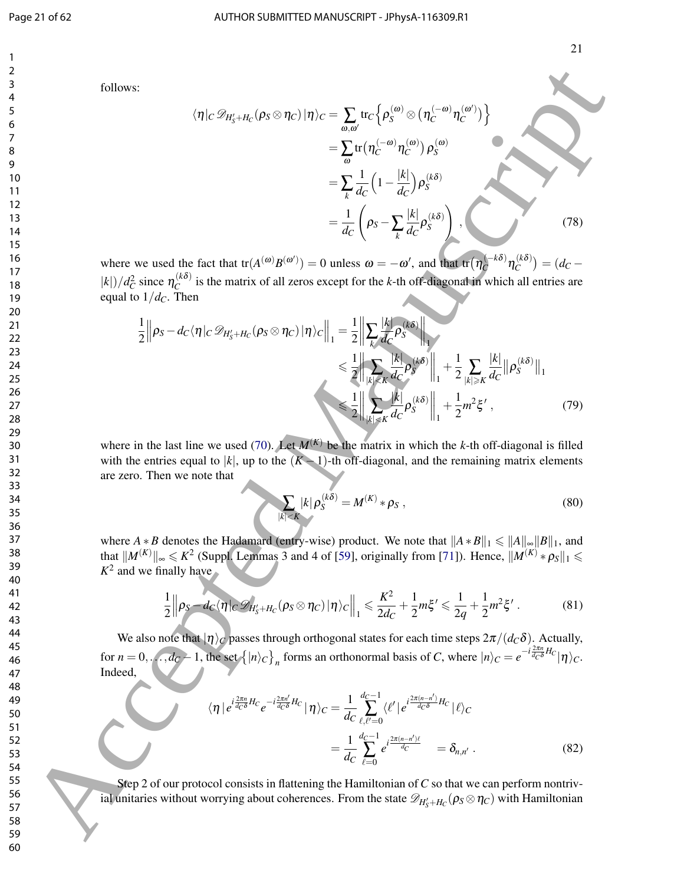follows:

$$
\begin{aligned}
\langle\eta|_C \mathscr{D}_{H_S'+H_C}(\rho_S\otimes\eta_C)\,|\eta\rangle_C &= \sum_{\omega,\omega'} \mathrm{tr}_C\Big\{\rho_S^{(\omega)}\otimes\big(\eta_C^{(-\omega)}\eta_C^{(\omega')}\big)\Big\} \\
&= \sum_{\omega} \mathrm{tr}\big(\eta_C^{(-\omega)}\eta_C^{(\omega)}\big)\,\rho_S^{(\omega)} \\
&= \sum_k \frac{1}{d_C}\Big(1-\frac{|k|}{d_C}\Big)\rho_S^{(k\delta)} \\
&= \frac{1}{d_C}\left(\rho_S - \sum_k \frac{|k|}{d_C}\rho_S^{(k\delta)}\right)\,,
\end{aligned}
\tag{78}
$$

where we used the fact that $\mathrm{tr}(A^{(\omega)}B^{(\omega')})=0$ unless $\omega=-\omega'$, and that $\mathrm{tr}\big(\eta_C^{(-k\delta)}\eta_C^{(k\delta)}\big)=(d_C-|k|)/d_C^2$ since $\eta_C^{(k\delta)}$ is the matrix of all zeros except for the $k$-th off-diagonal in which all entries are equal to $1/d_C$. Then

$$
\begin{aligned}
\frac{1}{2}\Big\|\rho_S - d_C\langle\eta|_C \mathscr{D}_{H_S'+H_C}(\rho_S\otimes\eta_C)\,|\eta\rangle_C\Big\|_1 &= \frac{1}{2}\Big\|\sum_k \frac{|k|}{d_C}\rho_S^{(k\delta)}\Big\|_1 \\
&\leqslant \frac{1}{2}\Big\|\sum_{|k|<K} \frac{|k|}{d_C}\rho_S^{(k\delta)}\Big\|_1 + \frac{1}{2}\sum_{|k|\geqslant K}\frac{|k|}{d_C}\big\|\rho_S^{(k\delta)}\big\|_1 \\
&\leqslant \frac{1}{2}\Big\|\sum_{|k|\leqslant K} \frac{|k|}{d_C}\rho_S^{(k\delta)}\Big\|_1 + \frac{1}{2}m^2\xi'\,,
\end{aligned}
\tag{79}
$$

where in the last line we used (70). Let $M^{(K)}$ be the matrix in which the $k$-th off-diagonal is filled with the entries equal to $|k|$, up to the $(K-1)$-th off-diagonal, and the remaining matrix elements are zero. Then we note that

$$
\sum_{|k|<K}|k|\,\rho_S^{(k\delta)} = M^{(K)} * \rho_S\,,
\tag{80}
$$

where $A*B$ denotes the Hadamard (entry-wise) product. We note that $\|A*B\|_1\leqslant\|A\|_\infty\|B\|_1$, and that $\|M^{(K)}\|_\infty\leqslant K^2$ (Suppl. Lemmas 3 and 4 of [59], originally from [71]). Hence, $\|M^{(K)}*\rho_S\|_1\leqslant K^2$ and we finally have

$$
\frac{1}{2}\Big\|\rho_S - d_C\langle\eta|_C \mathscr{D}_{H_S'+H_C}(\rho_S\otimes\eta_C)\,|\eta\rangle_C\Big\|_1 \leqslant \frac{K^2}{2d_C}+\frac{1}{2}m\xi' \leqslant \frac{1}{2q}+\frac{1}{2}m^2\xi'\,.
\tag{81}
$$

We also note that $|\eta\rangle_C$ passes through orthogonal states for each time steps $2\pi/(d_C\delta)$. Actually, for $n=0,\ldots,d_C-1$, the set $\big\{|n\rangle_C\big\}_n$ forms an orthonormal basis of $C$, where $|n\rangle_C = e^{-i\frac{2\pi n}{d_C\delta}H_C}|\eta\rangle_C$. Indeed,

$$
\begin{aligned}
\langle\eta|\,e^{i\frac{2\pi n}{d_C\delta}H_C}e^{-i\frac{2\pi n'}{d_C\delta}H_C}\,|\eta\rangle_C &= \frac{1}{d_C}\sum_{\ell,\ell'=0}^{d_C-1}\langle\ell'|\,e^{i\frac{2\pi(n-n')}{d_C\delta}H_C}\,|\ell\rangle_C \\
&= \frac{1}{d_C}\sum_{\ell=0}^{d_C-1}e^{i\frac{2\pi(n-n')\ell}{d_C}} \quad = \delta_{n,n'}\,.
\end{aligned}
\tag{82}
$$

Step 2 of our protocol consists in flattening the Hamiltonian of $C$ so that we can perform nontrivial unitaries without worrying about coherences. From the state $\mathscr{D}_{H_S'+H_C}(\rho_S\otimes\eta_C)$ with Hamiltonian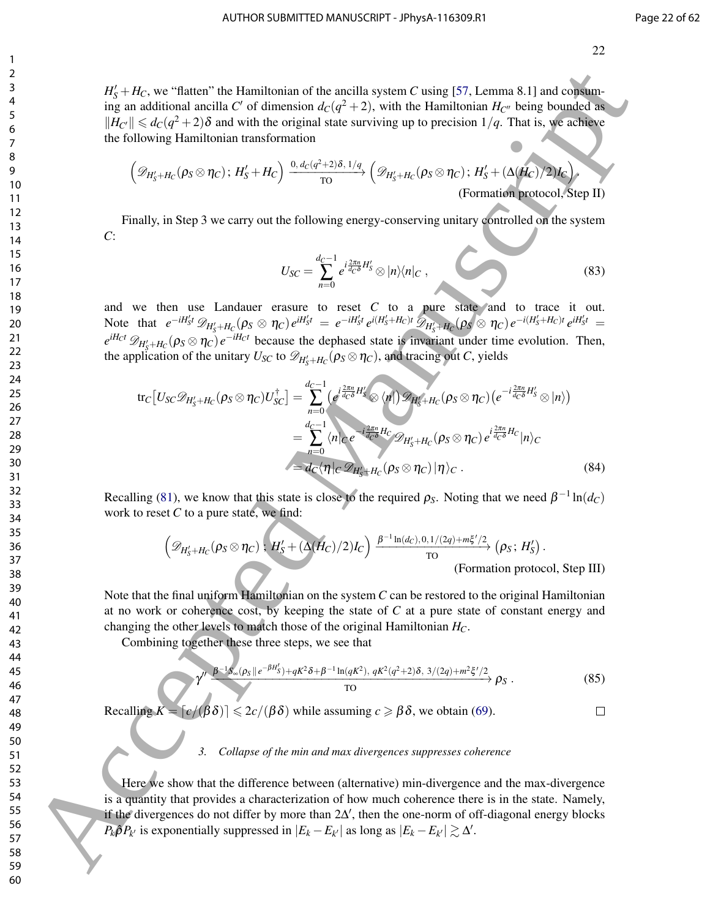$H'_S + H_C$, we "flatten" the Hamiltonian of the ancilla system $C$ using [57, Lemma 8.1] and consuming an additional ancilla $C'$ of dimension $d_C(q^2+2)$, with the Hamiltonian $H_{C''}$ being bounded as $\|H_{C'}\| \leqslant d_C(q^2+2)\delta$ and with the original state surviving up to precision $1/q$. That is, we achieve the following Hamiltonian transformation

$$\Big(\mathscr{D}_{H'_S+H_C}(\rho_S\otimes\eta_C)\,;\,H'_S+H_C\Big) \xrightarrow[\text{TO}]{0,\,d_C(q^2+2)\delta,\,1/q} \Big(\mathscr{D}_{H'_S+H_C}(\rho_S\otimes\eta_C)\,;\,H'_S+(\Delta(H_C)/2)I_C\Big).$$

(Formation protocol, Step II)

Finally, in Step 3 we carry out the following energy-conserving unitary controlled on the system $C$:

$$U_{SC} = \sum_{n=0}^{d_C-1} e^{i\frac{2\pi n}{d_C\delta}H'_S}\otimes|n\rangle\langle n|_C\;, \tag{83}$$

and we then use Landauer erasure to reset $C$ to a pure state and to trace it out. Note that $e^{-iH'_St}\,\mathscr{D}_{H'_S+H_C}(\rho_S\otimes\eta_C)\,e^{iH'_St} = e^{-iH'_St}\,e^{i(H'_S+H_C)t}\,\mathscr{D}_{H'_S+H_C}(\rho_S\otimes\eta_C)\,e^{-i(H'_S+H_C)t}\,e^{iH'_St} = e^{iH_Ct}\,\mathscr{D}_{H'_S+H_C}(\rho_S\otimes\eta_C)\,e^{-iH_Ct}$ because the dephased state is invariant under time evolution. Then, the application of the unitary $U_{SC}$ to $\mathscr{D}_{H'_S+H_C}(\rho_S\otimes\eta_C)$, and tracing out $C$, yields

$$\begin{aligned}
\operatorname{tr}_C\big[U_{SC}\mathscr{D}_{H'_S+H_C}(\rho_S\otimes\eta_C)U_{SC}^\dagger\big] &= \sum_{n=0}^{d_C-1}\big(e^{i\frac{2\pi n}{d_C\delta}H'_S}\otimes\langle n|\big)\mathscr{D}_{H'_S+H_C}(\rho_S\otimes\eta_C)\big(e^{-i\frac{2\pi n}{d_C\delta}H'_S}\otimes|n\rangle\big)\\
&= \sum_{n=0}^{d_C-1}\langle n|_C\,e^{-i\frac{2\pi n}{d_C\delta}H_C}\mathscr{D}_{H'_S+H_C}(\rho_S\otimes\eta_C)\,e^{i\frac{2\pi n}{d_C\delta}H_C}|n\rangle_C\\
&= d_C\langle\eta|_C\,\mathscr{D}_{H'_S+H_C}(\rho_S\otimes\eta_C)\,|\eta\rangle_C\;.
\end{aligned}\tag{84}$$

Recalling (81), we know that this state is close to the required $\rho_S$. Noting that we need $\beta^{-1}\ln(d_C)$ work to reset $C$ to a pure state, we find:

$$\Big(\mathscr{D}_{H'_S+H_C}(\rho_S\otimes\eta_C)\,;\,H'_S+(\Delta(H_C)/2)I_C\Big) \xrightarrow[\text{TO}]{\beta^{-1}\ln(d_C),\,0,\,1/(2q)+m\xi'/2} \big(\rho_S\,;\,H'_S\big)\,.$$

(Formation protocol, Step III)

Note that the final uniform Hamiltonian on the system $C$ can be restored to the original Hamiltonian at no work or coherence cost, by keeping the state of $C$ at a pure state of constant energy and changing the other levels to match those of the original Hamiltonian $H_C$.

Combining together these three steps, we see that

$$\gamma'' \xrightarrow[\text{TO}]{\beta^{-1}S_\infty(\rho_S\,\|\,e^{-\beta H'_S})+qK^2\delta+\beta^{-1}\ln(qK^2),\;qK^2(q^2+2)\delta,\;3/(2q)+m^2\xi'/2} \rho_S\,. \tag{85}$$

Recalling $K=\lceil c/(\beta\delta)\rceil \leqslant 2c/(\beta\delta)$ while assuming $c\geqslant\beta\delta$, we obtain (69). $\square$

### 3. Collapse of the min and max divergences suppresses coherence

Here we show that the difference between (alternative) min-divergence and the max-divergence is a quantity that provides a characterization of how much coherence there is in the state. Namely, if the divergences do not differ by more than $2\Delta'$, then the one-norm of off-diagonal energy blocks $P_k\hat{\rho}P_{k'}$ is exponentially suppressed in $|E_k - E_{k'}|$ as long as $|E_k - E_{k'}| \gtrsim \Delta'$.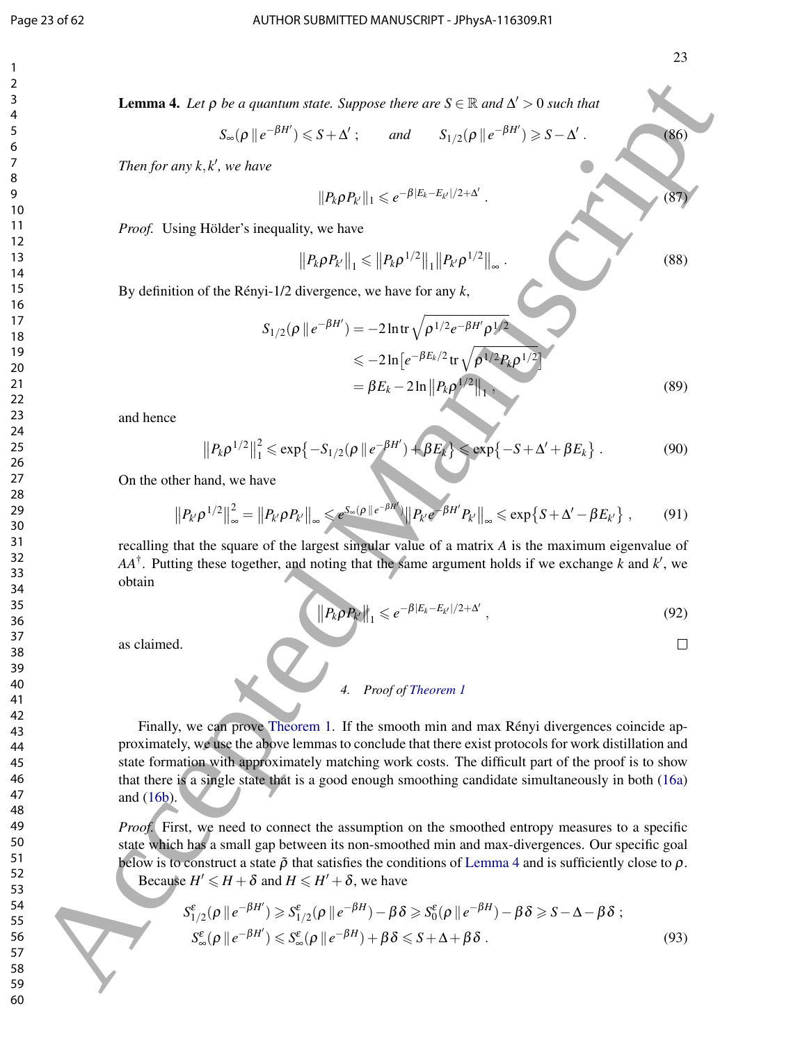**Lemma 4.** *Let $\rho$ be a quantum state. Suppose there are $S \in \mathbb{R}$ and $\Delta' > 0$ such that*

$$S_\infty(\rho \,\|\, e^{-\beta H'}) \leqslant S + \Delta' \,; \qquad \text{and} \qquad S_{1/2}(\rho \,\|\, e^{-\beta H'}) \geqslant S - \Delta' \,. \tag{86}$$

*Then for any $k, k'$, we have*

$$\|P_k \rho P_{k'}\|_1 \leqslant e^{-\beta |E_k - E_{k'}|/2 + \Delta'} \,. \tag{87}$$

*Proof.* Using Hölder's inequality, we have

$$\left\|P_k \rho P_{k'}\right\|_1 \leqslant \left\|P_k \rho^{1/2}\right\|_1 \left\|P_{k'} \rho^{1/2}\right\|_\infty \,. \tag{88}$$

By definition of the Rényi-1/2 divergence, we have for any $k$,

$$\begin{aligned} S_{1/2}(\rho \,\|\, e^{-\beta H'}) &= -2 \ln \operatorname{tr} \sqrt{\rho^{1/2} e^{-\beta H'} \rho^{1/2}} \\ &\leqslant -2 \ln \left[ e^{-\beta E_k/2} \operatorname{tr} \sqrt{\rho^{1/2} P_k \rho^{1/2}} \right] \\ &= \beta E_k - 2 \ln \left\|P_k \rho^{1/2}\right\|_1 \,, \end{aligned} \tag{89}$$

and hence

$$\left\|P_k \rho^{1/2}\right\|_1^2 \leqslant \exp\left\{-S_{1/2}(\rho \,\|\, e^{-\beta H'}) + \beta E_k\right\} \leqslant \exp\left\{-S + \Delta' + \beta E_k\right\} \,. \tag{90}$$

On the other hand, we have

$$\left\|P_{k'} \rho^{1/2}\right\|_\infty^2 = \left\|P_{k'} \rho P_{k'}\right\|_\infty \leqslant e^{S_\infty(\rho \,\|\, e^{-\beta H'})} \left\|P_{k'} e^{-\beta H'} P_{k'}\right\|_\infty \leqslant \exp\left\{S + \Delta' - \beta E_{k'}\right\} \,, \tag{91}$$

recalling that the square of the largest singular value of a matrix $A$ is the maximum eigenvalue of $AA^\dagger$. Putting these together, and noting that the same argument holds if we exchange $k$ and $k'$, we obtain

$$\left\|P_k \rho P_{k'}\right\|_1 \leqslant e^{-\beta |E_k - E_{k'}|/2 + \Delta'} \,, \tag{92}$$

as claimed. □

### 4. *Proof of Theorem 1*

Finally, we can prove Theorem 1. If the smooth min and max Rényi divergences coincide approximately, we use the above lemmas to conclude that there exist protocols for work distillation and state formation with approximately matching work costs. The difficult part of the proof is to show that there is a single state that is a good enough smoothing candidate simultaneously in both (16a) and (16b).

*Proof.* First, we need to connect the assumption on the smoothed entropy measures to a specific state which has a small gap between its non-smoothed min and max-divergences. Our specific goal below is to construct a state $\tilde{\rho}$ that satisfies the conditions of Lemma 4 and is sufficiently close to $\rho$.

Because $H' \leqslant H + \delta$ and $H \leqslant H' + \delta$, we have

$$\begin{aligned} S^\varepsilon_{1/2}(\rho \,\|\, e^{-\beta H'}) &\geqslant S^\varepsilon_{1/2}(\rho \,\|\, e^{-\beta H}) - \beta\delta \geqslant S^\varepsilon_0(\rho \,\|\, e^{-\beta H}) - \beta\delta \geqslant S - \Delta - \beta\delta \,; \\ S^\varepsilon_\infty(\rho \,\|\, e^{-\beta H'}) &\leqslant S^\varepsilon_\infty(\rho \,\|\, e^{-\beta H}) + \beta\delta \leqslant S + \Delta + \beta\delta \,. \end{aligned} \tag{93}$$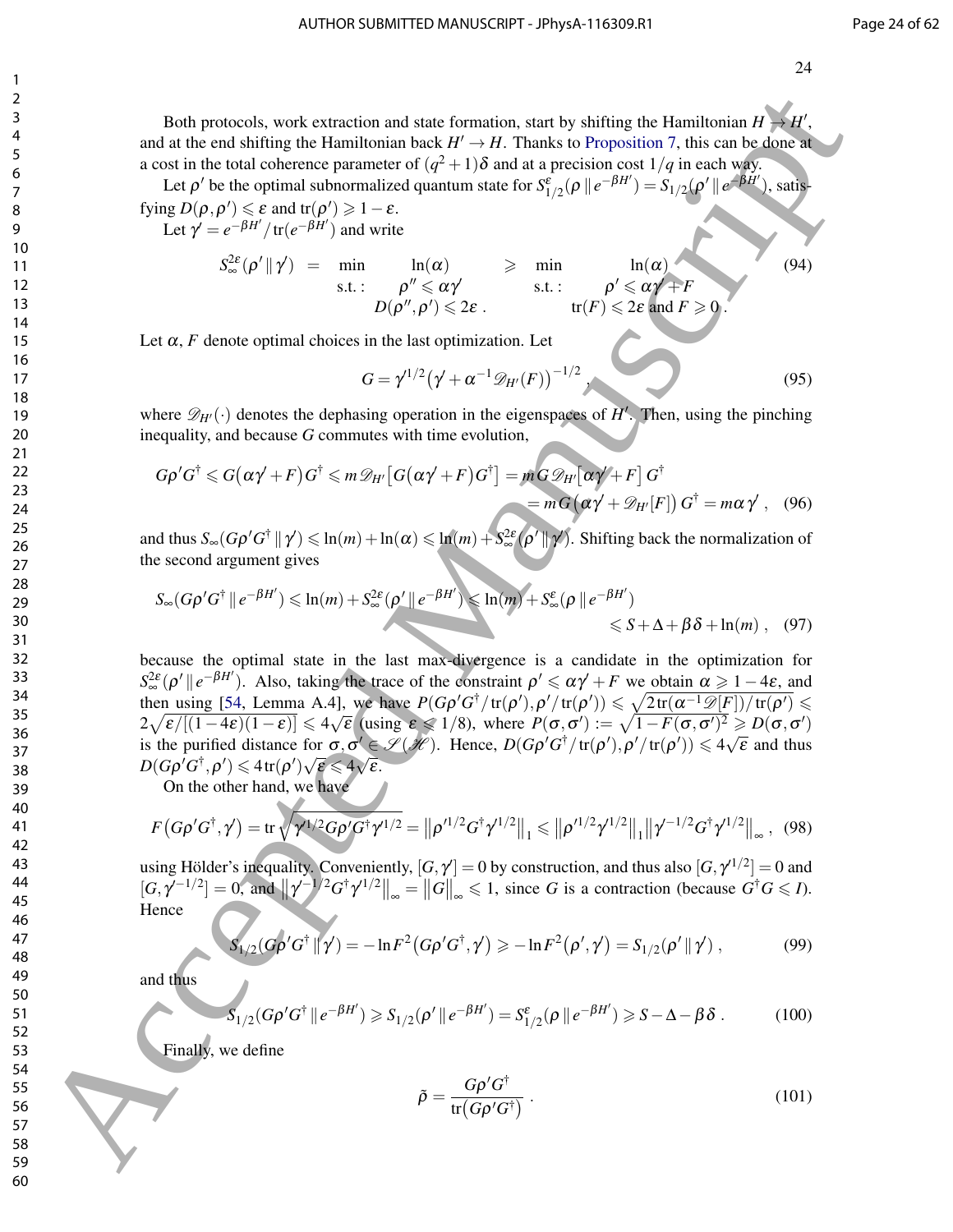Both protocols, work extraction and state formation, start by shifting the Hamiltonian $H \to H'$, and at the end shifting the Hamiltonian back $H' \to H$. Thanks to Proposition 7, this can be done at a cost in the total coherence parameter of $(q^2+1)\delta$ and at a precision cost $1/q$ in each way.

Let $\rho'$ be the optimal subnormalized quantum state for $S^{\varepsilon}_{1/2}(\rho \,\|\, e^{-\beta H'}) = S_{1/2}(\rho' \,\|\, e^{-\beta H'})$, satisfying $D(\rho, \rho') \leqslant \varepsilon$ and $\mathrm{tr}(\rho') \geqslant 1-\varepsilon$.

Let $\gamma' = e^{-\beta H'}/\mathrm{tr}(e^{-\beta H'})$ and write

$$S^{2\varepsilon}_{\infty}(\rho' \,\|\, \gamma') \;=\; \begin{array}{rl} \min & \ln(\alpha) \\ \text{s.t.}: & \rho'' \leqslant \alpha\gamma' \\ & D(\rho'', \rho') \leqslant 2\varepsilon\ . \end{array} \;\geqslant\; \begin{array}{rl} \min & \ln(\alpha) \\ \text{s.t.}: & \rho' \leqslant \alpha\gamma' + F \\ & \mathrm{tr}(F) \leqslant 2\varepsilon \text{ and } F \geqslant 0\ . \end{array} \tag{94}$$

Let $\alpha$, $F$ denote optimal choices in the last optimization. Let

$$G = \gamma'^{1/2}\big(\gamma' + \alpha^{-1}\mathscr{D}_{H'}(F)\big)^{-1/2}\ , \tag{95}$$

where $\mathscr{D}_{H'}(\cdot)$ denotes the dephasing operation in the eigenspaces of $H'$. Then, using the pinching inequality, and because $G$ commutes with time evolution,

$$G\rho' G^\dagger \leqslant G\big(\alpha\gamma' + F\big)G^\dagger \leqslant m\,\mathscr{D}_{H'}\big[G\big(\alpha\gamma' + F\big)G^\dagger\big] = m\,G\,\mathscr{D}_{H'}\big[\alpha\gamma' + F\big]\,G^\dagger$$
$$= m\,G\big(\alpha\gamma' + \mathscr{D}_{H'}[F]\big)\,G^\dagger = m\alpha\,\gamma'\ , \tag{96}$$

and thus $S_\infty(G\rho' G^\dagger \,\|\, \gamma') \leqslant \ln(m) + \ln(\alpha) \leqslant \ln(m) + S^{2\varepsilon}_\infty(\rho' \,\|\, \gamma')$. Shifting back the normalization of the second argument gives

$$S_\infty(G\rho' G^\dagger \,\|\, e^{-\beta H'}) \leqslant \ln(m) + S^{2\varepsilon}_\infty(\rho' \,\|\, e^{-\beta H'}) \leqslant \ln(m) + S^{\varepsilon}_\infty(\rho \,\|\, e^{-\beta H'})$$
$$\leqslant S + \Delta + \beta\delta + \ln(m)\ , \tag{97}$$

because the optimal state in the last max-divergence is a candidate in the optimization for $S^{2\varepsilon}_\infty(\rho' \,\|\, e^{-\beta H'})$. Also, taking the trace of the constraint $\rho' \leqslant \alpha\gamma' + F$ we obtain $\alpha \geqslant 1 - 4\varepsilon$, and then using [54, Lemma A.4], we have $P(G\rho' G^\dagger/\mathrm{tr}(\rho'), \rho'/\mathrm{tr}(\rho')) \leqslant \sqrt{2\,\mathrm{tr}(\alpha^{-1}\mathscr{D}[F])/\mathrm{tr}(\rho')} \leqslant 2\sqrt{\varepsilon/[(1-4\varepsilon)(1-\varepsilon)]} \leqslant 4\sqrt{\varepsilon}$ (using $\varepsilon \leqslant 1/8$), where $P(\sigma, \sigma') := \sqrt{1 - F(\sigma, \sigma')^2} \geqslant D(\sigma, \sigma')$ is the purified distance for $\sigma, \sigma' \in \mathscr{S}(\mathscr{H})$. Hence, $D(G\rho' G^\dagger/\mathrm{tr}(\rho'), \rho'/\mathrm{tr}(\rho')) \leqslant 4\sqrt{\varepsilon}$ and thus $D(G\rho' G^\dagger, \rho') \leqslant 4\,\mathrm{tr}(\rho')\sqrt{\varepsilon} \leqslant 4\sqrt{\varepsilon}$.

On the other hand, we have

$$F\big(G\rho' G^\dagger, \gamma'\big) = \mathrm{tr}\sqrt{\gamma'^{1/2} G\rho' G^\dagger \gamma'^{1/2}} = \big\|\rho'^{1/2} G^\dagger \gamma'^{1/2}\big\|_1 \leqslant \big\|\rho'^{1/2}\gamma'^{1/2}\big\|_1 \big\|\gamma'^{-1/2} G^\dagger \gamma'^{1/2}\big\|_\infty\ , \tag{98}$$

using Hölder's inequality. Conveniently, $[G, \gamma'] = 0$ by construction, and thus also $[G, \gamma'^{1/2}] = 0$ and $[G, \gamma'^{-1/2}] = 0$, and $\big\|\gamma'^{-1/2} G^\dagger \gamma'^{1/2}\big\|_\infty = \big\|G\big\|_\infty \leqslant 1$, since $G$ is a contraction (because $G^\dagger G \leqslant I$). Hence

$$S_{1/2}(G\rho' G^\dagger \,\|\, \gamma') = -\ln F^2\big(G\rho' G^\dagger, \gamma'\big) \geqslant -\ln F^2\big(\rho', \gamma'\big) = S_{1/2}(\rho' \,\|\, \gamma')\ , \tag{99}$$

and thus

$$S_{1/2}(G\rho' G^\dagger \,\|\, e^{-\beta H'}) \geqslant S_{1/2}(\rho' \,\|\, e^{-\beta H'}) = S^{\varepsilon}_{1/2}(\rho \,\|\, e^{-\beta H'}) \geqslant S - \Delta - \beta\delta\ . \tag{100}$$

Finally, we define

$$\tilde{\rho} = \frac{G\rho' G^\dagger}{\mathrm{tr}\big(G\rho' G^\dagger\big)}\ . \tag{101}$$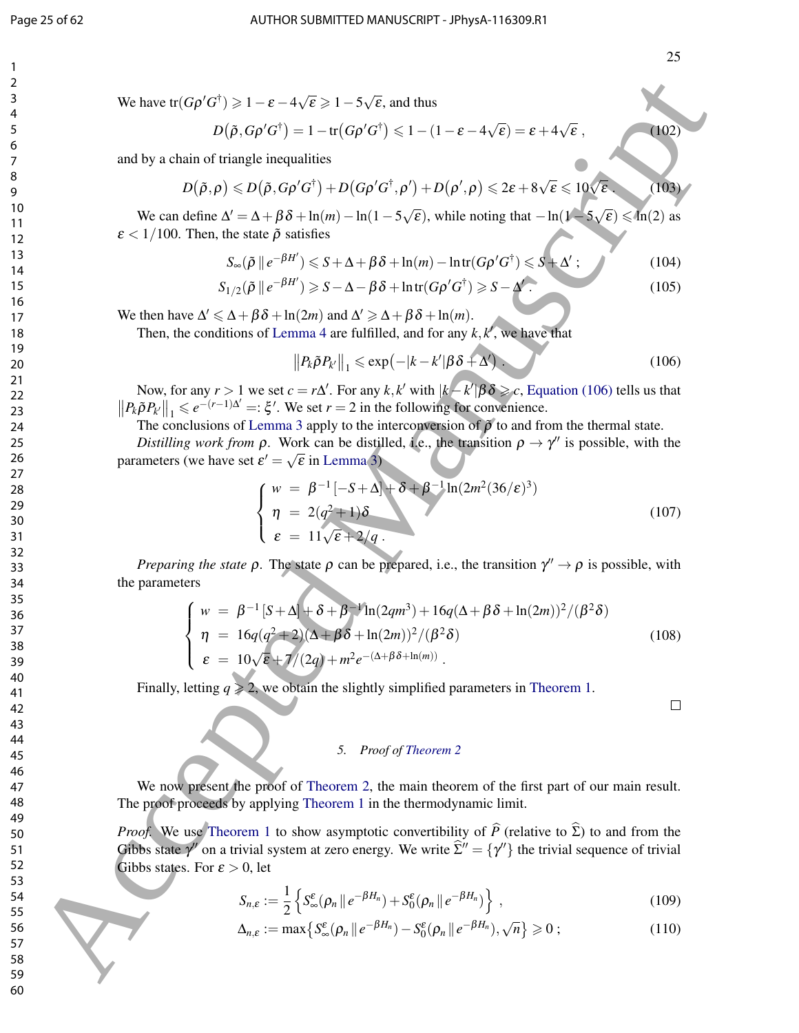We have $\operatorname{tr}(G\rho' G^\dagger) \geqslant 1-\varepsilon-4\sqrt{\varepsilon} \geqslant 1-5\sqrt{\varepsilon}$, and thus

$$D\big(\tilde{\rho}, G\rho' G^\dagger\big) = 1-\operatorname{tr}\big(G\rho' G^\dagger\big) \leqslant 1-(1-\varepsilon-4\sqrt{\varepsilon}) = \varepsilon+4\sqrt{\varepsilon}\,, \tag{102}$$

and by a chain of triangle inequalities

$$D\big(\tilde{\rho},\rho\big) \leqslant D\big(\tilde{\rho}, G\rho' G^\dagger\big) + D\big(G\rho' G^\dagger, \rho'\big) + D\big(\rho',\rho\big) \leqslant 2\varepsilon+8\sqrt{\varepsilon} \leqslant 10\sqrt{\varepsilon}\,. \tag{103}$$

We can define $\Delta' = \Delta+\beta\delta+\ln(m)-\ln(1-5\sqrt{\varepsilon})$, while noting that $-\ln(1-5\sqrt{\varepsilon}) \leqslant \ln(2)$ as $\varepsilon < 1/100$. Then, the state $\tilde{\rho}$ satisfies

$$S_\infty(\tilde{\rho}\,\|\,e^{-\beta H'}) \leqslant S+\Delta+\beta\delta+\ln(m)-\ln\operatorname{tr}(G\rho' G^\dagger) \leqslant S+\Delta'\,; \tag{104}$$

$$S_{1/2}(\tilde{\rho}\,\|\,e^{-\beta H'}) \geqslant S-\Delta-\beta\delta+\ln\operatorname{tr}(G\rho' G^\dagger) \geqslant S-\Delta'\,. \tag{105}$$

We then have $\Delta' \leqslant \Delta+\beta\delta+\ln(2m)$ and $\Delta' \geqslant \Delta+\beta\delta+\ln(m)$.

Then, the conditions of Lemma 4 are fulfilled, and for any $k,k'$, we have that

$$\big\|P_k\tilde{\rho}P_{k'}\big\|_1 \leqslant \exp\big(-|k-k'|\beta\delta+\Delta'\big)\,. \tag{106}$$

Now, for any $r>1$ we set $c = r\Delta'$. For any $k,k'$ with $|k-k'|\beta\delta \geqslant c$, Equation (106) tells us that $\big\|P_k\tilde{\rho}P_{k'}\big\|_1 \leqslant e^{-(r-1)\Delta'} =: \xi'$. We set $r=2$ in the following for convenience.

The conclusions of Lemma 3 apply to the interconversion of $\tilde{\rho}$ to and from the thermal state.

*Distilling work from* $\rho$. Work can be distilled, i.e., the transition $\rho \to \gamma''$ is possible, with the parameters (we have set $\varepsilon' = \sqrt{\varepsilon}$ in Lemma 3)

$$\begin{cases} w &= \beta^{-1}\left[-S+\Delta\right]+\delta+\beta^{-1}\ln(2m^2(36/\varepsilon)^3) \\ \eta &= 2(q^2+1)\delta \\ \varepsilon &= 11\sqrt{\varepsilon}+2/q\,. \end{cases} \tag{107}$$

*Preparing the state* $\rho$. The state $\rho$ can be prepared, i.e., the transition $\gamma'' \to \rho$ is possible, with the parameters

$$\begin{cases} w &= \beta^{-1}\left[S+\Delta\right]+\delta+\beta^{-1}\ln(2qm^3)+16q(\Delta+\beta\delta+\ln(2m))^2/(\beta^2\delta) \\ \eta &= 16q(q^2+2)(\Delta+\beta\delta+\ln(2m))^2/(\beta^2\delta) \\ \varepsilon &= 10\sqrt{\varepsilon}+7/(2q)+m^2e^{-(\Delta+\beta\delta+\ln(m))}\,. \end{cases} \tag{108}$$

Finally, letting $q \geqslant 2$, we obtain the slightly simplified parameters in Theorem 1.

□

## 5. Proof of Theorem 2

We now present the proof of Theorem 2, the main theorem of the first part of our main result. The proof proceeds by applying Theorem 1 in the thermodynamic limit.

*Proof.* We use Theorem 1 to show asymptotic convertibility of $\widehat{P}$ (relative to $\widehat{\Sigma}$) to and from the Gibbs state $\gamma''$ on a trivial system at zero energy. We write $\widehat{\Sigma}'' = \{\gamma''\}$ the trivial sequence of trivial Gibbs states. For $\varepsilon > 0$, let

$$S_{n,\varepsilon} := \frac{1}{2}\left\{S_\infty^\varepsilon(\rho_n\,\|\,e^{-\beta H_n}) + S_0^\varepsilon(\rho_n\,\|\,e^{-\beta H_n})\right\}\,, \tag{109}$$

$$\Delta_{n,\varepsilon} := \max\left\{S_\infty^\varepsilon(\rho_n\,\|\,e^{-\beta H_n}) - S_0^\varepsilon(\rho_n\,\|\,e^{-\beta H_n}), \sqrt{n}\right\} \geqslant 0\,; \tag{110}$$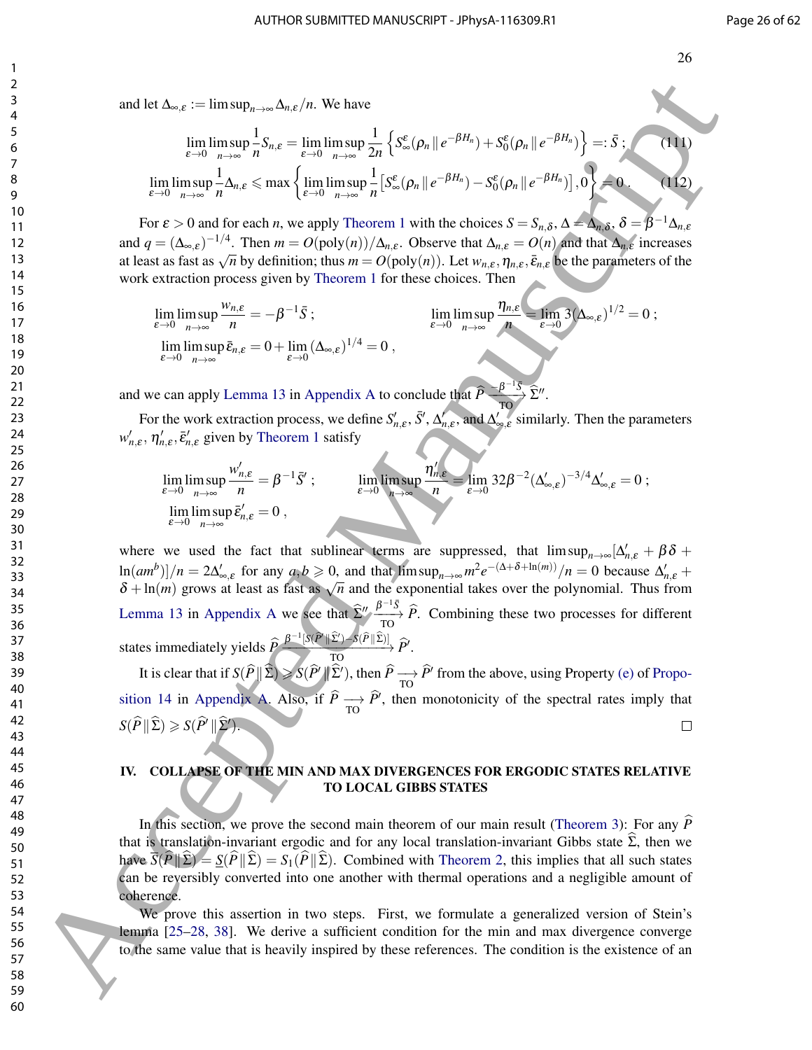and let $\Delta_{\infty,\varepsilon} := \limsup_{n\to\infty} \Delta_{n,\varepsilon}/n$. We have

$$\lim_{\varepsilon\to 0}\limsup_{n\to\infty}\frac{1}{n}S_{n,\varepsilon} = \lim_{\varepsilon\to 0}\limsup_{n\to\infty}\frac{1}{2n}\left\{S^{\varepsilon}_{\infty}(\rho_n \,\|\, e^{-\beta H_n}) + S^{\varepsilon}_{0}(\rho_n \,\|\, e^{-\beta H_n})\right\} =: \bar{S}\,; \tag{111}$$

$$\lim_{\varepsilon\to 0}\limsup_{n\to\infty}\frac{1}{n}\Delta_{n,\varepsilon} \leqslant \max\left\{\lim_{\varepsilon\to 0}\limsup_{n\to\infty}\frac{1}{n}\left[S^{\varepsilon}_{\infty}(\rho_n \,\|\, e^{-\beta H_n}) - S^{\varepsilon}_{0}(\rho_n \,\|\, e^{-\beta H_n})\right], 0\right\} = 0\,. \tag{112}$$

For $\varepsilon > 0$ and for each $n$, we apply Theorem 1 with the choices $S = S_{n,\delta}$, $\Delta = \Delta_{n,\delta}$, $\delta = \beta^{-1}\Delta_{n,\varepsilon}$ and $q = (\Delta_{\infty,\varepsilon})^{-1/4}$. Then $m = O(\mathrm{poly}(n))/\Delta_{n,\varepsilon}$. Observe that $\Delta_{n,\varepsilon} = O(n)$ and that $\Delta_{n,\varepsilon}$ increases at least as fast as $\sqrt{n}$ by definition; thus $m = O(\mathrm{poly}(n))$. Let $w_{n,\varepsilon}, \eta_{n,\varepsilon}, \bar{\varepsilon}_{n,\varepsilon}$ be the parameters of the work extraction process given by Theorem 1 for these choices. Then

$$\lim_{\varepsilon\to 0}\limsup_{n\to\infty}\frac{w_{n,\varepsilon}}{n} = -\beta^{-1}\bar{S}\,; \qquad \lim_{\varepsilon\to 0}\limsup_{n\to\infty}\frac{\eta_{n,\varepsilon}}{n} = \lim_{\varepsilon\to 0} 3(\Delta_{\infty,\varepsilon})^{1/2} = 0\,;$$

$$\lim_{\varepsilon\to 0}\limsup_{n\to\infty}\bar{\varepsilon}_{n,\varepsilon} = 0 + \lim_{\varepsilon\to 0}(\Delta_{\infty,\varepsilon})^{1/4} = 0\,,$$

and we can apply Lemma 13 in Appendix A to conclude that $\widehat{P} \xrightarrow[\mathrm{TO}]{-\beta^{-1}\bar{S}} \widehat{\Sigma}''$.

For the work extraction process, we define $S'_{n,\varepsilon}$, $\bar{S}'$, $\Delta'_{n,\varepsilon}$, and $\Delta'_{\infty,\varepsilon}$ similarly. Then the parameters $w'_{n,\varepsilon}, \eta'_{n,\varepsilon}, \bar{\varepsilon}'_{n,\varepsilon}$ given by Theorem 1 satisfy

$$\lim_{\varepsilon\to 0}\limsup_{n\to\infty}\frac{w'_{n,\varepsilon}}{n} = \beta^{-1}\bar{S}'\,; \qquad \lim_{\varepsilon\to 0}\limsup_{n\to\infty}\frac{\eta'_{n,\varepsilon}}{n} = \lim_{\varepsilon\to 0} 32\beta^{-2}(\Delta'_{\infty,\varepsilon})^{-3/4}\Delta'_{\infty,\varepsilon} = 0\,;$$

$$\lim_{\varepsilon\to 0}\limsup_{n\to\infty}\bar{\varepsilon}'_{n,\varepsilon} = 0\,,$$

where we used the fact that sublinear terms are suppressed, that $\limsup_{n\to\infty}[\Delta'_{n,\varepsilon} + \beta\delta + \ln(am^b)]/n = 2\Delta'_{\infty,\varepsilon}$ for any $a, b \geqslant 0$, and that $\limsup_{n\to\infty} m^2 e^{-(\Delta+\delta+\ln(m))}/n = 0$ because $\Delta'_{n,\varepsilon} + \delta + \ln(m)$ grows at least as fast as $\sqrt{n}$ and the exponential takes over the polynomial. Thus from Lemma 13 in Appendix A we see that $\widehat{\Sigma}'' \xrightarrow[\mathrm{TO}]{\beta^{-1}\bar{S}} \widehat{P}$. Combining these two processes for different states immediately yields $\widehat{P} \xrightarrow[\mathrm{TO}]{\beta^{-1}[S(\widehat{P}'\|\widehat{\Sigma}') - S(\widehat{P}\|\widehat{\Sigma})]} \widehat{P}'$.

It is clear that if $S(\widehat{P}\|\widehat{\Sigma}) \geqslant S(\widehat{P}'\|\widehat{\Sigma}')$, then $\widehat{P} \xrightarrow[\mathrm{TO}]{} \widehat{P}'$ from the above, using Property (e) of Proposition 14 in Appendix A. Also, if $\widehat{P} \xrightarrow[\mathrm{TO}]{} \widehat{P}'$, then monotonicity of the spectral rates imply that $S(\widehat{P}\|\widehat{\Sigma}) \geqslant S(\widehat{P}'\|\widehat{\Sigma}')$. □

## IV. COLLAPSE OF THE MIN AND MAX DIVERGENCES FOR ERGODIC STATES RELATIVE TO LOCAL GIBBS STATES

In this section, we prove the second main theorem of our main result (Theorem 3): For any $\widehat{P}$ that is translation-invariant ergodic and for any local translation-invariant Gibbs state $\widehat{\Sigma}$, then we have $\overline{S}(\widehat{P}\|\widehat{\Sigma}) = \underline{S}(\widehat{P}\|\widehat{\Sigma}) = S_1(\widehat{P}\|\widehat{\Sigma})$. Combined with Theorem 2, this implies that all such states can be reversibly converted into one another with thermal operations and a negligible amount of coherence.

We prove this assertion in two steps. First, we formulate a generalized version of Stein's lemma [25–28, 38]. We derive a sufficient condition for the min and max divergence converge to the same value that is heavily inspired by these references. The condition is the existence of an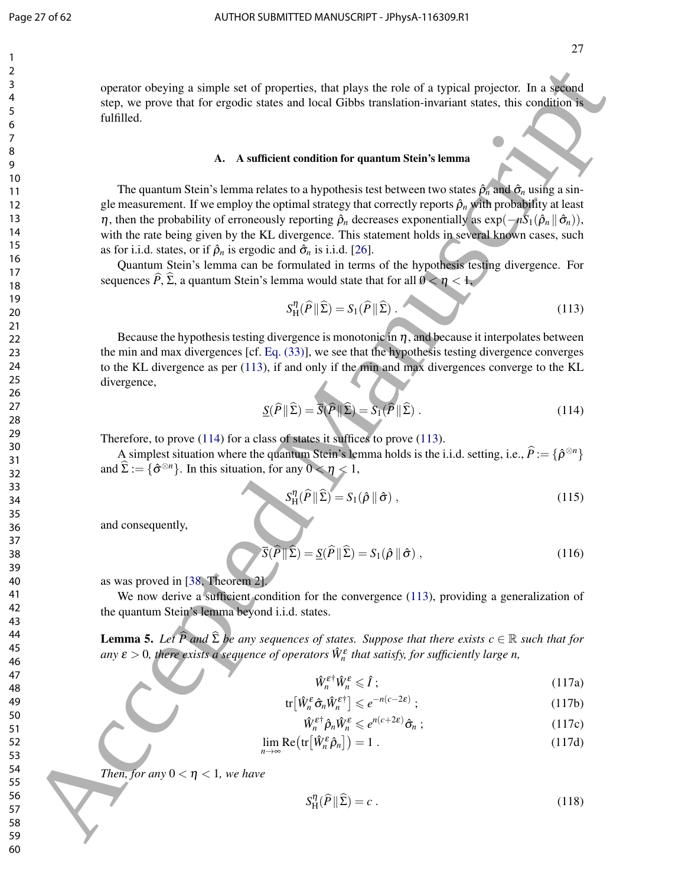operator obeying a simple set of properties, that plays the role of a typical projector. In a second step, we prove that for ergodic states and local Gibbs translation-invariant states, this condition is fulfilled.

### A. A sufficient condition for quantum Stein's lemma

The quantum Stein's lemma relates to a hypothesis test between two states $\hat{\rho}_n$ and $\hat{\sigma}_n$ using a single measurement. If we employ the optimal strategy that correctly reports $\hat{\rho}_n$ with probability at least $\eta$, then the probability of erroneously reporting $\hat{\rho}_n$ decreases exponentially as $\exp(-nS_1(\hat{\rho}_n \,\|\, \hat{\sigma}_n))$, with the rate being given by the KL divergence. This statement holds in several known cases, such as for i.i.d. states, or if $\hat{\rho}_n$ is ergodic and $\hat{\sigma}_n$ is i.i.d. [26].

Quantum Stein's lemma can be formulated in terms of the hypothesis testing divergence. For sequences $\widehat{P}$, $\widehat{\Sigma}$, a quantum Stein's lemma would state that for all $0 < \eta < 1$,

$$
S_{\mathrm{H}}^{\eta}(\widehat{P} \,\|\, \widehat{\Sigma}) = S_1(\widehat{P} \,\|\, \widehat{\Sigma}) \,. \tag{113}
$$

Because the hypothesis testing divergence is monotonic in $\eta$, and because it interpolates between the min and max divergences [cf. Eq. (33)], we see that the hypothesis testing divergence converges to the KL divergence as per (113), if and only if the min and max divergences converge to the KL divergence,

$$
\underline{S}(\widehat{P} \,\|\, \widehat{\Sigma}) = \overline{S}(\widehat{P} \,\|\, \widehat{\Sigma}) = S_1(\widehat{P} \,\|\, \widehat{\Sigma}) \,. \tag{114}
$$

Therefore, to prove (114) for a class of states it suffices to prove (113).

A simplest situation where the quantum Stein's lemma holds is the i.i.d. setting, i.e., $\widehat{P} := \{\hat{\rho}^{\otimes n}\}$ and $\widehat{\Sigma} := \{\hat{\sigma}^{\otimes n}\}$. In this situation, for any $0 < \eta < 1$,

$$
S_{\mathrm{H}}^{\eta}(\widehat{P} \,\|\, \widehat{\Sigma}) = S_1(\hat{\rho} \,\|\, \hat{\sigma}) \,, \tag{115}
$$

and consequently,

$$
\overline{S}(\widehat{P} \,\|\, \widehat{\Sigma}) = \underline{S}(\widehat{P} \,\|\, \widehat{\Sigma}) = S_1(\hat{\rho} \,\|\, \hat{\sigma}) \,, \tag{116}
$$

as was proved in [38, Theorem 2].

We now derive a sufficient condition for the convergence (113), providing a generalization of the quantum Stein's lemma beyond i.i.d. states.

**Lemma 5.** *Let $\widehat{P}$ and $\widehat{\Sigma}$ be any sequences of states. Suppose that there exists $c \in \mathbb{R}$ such that for any $\varepsilon > 0$, there exists a sequence of operators $\hat{W}_n^{\varepsilon}$ that satisfy, for sufficiently large $n$,*

$$
\hat{W}_n^{\varepsilon\dagger} \hat{W}_n^{\varepsilon} \leqslant \hat{I} \,; \tag{117a}
$$

$$
\mathrm{tr}\big[\hat{W}_n^{\varepsilon} \hat{\sigma}_n \hat{W}_n^{\varepsilon\dagger}\big] \leqslant e^{-n(c-2\varepsilon)} \,; \tag{117b}
$$

$$
\hat{W}_n^{\varepsilon\dagger} \hat{\rho}_n \hat{W}_n^{\varepsilon} \leqslant e^{n(c+2\varepsilon)} \hat{\sigma}_n \,; \tag{117c}
$$

$$
\lim_{n\to\infty} \mathrm{Re}\big(\mathrm{tr}\big[\hat{W}_n^{\varepsilon} \hat{\rho}_n\big]\big) = 1 \,. \tag{117d}
$$

*Then, for any $0 < \eta < 1$, we have*

$$
S_{\mathrm{H}}^{\eta}(\widehat{P} \,\|\, \widehat{\Sigma}) = c \,. \tag{118}
$$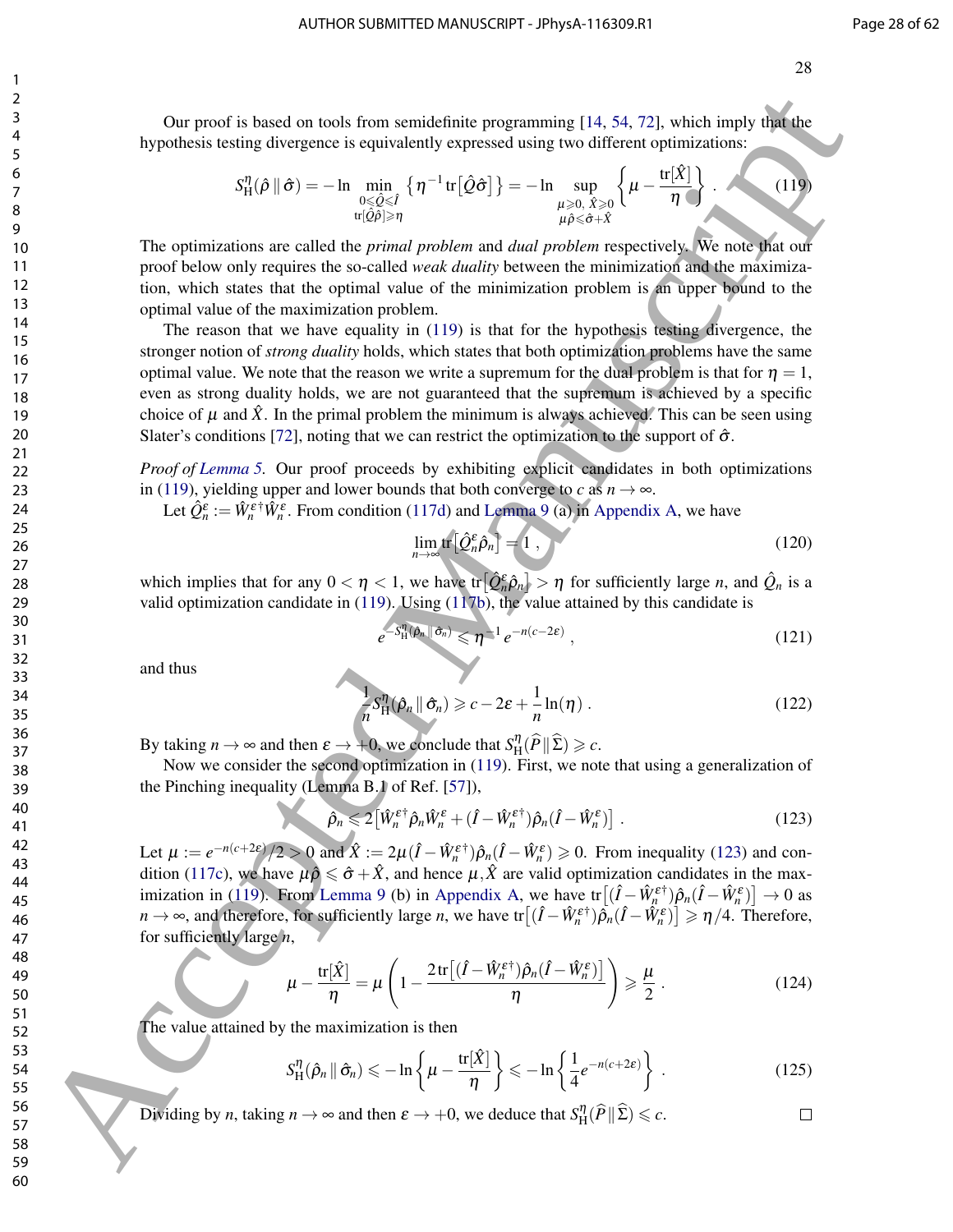Our proof is based on tools from semidefinite programming [14, 54, 72], which imply that the hypothesis testing divergence is equivalently expressed using two different optimizations:

$$S_{\mathrm{H}}^{\eta}(\hat{\rho}\,\|\,\hat{\sigma}) = -\ln \min_{\substack{0\leqslant\hat{Q}\leqslant\hat{I}\\ \mathrm{tr}[\hat{Q}\hat{\rho}]\geqslant\eta}} \left\{\eta^{-1}\,\mathrm{tr}\big[\hat{Q}\hat{\sigma}\big]\right\} = -\ln \sup_{\substack{\mu\geqslant 0,\ \hat{X}\geqslant 0\\ \mu\hat{\rho}\leqslant\hat{\sigma}+\hat{X}}} \left\{\mu - \frac{\mathrm{tr}[\hat{X}]}{\eta}\right\} . \tag{119}$$

The optimizations are called the *primal problem* and *dual problem* respectively. We note that our proof below only requires the so-called *weak duality* between the minimization and the maximization, which states that the optimal value of the minimization problem is an upper bound to the optimal value of the maximization problem.

The reason that we have equality in (119) is that for the hypothesis testing divergence, the stronger notion of *strong duality* holds, which states that both optimization problems have the same optimal value. We note that the reason we write a supremum for the dual problem is that for $\eta = 1$, even as strong duality holds, we are not guaranteed that the supremum is achieved by a specific choice of $\mu$ and $\hat{X}$. In the primal problem the minimum is always achieved. This can be seen using Slater's conditions [72], noting that we can restrict the optimization to the support of $\hat{\sigma}$.

*Proof of Lemma 5.* Our proof proceeds by exhibiting explicit candidates in both optimizations in (119), yielding upper and lower bounds that both converge to $c$ as $n\to\infty$.

Let $\hat{Q}_n^{\varepsilon} := \hat{W}_n^{\varepsilon\dagger}\hat{W}_n^{\varepsilon}$. From condition (117d) and Lemma 9 (a) in Appendix A, we have

$$\lim_{n\to\infty}\mathrm{tr}\big[\hat{Q}_n^{\varepsilon}\hat{\rho}_n\big] = 1 , \tag{120}$$

which implies that for any $0<\eta<1$, we have $\mathrm{tr}\big[\hat{Q}_n^{\varepsilon}\hat{\rho}_n\big] > \eta$ for sufficiently large $n$, and $\hat{Q}_n$ is a valid optimization candidate in (119). Using (117b), the value attained by this candidate is

$$e^{-S_{\mathrm{H}}^{\eta}(\hat{\rho}_n\,\|\,\hat{\sigma}_n)} \leqslant \eta^{-1}\,e^{-n(c-2\varepsilon)} , \tag{121}$$

and thus

$$\frac{1}{n}S_{\mathrm{H}}^{\eta}(\hat{\rho}_n\,\|\,\hat{\sigma}_n) \geqslant c - 2\varepsilon + \frac{1}{n}\ln(\eta) . \tag{122}$$

By taking $n\to\infty$ and then $\varepsilon\to+0$, we conclude that $S_{\mathrm{H}}^{\eta}(\widehat{P}\,\|\,\widehat{\Sigma}) \geqslant c$.

Now we consider the second optimization in (119). First, we note that using a generalization of the Pinching inequality (Lemma B.1 of Ref. [57]),

$$\hat{\rho}_n \leqslant 2\big[\hat{W}_n^{\varepsilon\dagger}\hat{\rho}_n\hat{W}_n^{\varepsilon} + (\hat{I}-\hat{W}_n^{\varepsilon\dagger})\hat{\rho}_n(\hat{I}-\hat{W}_n^{\varepsilon})\big] . \tag{123}$$

Let $\mu := e^{-n(c+2\varepsilon)}/2 > 0$ and $\hat{X} := 2\mu(\hat{I}-\hat{W}_n^{\varepsilon\dagger})\hat{\rho}_n(\hat{I}-\hat{W}_n^{\varepsilon}) \geqslant 0$. From inequality (123) and condition (117c), we have $\mu\hat{\rho}\leqslant\hat{\sigma}+\hat{X}$, and hence $\mu,\hat{X}$ are valid optimization candidates in the maximization in (119). From Lemma 9 (b) in Appendix A, we have $\mathrm{tr}\big[(\hat{I}-\hat{W}_n^{\varepsilon\dagger})\hat{\rho}_n(\hat{I}-\hat{W}_n^{\varepsilon})\big]\to 0$ as $n\to\infty$, and therefore, for sufficiently large $n$, we have $\mathrm{tr}\big[(\hat{I}-\hat{W}_n^{\varepsilon\dagger})\hat{\rho}_n(\hat{I}-\hat{W}_n^{\varepsilon})\big] \geqslant \eta/4$. Therefore, for sufficiently large $n$,

$$\mu - \frac{\mathrm{tr}[\hat{X}]}{\eta} = \mu\left(1 - \frac{2\,\mathrm{tr}\big[(\hat{I}-\hat{W}_n^{\varepsilon\dagger})\hat{\rho}_n(\hat{I}-\hat{W}_n^{\varepsilon})\big]}{\eta}\right) \geqslant \frac{\mu}{2} . \tag{124}$$

The value attained by the maximization is then

$$S_{\mathrm{H}}^{\eta}(\hat{\rho}_n\,\|\,\hat{\sigma}_n) \leqslant -\ln\left\{\mu - \frac{\mathrm{tr}[\hat{X}]}{\eta}\right\} \leqslant -\ln\left\{\frac{1}{4}e^{-n(c+2\varepsilon)}\right\} . \tag{125}$$

Dividing by $n$, taking $n\to\infty$ and then $\varepsilon\to+0$, we deduce that $S_{\mathrm{H}}^{\eta}(\widehat{P}\,\|\,\widehat{\Sigma}) \leqslant c$. □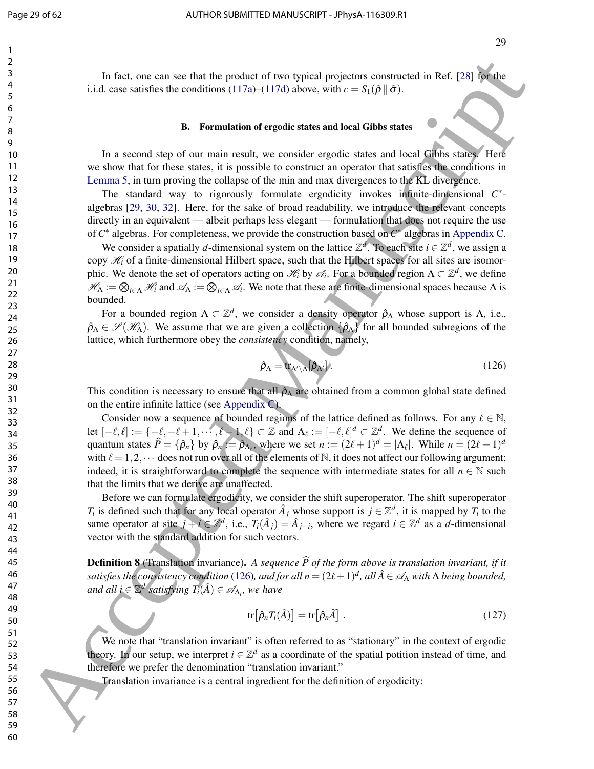In fact, one can see that the product of two typical projectors constructed in Ref. [28] for the i.i.d. case satisfies the conditions (117a)–(117d) above, with $c = S_1(\hat{\rho}\,\|\,\hat{\sigma})$.

### B. Formulation of ergodic states and local Gibbs states

In a second step of our main result, we consider ergodic states and local Gibbs states. Here we show that for these states, it is possible to construct an operator that satisfies the conditions in Lemma 5, in turn proving the collapse of the min and max divergences to the KL divergence.

The standard way to rigorously formulate ergodicity invokes infinite-dimensional $C^*$-algebras [29, 30, 32]. Here, for the sake of broad readability, we introduce the relevant concepts directly in an equivalent — albeit perhaps less elegant — formulation that does not require the use of $C^*$ algebras. For completeness, we provide the construction based on $C^*$ algebras in Appendix C.

We consider a spatially $d$-dimensional system on the lattice $\mathbb{Z}^d$. To each site $i \in \mathbb{Z}^d$, we assign a copy $\mathscr{H}_i$ of a finite-dimensional Hilbert space, such that the Hilbert spaces for all sites are isomorphic. We denote the set of operators acting on $\mathscr{H}_i$ by $\mathscr{A}_i$. For a bounded region $\Lambda \subset \mathbb{Z}^d$, we define $\mathscr{H}_\Lambda := \bigotimes_{i\in\Lambda} \mathscr{H}_i$ and $\mathscr{A}_\Lambda := \bigotimes_{i\in\Lambda} \mathscr{A}_i$. We note that these are finite-dimensional spaces because $\Lambda$ is bounded.

For a bounded region $\Lambda \subset \mathbb{Z}^d$, we consider a density operator $\hat{\rho}_\Lambda$ whose support is $\Lambda$, i.e., $\hat{\rho}_\Lambda \in \mathscr{S}(\mathscr{H}_\Lambda)$. We assume that we are given a collection $\{\hat{\rho}_\Lambda\}$ for all bounded subregions of the lattice, which furthermore obey the *consistency* condition, namely,

$$
\hat{\rho}_\Lambda = \mathrm{tr}_{\Lambda'\setminus\Lambda}[\hat{\rho}_{\Lambda'}] . \tag{126}
$$

This condition is necessary to ensure that all $\hat{\rho}_\Lambda$ are obtained from a common global state defined on the entire infinite lattice (see Appendix C).

Consider now a sequence of bounded regions of the lattice defined as follows. For any $\ell \in \mathbb{N}$, let $[-\ell,\ell] := \{-\ell, -\ell+1, \cdots, \ell-1, \ell\} \subset \mathbb{Z}$ and $\Lambda_\ell := [-\ell,\ell]^d \subset \mathbb{Z}^d$. We define the sequence of quantum states $\widehat{P} = \{\hat{\rho}_n\}$ by $\hat{\rho}_n := \hat{\rho}_{\Lambda_\ell}$, where we set $n := (2\ell+1)^d = |\Lambda_\ell|$. While $n = (2\ell+1)^d$ with $\ell = 1, 2, \cdots$ does not run over all of the elements of $\mathbb{N}$, it does not affect our following argument; indeed, it is straightforward to complete the sequence with intermediate states for all $n \in \mathbb{N}$ such that the limits that we derive are unaffected.

Before we can formulate ergodicity, we consider the shift superoperator. The shift superoperator $T_i$ is defined such that for any local operator $\hat{A}_j$ whose support is $j \in \mathbb{Z}^d$, it is mapped by $T_i$ to the same operator at site $j+i \in \mathbb{Z}^d$, i.e., $T_i(\hat{A}_j) = \hat{A}_{j+i}$, where we regard $i \in \mathbb{Z}^d$ as a $d$-dimensional vector with the standard addition for such vectors.

**Definition 8** (Translation invariance)**.** *A sequence $\widehat{P}$ of the form above is translation invariant, if it satisfies the consistency condition* (126)*, and for all $n = (2\ell+1)^d$, all $\hat{A} \in \mathscr{A}_\Lambda$ with $\Lambda$ being bounded, and all $i \in \mathbb{Z}^d$ satisfying $T_i(\hat{A}) \in \mathscr{A}_{\Lambda_l}$, we have*

$$
\mathrm{tr}\big[\hat{\rho}_n T_i(\hat{A})\big] = \mathrm{tr}\big[\hat{\rho}_n \hat{A}\big] . \tag{127}
$$

We note that "translation invariant" is often referred to as "stationary" in the context of ergodic theory. In our setup, we interpret $i \in \mathbb{Z}^d$ as a coordinate of the spatial potition instead of time, and therefore we prefer the denomination "translation invariant."

Translation invariance is a central ingredient for the definition of ergodicity: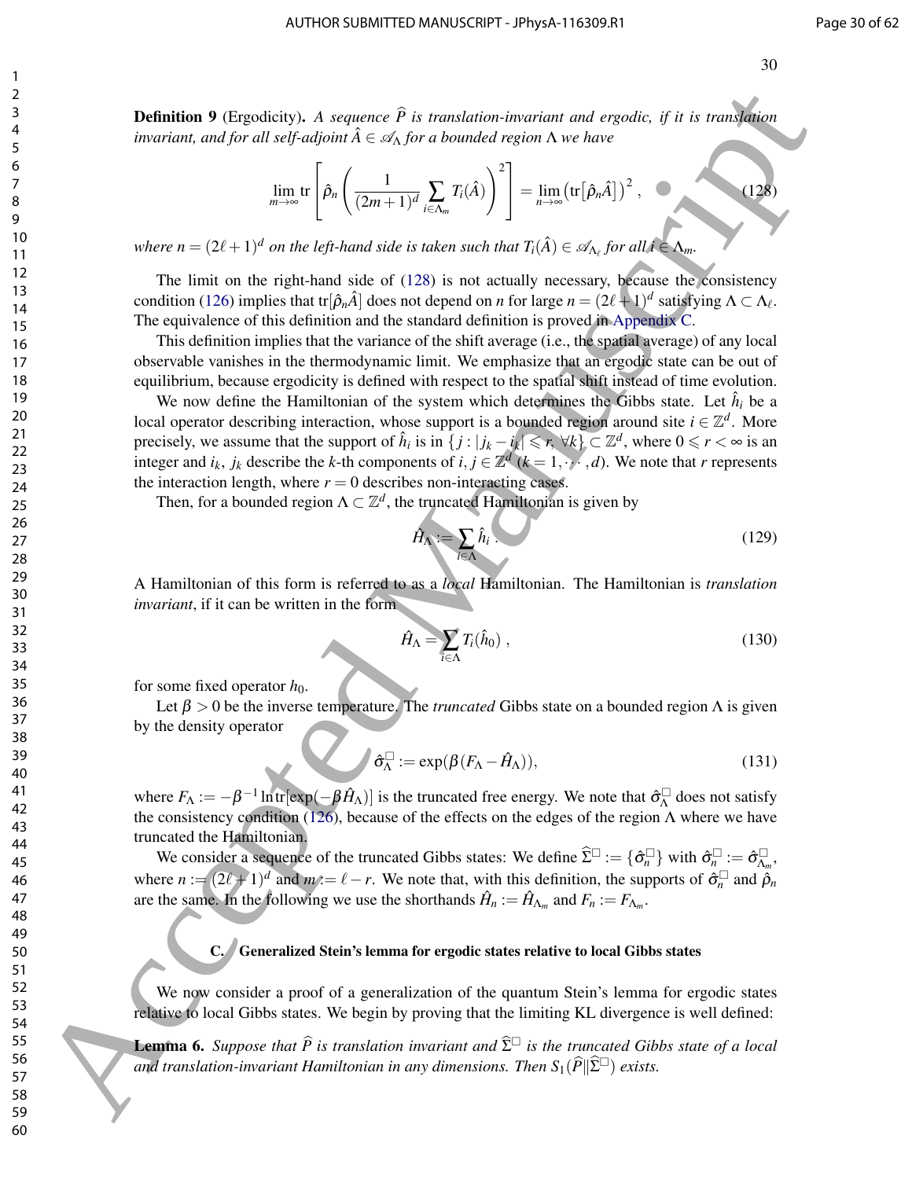**Definition 9** (Ergodicity). *A sequence $\widehat{P}$ is translation-invariant and ergodic, if it is translation invariant, and for all self-adjoint $\hat{A} \in \mathscr{A}_\Lambda$ for a bounded region $\Lambda$ we have*

$$\lim_{m\to\infty} \mathrm{tr}\left[\hat{\rho}_n \left(\frac{1}{(2m+1)^d}\sum_{i\in\Lambda_m} T_i(\hat{A})\right)^2\right] = \lim_{n\to\infty}\left(\mathrm{tr}\left[\hat{\rho}_n\hat{A}\right]\right)^2 , \tag{128}$$

*where $n = (2\ell+1)^d$ on the left-hand side is taken such that $T_i(\hat{A}) \in \mathscr{A}_{\Lambda_\ell}$ for all $i \in \Lambda_m$.*

The limit on the right-hand side of (128) is not actually necessary, because the consistency condition (126) implies that $\mathrm{tr}[\hat{\rho}_n\hat{A}]$ does not depend on $n$ for large $n = (2\ell+1)^d$ satisfying $\Lambda \subset \Lambda_\ell$. The equivalence of this definition and the standard definition is proved in Appendix C.

This definition implies that the variance of the shift average (i.e., the spatial average) of any local observable vanishes in the thermodynamic limit. We emphasize that an ergodic state can be out of equilibrium, because ergodicity is defined with respect to the spatial shift instead of time evolution.

We now define the Hamiltonian of the system which determines the Gibbs state. Let $\hat{h}_i$ be a local operator describing interaction, whose support is a bounded region around site $i \in \mathbb{Z}^d$. More precisely, we assume that the support of $\hat{h}_i$ is in $\{j : |j_k - i_k| \leqslant r, \forall k\} \subset \mathbb{Z}^d$, where $0 \leqslant r < \infty$ is an integer and $i_k$, $j_k$ describe the $k$-th components of $i, j \in \mathbb{Z}^d$ ($k = 1, \cdots, d$). We note that $r$ represents the interaction length, where $r = 0$ describes non-interacting cases.

Then, for a bounded region $\Lambda \subset \mathbb{Z}^d$, the truncated Hamiltonian is given by

$$\hat{H}_\Lambda := \sum_{i\in\Lambda} \hat{h}_i . \tag{129}$$

A Hamiltonian of this form is referred to as a *local* Hamiltonian. The Hamiltonian is *translation invariant*, if it can be written in the form

$$\hat{H}_\Lambda = \sum_{i\in\Lambda} T_i(\hat{h}_0) , \tag{130}$$

for some fixed operator $h_0$.

Let $\beta > 0$ be the inverse temperature. The *truncated* Gibbs state on a bounded region $\Lambda$ is given by the density operator

$$\hat{\sigma}^\square_\Lambda := \exp(\beta(F_\Lambda - \hat{H}_\Lambda)), \tag{131}$$

where $F_\Lambda := -\beta^{-1}\ln\mathrm{tr}[\exp(-\beta\hat{H}_\Lambda)]$ is the truncated free energy. We note that $\hat{\sigma}^\square_\Lambda$ does not satisfy the consistency condition (126), because of the effects on the edges of the region $\Lambda$ where we have truncated the Hamiltonian.

We consider a sequence of the truncated Gibbs states: We define $\widehat{\Sigma}^\square := \{\hat{\sigma}^\square_n\}$ with $\hat{\sigma}^\square_n := \hat{\sigma}^\square_{\Lambda_m}$, where $n := (2\ell+1)^d$ and $m := \ell - r$. We note that, with this definition, the supports of $\hat{\sigma}^\square_n$ and $\hat{\rho}_n$ are the same. In the following we use the shorthands $\hat{H}_n := \hat{H}_{\Lambda_m}$ and $F_n := F_{\Lambda_m}$.

### C. Generalized Stein's lemma for ergodic states relative to local Gibbs states

We now consider a proof of a generalization of the quantum Stein's lemma for ergodic states relative to local Gibbs states. We begin by proving that the limiting KL divergence is well defined:

**Lemma 6.** *Suppose that $\widehat{P}$ is translation invariant and $\widehat{\Sigma}^\square$ is the truncated Gibbs state of a local and translation-invariant Hamiltonian in any dimensions. Then $S_1(\widehat{P}\|\widehat{\Sigma}^\square)$ exists.*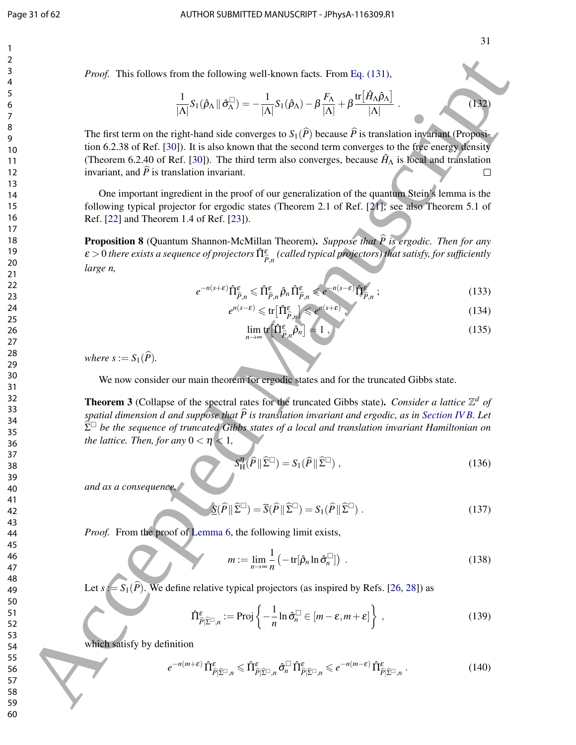*Proof.* This follows from the following well-known facts. From Eq. (131),

$$\frac{1}{|\Lambda|} S_1(\hat{\rho}_\Lambda \,\|\, \hat{\sigma}^{\square}_\Lambda) = -\frac{1}{|\Lambda|} S_1(\hat{\rho}_\Lambda) - \beta \frac{F_\Lambda}{|\Lambda|} + \beta \frac{\mathrm{tr}\big[\hat{H}_\Lambda \hat{\rho}_\Lambda\big]}{|\Lambda|} \;. \tag{132}$$

The first term on the right-hand side converges to $S_1(\widehat{P})$ because $\widehat{P}$ is translation invariant (Proposition 6.2.38 of Ref. [30]). It is also known that the second term converges to the free energy density (Theorem 6.2.40 of Ref. [30]). The third term also converges, because $\hat{H}_\Lambda$ is local and translation invariant, and $\widehat{P}$ is translation invariant. □

One important ingredient in the proof of our generalization of the quantum Stein's lemma is the following typical projector for ergodic states (Theorem 2.1 of Ref. [21]; see also Theorem 5.1 of Ref. [22] and Theorem 1.4 of Ref. [23]).

**Proposition 8** (Quantum Shannon-McMillan Theorem). *Suppose that $\widehat{P}$ is ergodic. Then for any $\varepsilon > 0$ there exists a sequence of projectors $\hat{\Pi}^{\varepsilon}_{\widehat{P},n}$ (called typical projectors) that satisfy, for sufficiently large n,*

$$e^{-n(s+\varepsilon)} \hat{\Pi}^{\varepsilon}_{\widehat{P},n} \leqslant \hat{\Pi}^{\varepsilon}_{\widehat{P},n}\, \hat{\rho}_n\, \hat{\Pi}^{\varepsilon}_{\widehat{P},n} \leqslant e^{-n(s-\varepsilon)} \hat{\Pi}^{\varepsilon}_{\widehat{P},n} \;; \tag{133}$$

$$e^{n(s-\varepsilon)} \leqslant \mathrm{tr}\big[\hat{\Pi}^{\varepsilon}_{\widehat{P},n}\big] \leqslant e^{n(s+\varepsilon)} \;, \tag{134}$$

$$\lim_{n\to\infty} \mathrm{tr}\big[\hat{\Pi}^{\varepsilon}_{\widehat{P},n} \hat{\rho}_n\big] = 1 \;, \tag{135}$$

*where $s := S_1(\widehat{P})$.*

We now consider our main theorem for ergodic states and for the truncated Gibbs state.

**Theorem 3** (Collapse of the spectral rates for the truncated Gibbs state). *Consider a lattice $\mathbb{Z}^d$ of spatial dimension d and suppose that $\widehat{P}$ is translation invariant and ergodic, as in Section IV B. Let $\widehat{\Sigma}^{\square}$ be the sequence of truncated Gibbs states of a local and translation invariant Hamiltonian on the lattice. Then, for any $0 < \eta < 1$,*

$$S^{\eta}_{\mathrm{H}}(\widehat{P} \,\|\, \widehat{\Sigma}^{\square}) = S_1(\widehat{P} \,\|\, \widehat{\Sigma}^{\square}) \;, \tag{136}$$

*and as a consequence,*

$$\underline{S}(\widehat{P} \,\|\, \widehat{\Sigma}^{\square}) = \overline{S}(\widehat{P} \,\|\, \widehat{\Sigma}^{\square}) = S_1(\widehat{P} \,\|\, \widehat{\Sigma}^{\square}) \;. \tag{137}$$

*Proof.* From the proof of Lemma 6, the following limit exists,

$$m := \lim_{n\to\infty} \frac{1}{n} \left( -\mathrm{tr}[\hat{\rho}_n \ln \hat{\sigma}^{\square}_n] \right) \;. \tag{138}$$

Let $s := S_1(\widehat{P})$. We define relative typical projectors (as inspired by Refs. [26, 28]) as

$$\hat{\Pi}^{\varepsilon}_{\widehat{P}|\widehat{\Sigma}^{\square},n} := \mathrm{Proj}\left\{ -\frac{1}{n} \ln \hat{\sigma}^{\square}_n \in [m-\varepsilon, m+\varepsilon] \right\} \;, \tag{139}$$

which satisfy by definition

$$e^{-n(m+\varepsilon)}\, \hat{\Pi}^{\varepsilon}_{\widehat{P}|\widehat{\Sigma}^{\square},n} \leqslant \hat{\Pi}^{\varepsilon}_{\widehat{P}|\widehat{\Sigma}^{\square},n}\, \hat{\sigma}^{\square}_n\, \hat{\Pi}^{\varepsilon}_{\widehat{P}|\widehat{\Sigma}^{\square},n} \leqslant e^{-n(m-\varepsilon)}\, \hat{\Pi}^{\varepsilon}_{\widehat{P}|\widehat{\Sigma}^{\square},n} \;. \tag{140}$$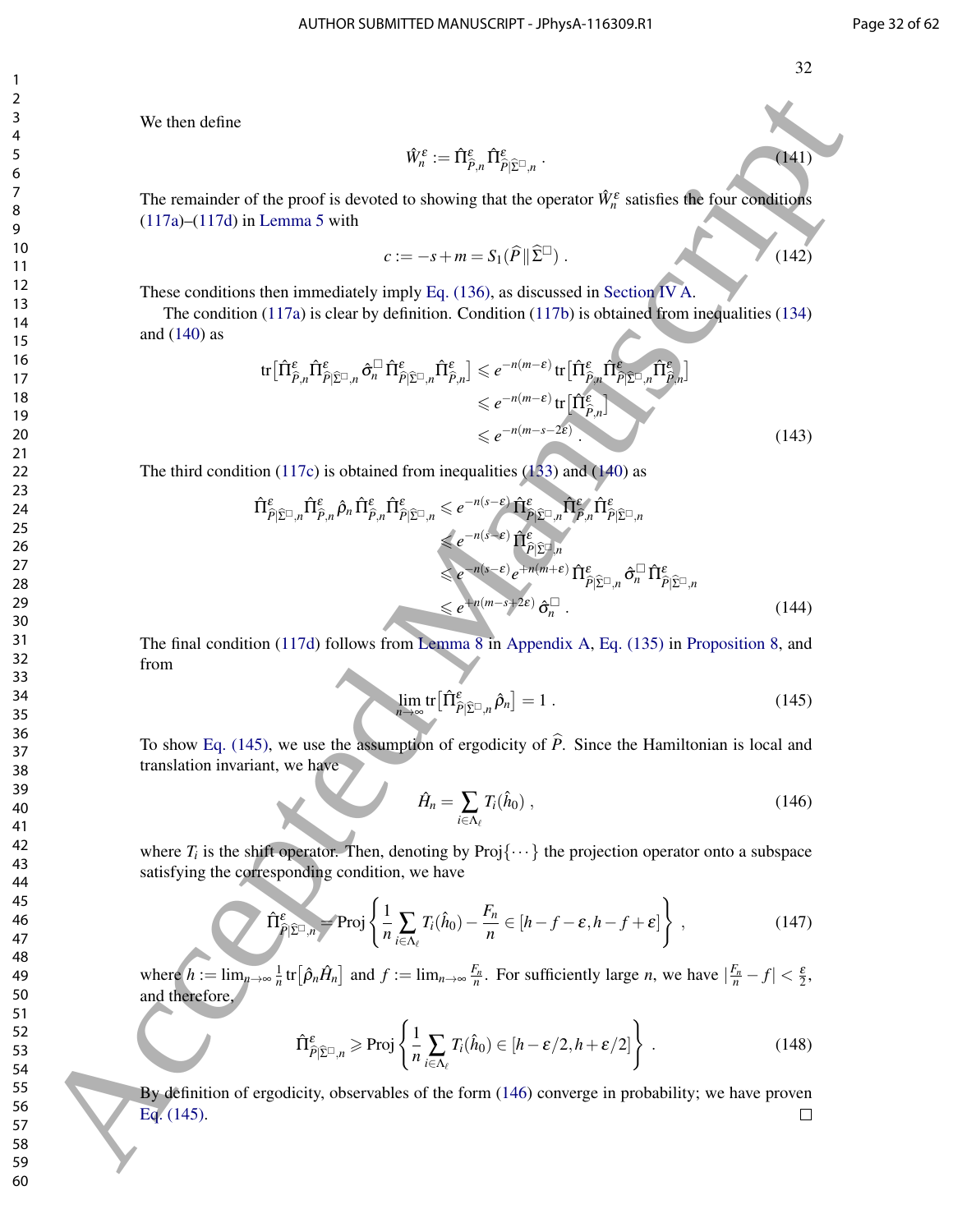We then define

$$\hat{W}_n^{\varepsilon} := \hat{\Pi}^{\varepsilon}_{\widehat{P},n}\,\hat{\Pi}^{\varepsilon}_{\widehat{P}|\widehat{\Sigma}^{\square},n}\ . \tag{141}$$

The remainder of the proof is devoted to showing that the operator $\hat{W}_n^{\varepsilon}$ satisfies the four conditions (117a)–(117d) in Lemma 5 with

$$c := -s + m = S_1(\widehat{P}\,\|\,\widehat{\Sigma}^{\square})\ . \tag{142}$$

These conditions then immediately imply Eq. (136), as discussed in Section IV A.

The condition (117a) is clear by definition. Condition (117b) is obtained from inequalities (134) and (140) as

$$\begin{aligned}
\mathrm{tr}\big[\hat{\Pi}^{\varepsilon}_{\widehat{P},n}\hat{\Pi}^{\varepsilon}_{\widehat{P}|\widehat{\Sigma}^{\square},n}\,\hat{\sigma}_n^{\square}\,\hat{\Pi}^{\varepsilon}_{\widehat{P}|\widehat{\Sigma}^{\square},n}\hat{\Pi}^{\varepsilon}_{\widehat{P},n}\big] &\leqslant e^{-n(m-\varepsilon)}\,\mathrm{tr}\big[\hat{\Pi}^{\varepsilon}_{\widehat{P},n}\hat{\Pi}^{\varepsilon}_{\widehat{P}|\widehat{\Sigma}^{\square},n}\hat{\Pi}^{\varepsilon}_{\widehat{P},n}\big]\\
&\leqslant e^{-n(m-\varepsilon)}\,\mathrm{tr}\big[\hat{\Pi}^{\varepsilon}_{\widehat{P},n}\big]\\
&\leqslant e^{-n(m-s-2\varepsilon)}\ .
\end{aligned} \tag{143}$$

The third condition (117c) is obtained from inequalities (133) and (140) as

$$\begin{aligned}
\hat{\Pi}^{\varepsilon}_{\widehat{P}|\widehat{\Sigma}^{\square},n}\hat{\Pi}^{\varepsilon}_{\widehat{P},n}\,\hat{\rho}_n\,\hat{\Pi}^{\varepsilon}_{\widehat{P},n}\hat{\Pi}^{\varepsilon}_{\widehat{P}|\widehat{\Sigma}^{\square},n} &\leqslant e^{-n(s-\varepsilon)}\,\hat{\Pi}^{\varepsilon}_{\widehat{P}|\widehat{\Sigma}^{\square},n}\hat{\Pi}^{\varepsilon}_{\widehat{P},n}\hat{\Pi}^{\varepsilon}_{\widehat{P}|\widehat{\Sigma}^{\square},n}\\
&\leqslant e^{-n(s-\varepsilon)}\,\hat{\Pi}^{\varepsilon}_{\widehat{P}|\widehat{\Sigma}^{\square},n}\\
&\leqslant e^{-n(s-\varepsilon)}e^{+n(m+\varepsilon)}\,\hat{\Pi}^{\varepsilon}_{\widehat{P}|\widehat{\Sigma}^{\square},n}\,\hat{\sigma}_n^{\square}\,\hat{\Pi}^{\varepsilon}_{\widehat{P}|\widehat{\Sigma}^{\square},n}\\
&\leqslant e^{+n(m-s+2\varepsilon)}\,\hat{\sigma}_n^{\square}\ .
\end{aligned} \tag{144}$$

The final condition (117d) follows from Lemma 8 in Appendix A, Eq. (135) in Proposition 8, and from

$$\lim_{n\to\infty}\mathrm{tr}\big[\hat{\Pi}^{\varepsilon}_{\widehat{P}|\widehat{\Sigma}^{\square},n}\,\hat{\rho}_n\big] = 1\ . \tag{145}$$

To show Eq. (145), we use the assumption of ergodicity of $\widehat{P}$. Since the Hamiltonian is local and translation invariant, we have

$$\hat{H}_n = \sum_{i\in\Lambda_\ell} T_i(\hat{h}_0)\ , \tag{146}$$

where $T_i$ is the shift operator. Then, denoting by $\mathrm{Proj}\{\cdots\}$ the projection operator onto a subspace satisfying the corresponding condition, we have

$$\hat{\Pi}^{\varepsilon}_{\widehat{P}|\widehat{\Sigma}^{\square},n} = \mathrm{Proj}\left\{\frac{1}{n}\sum_{i\in\Lambda_\ell}T_i(\hat{h}_0) - \frac{F_n}{n} \in [h-f-\varepsilon, h-f+\varepsilon]\right\}\ , \tag{147}$$

where $h := \lim_{n\to\infty}\frac{1}{n}\mathrm{tr}\big[\hat{\rho}_n\hat{H}_n\big]$ and $f := \lim_{n\to\infty}\frac{F_n}{n}$. For sufficiently large $n$, we have $|\frac{F_n}{n} - f| < \frac{\varepsilon}{2}$, and therefore,

$$\hat{\Pi}^{\varepsilon}_{\widehat{P}|\widehat{\Sigma}^{\square},n} \geqslant \mathrm{Proj}\left\{\frac{1}{n}\sum_{i\in\Lambda_\ell}T_i(\hat{h}_0) \in [h-\varepsilon/2, h+\varepsilon/2]\right\}\ . \tag{148}$$

By definition of ergodicity, observables of the form (146) converge in probability; we have proven Eq. (145). □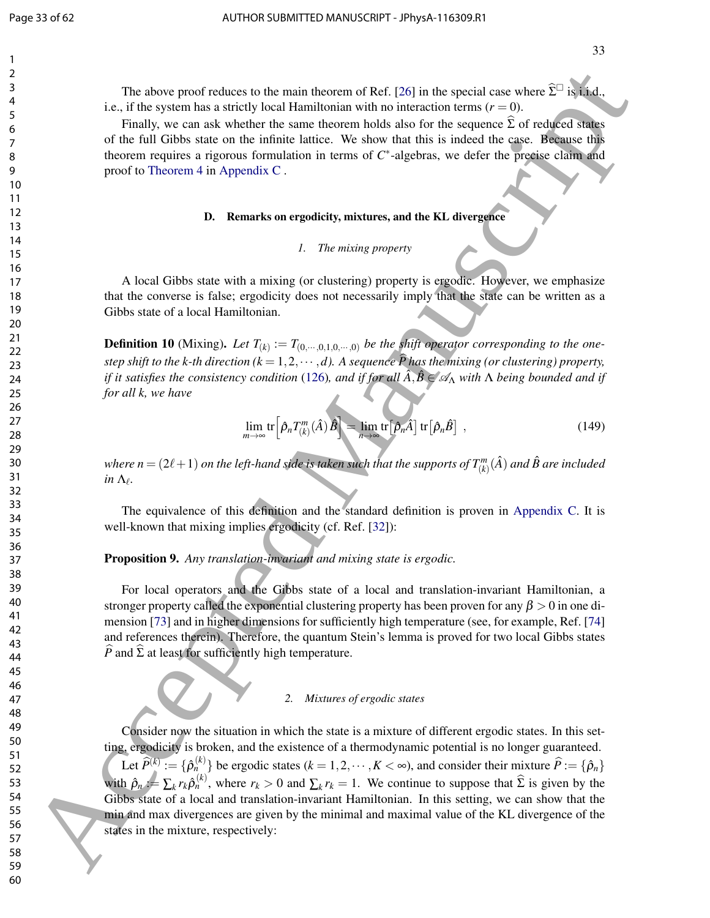The above proof reduces to the main theorem of Ref. [26] in the special case where $\widehat{\Sigma}^{\square}$ is i.i.d., i.e., if the system has a strictly local Hamiltonian with no interaction terms ($r = 0$).

Finally, we can ask whether the same theorem holds also for the sequence $\widehat{\Sigma}$ of reduced states of the full Gibbs state on the infinite lattice. We show that this is indeed the case. Because this theorem requires a rigorous formulation in terms of $C^*$-algebras, we defer the precise claim and proof to Theorem 4 in Appendix C .

### D. Remarks on ergodicity, mixtures, and the KL divergence

#### 1. The mixing property

A local Gibbs state with a mixing (or clustering) property is ergodic. However, we emphasize that the converse is false; ergodicity does not necessarily imply that the state can be written as a Gibbs state of a local Hamiltonian.

**Definition 10** (Mixing). *Let $T_{(k)} := T_{(0,\cdots,0,1,0,\cdots,0)}$ be the shift operator corresponding to the one-step shift to the k-th direction ($k = 1,2,\cdots,d$). A sequence $\widehat{P}$ has the mixing (or clustering) property, if it satisfies the consistency condition (126), and if for all $\hat{A},\hat{B} \in \mathscr{A}_\Lambda$ with $\Lambda$ being bounded and if for all k, we have*

$$\lim_{m\to\infty} \mathrm{tr}\left[\hat{\rho}_n T^m_{(k)}(\hat{A})\hat{B}\right] = \lim_{n\to\infty} \mathrm{tr}\left[\hat{\rho}_n \hat{A}\right]\mathrm{tr}\left[\hat{\rho}_n \hat{B}\right] , \tag{149}$$

*where $n = (2\ell+1)$ on the left-hand side is taken such that the supports of $T^m_{(k)}(\hat{A})$ and $\hat{B}$ are included in $\Lambda_\ell$.*

The equivalence of this definition and the standard definition is proven in Appendix C. It is well-known that mixing implies ergodicity (cf. Ref. [32]):

**Proposition 9.** *Any translation-invariant and mixing state is ergodic.*

For local operators and the Gibbs state of a local and translation-invariant Hamiltonian, a stronger property called the exponential clustering property has been proven for any $\beta > 0$ in one dimension [73] and in higher dimensions for sufficiently high temperature (see, for example, Ref. [74] and references therein). Therefore, the quantum Stein's lemma is proved for two local Gibbs states $\widehat{P}$ and $\widehat{\Sigma}$ at least for sufficiently high temperature.

#### 2. Mixtures of ergodic states

Consider now the situation in which the state is a mixture of different ergodic states. In this setting, ergodicity is broken, and the existence of a thermodynamic potential is no longer guaranteed.

Let $\widehat{P}^{(k)} := \{\hat{\rho}^{(k)}_n\}$ be ergodic states ($k = 1,2,\cdots,K < \infty$), and consider their mixture $\widehat{P} := \{\hat{\rho}_n\}$ with $\hat{\rho}_n := \sum_k r_k \hat{\rho}^{(k)}_n$, where $r_k > 0$ and $\sum_k r_k = 1$. We continue to suppose that $\widehat{\Sigma}$ is given by the Gibbs state of a local and translation-invariant Hamiltonian. In this setting, we can show that the min and max divergences are given by the minimal and maximal value of the KL divergence of the states in the mixture, respectively: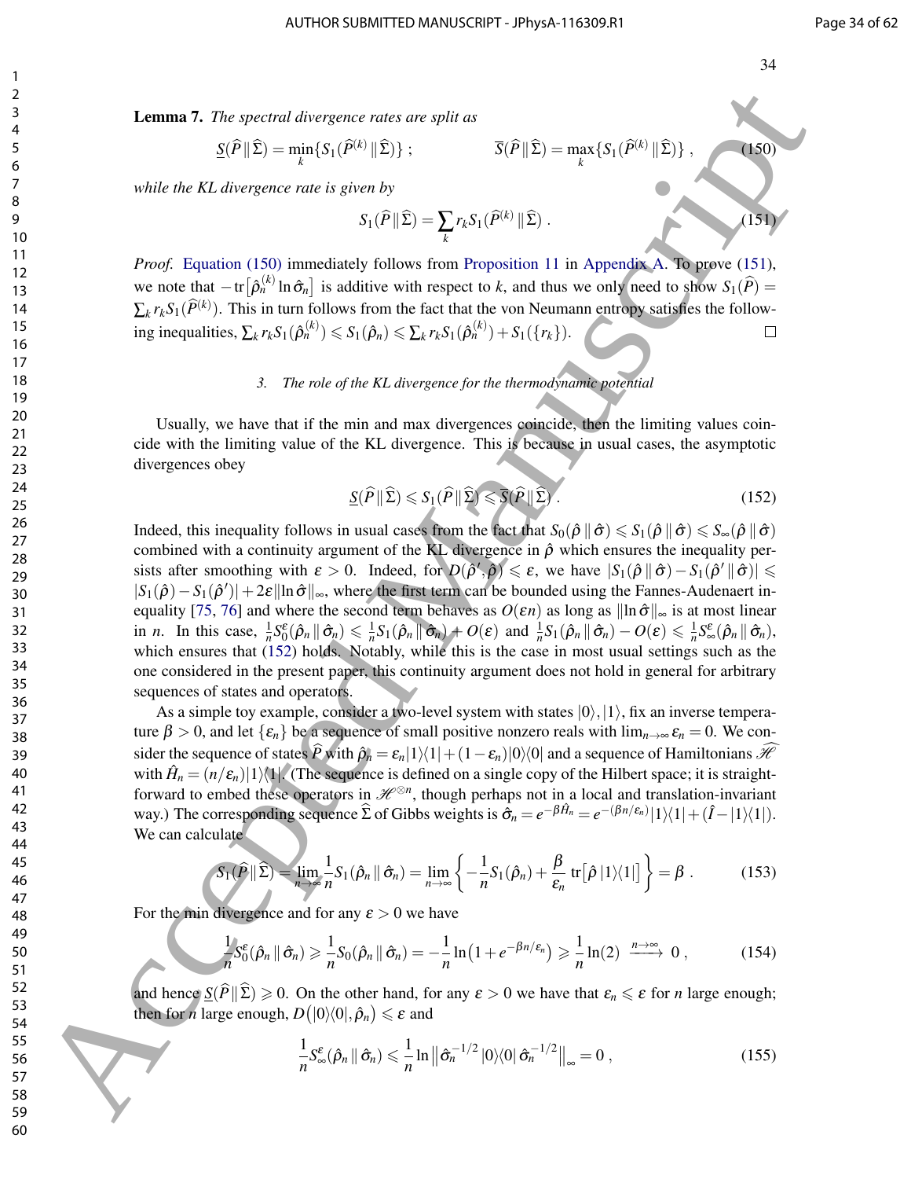**Lemma 7.** *The spectral divergence rates are split as*

$$\underline{S}(\widehat{P}\,\|\,\widehat{\Sigma}) = \min_k\{S_1(\widehat{P}^{(k)}\,\|\,\widehat{\Sigma})\}\ ; \qquad\qquad \overline{S}(\widehat{P}\,\|\,\widehat{\Sigma}) = \max_k\{S_1(\widehat{P}^{(k)}\,\|\,\widehat{\Sigma})\}\ , \tag{150}$$

*while the KL divergence rate is given by*

$$S_1(\widehat{P}\,\|\,\widehat{\Sigma}) = \sum_k r_k S_1(\widehat{P}^{(k)}\,\|\,\widehat{\Sigma})\ . \tag{151}$$

*Proof.* Equation (150) immediately follows from Proposition 11 in Appendix A. To prove (151), we note that $-\operatorname{tr}\big[\hat{\rho}_n^{(k)}\ln\hat{\sigma}_n\big]$ is additive with respect to $k$, and thus we only need to show $S_1(\widehat{P}) = \sum_k r_k S_1(\widehat{P}^{(k)})$. This in turn follows from the fact that the von Neumann entropy satisfies the following inequalities, $\sum_k r_k S_1(\hat{\rho}_n^{(k)}) \leqslant S_1(\hat{\rho}_n) \leqslant \sum_k r_k S_1(\hat{\rho}_n^{(k)}) + S_1(\{r_k\})$. $\square$

### 3. The role of the KL divergence for the thermodynamic potential

Usually, we have that if the min and max divergences coincide, then the limiting values coincide with the limiting value of the KL divergence. This is because in usual cases, the asymptotic divergences obey

$$\underline{S}(\widehat{P}\,\|\,\widehat{\Sigma}) \leqslant S_1(\widehat{P}\,\|\,\widehat{\Sigma}) \leqslant \overline{S}(\widehat{P}\,\|\,\widehat{\Sigma})\ . \tag{152}$$

Indeed, this inequality follows in usual cases from the fact that $S_0(\hat{\rho}\,\|\,\hat{\sigma}) \leqslant S_1(\hat{\rho}\,\|\,\hat{\sigma}) \leqslant S_\infty(\hat{\rho}\,\|\,\hat{\sigma})$ combined with a continuity argument of the KL divergence in $\hat{\rho}$ which ensures the inequality persists after smoothing with $\varepsilon > 0$. Indeed, for $D(\hat{\rho}', \hat{\rho}) \leqslant \varepsilon$, we have $|S_1(\hat{\rho}\,\|\,\hat{\sigma}) - S_1(\hat{\rho}'\,\|\,\hat{\sigma})| \leqslant |S_1(\hat{\rho}) - S_1(\hat{\rho}')| + 2\varepsilon\|\ln\hat{\sigma}\|_\infty$, where the first term can be bounded using the Fannes-Audenaert inequality [75, 76] and where the second term behaves as $O(\varepsilon n)$ as long as $\|\ln\hat{\sigma}\|_\infty$ is at most linear in $n$. In this case, $\frac{1}{n}S_0^\varepsilon(\hat{\rho}_n\,\|\,\hat{\sigma}_n) \leqslant \frac{1}{n}S_1(\hat{\rho}_n\,\|\,\hat{\sigma}_n) + O(\varepsilon)$ and $\frac{1}{n}S_1(\hat{\rho}_n\,\|\,\hat{\sigma}_n) - O(\varepsilon) \leqslant \frac{1}{n}S_\infty^\varepsilon(\hat{\rho}_n\,\|\,\hat{\sigma}_n)$, which ensures that (152) holds. Notably, while this is the case in most usual settings such as the one considered in the present paper, this continuity argument does not hold in general for arbitrary sequences of states and operators.

As a simple toy example, consider a two-level system with states $|0\rangle, |1\rangle$, fix an inverse temperature $\beta > 0$, and let $\{\varepsilon_n\}$ be a sequence of small positive nonzero reals with $\lim_{n\to\infty}\varepsilon_n = 0$. We consider the sequence of states $\widehat{P}$ with $\hat{\rho}_n = \varepsilon_n|1\rangle\langle 1| + (1-\varepsilon_n)|0\rangle\langle 0|$ and a sequence of Hamiltonians $\widehat{\mathscr{H}}$ with $\hat{H}_n = (n/\varepsilon_n)|1\rangle\langle 1|$. (The sequence is defined on a single copy of the Hilbert space; it is straightforward to embed these operators in $\mathscr{H}^{\otimes n}$, though perhaps not in a local and translation-invariant way.) The corresponding sequence $\widehat{\Sigma}$ of Gibbs weights is $\hat{\sigma}_n = e^{-\beta\hat{H}_n} = e^{-(\beta n/\varepsilon_n)}|1\rangle\langle 1| + (\hat{I} - |1\rangle\langle 1|)$. We can calculate

$$S_1(\widehat{P}\,\|\,\widehat{\Sigma}) = \lim_{n\to\infty}\frac{1}{n}S_1(\hat{\rho}_n\,\|\,\hat{\sigma}_n) = \lim_{n\to\infty}\left\{-\frac{1}{n}S_1(\hat{\rho}_n) + \frac{\beta}{\varepsilon_n}\operatorname{tr}\big[\hat{\rho}\,|1\rangle\langle 1|\big]\right\} = \beta\ . \tag{153}$$

For the min divergence and for any $\varepsilon > 0$ we have

$$\frac{1}{n}S_0^\varepsilon(\hat{\rho}_n\,\|\,\hat{\sigma}_n) \geqslant \frac{1}{n}S_0(\hat{\rho}_n\,\|\,\hat{\sigma}_n) = -\frac{1}{n}\ln\big(1 + e^{-\beta n/\varepsilon_n}\big) \geqslant \frac{1}{n}\ln(2) \xrightarrow{n\to\infty} 0\ , \tag{154}$$

and hence $\underline{S}(\widehat{P}\,\|\,\widehat{\Sigma}) \geqslant 0$. On the other hand, for any $\varepsilon > 0$ we have that $\varepsilon_n \leqslant \varepsilon$ for $n$ large enough; then for $n$ large enough, $D\big(|0\rangle\langle 0|, \hat{\rho}_n\big) \leqslant \varepsilon$ and

$$\frac{1}{n}S_\infty^\varepsilon(\hat{\rho}_n\,\|\,\hat{\sigma}_n) \leqslant \frac{1}{n}\ln\big\|\hat{\sigma}_n^{-1/2}\,|0\rangle\langle 0|\,\hat{\sigma}_n^{-1/2}\big\|_\infty = 0\ , \tag{155}$$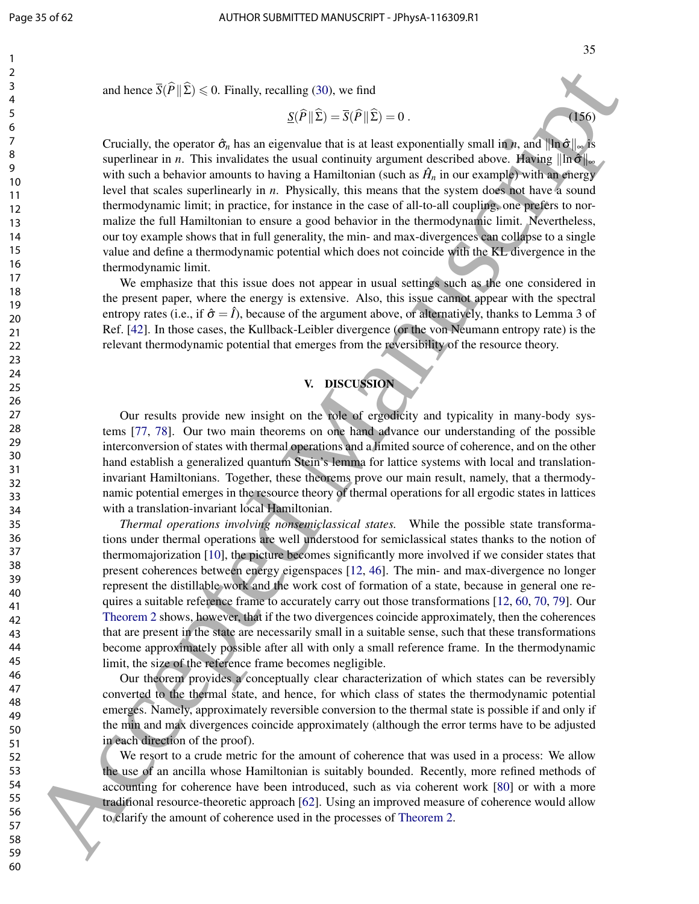and hence $\overline{S}(\widehat{P}\,\|\,\widehat{\Sigma}) \leqslant 0$. Finally, recalling (30), we find

$$\underline{S}(\widehat{P}\,\|\,\widehat{\Sigma}) = \overline{S}(\widehat{P}\,\|\,\widehat{\Sigma}) = 0\,. \tag{156}$$

Crucially, the operator $\hat{\sigma}_n$ has an eigenvalue that is at least exponentially small in $n$, and $\|\ln\hat{\sigma}\|_\infty$ is superlinear in $n$. This invalidates the usual continuity argument described above. Having $\|\ln\hat{\sigma}\|_\infty$ with such a behavior amounts to having a Hamiltonian (such as $\hat{H}_n$ in our example) with an energy level that scales superlinearly in $n$. Physically, this means that the system does not have a sound thermodynamic limit; in practice, for instance in the case of all-to-all coupling, one prefers to normalize the full Hamiltonian to ensure a good behavior in the thermodynamic limit. Nevertheless, our toy example shows that in full generality, the min- and max-divergences can collapse to a single value and define a thermodynamic potential which does not coincide with the KL divergence in the thermodynamic limit.

We emphasize that this issue does not appear in usual settings such as the one considered in the present paper, where the energy is extensive. Also, this issue cannot appear with the spectral entropy rates (i.e., if $\hat{\sigma} = \hat{I}$), because of the argument above, or alternatively, thanks to Lemma 3 of Ref. [42]. In those cases, the Kullback-Leibler divergence (or the von Neumann entropy rate) is the relevant thermodynamic potential that emerges from the reversibility of the resource theory.

## V. DISCUSSION

Our results provide new insight on the role of ergodicity and typicality in many-body systems [77, 78]. Our two main theorems on one hand advance our understanding of the possible interconversion of states with thermal operations and a limited source of coherence, and on the other hand establish a generalized quantum Stein's lemma for lattice systems with local and translation-invariant Hamiltonians. Together, these theorems prove our main result, namely, that a thermodynamic potential emerges in the resource theory of thermal operations for all ergodic states in lattices with a translation-invariant local Hamiltonian.

*Thermal operations involving nonsemiclassical states.* While the possible state transformations under thermal operations are well understood for semiclassical states thanks to the notion of thermomajorization [10], the picture becomes significantly more involved if we consider states that present coherences between energy eigenspaces [12, 46]. The min- and max-divergence no longer represent the distillable work and the work cost of formation of a state, because in general one requires a suitable reference frame to accurately carry out those transformations [12, 60, 70, 79]. Our Theorem 2 shows, however, that if the two divergences coincide approximately, then the coherences that are present in the state are necessarily small in a suitable sense, such that these transformations become approximately possible after all with only a small reference frame. In the thermodynamic limit, the size of the reference frame becomes negligible.

Our theorem provides a conceptually clear characterization of which states can be reversibly converted to the thermal state, and hence, for which class of states the thermodynamic potential emerges. Namely, approximately reversible conversion to the thermal state is possible if and only if the min and max divergences coincide approximately (although the error terms have to be adjusted in each direction of the proof).

We resort to a crude metric for the amount of coherence that was used in a process: We allow the use of an ancilla whose Hamiltonian is suitably bounded. Recently, more refined methods of accounting for coherence have been introduced, such as via coherent work [80] or with a more traditional resource-theoretic approach [62]. Using an improved measure of coherence would allow to clarify the amount of coherence used in the processes of Theorem 2.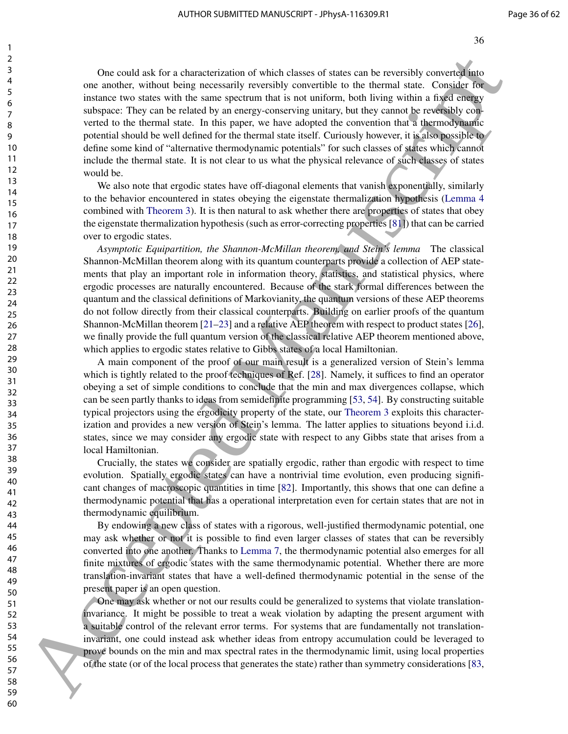One could ask for a characterization of which classes of states can be reversibly converted into one another, without being necessarily reversibly convertible to the thermal state. Consider for instance two states with the same spectrum that is not uniform, both living within a fixed energy subspace: They can be related by an energy-conserving unitary, but they cannot be reversibly converted to the thermal state. In this paper, we have adopted the convention that a thermodynamic potential should be well defined for the thermal state itself. Curiously however, it is also possible to define some kind of "alternative thermodynamic potentials" for such classes of states which cannot include the thermal state. It is not clear to us what the physical relevance of such classes of states would be.

We also note that ergodic states have off-diagonal elements that vanish exponentially, similarly to the behavior encountered in states obeying the eigenstate thermalization hypothesis (Lemma 4 combined with Theorem 3). It is then natural to ask whether there are properties of states that obey the eigenstate thermalization hypothesis (such as error-correcting properties [81]) that can be carried over to ergodic states.

*Asymptotic Equipartition, the Shannon-McMillan theorem, and Stein's lemma* The classical Shannon-McMillan theorem along with its quantum counterparts provide a collection of AEP statements that play an important role in information theory, statistics, and statistical physics, where ergodic processes are naturally encountered. Because of the stark formal differences between the quantum and the classical definitions of Markovianity, the quantum versions of these AEP theorems do not follow directly from their classical counterparts. Building on earlier proofs of the quantum Shannon-McMillan theorem [21–23] and a relative AEP theorem with respect to product states [26], we finally provide the full quantum version of the classical relative AEP theorem mentioned above, which applies to ergodic states relative to Gibbs states of a local Hamiltonian.

A main component of the proof of our main result is a generalized version of Stein's lemma which is tightly related to the proof techniques of Ref. [28]. Namely, it suffices to find an operator obeying a set of simple conditions to conclude that the min and max divergences collapse, which can be seen partly thanks to ideas from semidefinite programming [53, 54]. By constructing suitable typical projectors using the ergodicity property of the state, our Theorem 3 exploits this characterization and provides a new version of Stein's lemma. The latter applies to situations beyond i.i.d. states, since we may consider any ergodic state with respect to any Gibbs state that arises from a local Hamiltonian.

Crucially, the states we consider are spatially ergodic, rather than ergodic with respect to time evolution. Spatially ergodic states can have a nontrivial time evolution, even producing significant changes of macroscopic quantities in time [82]. Importantly, this shows that one can define a thermodynamic potential that has a operational interpretation even for certain states that are not in thermodynamic equilibrium.

By endowing a new class of states with a rigorous, well-justified thermodynamic potential, one may ask whether or not it is possible to find even larger classes of states that can be reversibly converted into one another. Thanks to Lemma 7, the thermodynamic potential also emerges for all finite mixtures of ergodic states with the same thermodynamic potential. Whether there are more translation-invariant states that have a well-defined thermodynamic potential in the sense of the present paper is an open question.

One may ask whether or not our results could be generalized to systems that violate translation-invariance. It might be possible to treat a weak violation by adapting the present argument with a suitable control of the relevant error terms. For systems that are fundamentally not translation-invariant, one could instead ask whether ideas from entropy accumulation could be leveraged to prove bounds on the min and max spectral rates in the thermodynamic limit, using local properties of the state (or of the local process that generates the state) rather than symmetry considerations [83,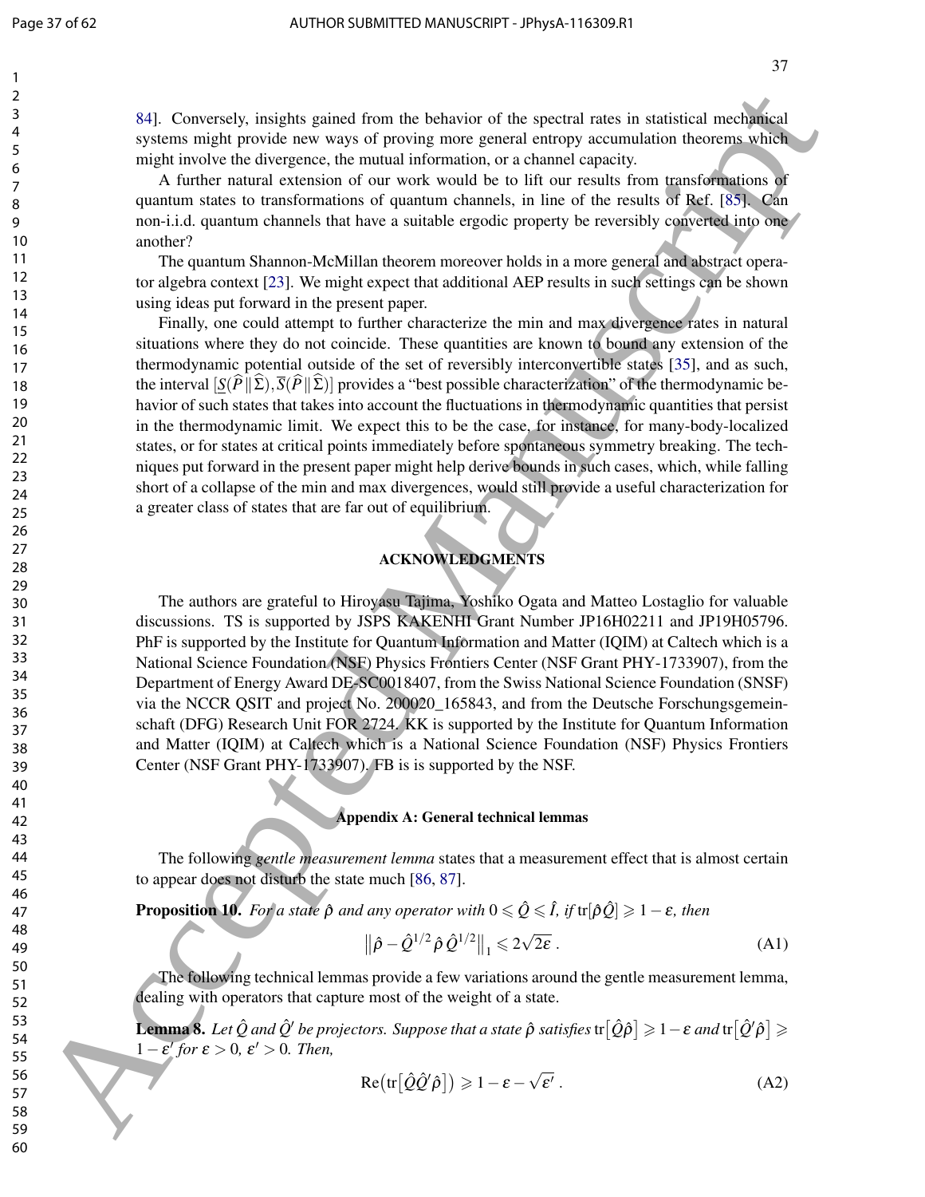84]. Conversely, insights gained from the behavior of the spectral rates in statistical mechanical systems might provide new ways of proving more general entropy accumulation theorems which might involve the divergence, the mutual information, or a channel capacity.

A further natural extension of our work would be to lift our results from transformations of quantum states to transformations of quantum channels, in line of the results of Ref. [85]. Can non-i.i.d. quantum channels that have a suitable ergodic property be reversibly converted into one another?

The quantum Shannon-McMillan theorem moreover holds in a more general and abstract operator algebra context [23]. We might expect that additional AEP results in such settings can be shown using ideas put forward in the present paper.

Finally, one could attempt to further characterize the min and max divergence rates in natural situations where they do not coincide. These quantities are known to bound any extension of the thermodynamic potential outside of the set of reversibly interconvertible states [35], and as such, the interval $[\underline{S}(\widehat{P}\,\|\,\widehat{\Sigma}), \overline{S}(\widehat{P}\,\|\,\widehat{\Sigma})]$ provides a "best possible characterization" of the thermodynamic behavior of such states that takes into account the fluctuations in thermodynamic quantities that persist in the thermodynamic limit. We expect this to be the case, for instance, for many-body-localized states, or for states at critical points immediately before spontaneous symmetry breaking. The techniques put forward in the present paper might help derive bounds in such cases, which, while falling short of a collapse of the min and max divergences, would still provide a useful characterization for a greater class of states that are far out of equilibrium.

## ACKNOWLEDGMENTS

The authors are grateful to Hiroyasu Tajima, Yoshiko Ogata and Matteo Lostaglio for valuable discussions. TS is supported by JSPS KAKENHI Grant Number JP16H02211 and JP19H05796. PhF is supported by the Institute for Quantum Information and Matter (IQIM) at Caltech which is a National Science Foundation (NSF) Physics Frontiers Center (NSF Grant PHY-1733907), from the Department of Energy Award DE-SC0018407, from the Swiss National Science Foundation (SNSF) via the NCCR QSIT and project No. 200020_165843, and from the Deutsche Forschungsgemeinschaft (DFG) Research Unit FOR 2724. KK is supported by the Institute for Quantum Information and Matter (IQIM) at Caltech which is a National Science Foundation (NSF) Physics Frontiers Center (NSF Grant PHY-1733907). FB is is supported by the NSF.

## Appendix A: General technical lemmas

The following *gentle measurement lemma* states that a measurement effect that is almost certain to appear does not disturb the state much [86, 87].

**Proposition 10.** *For a state $\hat{\rho}$ and any operator with $0 \leqslant \hat{Q} \leqslant \hat{I}$, if $\mathrm{tr}[\hat{\rho}\hat{Q}] \geqslant 1-\varepsilon$, then*

$$\left\| \hat{\rho} - \hat{Q}^{1/2}\,\hat{\rho}\,\hat{Q}^{1/2} \right\|_1 \leqslant 2\sqrt{2\varepsilon}\;. \tag{A1}$$

The following technical lemmas provide a few variations around the gentle measurement lemma, dealing with operators that capture most of the weight of a state.

**Lemma 8.** *Let $\hat{Q}$ and $\hat{Q}'$ be projectors. Suppose that a state $\hat{\rho}$ satisfies $\mathrm{tr}\big[\hat{Q}\hat{\rho}\big] \geqslant 1-\varepsilon$ and $\mathrm{tr}\big[\hat{Q}'\hat{\rho}\big] \geqslant 1-\varepsilon'$ for $\varepsilon > 0$, $\varepsilon' > 0$. Then,*

$$\mathrm{Re}\big(\mathrm{tr}\big[\hat{Q}\hat{Q}'\hat{\rho}\big]\big) \geqslant 1-\varepsilon-\sqrt{\varepsilon'}\;. \tag{A2}$$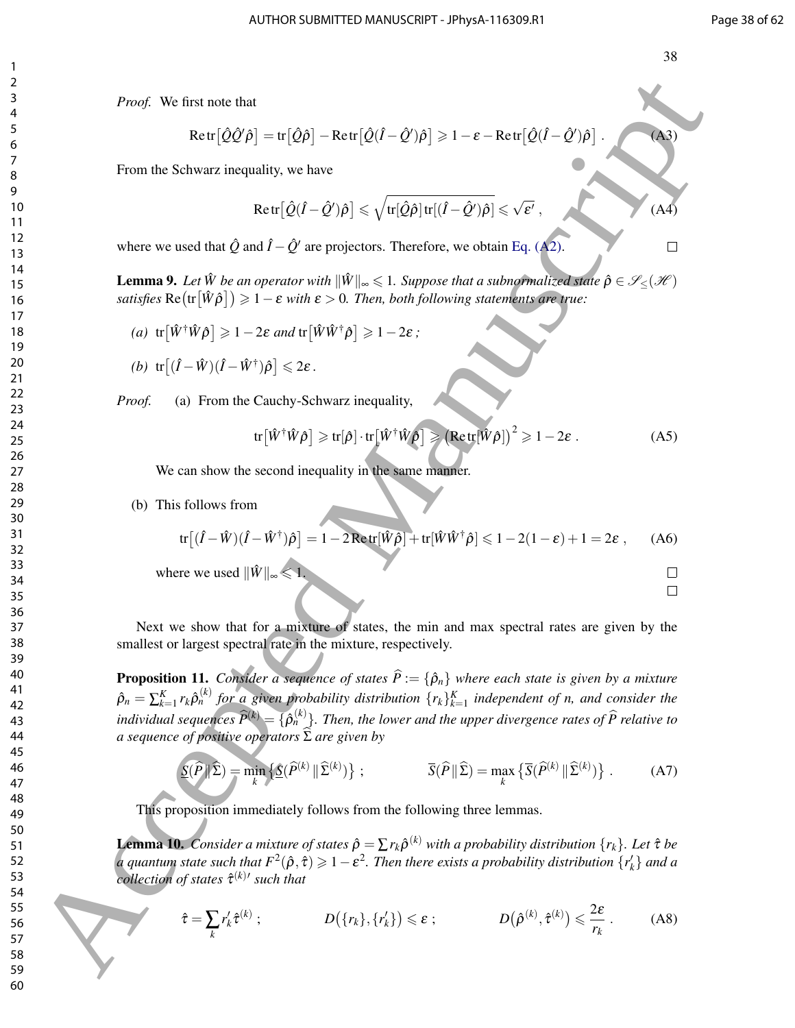*Proof.* We first note that

$$\mathrm{Re}\,\mathrm{tr}\big[\hat{Q}\hat{Q}'\hat{\rho}\big] = \mathrm{tr}\big[\hat{Q}\hat{\rho}\big] - \mathrm{Re}\,\mathrm{tr}\big[\hat{Q}(\hat{I}-\hat{Q}')\hat{\rho}\big] \geqslant 1-\varepsilon - \mathrm{Re}\,\mathrm{tr}\big[\hat{Q}(\hat{I}-\hat{Q}')\hat{\rho}\big] \ . \tag{A3}$$

From the Schwarz inequality, we have

$$\mathrm{Re}\,\mathrm{tr}\big[\hat{Q}(\hat{I}-\hat{Q}')\hat{\rho}\big] \leqslant \sqrt{\mathrm{tr}[\hat{Q}\hat{\rho}]\,\mathrm{tr}[(\hat{I}-\hat{Q}')\hat{\rho}]} \leqslant \sqrt{\varepsilon'} \ , \tag{A4}$$

where we used that $\hat{Q}$ and $\hat{I}-\hat{Q}'$ are projectors. Therefore, we obtain Eq. (A2). □

**Lemma 9.** *Let $\hat{W}$ be an operator with $\|\hat{W}\|_\infty \leqslant 1$. Suppose that a subnormalized state $\hat{\rho} \in \mathscr{S}_\leq(\mathscr{H})$ satisfies $\mathrm{Re}\big(\mathrm{tr}\big[\hat{W}\hat{\rho}\big]\big) \geqslant 1-\varepsilon$ with $\varepsilon > 0$. Then, both following statements are true:*

*(a)* $\mathrm{tr}\big[\hat{W}^\dagger\hat{W}\hat{\rho}\big] \geqslant 1-2\varepsilon$ *and* $\mathrm{tr}\big[\hat{W}\hat{W}^\dagger\hat{\rho}\big] \geqslant 1-2\varepsilon$ *;*

*(b)* $\mathrm{tr}\big[(\hat{I}-\hat{W})(\hat{I}-\hat{W}^\dagger)\hat{\rho}\big] \leqslant 2\varepsilon$ *.*

*Proof.* (a) From the Cauchy-Schwarz inequality,

$$\mathrm{tr}\big[\hat{W}^\dagger\hat{W}\hat{\rho}\big] \geqslant \mathrm{tr}[\hat{\rho}]\cdot\mathrm{tr}\big[\hat{W}^\dagger\hat{W}\hat{\rho}\big] \geqslant \big(\mathrm{Re}\,\mathrm{tr}[\hat{W}\hat{\rho}]\big)^2 \geqslant 1-2\varepsilon \ . \tag{A5}$$

We can show the second inequality in the same manner.

(b) This follows from

$$\mathrm{tr}\big[(\hat{I}-\hat{W})(\hat{I}-\hat{W}^\dagger)\hat{\rho}\big] = 1 - 2\,\mathrm{Re}\,\mathrm{tr}[\hat{W}\hat{\rho}] + \mathrm{tr}[\hat{W}\hat{W}^\dagger\hat{\rho}] \leqslant 1-2(1-\varepsilon)+1 = 2\varepsilon \ , \tag{A6}$$

where we used $\|\hat{W}\|_\infty \leqslant 1$. □

□

Next we show that for a mixture of states, the min and max spectral rates are given by the smallest or largest spectral rate in the mixture, respectively.

**Proposition 11.** *Consider a sequence of states $\widehat{P} := \{\hat{\rho}_n\}$ where each state is given by a mixture $\hat{\rho}_n = \sum_{k=1}^K r_k \hat{\rho}_n^{(k)}$ for a given probability distribution $\{r_k\}_{k=1}^K$ independent of $n$, and consider the individual sequences $\widehat{P}^{(k)} = \{\hat{\rho}_n^{(k)}\}$. Then, the lower and the upper divergence rates of $\widehat{P}$ relative to a sequence of positive operators $\widehat{\Sigma}$ are given by*

$$\underline{S}(\widehat{P}\,\|\,\widehat{\Sigma}) = \min_k\big\{\underline{S}(\widehat{P}^{(k)}\,\|\,\widehat{\Sigma}^{(k)})\big\} \ ; \qquad \overline{S}(\widehat{P}\,\|\,\widehat{\Sigma}) = \max_k\big\{\overline{S}(\widehat{P}^{(k)}\,\|\,\widehat{\Sigma}^{(k)})\big\} \ . \tag{A7}$$

This proposition immediately follows from the following three lemmas.

**Lemma 10.** *Consider a mixture of states $\hat{\rho} = \sum r_k \hat{\rho}^{(k)}$ with a probability distribution $\{r_k\}$. Let $\hat{\tau}$ be a quantum state such that $F^2(\hat{\rho},\hat{\tau}) \geqslant 1-\varepsilon^2$. Then there exists a probability distribution $\{r_k'\}$ and a collection of states $\hat{\tau}^{(k)\prime}$ such that*

$$\hat{\tau} = \sum_k r_k' \hat{\tau}^{(k)} \ ; \qquad D\big(\{r_k\},\{r_k'\}\big) \leqslant \varepsilon \ ; \qquad D\big(\hat{\rho}^{(k)},\hat{\tau}^{(k)}\big) \leqslant \frac{2\varepsilon}{r_k} \ . \tag{A8}$$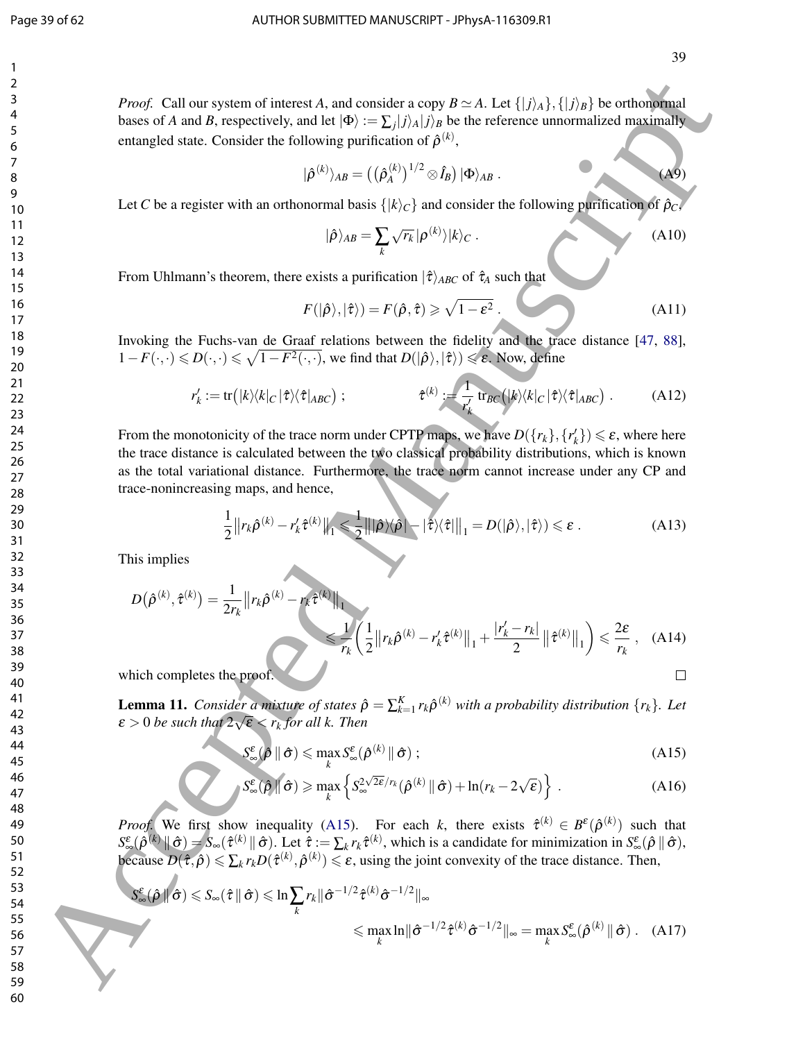*Proof.* Call our system of interest $A$, and consider a copy $B \simeq A$. Let $\{|j\rangle_A\}, \{|j\rangle_B\}$ be orthonormal bases of $A$ and $B$, respectively, and let $|\Phi\rangle := \sum_j |j\rangle_A |j\rangle_B$ be the reference unnormalized maximally entangled state. Consider the following purification of $\hat{\rho}^{(k)}$,

$$|\hat{\rho}^{(k)}\rangle_{AB} = \left(\left(\hat{\rho}_A^{(k)}\right)^{1/2} \otimes \hat{I}_B\right) |\Phi\rangle_{AB} \ . \tag{A9}$$

Let $C$ be a register with an orthonormal basis $\{|k\rangle_C\}$ and consider the following purification of $\hat{\rho}_C$,

$$|\hat{\rho}\rangle_{AB} = \sum_k \sqrt{r_k}\, |\rho^{(k)}\rangle |k\rangle_C \ . \tag{A10}$$

From Uhlmann's theorem, there exists a purification $|\hat{\tau}\rangle_{ABC}$ of $\hat{\tau}_A$ such that

$$F(|\hat{\rho}\rangle, |\hat{\tau}\rangle) = F(\hat{\rho}, \hat{\tau}) \geqslant \sqrt{1-\varepsilon^2} \ . \tag{A11}$$

Invoking the Fuchs-van de Graaf relations between the fidelity and the trace distance [47, 88], $1 - F(\cdot,\cdot) \leqslant D(\cdot,\cdot) \leqslant \sqrt{1-F^2(\cdot,\cdot)}$, we find that $D(|\hat{\rho}\rangle, |\hat{\tau}\rangle) \leqslant \varepsilon$. Now, define

$$r_k' := \operatorname{tr}\big(|k\rangle\langle k|_C\, |\hat{\tau}\rangle\langle\hat{\tau}|_{ABC}\big) \ ; \qquad\qquad \hat{\tau}^{(k)} := \frac{1}{r_k'} \operatorname{tr}_{BC}\big(|k\rangle\langle k|_C\, |\hat{\tau}\rangle\langle\hat{\tau}|_{ABC}\big) \ . \tag{A12}$$

From the monotonicity of the trace norm under CPTP maps, we have $D(\{r_k\}, \{r_k'\}) \leqslant \varepsilon$, where here the trace distance is calculated between the two classical probability distributions, which is known as the total variational distance. Furthermore, the trace norm cannot increase under any CP and trace-nonincreasing maps, and hence,

$$\frac{1}{2}\big\|r_k \hat{\rho}^{(k)} - r_k' \hat{\tau}^{(k)}\big\|_1 \leqslant \frac{1}{2}\big\||\hat{\rho}\rangle\langle\hat{\rho}| - |\hat{\tau}\rangle\langle\hat{\tau}|\big\|_1 = D(|\hat{\rho}\rangle, |\hat{\tau}\rangle) \leqslant \varepsilon \ . \tag{A13}$$

This implies

$$D\big(\hat{\rho}^{(k)}, \hat{\tau}^{(k)}\big) = \frac{1}{2r_k}\big\|r_k \hat{\rho}^{(k)} - r_k \hat{\tau}^{(k)}\big\|_1 \leqslant \frac{1}{r_k}\left(\frac{1}{2}\big\|r_k \hat{\rho}^{(k)} - r_k' \hat{\tau}^{(k)}\big\|_1 + \frac{|r_k' - r_k|}{2}\,\big\|\hat{\tau}^{(k)}\big\|_1\right) \leqslant \frac{2\varepsilon}{r_k} \ , \tag{A14}$$

which completes the proof. □

**Lemma 11.** *Consider a mixture of states $\hat{\rho} = \sum_{k=1}^K r_k \hat{\rho}^{(k)}$ with a probability distribution $\{r_k\}$. Let $\varepsilon > 0$ be such that $2\sqrt{\varepsilon} < r_k$ for all $k$. Then*

$$S_\infty^\varepsilon(\hat{\rho}\,\|\,\hat{\sigma}) \leqslant \max_k S_\infty^\varepsilon(\hat{\rho}^{(k)}\,\|\,\hat{\sigma}) \ ; \tag{A15}$$

$$S_\infty^\varepsilon(\hat{\rho}\,\|\,\hat{\sigma}) \geqslant \max_k \left\{ S_\infty^{2\sqrt{2\varepsilon}/r_k}(\hat{\rho}^{(k)}\,\|\,\hat{\sigma}) + \ln(r_k - 2\sqrt{\varepsilon}) \right\} \ . \tag{A16}$$

*Proof.* We first show inequality (A15). For each $k$, there exists $\hat{\tau}^{(k)} \in B^\varepsilon(\hat{\rho}^{(k)})$ such that $S_\infty^\varepsilon(\hat{\rho}^{(k)}\,\|\,\hat{\sigma}) = S_\infty(\hat{\tau}^{(k)}\,\|\,\hat{\sigma})$. Let $\hat{\tau} := \sum_k r_k \hat{\tau}^{(k)}$, which is a candidate for minimization in $S_\infty^\varepsilon(\hat{\rho}\,\|\,\hat{\sigma})$, because $D(\hat{\tau}, \hat{\rho}) \leqslant \sum_k r_k D(\hat{\tau}^{(k)}, \hat{\rho}^{(k)}) \leqslant \varepsilon$, using the joint convexity of the trace distance. Then,

$$S_\infty^\varepsilon(\hat{\rho}\,\|\,\hat{\sigma}) \leqslant S_\infty(\hat{\tau}\,\|\,\hat{\sigma}) \leqslant \ln \sum_k r_k \|\hat{\sigma}^{-1/2}\hat{\tau}^{(k)}\hat{\sigma}^{-1/2}\|_\infty \leqslant \max_k \ln \|\hat{\sigma}^{-1/2}\hat{\tau}^{(k)}\hat{\sigma}^{-1/2}\|_\infty = \max_k S_\infty^\varepsilon(\hat{\rho}^{(k)}\,\|\,\hat{\sigma}) \ . \tag{A17}$$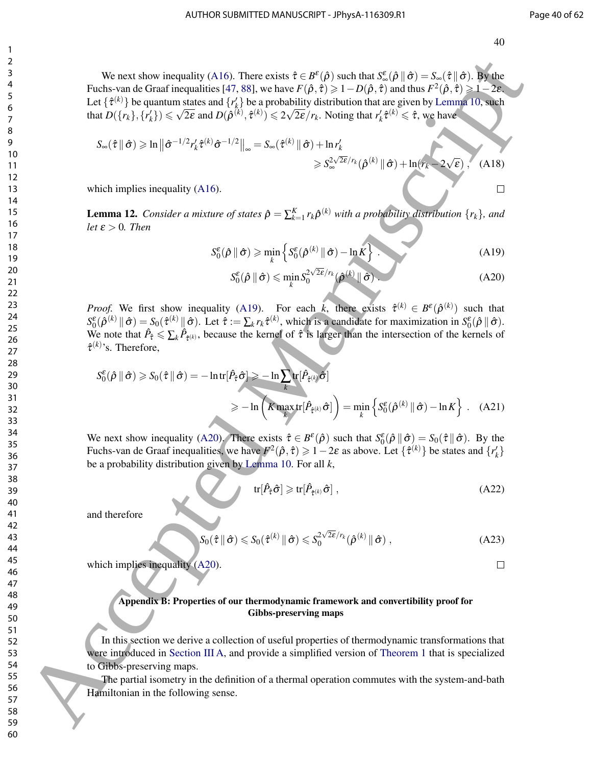We next show inequality (A16). There exists $\hat{\tau} \in B^{\varepsilon}(\hat{\rho})$ such that $S_{\infty}^{\varepsilon}(\hat{\rho} \,\|\, \hat{\sigma}) = S_{\infty}(\hat{\tau} \,\|\, \hat{\sigma})$. By the Fuchs-van de Graaf inequalities [47, 88], we have $F(\hat{\rho}, \hat{\tau}) \geqslant 1 - D(\hat{\rho}, \hat{\tau})$ and thus $F^2(\hat{\rho}, \hat{\tau}) \geqslant 1 - 2\varepsilon$. Let $\{\hat{\tau}^{(k)}\}$ be quantum states and $\{r'_k\}$ be a probability distribution that are given by Lemma 10, such that $D(\{r_k\}, \{r'_k\}) \leqslant \sqrt{2\varepsilon}$ and $D(\hat{\rho}^{(k)}, \hat{\tau}^{(k)}) \leqslant 2\sqrt{2\varepsilon}/r_k$. Noting that $r'_k \hat{\tau}^{(k)} \leqslant \hat{\tau}$, we have

$$
\begin{aligned}
S_{\infty}(\hat{\tau} \,\|\, \hat{\sigma}) \geqslant \ln \left\| \hat{\sigma}^{-1/2} r'_k \hat{\tau}^{(k)} \hat{\sigma}^{-1/2} \right\|_{\infty} &= S_{\infty}(\hat{\tau}^{(k)} \,\|\, \hat{\sigma}) + \ln r'_k \\
&\geqslant S_{\infty}^{2\sqrt{2\varepsilon}/r_k}(\hat{\rho}^{(k)} \,\|\, \hat{\sigma}) + \ln(r_k - 2\sqrt{\varepsilon}) , \quad \text{(A18)}
\end{aligned}
$$

which implies inequality (A16). □

**Lemma 12.** *Consider a mixture of states $\hat{\rho} = \sum_{k=1}^{K} r_k \hat{\rho}^{(k)}$ with a probability distribution $\{r_k\}$, and let $\varepsilon > 0$. Then*

$$
S_0^{\varepsilon}(\hat{\rho} \,\|\, \hat{\sigma}) \geqslant \min_k \left\{ S_0^{\varepsilon}(\hat{\rho}^{(k)} \,\|\, \hat{\sigma}) - \ln K \right\} . \quad \text{(A19)}
$$

$$
S_0^{\varepsilon}(\hat{\rho} \,\|\, \hat{\sigma}) \leqslant \min_k S_0^{2\sqrt{2\varepsilon}/r_k}(\hat{\rho}^{(k)} \,\|\, \hat{\sigma}) . \quad \text{(A20)}
$$

*Proof.* We first show inequality (A19). For each $k$, there exists $\hat{\tau}^{(k)} \in B^{\varepsilon}(\hat{\rho}^{(k)})$ such that $S_0^{\varepsilon}(\hat{\rho}^{(k)} \,\|\, \hat{\sigma}) = S_0(\hat{\tau}^{(k)} \,\|\, \hat{\sigma})$. Let $\hat{\tau} := \sum_k r_k \hat{\tau}^{(k)}$, which is a candidate for maximization in $S_0^{\varepsilon}(\hat{\rho} \,\|\, \hat{\sigma})$. We note that $\hat{P}_{\hat{\tau}} \leqslant \sum_k \hat{P}_{\hat{\tau}^{(k)}}$, because the kernel of $\hat{\tau}$ is larger than the intersection of the kernels of $\hat{\tau}^{(k)}$'s. Therefore,

$$
\begin{aligned}
S_0^{\varepsilon}(\hat{\rho} \,\|\, \hat{\sigma}) \geqslant S_0(\hat{\tau} \,\|\, \hat{\sigma}) = -\ln \mathrm{tr}[\hat{P}_{\hat{\tau}} \hat{\sigma}] &\geqslant -\ln \sum_k \mathrm{tr}[\hat{P}_{\hat{\tau}^{(k)}} \hat{\sigma}] \\
&\geqslant -\ln \left( K \max_k \mathrm{tr}[\hat{P}_{\hat{\tau}^{(k)}} \hat{\sigma}] \right) = \min_k \left\{ S_0^{\varepsilon}(\hat{\rho}^{(k)} \,\|\, \hat{\sigma}) - \ln K \right\} . \quad \text{(A21)}
\end{aligned}
$$

We next show inequality (A20). There exists $\hat{\tau} \in B^{\varepsilon}(\hat{\rho})$ such that $S_0^{\varepsilon}(\hat{\rho} \,\|\, \hat{\sigma}) = S_0(\hat{\tau} \,\|\, \hat{\sigma})$. By the Fuchs-van de Graaf inequalities, we have $F^2(\hat{\rho}, \hat{\tau}) \geqslant 1 - 2\varepsilon$ as above. Let $\{\hat{\tau}^{(k)}\}$ be states and $\{r'_k\}$ be a probability distribution given by Lemma 10. For all $k$,

$$
\mathrm{tr}[\hat{P}_{\hat{\tau}} \hat{\sigma}] \geqslant \mathrm{tr}[\hat{P}_{\hat{\tau}^{(k)}} \hat{\sigma}] , \quad \text{(A22)}
$$

and therefore

$$
S_0(\hat{\tau} \,\|\, \hat{\sigma}) \leqslant S_0(\hat{\tau}^{(k)} \,\|\, \hat{\sigma}) \leqslant S_0^{2\sqrt{2\varepsilon}/r_k}(\hat{\rho}^{(k)} \,\|\, \hat{\sigma}) , \quad \text{(A23)}
$$

which implies inequality (A20). □

## Appendix B: Properties of our thermodynamic framework and convertibility proof for Gibbs-preserving maps

In this section we derive a collection of useful properties of thermodynamic transformations that were introduced in Section III A, and provide a simplified version of Theorem 1 that is specialized to Gibbs-preserving maps.

The partial isometry in the definition of a thermal operation commutes with the system-and-bath Hamiltonian in the following sense.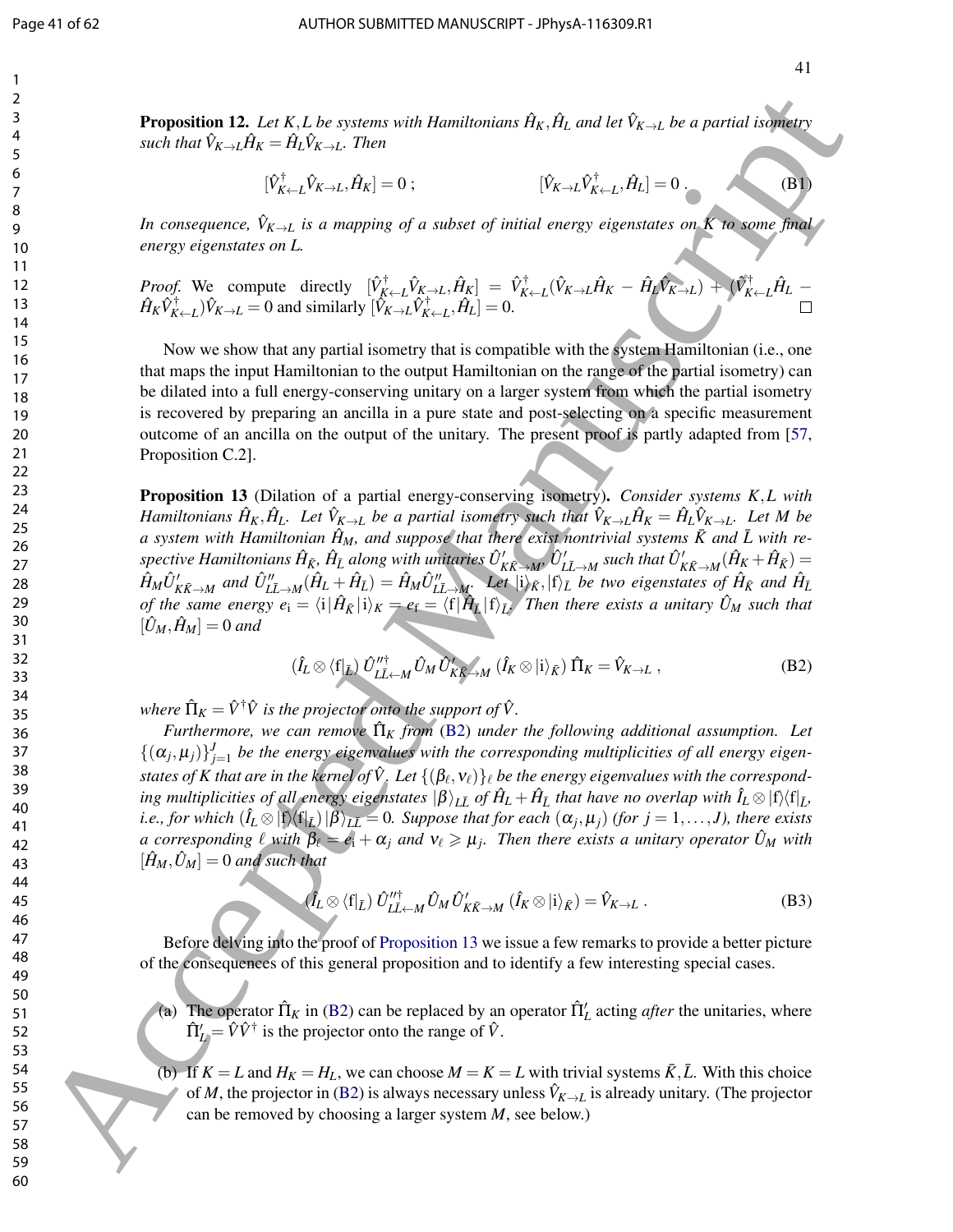**Proposition 12.** *Let $K, L$ be systems with Hamiltonians $\hat{H}_K, \hat{H}_L$ and let $\hat{V}_{K\to L}$ be a partial isometry such that $\hat{V}_{K\to L}\hat{H}_K = \hat{H}_L\hat{V}_{K\to L}$. Then*

$$[\hat{V}^\dagger_{K\leftarrow L}\hat{V}_{K\to L}, \hat{H}_K] = 0 \; ; \qquad\qquad [\hat{V}_{K\to L}\hat{V}^\dagger_{K\leftarrow L}, \hat{H}_L] = 0 \; . \tag{B1}$$

*In consequence, $\hat{V}_{K\to L}$ is a mapping of a subset of initial energy eigenstates on $K$ to some final energy eigenstates on $L$.*

*Proof.* We compute directly $[\hat{V}^\dagger_{K\leftarrow L}\hat{V}_{K\to L}, \hat{H}_K] = \hat{V}^\dagger_{K\leftarrow L}(\hat{V}_{K\to L}\hat{H}_K - \hat{H}_L\hat{V}_{K\to L}) + (\hat{V}^\dagger_{K\leftarrow L}\hat{H}_L - \hat{H}_K\hat{V}^\dagger_{K\leftarrow L})\hat{V}_{K\to L} = 0$ and similarly $[\hat{V}_{K\to L}\hat{V}^\dagger_{K\leftarrow L}, \hat{H}_L] = 0$. □

Now we show that any partial isometry that is compatible with the system Hamiltonian (i.e., one that maps the input Hamiltonian to the output Hamiltonian on the range of the partial isometry) can be dilated into a full energy-conserving unitary on a larger system from which the partial isometry is recovered by preparing an ancilla in a pure state and post-selecting on a specific measurement outcome of an ancilla on the output of the unitary. The present proof is partly adapted from [57, Proposition C.2].

**Proposition 13** (Dilation of a partial energy-conserving isometry)**.** *Consider systems $K, L$ with Hamiltonians $\hat{H}_K, \hat{H}_L$. Let $\hat{V}_{K\to L}$ be a partial isometry such that $\hat{V}_{K\to L}\hat{H}_K = \hat{H}_L\hat{V}_{K\to L}$. Let $M$ be a system with Hamiltonian $\hat{H}_M$, and suppose that there exist nontrivial systems $\bar{K}$ and $\bar{L}$ with respective Hamiltonians $\hat{H}_{\bar{K}}$, $\hat{H}_{\bar{L}}$ along with unitaries $\hat{U}'_{K\bar{K}\to M}$, $\hat{U}''_{L\bar{L}\to M}$ such that $\hat{U}'_{K\bar{K}\to M}(\hat{H}_K + \hat{H}_{\bar{K}}) = \hat{H}_M\hat{U}'_{K\bar{K}\to M}$ and $\hat{U}''_{L\bar{L}\to M}(\hat{H}_L + \hat{H}_{\bar{L}}) = \hat{H}_M\hat{U}''_{L\bar{L}\to M}$. Let $|\mathrm{i}\rangle_{\bar{K}}, |\mathrm{f}\rangle_{\bar{L}}$ be two eigenstates of $\hat{H}_{\bar{K}}$ and $\hat{H}_{\bar{L}}$ of the same energy $e_\mathrm{i} = \langle \mathrm{i}|\hat{H}_{\bar{K}}|\mathrm{i}\rangle_K = e_\mathrm{f} = \langle \mathrm{f}|\hat{H}_{\bar{L}}|\mathrm{f}\rangle_{\bar{L}}$. Then there exists a unitary $\hat{U}_M$ such that $[\hat{U}_M, \hat{H}_M] = 0$ and*

$$(\hat{I}_L \otimes \langle \mathrm{f}|_{\bar{L}})\,\hat{U}''^\dagger_{L\bar{L}\leftarrow M}\,\hat{U}_M\,\hat{U}'_{K\bar{K}\to M}\,(\hat{I}_K \otimes |\mathrm{i}\rangle_{\bar{K}})\,\hat{\Pi}_K = \hat{V}_{K\to L} \; , \tag{B2}$$

*where $\hat{\Pi}_K = \hat{V}^\dagger\hat{V}$ is the projector onto the support of $\hat{V}$.*

*Furthermore, we can remove $\hat{\Pi}_K$ from (B2) under the following additional assumption. Let $\{(\alpha_j, \mu_j)\}_{j=1}^J$ be the energy eigenvalues with the corresponding multiplicities of all energy eigenstates of $K$ that are in the kernel of $\hat{V}$. Let $\{(\beta_\ell, \nu_\ell)\}_\ell$ be the energy eigenvalues with the corresponding multiplicities of all energy eigenstates $|\beta\rangle_{L\bar{L}}$ of $\hat{H}_L + \hat{H}_{\bar{L}}$ that have no overlap with $\hat{I}_L \otimes |\mathrm{f}\rangle\langle\mathrm{f}|_{\bar{L}}$, i.e., for which $(\hat{I}_L \otimes |\mathrm{f}\rangle\langle\mathrm{f}|_{\bar{L}})\,|\beta\rangle_{L\bar{L}} = 0$. Suppose that for each $(\alpha_j, \mu_j)$ (for $j = 1, \ldots, J$), there exists a corresponding $\ell$ with $\beta_\ell = e_\mathrm{i} + \alpha_j$ and $\nu_\ell \geqslant \mu_j$. Then there exists a unitary operator $\hat{U}_M$ with $[\hat{H}_M, \hat{U}_M] = 0$ and such that*

$$(\hat{I}_L \otimes \langle \mathrm{f}|_{\bar{L}})\,\hat{U}''^\dagger_{L\bar{L}\leftarrow M}\,\hat{U}_M\,\hat{U}'_{K\bar{K}\to M}\,(\hat{I}_K \otimes |\mathrm{i}\rangle_{\bar{K}}) = \hat{V}_{K\to L} \; . \tag{B3}$$

Before delving into the proof of Proposition 13 we issue a few remarks to provide a better picture of the consequences of this general proposition and to identify a few interesting special cases.

(a) The operator $\hat{\Pi}_K$ in (B2) can be replaced by an operator $\hat{\Pi}'_L$ acting *after* the unitaries, where $\hat{\Pi}'_L = \hat{V}\hat{V}^\dagger$ is the projector onto the range of $\hat{V}$.

(b) If $K = L$ and $H_K = H_L$, we can choose $M = K = L$ with trivial systems $\bar{K}, \bar{L}$. With this choice of $M$, the projector in (B2) is always necessary unless $\hat{V}_{K\to L}$ is already unitary. (The projector can be removed by choosing a larger system $M$, see below.)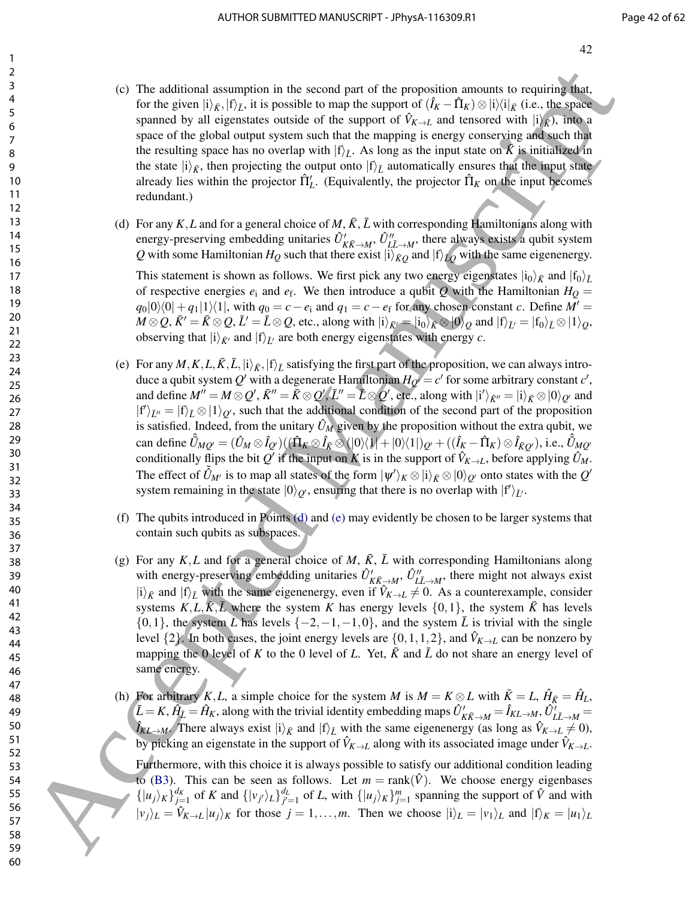(c) The additional assumption in the second part of the proposition amounts to requiring that, for the given $|\mathrm{i}\rangle_{\bar{K}}, |\mathrm{f}\rangle_{\bar{L}}$, it is possible to map the support of $(\hat{I}_K - \hat{\Pi}_K) \otimes |\mathrm{i}\rangle\langle\mathrm{i}|_{\bar{K}}$ (i.e., the space spanned by all eigenstates outside of the support of $\hat{V}_{K\to L}$ and tensored with $|\mathrm{i}\rangle_{\bar{K}}$), into a space of the global output system such that the mapping is energy conserving and such that the resulting space has no overlap with $|\mathrm{f}\rangle_{\bar{L}}$. As long as the input state on $\bar{K}$ is initialized in the state $|\mathrm{i}\rangle_{\bar{K}}$, then projecting the output onto $|\mathrm{f}\rangle_{\bar{L}}$ automatically ensures that the input state already lies within the projector $\hat{\Pi}'_L$. (Equivalently, the projector $\hat{\Pi}_K$ on the input becomes redundant.)

(d) For any $K, L$ and for a general choice of $M, \bar{K}, \bar{L}$ with corresponding Hamiltonians along with energy-preserving embedding unitaries $\hat{U}'_{K\bar{K}\to M}$, $\hat{U}''_{L\bar{L}\to M}$, there always exists a qubit system $Q$ with some Hamiltonian $H_Q$ such that there exist $|\mathrm{i}\rangle_{\bar{K}Q}$ and $|\mathrm{f}\rangle_{\bar{L}Q}$ with the same eigenenergy.

This statement is shown as follows. We first pick any two energy eigenstates $|\mathrm{i}_0\rangle_{\bar{K}}$ and $|\mathrm{f}_0\rangle_{\bar{L}}$ of respective energies $e_\mathrm{i}$ and $e_\mathrm{f}$. We then introduce a qubit $Q$ with the Hamiltonian $H_Q = q_0|0\rangle\langle 0| + q_1|1\rangle\langle 1|$, with $q_0 = c - e_\mathrm{i}$ and $q_1 = c - e_\mathrm{f}$ for any chosen constant $c$. Define $M' = M \otimes Q$, $\bar{K}' = \bar{K} \otimes Q$, $\bar{L}' = \bar{L} \otimes Q$, etc., along with $|\mathrm{i}\rangle_{\bar{K}'} = |\mathrm{i}_0\rangle_{\bar{K}} \otimes |0\rangle_Q$ and $|\mathrm{f}\rangle_{\bar{L}'} = |\mathrm{f}_0\rangle_{\bar{L}} \otimes |1\rangle_Q$, observing that $|\mathrm{i}\rangle_{\bar{K}'}$ and $|\mathrm{f}\rangle_{\bar{L}'}$ are both energy eigenstates with energy $c$.

(e) For any $M, K, L, \bar{K}, \bar{L}, |\mathrm{i}\rangle_{\bar{K}}, |\mathrm{f}\rangle_{\bar{L}}$ satisfying the first part of the proposition, we can always introduce a qubit system $Q'$ with a degenerate Hamiltonian $H_{Q'} = c'$ for some arbitrary constant $c'$, and define $M'' = M \otimes Q'$, $\bar{K}'' = \bar{K} \otimes Q'$, $\bar{L}'' = \bar{L} \otimes Q'$, etc., along with $|\mathrm{i}'\rangle_{\bar{K}''} = |\mathrm{i}\rangle_{\bar{K}} \otimes |0\rangle_{Q'}$ and $|\mathrm{f}'\rangle_{\bar{L}''} = |\mathrm{f}\rangle_{\bar{L}} \otimes |1\rangle_{Q'}$, such that the additional condition of the second part of the proposition is satisfied. Indeed, from the unitary $\hat{U}_M$ given by the proposition without the extra qubit, we can define $\hat{U}_{MQ'} = (\hat{U}_M \otimes \hat{I}_{Q'})((\hat{\Pi}_K \otimes \hat{I}_{\bar{K}} \otimes (|0\rangle\langle 1| + |0\rangle\langle 1|)_{Q'} + ((\hat{I}_K - \hat{\Pi}_K) \otimes \hat{I}_{\bar{K}Q'})$, i.e., $\hat{U}_{MQ'}$ conditionally flips the bit $Q'$ if the input on $K$ is in the support of $\hat{V}_{K\to L}$, before applying $\hat{U}_M$. The effect of $\tilde{U}_{M'}$ is to map all states of the form $|\psi'\rangle_K \otimes |\mathrm{i}\rangle_{\bar{K}} \otimes |0\rangle_{Q'}$ onto states with the $Q'$ system remaining in the state $|0\rangle_{Q'}$, ensuring that there is no overlap with $|\mathrm{f}'\rangle_{\bar{L}'}$.

(f) The qubits introduced in Points (d) and (e) may evidently be chosen to be larger systems that contain such qubits as subspaces.

(g) For any $K, L$ and for a general choice of $M$, $\bar{K}$, $\bar{L}$ with corresponding Hamiltonians along with energy-preserving embedding unitaries $\hat{U}'_{K\bar{K}\to M}$, $\hat{U}''_{L\bar{L}\to M}$, there might not always exist $|\mathrm{i}\rangle_{\bar{K}}$ and $|\mathrm{f}\rangle_{\bar{L}}$ with the same eigenenergy, even if $\hat{V}_{K\to L} \neq 0$. As a counterexample, consider systems $K, L, \bar{K}, \bar{L}$ where the system $K$ has energy levels $\{0, 1\}$, the system $\bar{K}$ has levels $\{0, 1\}$, the system $L$ has levels $\{-2, -1, -1, 0\}$, and the system $\bar{L}$ is trivial with the single level $\{2\}$. In both cases, the joint energy levels are $\{0, 1, 1, 2\}$, and $\hat{V}_{K\to L}$ can be nonzero by mapping the 0 level of $K$ to the 0 level of $L$. Yet, $\bar{K}$ and $\bar{L}$ do not share an energy level of same energy.

(h) For arbitrary $K, L$, a simple choice for the system $M$ is $M = K \otimes L$ with $\bar{K} = L$, $\hat{H}_{\bar{K}} = \hat{H}_L$, $\bar{L} = K$, $\hat{H}_{\bar{L}} = \hat{H}_K$, along with the trivial identity embedding maps $\hat{U}'_{K\bar{K}\to M} = \hat{I}_{KL\to M}$, $\hat{U}'_{L\bar{L}\to M} = \hat{I}_{KL\to M}$. There always exist $|\mathrm{i}\rangle_{\bar{K}}$ and $|\mathrm{f}\rangle_{\bar{L}}$ with the same eigenenergy (as long as $\hat{V}_{K\to L} \neq 0$), by picking an eigenstate in the support of $\hat{V}_{K\to L}$ along with its associated image under $\hat{V}_{K\to L}$.

Furthermore, with this choice it is always possible to satisfy our additional condition leading to (B3). This can be seen as follows. Let $m = \mathrm{rank}(\hat{V})$. We choose energy eigenbases $\{|u_j\rangle_K\}_{j=1}^{d_K}$ of $K$ and $\{|v_{j'}\rangle_L\}_{j'=1}^{d_L}$ of $L$, with $\{|u_j\rangle_K\}_{j=1}^{m}$ spanning the support of $\hat{V}$ and with $|v_j\rangle_L = \hat{V}_{K\to L}|u_j\rangle_K$ for those $j = 1, \ldots, m$. Then we choose $|\mathrm{i}\rangle_L = |v_1\rangle_L$ and $|\mathrm{f}\rangle_K = |u_1\rangle_L$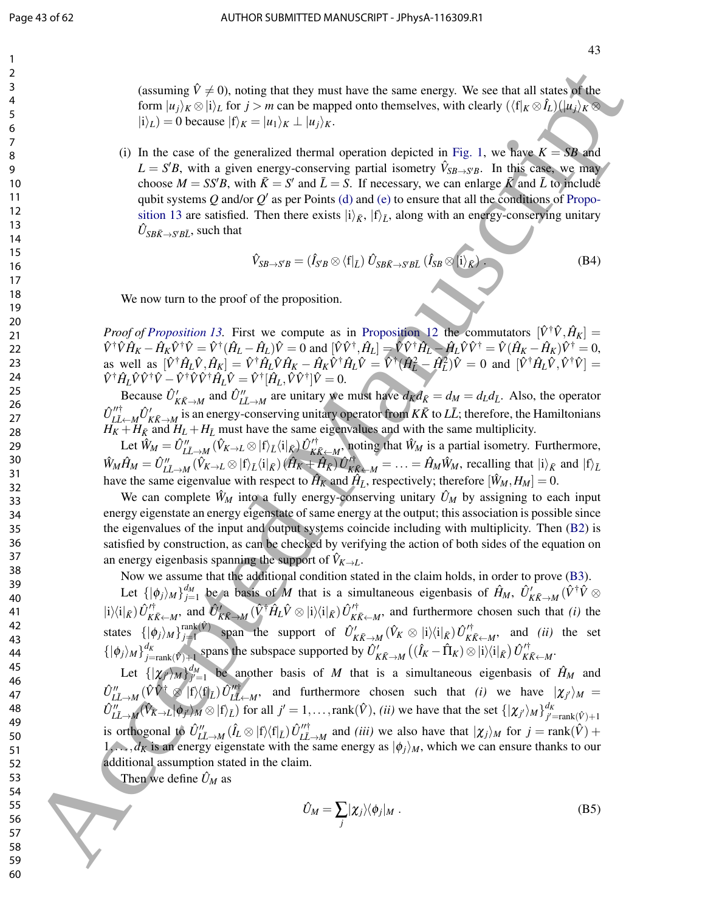(assuming $\hat{V} \neq 0$), noting that they must have the same energy. We see that all states of the form $|u_j\rangle_K \otimes |\mathrm{i}\rangle_L$ for $j > m$ can be mapped onto themselves, with clearly $(\langle \mathrm{f}|_K \otimes \hat{I}_L)(|u_j\rangle_K \otimes |\mathrm{i}\rangle_L) = 0$ because $|\mathrm{f}\rangle_K = |u_1\rangle_K \perp |u_j\rangle_K$.

(i) In the case of the generalized thermal operation depicted in Fig. 1, we have $K = SB$ and $L = S'B$, with a given energy-conserving partial isometry $\hat{V}_{SB \to S'B}$. In this case, we may choose $M = SS'B$, with $\bar{K} = S'$ and $\bar{L} = S$. If necessary, we can enlarge $\bar{K}$ and $\bar{L}$ to include qubit systems $Q$ and/or $Q'$ as per Points (d) and (e) to ensure that all the conditions of Proposition 13 are satisfied. Then there exists $|\mathrm{i}\rangle_{\bar{K}}$, $|\mathrm{f}\rangle_{\bar{L}}$, along with an energy-conserving unitary $\hat{U}_{SB\bar{K} \to S'B\bar{L}}$, such that

$$\hat{V}_{SB \to S'B} = (\hat{I}_{S'B} \otimes \langle \mathrm{f}|_{\bar{L}})\, \hat{U}_{SB\bar{K} \to S'B\bar{L}}\, (\hat{I}_{SB} \otimes |\mathrm{i}\rangle_{\bar{K}})\ . \tag{B4}$$

We now turn to the proof of the proposition.

*Proof of Proposition 13.* First we compute as in Proposition 12 the commutators $[\hat{V}^\dagger \hat{V}, \hat{H}_K] = \hat{V}^\dagger \hat{V} \hat{H}_K - \hat{H}_K \hat{V}^\dagger \hat{V} = \hat{V}^\dagger (\hat{H}_L - \hat{H}_L)\hat{V} = 0$ and $[\hat{V}\hat{V}^\dagger, \hat{H}_L] = \hat{V}\hat{V}^\dagger \hat{H}_L - \hat{H}_L \hat{V}\hat{V}^\dagger = \hat{V}(\hat{H}_K - \hat{H}_K)\hat{V}^\dagger = 0$, as well as $[\hat{V}^\dagger \hat{H}_L \hat{V}, \hat{H}_K] = \hat{V}^\dagger \hat{H}_L \hat{V} \hat{H}_K - \hat{H}_K \hat{V}^\dagger \hat{H}_L \hat{V} = \hat{V}^\dagger(\hat{H}_L^2 - \hat{H}_L^2)\hat{V} = 0$ and $[\hat{V}^\dagger \hat{H}_L \hat{V}, \hat{V}^\dagger \hat{V}] = \hat{V}^\dagger \hat{H}_L \hat{V} \hat{V}^\dagger \hat{V} - \hat{V}^\dagger \hat{V} \hat{V}^\dagger \hat{H}_L \hat{V} = \hat{V}^\dagger [\hat{H}_L, \hat{V}\hat{V}^\dagger]\hat{V} = 0$.

Because $\hat{U}'_{K\bar{K} \to M}$ and $\hat{U}''_{L\bar{L} \to M}$ are unitary we must have $d_K d_{\bar{K}} = d_M = d_L d_{\bar{L}}$. Also, the operator $\hat{U}''^{\dagger}_{L\bar{L} \leftarrow M} \hat{U}'_{K\bar{K} \to M}$ is an energy-conserving unitary operator from $K\bar{K}$ to $L\bar{L}$; therefore, the Hamiltonians $H_K + H_{\bar{K}}$ and $H_L + H_{\bar{L}}$ must have the same eigenvalues and with the same multiplicity.

Let $\hat{W}_M = \hat{U}''_{L\bar{L} \to M} (\hat{V}_{K \to L} \otimes |\mathrm{f}\rangle_{\bar{L}} \langle \mathrm{i}|_{\bar{K}})\, \hat{U}'^{\dagger}_{K\bar{K} \leftarrow M}$, noting that $\hat{W}_M$ is a partial isometry. Furthermore, $\hat{W}_M \hat{H}_M = \hat{U}''_{L\bar{L} \to M} (\hat{V}_{K \to L} \otimes |\mathrm{f}\rangle_{\bar{L}} \langle \mathrm{i}|_{\bar{K}})\, (\hat{H}_K + \hat{H}_{\bar{K}})\, \hat{U}'^{\dagger}_{K\bar{K} \leftarrow M} = \ldots = \hat{H}_M \hat{W}_M$, recalling that $|\mathrm{i}\rangle_{\bar{K}}$ and $|\mathrm{f}\rangle_{\bar{L}}$ have the same eigenvalue with respect to $\hat{H}_{\bar{K}}$ and $\hat{H}_{\bar{L}}$, respectively; therefore $[\hat{W}_M, H_M] = 0$.

We can complete $\hat{W}_M$ into a fully energy-conserving unitary $\hat{U}_M$ by assigning to each input energy eigenstate an energy eigenstate of same energy at the output; this association is possible since the eigenvalues of the input and output systems coincide including with multiplicity. Then (B2) is satisfied by construction, as can be checked by verifying the action of both sides of the equation on an energy eigenbasis spanning the support of $\hat{V}_{K \to L}$.

Now we assume that the additional condition stated in the claim holds, in order to prove (B3).

Let $\{|\phi_j\rangle_M\}_{j=1}^{d_M}$ be a basis of $M$ that is a simultaneous eigenbasis of $\hat{H}_M$, $\hat{U}'_{K\bar{K} \to M}(\hat{V}^\dagger \hat{V} \otimes |\mathrm{i}\rangle\langle \mathrm{i}|_{\bar{K}})\, \hat{U}'^{\dagger}_{K\bar{K} \leftarrow M}$, and $\hat{U}'_{K\bar{K} \to M}(\hat{V}^\dagger \hat{H}_L \hat{V} \otimes |\mathrm{i}\rangle\langle \mathrm{i}|_{\bar{K}})\, \hat{U}'^{\dagger}_{K\bar{K} \leftarrow M}$, and furthermore chosen such that *(i)* the states $\{|\phi_j\rangle_M\}_{j=1}^{\mathrm{rank}(\hat{V})}$ span the support of $\hat{U}'_{K\bar{K} \to M}(\hat{V}_K \otimes |\mathrm{i}\rangle\langle \mathrm{i}|_{\bar{K}})\, \hat{U}'^{\dagger}_{K\bar{K} \leftarrow M}$, and *(ii)* the set $\{|\phi_j\rangle_M\}_{j=\mathrm{rank}(\hat{V})+1}^{d_K}$ spans the subspace supported by $\hat{U}'_{K\bar{K} \to M}\big((\hat{I}_K - \hat{\Pi}_K) \otimes |\mathrm{i}\rangle\langle \mathrm{i}|_{\bar{K}}\big)\, \hat{U}'^{\dagger}_{K\bar{K} \leftarrow M}$.

Let $\{|\chi_{j'}\rangle_M\}_{j'=1}^{d_M}$ be another basis of $M$ that is a simultaneous eigenbasis of $\hat{H}_M$ and $\hat{U}''_{L\bar{L} \to M}(\hat{V}\hat{V}^\dagger \otimes |\mathrm{f}\rangle\langle \mathrm{f}|_{\bar{L}})\, \hat{U}''^{\dagger}_{L\bar{L} \leftarrow M}$, and furthermore chosen such that *(i)* we have $|\chi_{j'}\rangle_M = \hat{U}''_{L\bar{L} \to M}(\hat{V}_{K \to L} |\phi_{j'}\rangle_M \otimes |\mathrm{f}\rangle_{\bar{L}})$ for all $j' = 1, \ldots, \mathrm{rank}(\hat{V})$, *(ii)* we have that the set $\{|\chi_{j'}\rangle_M\}_{j'=\mathrm{rank}(\hat{V})+1}^{d_K}$ is orthogonal to $\hat{U}''_{L\bar{L} \to M}(\hat{I}_L \otimes |\mathrm{f}\rangle\langle \mathrm{f}|_{\bar{L}})\, \hat{U}''^{\dagger}_{L\bar{L} \to M}$ and *(iii)* we also have that $|\chi_j\rangle_M$ for $j = \mathrm{rank}(\hat{V}) + 1, \ldots, d_K$ is an energy eigenstate with the same energy as $|\phi_j\rangle_M$, which we can ensure thanks to our additional assumption stated in the claim.

Then we define $\hat{U}_M$ as

$$\hat{U}_M = \sum_j |\chi_j\rangle\langle \phi_j|_M\ . \tag{B5}$$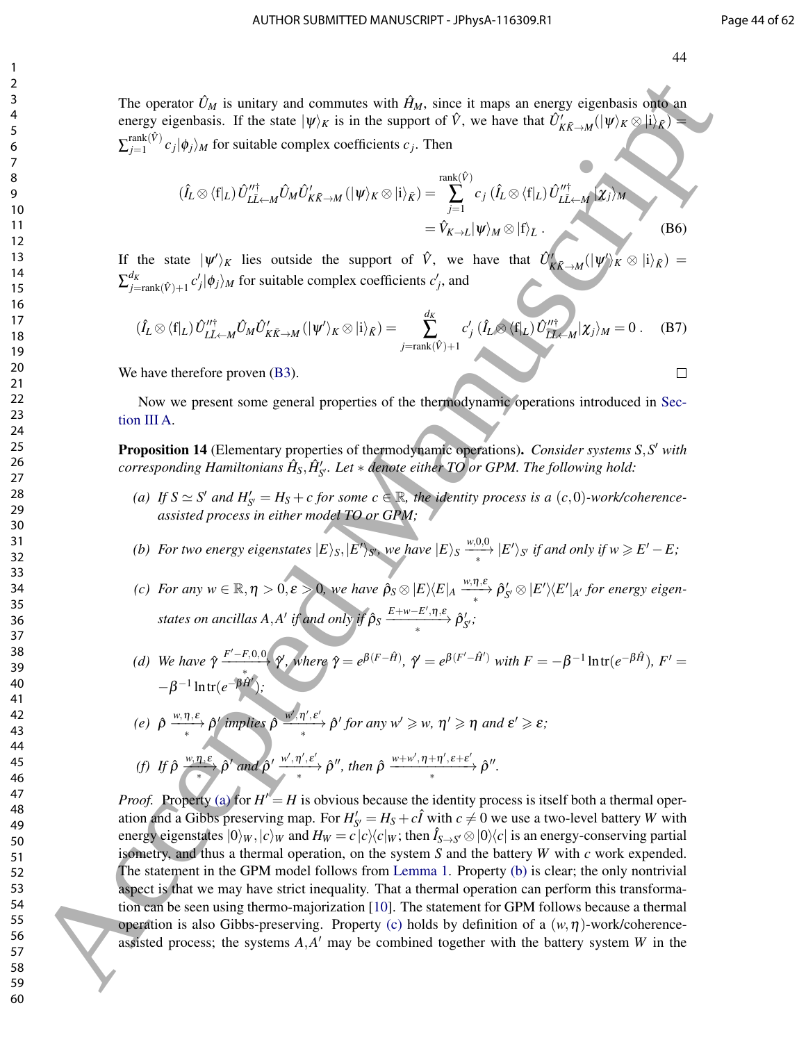The operator $\hat{U}_M$ is unitary and commutes with $\hat{H}_M$, since it maps an energy eigenbasis onto an energy eigenbasis. If the state $|\psi\rangle_K$ is in the support of $\hat{V}$, we have that $\hat{U}'_{K\bar{K}\to M}(|\psi\rangle_K \otimes |\mathrm{i}\rangle_{\bar{K}}) = \sum_{j=1}^{\mathrm{rank}(\hat{V})} c_j |\phi_j\rangle_M$ for suitable complex coefficients $c_j$. Then

$$
\begin{aligned}
(\hat{I}_L \otimes \langle \mathrm{f}|_L) \hat{U}''^{\dagger}_{L\bar{L}\leftarrow M} \hat{U}_M \hat{U}'_{K\bar{K}\to M}(|\psi\rangle_K \otimes |\mathrm{i}\rangle_{\bar{K}}) &= \sum_{j=1}^{\mathrm{rank}(\hat{V})} c_j \, (\hat{I}_L \otimes \langle \mathrm{f}|_L) \hat{U}''^{\dagger}_{L\bar{L}\leftarrow M} |\chi_j\rangle_M \\
&= \hat{V}_{K\to L}|\psi\rangle_M \otimes |\mathrm{f}\rangle_{\bar{L}} \, .
\end{aligned} \tag{B6}
$$

If the state $|\psi'\rangle_K$ lies outside the support of $\hat{V}$, we have that $\hat{U}'_{K\bar{K}\to M}(|\psi'\rangle_K \otimes |\mathrm{i}\rangle_{\bar{K}}) = \sum_{j=\mathrm{rank}(\hat{V})+1}^{d_K} c'_j |\phi_j\rangle_M$ for suitable complex coefficients $c'_j$, and

$$
(\hat{I}_L \otimes \langle \mathrm{f}|_L) \hat{U}''^{\dagger}_{L\bar{L}\leftarrow M} \hat{U}_M \hat{U}'_{K\bar{K}\to M}(|\psi'\rangle_K \otimes |\mathrm{i}\rangle_{\bar{K}}) = \sum_{j=\mathrm{rank}(\hat{V})+1}^{d_K} c'_j \, (\hat{I}_L \otimes \langle \mathrm{f}|_L) \hat{U}''^{\dagger}_{L\bar{L}\leftarrow M} |\chi_j\rangle_M = 0 \, . \tag{B7}
$$

We have therefore proven (B3). $\square$

Now we present some general properties of the thermodynamic operations introduced in Section III A.

**Proposition 14** (Elementary properties of thermodynamic operations)**.** *Consider systems $S, S'$ with corresponding Hamiltonians $\hat{H}_S, \hat{H}'_{S'}$. Let $*$ denote either TO or GPM. The following hold:*

*(a) If $S \simeq S'$ and $H'_{S'} = H_S + c$ for some $c \in \mathbb{R}$, the identity process is a $(c, 0)$-work/coherence-assisted process in either model TO or GPM;*

*(b) For two energy eigenstates $|E\rangle_S, |E'\rangle_{S'}$, we have $|E\rangle_S \xrightarrow[*]{w,0,0} |E'\rangle_{S'}$ if and only if $w \geqslant E' - E$;*

*(c) For any $w \in \mathbb{R}, \eta > 0, \varepsilon > 0$, we have $\hat{\rho}_S \otimes |E\rangle\langle E|_A \xrightarrow[*]{w,\eta,\varepsilon} \hat{\rho}'_{S'} \otimes |E'\rangle\langle E'|_{A'}$ for energy eigenstates on ancillas $A, A'$ if and only if $\hat{\rho}_S \xrightarrow[*]{E+w-E',\eta,\varepsilon} \hat{\rho}'_{S'}$;*

*(d) We have $\hat{\gamma} \xrightarrow[*]{F'-F,0,0} \hat{\gamma}'$, where $\hat{\gamma} = e^{\beta(F-\hat{H})}$, $\hat{\gamma}' = e^{\beta(F'-\hat{H}')}$ with $F = -\beta^{-1} \ln \mathrm{tr}(e^{-\beta \hat{H}})$, $F' = -\beta^{-1} \ln \mathrm{tr}(e^{-\beta \hat{H}'})$;*

*(e) $\hat{\rho} \xrightarrow[*]{w,\eta,\varepsilon} \hat{\rho}'$ implies $\hat{\rho} \xrightarrow[*]{w',\eta',\varepsilon'} \hat{\rho}'$ for any $w' \geqslant w$, $\eta' \geqslant \eta$ and $\varepsilon' \geqslant \varepsilon$;*

*(f) If $\hat{\rho} \xrightarrow[*]{w,\eta,\varepsilon} \hat{\rho}'$ and $\hat{\rho}' \xrightarrow[*]{w',\eta',\varepsilon'} \hat{\rho}''$, then $\hat{\rho} \xrightarrow[*]{w+w',\eta+\eta',\varepsilon+\varepsilon'} \hat{\rho}''$.*

*Proof.* Property (a) for $H' = H$ is obvious because the identity process is itself both a thermal operation and a Gibbs preserving map. For $H'_{S'} = H_S + c\hat{I}$ with $c \neq 0$ we use a two-level battery $W$ with energy eigenstates $|0\rangle_W, |c\rangle_W$ and $H_W = c\,|c\rangle\langle c|_W$; then $\hat{I}_{S\to S'} \otimes |0\rangle\langle c|$ is an energy-conserving partial isometry, and thus a thermal operation, on the system $S$ and the battery $W$ with $c$ work expended. The statement in the GPM model follows from Lemma 1. Property (b) is clear; the only nontrivial aspect is that we may have strict inequality. That a thermal operation can perform this transformation can be seen using thermo-majorization [10]. The statement for GPM follows because a thermal operation is also Gibbs-preserving. Property (c) holds by definition of a $(w, \eta)$-work/coherence-assisted process; the systems $A, A'$ may be combined together with the battery system $W$ in the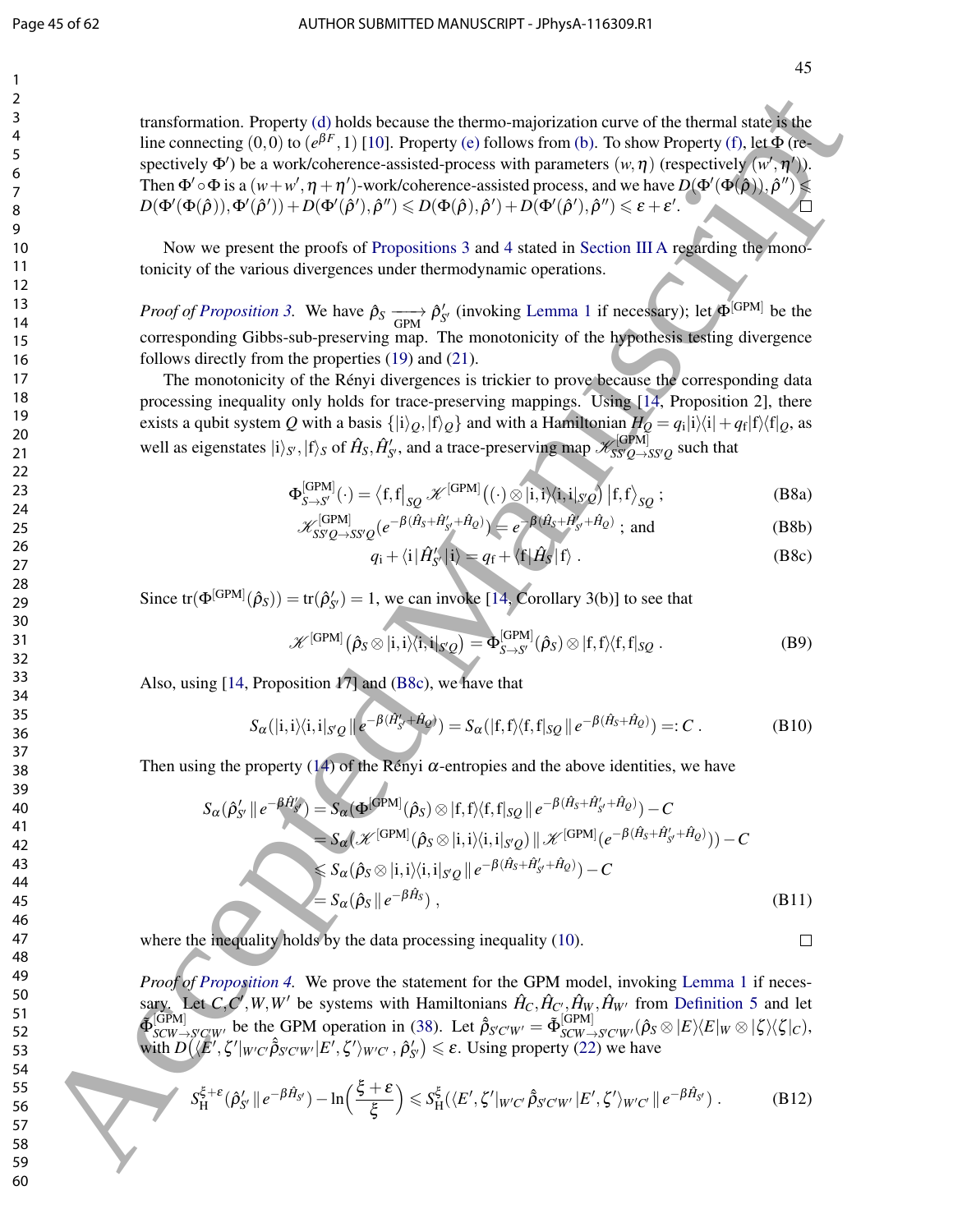transformation. Property (d) holds because the thermo-majorization curve of the thermal state is the line connecting $(0,0)$ to $(e^{\beta F},1)$ [10]. Property (e) follows from (b). To show Property (f), let $\Phi$ (respectively $\Phi'$) be a work/coherence-assisted-process with parameters $(w,\eta)$ (respectively $(w',\eta')$). Then $\Phi'\circ\Phi$ is a $(w+w',\eta+\eta')$-work/coherence-assisted process, and we have $D(\Phi'(\Phi(\hat{\rho})),\hat{\rho}'') \leqslant D(\Phi'(\Phi(\hat{\rho})),\Phi'(\hat{\rho}')) + D(\Phi'(\hat{\rho}'),\hat{\rho}'') \leqslant D(\Phi(\hat{\rho}),\hat{\rho}') + D(\Phi'(\hat{\rho}'),\hat{\rho}'') \leqslant \varepsilon+\varepsilon'$. □

Now we present the proofs of Propositions 3 and 4 stated in Section III A regarding the monotonicity of the various divergences under thermodynamic operations.

*Proof of Proposition 3.* We have $\hat{\rho}_S \xrightarrow[\text{GPM}]{} \hat{\rho}'_{S'}$ (invoking Lemma 1 if necessary); let $\Phi^{[\text{GPM}]}$ be the corresponding Gibbs-sub-preserving map. The monotonicity of the hypothesis testing divergence follows directly from the properties (19) and (21).

The monotonicity of the Rényi divergences is trickier to prove because the corresponding data processing inequality only holds for trace-preserving mappings. Using [14, Proposition 2], there exists a qubit system $Q$ with a basis $\{|\mathrm{i}\rangle_Q, |\mathrm{f}\rangle_Q\}$ and with a Hamiltonian $\hat{H}_Q = q_\mathrm{i}|\mathrm{i}\rangle\langle\mathrm{i}| + q_\mathrm{f}|\mathrm{f}\rangle\langle\mathrm{f}|_Q$, as well as eigenstates $|\mathrm{i}\rangle_{S'}, |\mathrm{f}\rangle_S$ of $\hat{H}_S, \hat{H}'_{S'}$, and a trace-preserving map $\mathscr{K}^{[\text{GPM}]}_{SS'Q\to SS'Q}$ such that

$$\Phi^{[\text{GPM}]}_{S\to S'}(\cdot) = \langle \mathrm{f},\mathrm{f}|_{SQ}\, \mathscr{K}^{[\text{GPM}]}\big((\cdot)\otimes|\mathrm{i},\mathrm{i}\rangle\langle\mathrm{i},\mathrm{i}|_{S'Q}\big)\,|\mathrm{f},\mathrm{f}\rangle_{SQ}\ ; \tag{B8a}$$

$$\mathscr{K}^{[\text{GPM}]}_{SS'Q\to SS'Q}(e^{-\beta(\hat{H}_S+\hat{H}'_{S'}+\hat{H}_Q)}) = e^{-\beta(\hat{H}_S+\hat{H}'_{S'}+\hat{H}_Q)}\ ;\ \text{and} \tag{B8b}$$

$$q_\mathrm{i} + \langle\mathrm{i}|\hat{H}'_{S'}|\mathrm{i}\rangle = q_\mathrm{f} + \langle\mathrm{f}|\hat{H}_S|\mathrm{f}\rangle\ . \tag{B8c}$$

Since $\mathrm{tr}(\Phi^{[\text{GPM}]}(\hat{\rho}_S)) = \mathrm{tr}(\hat{\rho}'_{S'}) = 1$, we can invoke [14, Corollary 3(b)] to see that

$$\mathscr{K}^{[\text{GPM}]}\big(\hat{\rho}_S\otimes|\mathrm{i},\mathrm{i}\rangle\langle\mathrm{i},\mathrm{i}|_{S'Q}\big) = \Phi^{[\text{GPM}]}_{S\to S'}(\hat{\rho}_S)\otimes|\mathrm{f},\mathrm{f}\rangle\langle\mathrm{f},\mathrm{f}|_{SQ}\ . \tag{B9}$$

Also, using [14, Proposition 17] and (B8c), we have that

$$S_\alpha(|\mathrm{i},\mathrm{i}\rangle\langle\mathrm{i},\mathrm{i}|_{S'Q}\,\|\,e^{-\beta(\hat{H}'_{S'}+\hat{H}_Q)}) = S_\alpha(|\mathrm{f},\mathrm{f}\rangle\langle\mathrm{f},\mathrm{f}|_{SQ}\,\|\,e^{-\beta(\hat{H}_S+\hat{H}_Q)}) =: C\ . \tag{B10}$$

Then using the property (14) of the Rényi $\alpha$-entropies and the above identities, we have

$$\begin{aligned}
S_\alpha(\hat{\rho}'_{S'}\,\|\,e^{-\beta\hat{H}'_{S'}}) &= S_\alpha(\Phi^{[\text{GPM}]}(\hat{\rho}_S)\otimes|\mathrm{f},\mathrm{f}\rangle\langle\mathrm{f},\mathrm{f}|_{SQ}\,\|\,e^{-\beta(\hat{H}_S+\hat{H}'_{S'}+\hat{H}_Q)}) - C\\
&= S_\alpha(\mathscr{K}^{[\text{GPM}]}(\hat{\rho}_S\otimes|\mathrm{i},\mathrm{i}\rangle\langle\mathrm{i},\mathrm{i}|_{S'Q})\,\|\,\mathscr{K}^{[\text{GPM}]}(e^{-\beta(\hat{H}_S+\hat{H}'_{S'}+\hat{H}_Q)})) - C\\
&\leqslant S_\alpha(\hat{\rho}_S\otimes|\mathrm{i},\mathrm{i}\rangle\langle\mathrm{i},\mathrm{i}|_{S'Q}\,\|\,e^{-\beta(\hat{H}_S+\hat{H}'_{S'}+\hat{H}_Q)}) - C\\
&= S_\alpha(\hat{\rho}_S\,\|\,e^{-\beta\hat{H}_S})\ ,
\end{aligned} \tag{B11}$$

where the inequality holds by the data processing inequality (10). □

*Proof of Proposition 4.* We prove the statement for the GPM model, invoking Lemma 1 if necessary. Let $C, C', W, W'$ be systems with Hamiltonians $\hat{H}_C, \hat{H}_{C'}, \hat{H}_W, \hat{H}_{W'}$ from Definition 5 and let $\tilde{\Phi}^{[\text{GPM}]}_{SCW\to S'C'W'}$ be the GPM operation in (38). Let $\hat{\tilde{\rho}}_{S'C'W'} = \tilde{\Phi}^{[\text{GPM}]}_{SCW\to S'C'W'}(\hat{\rho}_S\otimes|E\rangle\langle E|_W\otimes|\zeta\rangle\langle\zeta|_C)$, with $D\big(\langle E',\zeta'|_{W'C'}\hat{\tilde{\rho}}_{S'C'W'}|E',\zeta'\rangle_{W'C'}\,,\hat{\rho}'_{S'}\big) \leqslant \varepsilon$. Using property (22) we have

$$S^{\xi+\varepsilon}_{\mathrm{H}}(\hat{\rho}'_{S'}\,\|\,e^{-\beta\hat{H}_{S'}}) - \ln\Big(\frac{\xi+\varepsilon}{\xi}\Big) \leqslant S^{\xi}_{\mathrm{H}}(\langle E',\zeta'|_{W'C'}\,\hat{\tilde{\rho}}_{S'C'W'}\,|E',\zeta'\rangle_{W'C'}\,\|\,e^{-\beta\hat{H}_{S'}})\ . \tag{B12}$$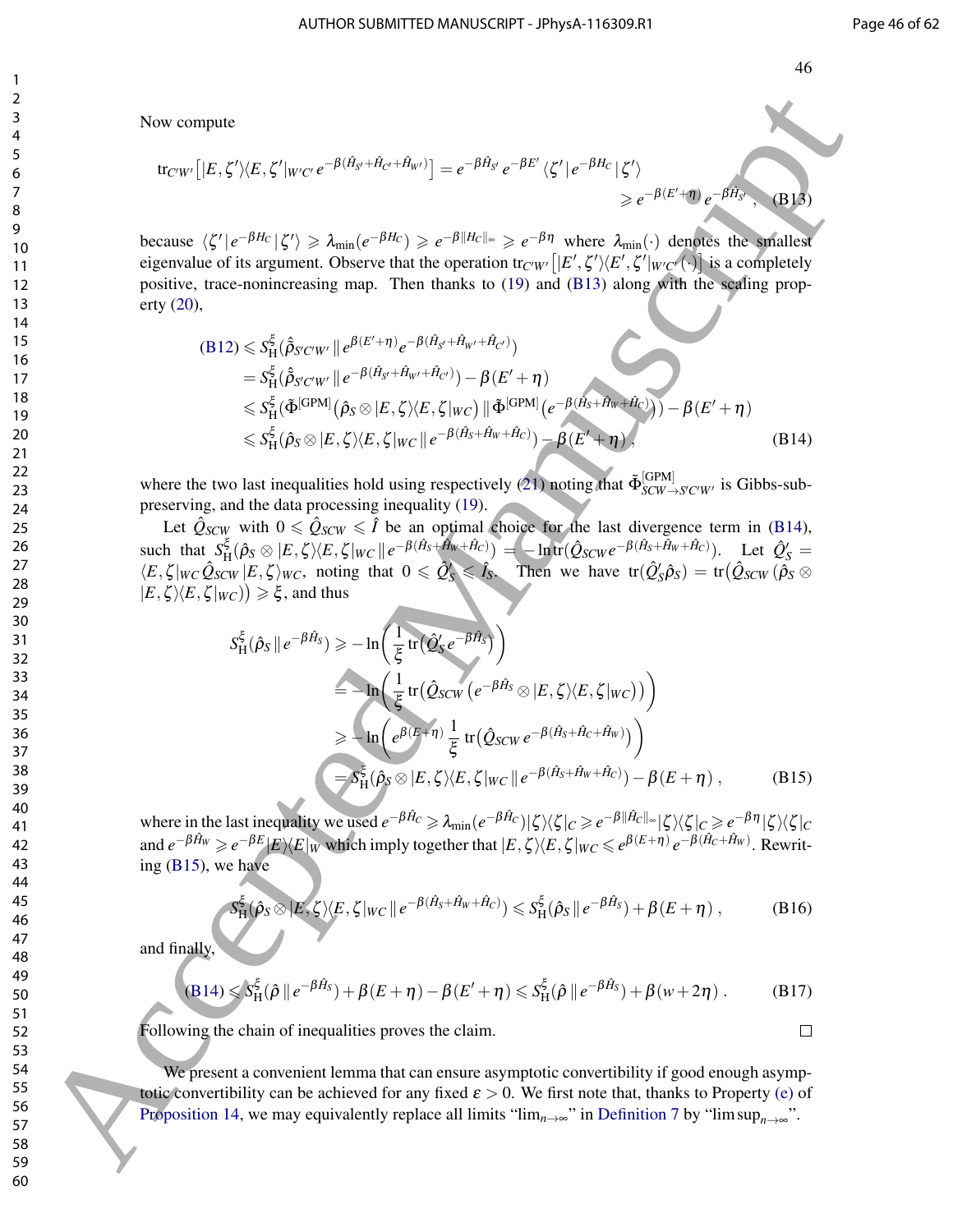Now compute

$$\mathrm{tr}_{C'W'}\left[|E,\zeta'\rangle\langle E,\zeta'|_{W'C'}\, e^{-\beta(\hat{H}_{S'}+\hat{H}_{C'}+\hat{H}_{W'})}\right] = e^{-\beta\hat{H}_{S'}}\, e^{-\beta E'}\,\langle\zeta'|\,e^{-\beta H_C}\,|\zeta'\rangle$$
$$\geqslant e^{-\beta(E'+\eta)}\, e^{-\beta\hat{H}_{S'}}\,, \tag{B13}$$

because $\langle\zeta'|\,e^{-\beta H_C}\,|\zeta'\rangle \geqslant \lambda_{\min}(e^{-\beta H_C}) \geqslant e^{-\beta\|H_C\|_\infty} \geqslant e^{-\beta\eta}$ where $\lambda_{\min}(\cdot)$ denotes the smallest eigenvalue of its argument. Observe that the operation $\mathrm{tr}_{C'W'}\left[|E',\zeta'\rangle\langle E',\zeta'|_{W'C'}(\cdot)\right]$ is a completely positive, trace-nonincreasing map. Then thanks to (19) and (B13) along with the scaling property (20),

$$\begin{aligned}
\text{(B12)} &\leqslant S_{\mathrm{H}}^{\xi}(\hat{\tilde{\rho}}_{S'C'W'}\,\|\,e^{\beta(E'+\eta)}e^{-\beta(\hat{H}_{S'}+\hat{H}_{W'}+\hat{H}_{C'})}) \\
&= S_{\mathrm{H}}^{\xi}(\hat{\tilde{\rho}}_{S'C'W'}\,\|\,e^{-\beta(\hat{H}_{S'}+\hat{H}_{W'}+\hat{H}_{C'})}) - \beta(E'+\eta) \\
&\leqslant S_{\mathrm{H}}^{\xi}(\tilde{\Phi}^{[\mathrm{GPM}]}(\hat{\rho}_S\otimes|E,\zeta\rangle\langle E,\zeta|_{WC})\,\|\,\tilde{\Phi}^{[\mathrm{GPM}]}(e^{-\beta(\hat{H}_S+\hat{H}_W+\hat{H}_C)})) - \beta(E'+\eta) \\
&\leqslant S_{\mathrm{H}}^{\xi}(\hat{\rho}_S\otimes|E,\zeta\rangle\langle E,\zeta|_{WC}\,\|\,e^{-\beta(\hat{H}_S+\hat{H}_W+\hat{H}_C)}) - \beta(E'+\eta)\,,
\end{aligned} \tag{B14}$$

where the two last inequalities hold using respectively (21) noting that $\tilde{\Phi}^{[\mathrm{GPM}]}_{SCW\to S'C'W'}$ is Gibbs-sub-preserving, and the data processing inequality (19).

Let $\hat{Q}_{SCW}$ with $0\leqslant\hat{Q}_{SCW}\leqslant\hat{I}$ be an optimal choice for the last divergence term in (B14), such that $S_{\mathrm{H}}^{\xi}(\hat{\rho}_S\otimes|E,\zeta\rangle\langle E,\zeta|_{WC}\,\|\,e^{-\beta(\hat{H}_S+\hat{H}_W+\hat{H}_C)}) = -\ln\mathrm{tr}(\hat{Q}_{SCW}e^{-\beta(\hat{H}_S+\hat{H}_W+\hat{H}_C)})$. Let $\hat{Q}'_S = \langle E,\zeta|_{WC}\,\hat{Q}_{SCW}\,|E,\zeta\rangle_{WC}$, noting that $0\leqslant\hat{Q}'_S\leqslant\hat{I}_S$. Then we have $\mathrm{tr}(\hat{Q}'_S\hat{\rho}_S) = \mathrm{tr}(\hat{Q}_{SCW}(\hat{\rho}_S\otimes|E,\zeta\rangle\langle E,\zeta|_{WC})) \geqslant \xi$, and thus

$$\begin{aligned}
S_{\mathrm{H}}^{\xi}(\hat{\rho}_S\,\|\,e^{-\beta\hat{H}_S}) &\geqslant -\ln\left(\frac{1}{\xi}\,\mathrm{tr}\big(\hat{Q}'_S\,e^{-\beta\hat{H}_S}\big)\right) \\
&= -\ln\left(\frac{1}{\xi}\,\mathrm{tr}\big(\hat{Q}_{SCW}\,(e^{-\beta\hat{H}_S}\otimes|E,\zeta\rangle\langle E,\zeta|_{WC})\big)\right) \\
&\geqslant -\ln\left(e^{\beta(E+\eta)}\,\frac{1}{\xi}\,\mathrm{tr}\big(\hat{Q}_{SCW}\,e^{-\beta(\hat{H}_S+\hat{H}_C+\hat{H}_W)}\big)\right) \\
&= S_{\mathrm{H}}^{\xi}(\hat{\rho}_S\otimes|E,\zeta\rangle\langle E,\zeta|_{WC}\,\|\,e^{-\beta(\hat{H}_S+\hat{H}_W+\hat{H}_C)}) - \beta(E+\eta)\,,
\end{aligned} \tag{B15}$$

where in the last inequality we used $e^{-\beta\hat{H}_C}\geqslant\lambda_{\min}(e^{-\beta\hat{H}_C})|\zeta\rangle\langle\zeta|_C \geqslant e^{-\beta\|\hat{H}_C\|_\infty}|\zeta\rangle\langle\zeta|_C \geqslant e^{-\beta\eta}|\zeta\rangle\langle\zeta|_C$ and $e^{-\beta\hat{H}_W}\geqslant e^{-\beta E}|E\rangle\langle E|_W$ which imply together that $|E,\zeta\rangle\langle E,\zeta|_{WC}\leqslant e^{\beta(E+\eta)}e^{-\beta(\hat{H}_C+\hat{H}_W)}$. Rewriting (B15), we have

$$S_{\mathrm{H}}^{\xi}(\hat{\rho}_S\otimes|E,\zeta\rangle\langle E,\zeta|_{WC}\,\|\,e^{-\beta(\hat{H}_S+\hat{H}_W+\hat{H}_C)}) \leqslant S_{\mathrm{H}}^{\xi}(\hat{\rho}_S\,\|\,e^{-\beta\hat{H}_S}) + \beta(E+\eta)\,, \tag{B16}$$

and finally,

$$\text{(B14)} \leqslant S_{\mathrm{H}}^{\xi}(\hat{\rho}\,\|\,e^{-\beta\hat{H}_S}) + \beta(E+\eta) - \beta(E'+\eta) \leqslant S_{\mathrm{H}}^{\xi}(\hat{\rho}\,\|\,e^{-\beta\hat{H}_S}) + \beta(w+2\eta)\,. \tag{B17}$$

Following the chain of inequalities proves the claim. $\square$

We present a convenient lemma that can ensure asymptotic convertibility if good enough asymptotic convertibility can be achieved for any fixed $\varepsilon>0$. We first note that, thanks to Property (e) of Proposition 14, we may equivalently replace all limits "$\lim_{n\to\infty}$" in Definition 7 by "$\limsup_{n\to\infty}$".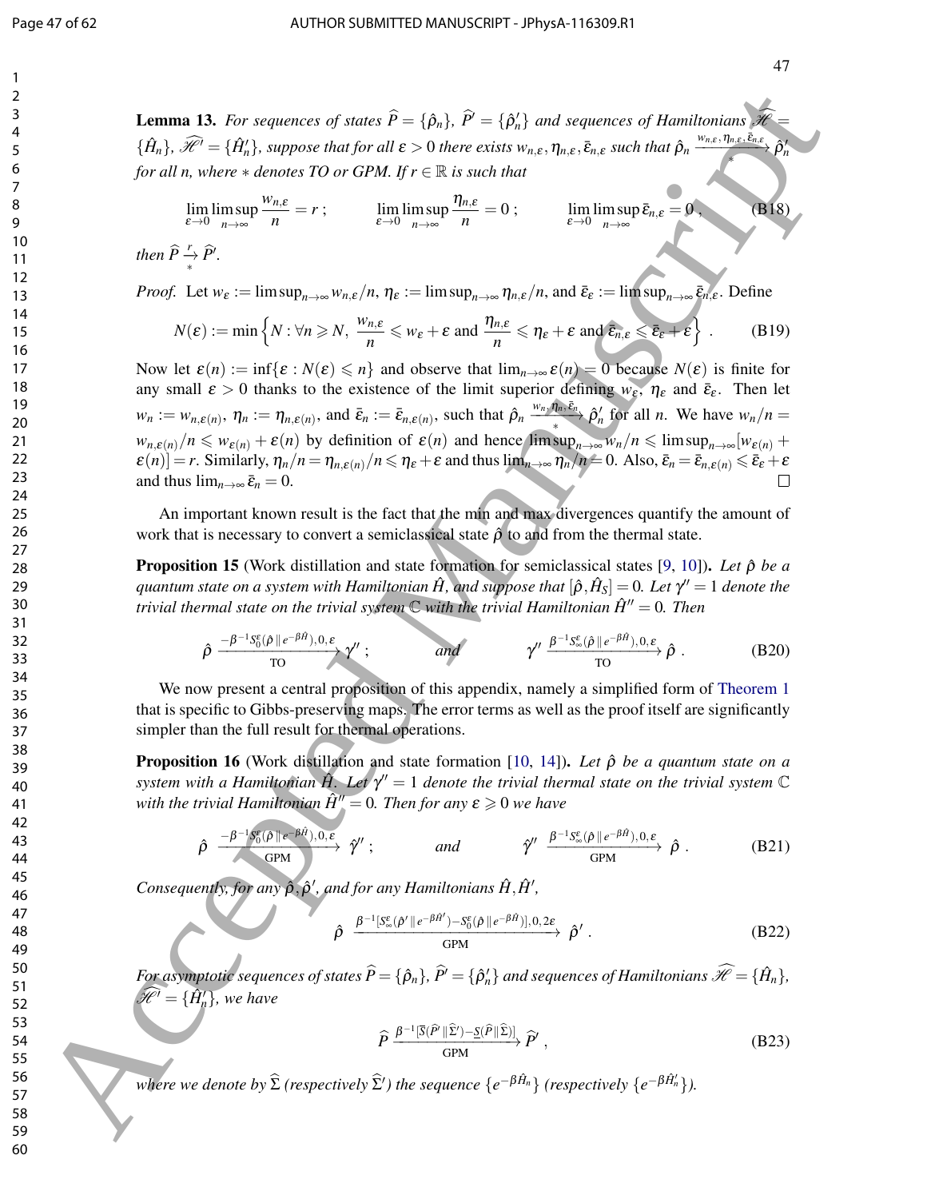**Lemma 13.** *For sequences of states $\widehat{P} = \{\hat{\rho}_n\}$, $\widehat{P}' = \{\hat{\rho}'_n\}$ and sequences of Hamiltonians $\widehat{\mathscr{H}} = \{\hat{H}_n\}$, $\widehat{\mathscr{H}}' = \{\hat{H}'_n\}$, suppose that for all $\varepsilon > 0$ there exists $w_{n,\varepsilon}, \eta_{n,\varepsilon}, \bar{\varepsilon}_{n,\varepsilon}$ such that $\hat{\rho}_n \xrightarrow[*]{w_{n,\varepsilon},\eta_{n,\varepsilon},\bar{\varepsilon}_{n,\varepsilon}} \hat{\rho}'_n$ for all $n$, where $*$ denotes TO or GPM. If $r \in \mathbb{R}$ is such that*

$$\lim_{\varepsilon\to 0}\limsup_{n\to\infty}\frac{w_{n,\varepsilon}}{n} = r\ ; \qquad \lim_{\varepsilon\to 0}\limsup_{n\to\infty}\frac{\eta_{n,\varepsilon}}{n} = 0\ ; \qquad \lim_{\varepsilon\to 0}\limsup_{n\to\infty}\bar{\varepsilon}_{n,\varepsilon} = 0\ , \tag{B18}$$

*then $\widehat{P} \xrightarrow[*]{r} \widehat{P}'$.*

*Proof.* Let $w_\varepsilon := \limsup_{n\to\infty} w_{n,\varepsilon}/n$, $\eta_\varepsilon := \limsup_{n\to\infty}\eta_{n,\varepsilon}/n$, and $\bar{\varepsilon}_\varepsilon := \limsup_{n\to\infty}\bar{\varepsilon}_{n,\varepsilon}$. Define

$$N(\varepsilon) := \min\left\{N : \forall n \geqslant N,\ \frac{w_{n,\varepsilon}}{n} \leqslant w_\varepsilon + \varepsilon \text{ and } \frac{\eta_{n,\varepsilon}}{n} \leqslant \eta_\varepsilon + \varepsilon \text{ and } \bar{\varepsilon}_{n,\varepsilon} \leqslant \bar{\varepsilon}_\varepsilon + \varepsilon\right\}\ . \tag{B19}$$

Now let $\varepsilon(n) := \inf\{\varepsilon : N(\varepsilon) \leqslant n\}$ and observe that $\lim_{n\to\infty}\varepsilon(n) = 0$ because $N(\varepsilon)$ is finite for any small $\varepsilon > 0$ thanks to the existence of the limit superior defining $w_\varepsilon$, $\eta_\varepsilon$ and $\bar{\varepsilon}_\varepsilon$. Then let $w_n := w_{n,\varepsilon(n)}$, $\eta_n := \eta_{n,\varepsilon(n)}$, and $\bar{\varepsilon}_n := \bar{\varepsilon}_{n,\varepsilon(n)}$, such that $\hat{\rho}_n \xrightarrow[*]{w_n,\eta_n,\bar{\varepsilon}_n} \hat{\rho}'_n$ for all $n$. We have $w_n/n = w_{n,\varepsilon(n)}/n \leqslant w_{\varepsilon(n)} + \varepsilon(n)$ by definition of $\varepsilon(n)$ and hence $\limsup_{n\to\infty} w_n/n \leqslant \limsup_{n\to\infty}[w_{\varepsilon(n)} + \varepsilon(n)] = r$. Similarly, $\eta_n/n = \eta_{n,\varepsilon(n)}/n \leqslant \eta_\varepsilon + \varepsilon$ and thus $\lim_{n\to\infty}\eta_n/n = 0$. Also, $\bar{\varepsilon}_n = \bar{\varepsilon}_{n,\varepsilon(n)} \leqslant \bar{\varepsilon}_\varepsilon + \varepsilon$ and thus $\lim_{n\to\infty}\bar{\varepsilon}_n = 0$. □

An important known result is the fact that the min and max divergences quantify the amount of work that is necessary to convert a semiclassical state $\hat{\rho}$ to and from the thermal state.

**Proposition 15** (Work distillation and state formation for semiclassical states [9, 10])**.** *Let $\hat{\rho}$ be a quantum state on a system with Hamiltonian $\hat{H}$, and suppose that $[\hat{\rho}, \hat{H}_S] = 0$. Let $\gamma'' = 1$ denote the trivial thermal state on the trivial system $\mathbb{C}$ with the trivial Hamiltonian $\hat{H}'' = 0$. Then*

$$\hat{\rho} \xrightarrow[\text{TO}]{-\beta^{-1}S_0^\varepsilon(\hat{\rho}\,\|\,e^{-\beta\hat{H}}),0,\varepsilon} \gamma''\ ; \qquad \text{and} \qquad \gamma'' \xrightarrow[\text{TO}]{\beta^{-1}S_\infty^\varepsilon(\hat{\rho}\,\|\,e^{-\beta\hat{H}}),0,\varepsilon} \hat{\rho}\ . \tag{B20}$$

We now present a central proposition of this appendix, namely a simplified form of Theorem 1 that is specific to Gibbs-preserving maps. The error terms as well as the proof itself are significantly simpler than the full result for thermal operations.

**Proposition 16** (Work distillation and state formation [10, 14])**.** *Let $\hat{\rho}$ be a quantum state on a system with a Hamiltonian $\hat{H}$. Let $\gamma'' = 1$ denote the trivial thermal state on the trivial system $\mathbb{C}$ with the trivial Hamiltonian $\hat{H}'' = 0$. Then for any $\varepsilon \geqslant 0$ we have*

$$\hat{\rho} \xrightarrow[\text{GPM}]{-\beta^{-1}S_0^\varepsilon(\hat{\rho}\,\|\,e^{-\beta\hat{H}}),0,\varepsilon} \hat{\gamma}''\ ; \qquad \text{and} \qquad \hat{\gamma}'' \xrightarrow[\text{GPM}]{\beta^{-1}S_\infty^\varepsilon(\hat{\rho}\,\|\,e^{-\beta\hat{H}}),0,\varepsilon} \hat{\rho}\ . \tag{B21}$$

*Consequently, for any $\hat{\rho}, \hat{\rho}'$, and for any Hamiltonians $\hat{H}, \hat{H}'$,*

$$\hat{\rho} \xrightarrow[\text{GPM}]{\beta^{-1}[S_\infty^\varepsilon(\hat{\rho}'\,\|\,e^{-\beta\hat{H}'}) - S_0^\varepsilon(\hat{\rho}\,\|\,e^{-\beta\hat{H}})],0,2\varepsilon} \hat{\rho}'\ . \tag{B22}$$

*For asymptotic sequences of states $\widehat{P} = \{\hat{\rho}_n\}$, $\widehat{P}' = \{\hat{\rho}'_n\}$ and sequences of Hamiltonians $\widehat{\mathscr{H}} = \{\hat{H}_n\}$, $\widehat{\mathscr{H}}' = \{\hat{H}'_n\}$, we have*

$$\widehat{P} \xrightarrow[\text{GPM}]{\beta^{-1}[\overline{S}(\widehat{P}'\,\|\,\widehat{\Sigma}') - \underline{S}(\widehat{P}\,\|\,\widehat{\Sigma})]} \widehat{P}'\ , \tag{B23}$$

*where we denote by $\widehat{\Sigma}$ (respectively $\widehat{\Sigma}'$) the sequence $\{e^{-\beta\hat{H}_n}\}$ (respectively $\{e^{-\beta\hat{H}'_n}\}$).*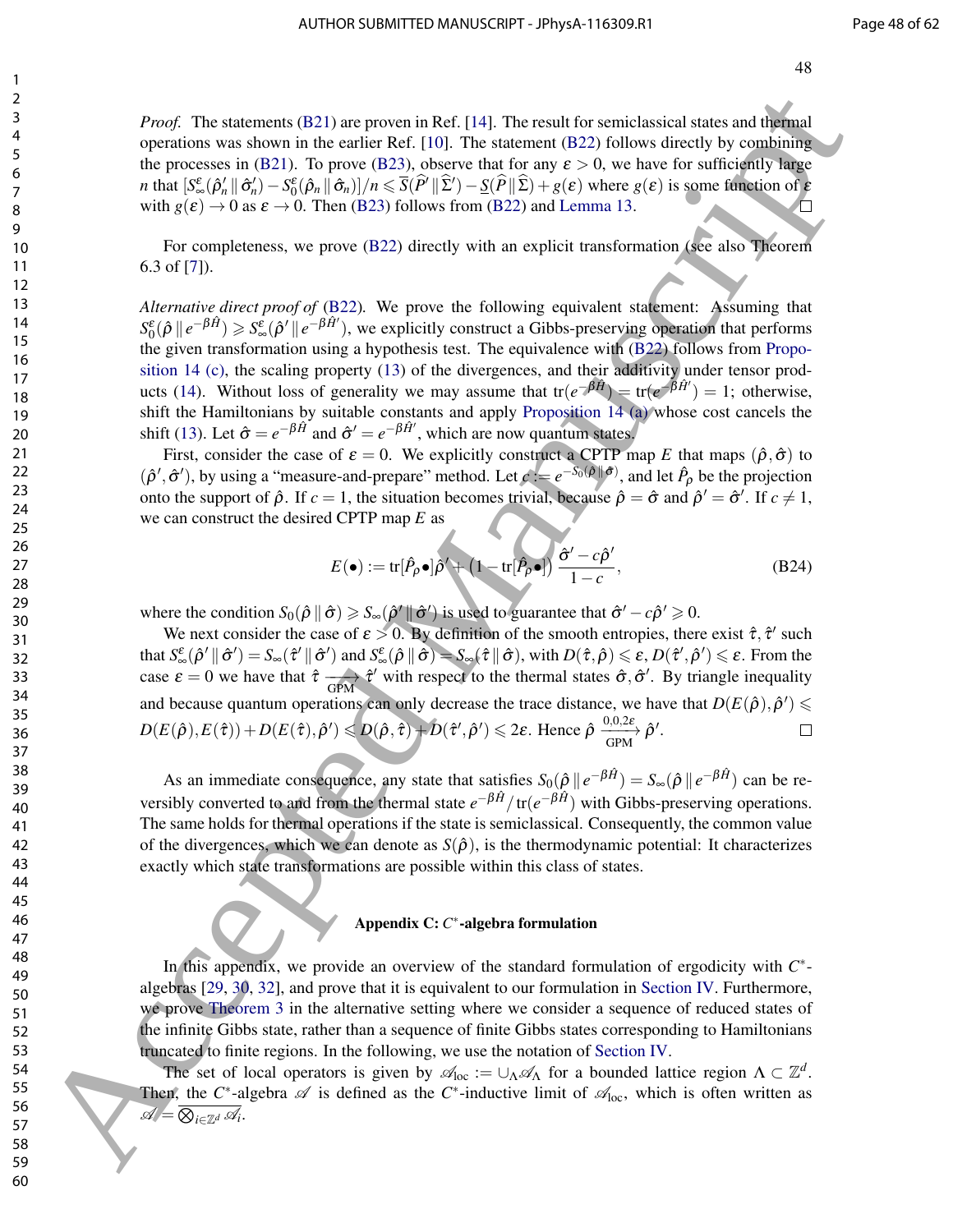*Proof.* The statements (B21) are proven in Ref. [14]. The result for semiclassical states and thermal operations was shown in the earlier Ref. [10]. The statement (B22) follows directly by combining the processes in (B21). To prove (B23), observe that for any $\varepsilon > 0$, we have for sufficiently large $n$ that $[S^{\varepsilon}_{\infty}(\hat{\rho}'_n \,\|\, \hat{\sigma}'_n) - S^{\varepsilon}_{0}(\hat{\rho}_n \,\|\, \hat{\sigma}_n)]/n \leqslant \overline{S}(\widehat{P}' \,\|\, \widehat{\Sigma}') - \underline{S}(\widehat{P} \,\|\, \widehat{\Sigma}) + g(\varepsilon)$ where $g(\varepsilon)$ is some function of $\varepsilon$ with $g(\varepsilon) \to 0$ as $\varepsilon \to 0$. Then (B23) follows from (B22) and Lemma 13. □

For completeness, we prove (B22) directly with an explicit transformation (see also Theorem 6.3 of [7]).

*Alternative direct proof of* (B22). We prove the following equivalent statement: Assuming that $S^{\varepsilon}_{0}(\hat{\rho} \,\|\, e^{-\beta \hat{H}}) \geqslant S^{\varepsilon}_{\infty}(\hat{\rho}' \,\|\, e^{-\beta \hat{H}'})$, we explicitly construct a Gibbs-preserving operation that performs the given transformation using a hypothesis test. The equivalence with (B22) follows from Proposition 14 (c), the scaling property (13) of the divergences, and their additivity under tensor products (14). Without loss of generality we may assume that $\mathrm{tr}(e^{-\beta \hat{H}}) = \mathrm{tr}(e^{-\beta \hat{H}'}) = 1$; otherwise, shift the Hamiltonians by suitable constants and apply Proposition 14 (a) whose cost cancels the shift (13). Let $\hat{\sigma} = e^{-\beta \hat{H}}$ and $\hat{\sigma}' = e^{-\beta \hat{H}'}$, which are now quantum states.

First, consider the case of $\varepsilon = 0$. We explicitly construct a CPTP map $E$ that maps $(\hat{\rho}, \hat{\sigma})$ to $(\hat{\rho}', \hat{\sigma}')$, by using a "measure-and-prepare" method. Let $c := e^{-S_0(\hat{\rho} \| \hat{\sigma})}$, and let $\hat{P}_\rho$ be the projection onto the support of $\hat{\rho}$. If $c = 1$, the situation becomes trivial, because $\hat{\rho} = \hat{\sigma}$ and $\hat{\rho}' = \hat{\sigma}'$. If $c \neq 1$, we can construct the desired CPTP map $E$ as

$$
E(\bullet) := \mathrm{tr}[\hat{P}_\rho \bullet] \hat{\rho}' + \left(1 - \mathrm{tr}[\hat{P}_\rho \bullet]\right) \frac{\hat{\sigma}' - c\hat{\rho}'}{1 - c}, \tag{B24}
$$

where the condition $S_0(\hat{\rho} \,\|\, \hat{\sigma}) \geqslant S_\infty(\hat{\rho}' \,\|\, \hat{\sigma}')$ is used to guarantee that $\hat{\sigma}' - c\hat{\rho}' \geqslant 0$.

We next consider the case of $\varepsilon > 0$. By definition of the smooth entropies, there exist $\hat{\tau}, \hat{\tau}'$ such that $S^{\varepsilon}_{\infty}(\hat{\rho}' \,\|\, \hat{\sigma}') = S_\infty(\hat{\tau}' \,\|\, \hat{\sigma}')$ and $S^{\varepsilon}_{\infty}(\hat{\rho} \,\|\, \hat{\sigma}) = S_\infty(\hat{\tau} \,\|\, \hat{\sigma})$, with $D(\hat{\tau}, \hat{\rho}) \leqslant \varepsilon$, $D(\hat{\tau}', \hat{\rho}') \leqslant \varepsilon$. From the case $\varepsilon = 0$ we have that $\hat{\tau} \xrightarrow[\text{GPM}]{} \hat{\tau}'$ with respect to the thermal states $\hat{\sigma}, \hat{\sigma}'$. By triangle inequality and because quantum operations can only decrease the trace distance, we have that $D(E(\hat{\rho}), \hat{\rho}') \leqslant D(E(\hat{\rho}), E(\hat{\tau})) + D(E(\hat{\tau}), \hat{\rho}') \leqslant D(\hat{\rho}, \hat{\tau}) + D(\hat{\tau}', \hat{\rho}') \leqslant 2\varepsilon$. Hence $\hat{\rho} \xrightarrow[\text{GPM}]{0,0,2\varepsilon} \hat{\rho}'$. □

As an immediate consequence, any state that satisfies $S_0(\hat{\rho} \,\|\, e^{-\beta \hat{H}}) = S_\infty(\hat{\rho} \,\|\, e^{-\beta \hat{H}})$ can be reversibly converted to and from the thermal state $e^{-\beta \hat{H}}/\mathrm{tr}(e^{-\beta \hat{H}})$ with Gibbs-preserving operations. The same holds for thermal operations if the state is semiclassical. Consequently, the common value of the divergences, which we can denote as $S(\hat{\rho})$, is the thermodynamic potential: It characterizes exactly which state transformations are possible within this class of states.

## Appendix C: $C^*$-algebra formulation

In this appendix, we provide an overview of the standard formulation of ergodicity with $C^*$-algebras [29, 30, 32], and prove that it is equivalent to our formulation in Section IV. Furthermore, we prove Theorem 3 in the alternative setting where we consider a sequence of reduced states of the infinite Gibbs state, rather than a sequence of finite Gibbs states corresponding to Hamiltonians truncated to finite regions. In the following, we use the notation of Section IV.

The set of local operators is given by $\mathscr{A}_{\mathrm{loc}} := \cup_\Lambda \mathscr{A}_\Lambda$ for a bounded lattice region $\Lambda \subset \mathbb{Z}^d$. Then, the $C^*$-algebra $\mathscr{A}$ is defined as the $C^*$-inductive limit of $\mathscr{A}_{\mathrm{loc}}$, which is often written as $\mathscr{A} = \overline{\bigotimes_{i \in \mathbb{Z}^d} \mathscr{A}_i}$.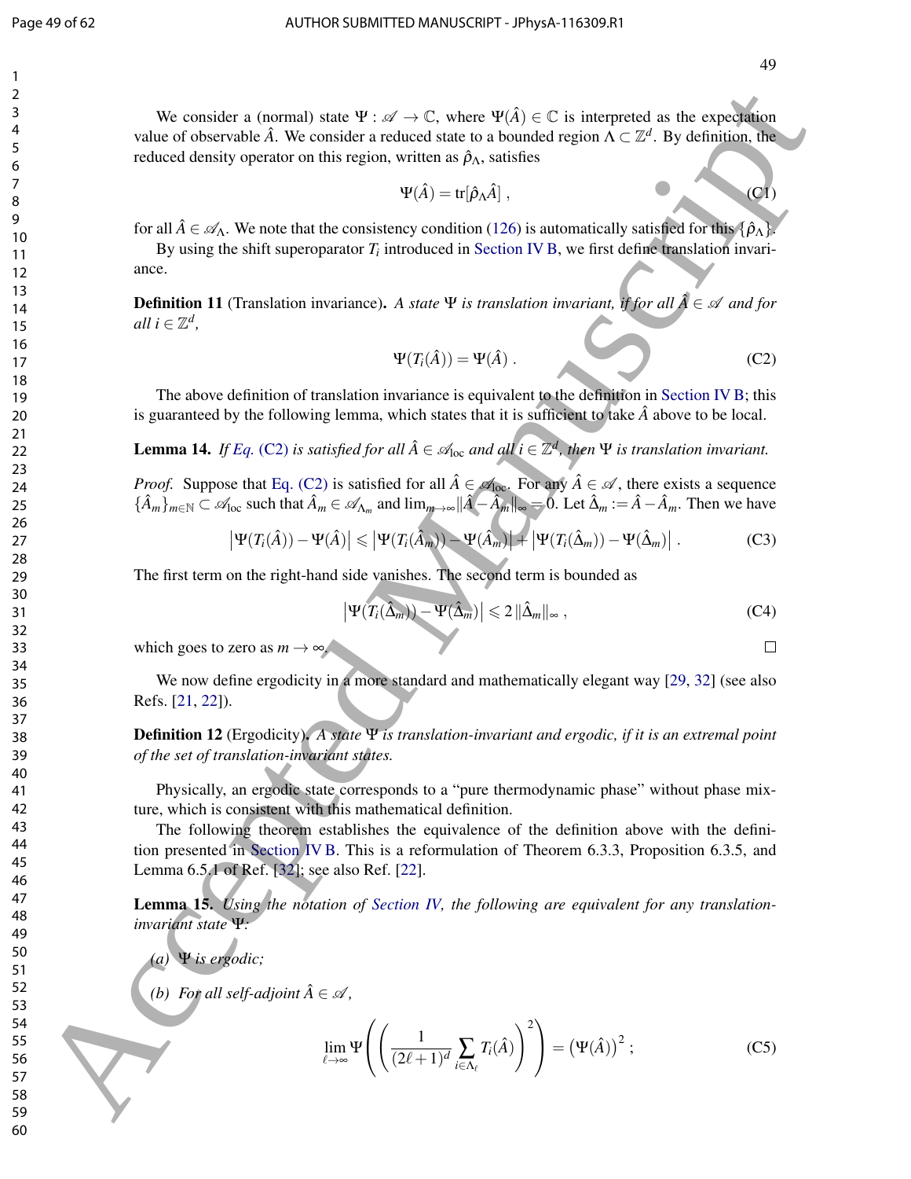We consider a (normal) state $\Psi : \mathscr{A} \to \mathbb{C}$, where $\Psi(\hat{A}) \in \mathbb{C}$ is interpreted as the expectation value of observable $\hat{A}$. We consider a reduced state to a bounded region $\Lambda \subset \mathbb{Z}^d$. By definition, the reduced density operator on this region, written as $\hat{\rho}_\Lambda$, satisfies

$$\Psi(\hat{A}) = \mathrm{tr}[\hat{\rho}_\Lambda \hat{A}] \ , \tag{C1}$$

for all $\hat{A} \in \mathscr{A}_\Lambda$. We note that the consistency condition (126) is automatically satisfied for this $\{\hat{\rho}_\Lambda\}$.

By using the shift superoparator $T_i$ introduced in Section IV B, we first define translation invariance.

**Definition 11** (Translation invariance)**.** *A state $\Psi$ is translation invariant, if for all $\hat{A} \in \mathscr{A}$ and for all $i \in \mathbb{Z}^d$,*

$$\Psi(T_i(\hat{A})) = \Psi(\hat{A}) \ . \tag{C2}$$

The above definition of translation invariance is equivalent to the definition in Section IV B; this is guaranteed by the following lemma, which states that it is sufficient to take $\hat{A}$ above to be local.

**Lemma 14.** *If Eq. (C2) is satisfied for all $\hat{A} \in \mathscr{A}_{\mathrm{loc}}$ and all $i \in \mathbb{Z}^d$, then $\Psi$ is translation invariant.*

*Proof.* Suppose that Eq. (C2) is satisfied for all $\hat{A} \in \mathscr{A}_{\mathrm{loc}}$. For any $\hat{A} \in \mathscr{A}$, there exists a sequence $\{\hat{A}_m\}_{m\in\mathbb{N}} \subset \mathscr{A}_{\mathrm{loc}}$ such that $\hat{A}_m \in \mathscr{A}_{\Lambda_m}$ and $\lim_{m\to\infty} \|\hat{A} - \hat{A}_m\|_\infty = 0$. Let $\hat{\Delta}_m := \hat{A} - \hat{A}_m$. Then we have

$$\left|\Psi(T_i(\hat{A})) - \Psi(\hat{A})\right| \leqslant \left|\Psi(T_i(\hat{A}_m)) - \Psi(\hat{A}_m)\right| + \left|\Psi(T_i(\hat{\Delta}_m)) - \Psi(\hat{\Delta}_m)\right| . \tag{C3}$$

The first term on the right-hand side vanishes. The second term is bounded as

$$\left|\Psi(T_i(\hat{\Delta}_m)) - \Psi(\hat{\Delta}_m)\right| \leqslant 2 \|\hat{\Delta}_m\|_\infty \ , \tag{C4}$$

which goes to zero as $m \to \infty$. □

We now define ergodicity in a more standard and mathematically elegant way [29, 32] (see also Refs. [21, 22]).

**Definition 12** (Ergodicity)**.** *A state $\Psi$ is translation-invariant and ergodic, if it is an extremal point of the set of translation-invariant states.*

Physically, an ergodic state corresponds to a "pure thermodynamic phase" without phase mixture, which is consistent with this mathematical definition.

The following theorem establishes the equivalence of the definition above with the definition presented in Section IV B. This is a reformulation of Theorem 6.3.3, Proposition 6.3.5, and Lemma 6.5.1 of Ref. [32]; see also Ref. [22].

**Lemma 15.** *Using the notation of Section IV, the following are equivalent for any translation-invariant state $\Psi$:*

*(a) $\Psi$ is ergodic;*

*(b) For all self-adjoint $\hat{A} \in \mathscr{A}$,*

$$\lim_{\ell\to\infty} \Psi\left(\left(\frac{1}{(2\ell+1)^d} \sum_{i\in\Lambda_\ell} T_i(\hat{A})\right)^2\right) = \left(\Psi(\hat{A})\right)^2 ; \tag{C5}$$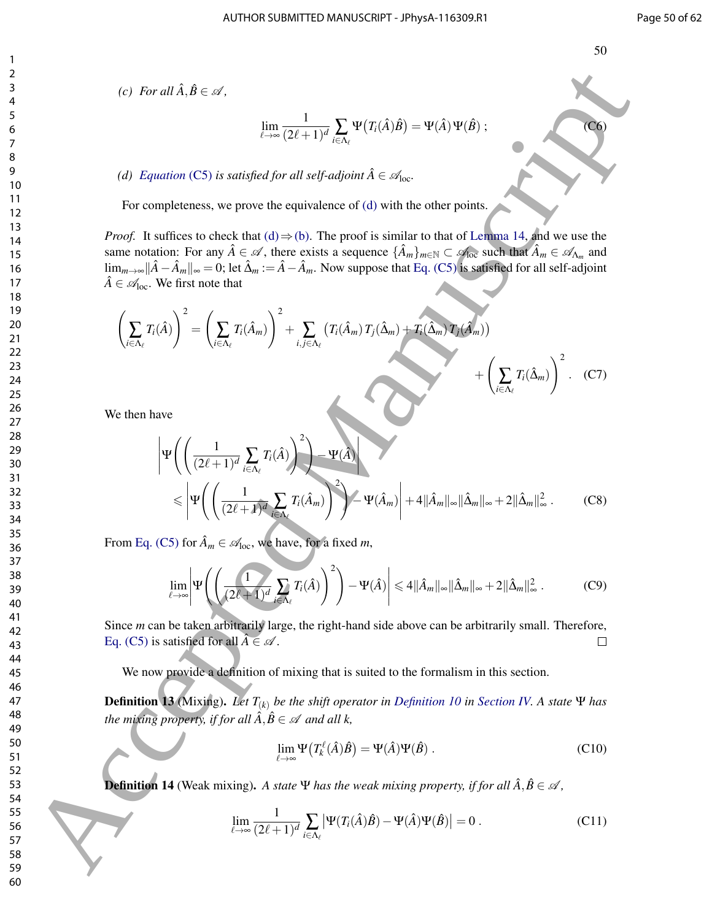*(c) For all $\hat{A}, \hat{B} \in \mathscr{A}$,*

$$\lim_{\ell \to \infty} \frac{1}{(2\ell+1)^d} \sum_{i \in \Lambda_\ell} \Psi\big(T_i(\hat{A})\hat{B}\big) = \Psi(\hat{A})\,\Psi(\hat{B}) \; ; \tag{C6}$$

*(d) Equation (C5) is satisfied for all self-adjoint $\hat{A} \in \mathscr{A}_{\text{loc}}$.*

For completeness, we prove the equivalence of (d) with the other points.

*Proof.* It suffices to check that (d) ⇒ (b). The proof is similar to that of Lemma 14, and we use the same notation: For any $\hat{A} \in \mathscr{A}$, there exists a sequence $\{\hat{A}_m\}_{m \in \mathbb{N}} \subset \mathscr{A}_{\text{loc}}$ such that $\hat{A}_m \in \mathscr{A}_{\Lambda_m}$ and $\lim_{m\to\infty} \|\hat{A} - \hat{A}_m\|_\infty = 0$; let $\hat{\Delta}_m := \hat{A} - \hat{A}_m$. Now suppose that Eq. (C5) is satisfied for all self-adjoint $\hat{A} \in \mathscr{A}_{\text{loc}}$. We first note that

$$\left(\sum_{i \in \Lambda_\ell} T_i(\hat{A})\right)^2 = \left(\sum_{i \in \Lambda_\ell} T_i(\hat{A}_m)\right)^2 + \sum_{i,j \in \Lambda_\ell} \big(T_i(\hat{A}_m)\,T_j(\hat{\Delta}_m) + T_i(\hat{\Delta}_m)\,T_j(\hat{A}_m)\big) + \left(\sum_{i \in \Lambda_\ell} T_i(\hat{\Delta}_m)\right)^2 . \tag{C7}$$

We then have

$$\begin{aligned}
&\left|\Psi\left(\left(\frac{1}{(2\ell+1)^d}\sum_{i \in \Lambda_\ell} T_i(\hat{A})\right)^2\right) - \Psi(\hat{A})\right| \\
&\quad \leqslant \left|\Psi\left(\left(\frac{1}{(2\ell+1)^d}\sum_{i \in \Lambda_\ell} T_i(\hat{A}_m)\right)^2\right) - \Psi(\hat{A}_m)\right| + 4\|\hat{A}_m\|_\infty \|\hat{\Delta}_m\|_\infty + 2\|\hat{\Delta}_m\|_\infty^2 .
\end{aligned} \tag{C8}$$

From Eq. (C5) for $\hat{A}_m \in \mathscr{A}_{\text{loc}}$, we have, for a fixed $m$,

$$\lim_{\ell\to\infty} \left|\Psi\left(\left(\frac{1}{(2\ell+1)^d}\sum_{i \in \Lambda_\ell} T_i(\hat{A})\right)^2\right) - \Psi(\hat{A})\right| \leqslant 4\|\hat{A}_m\|_\infty \|\hat{\Delta}_m\|_\infty + 2\|\hat{\Delta}_m\|_\infty^2 . \tag{C9}$$

Since $m$ can be taken arbitrarily large, the right-hand side above can be arbitrarily small. Therefore, Eq. (C5) is satisfied for all $\hat{A} \in \mathscr{A}$. □

We now provide a definition of mixing that is suited to the formalism in this section.

**Definition 13** (Mixing). *Let $T_{(k)}$ be the shift operator in Definition 10 in Section IV. A state $\Psi$ has the mixing property, if for all $\hat{A}, \hat{B} \in \mathscr{A}$ and all $k$,*

$$\lim_{\ell\to\infty} \Psi\big(T_k^\ell(\hat{A})\hat{B}\big) = \Psi(\hat{A})\Psi(\hat{B}) . \tag{C10}$$

**Definition 14** (Weak mixing). *A state $\Psi$ has the weak mixing property, if for all $\hat{A}, \hat{B} \in \mathscr{A}$,*

$$\lim_{\ell\to\infty} \frac{1}{(2\ell+1)^d} \sum_{i \in \Lambda_\ell} \big|\Psi(T_i(\hat{A})\hat{B}) - \Psi(\hat{A})\Psi(\hat{B})\big| = 0 . \tag{C11}$$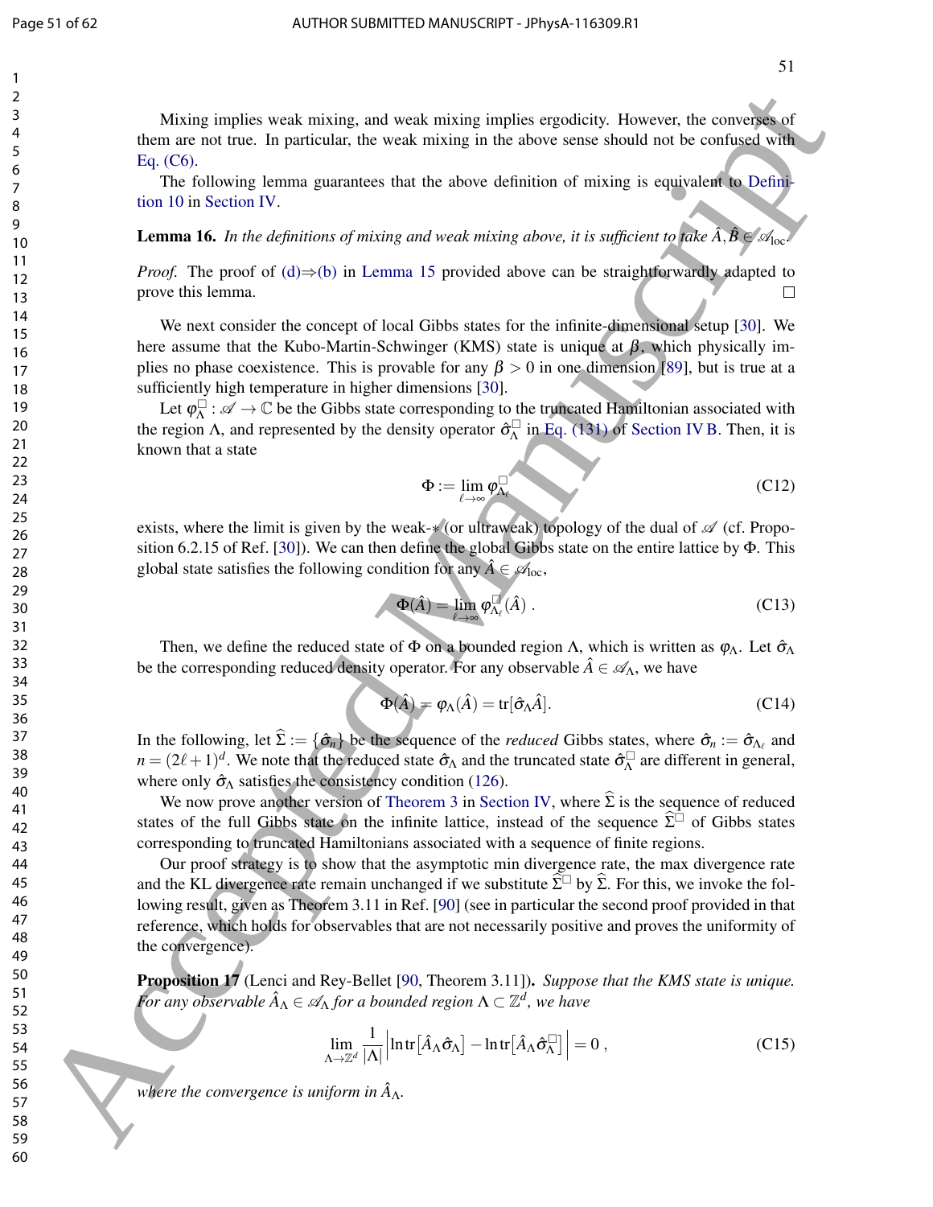Mixing implies weak mixing, and weak mixing implies ergodicity. However, the converses of them are not true. In particular, the weak mixing in the above sense should not be confused with Eq. (C6).

The following lemma guarantees that the above definition of mixing is equivalent to Definition 10 in Section IV.

**Lemma 16.** *In the definitions of mixing and weak mixing above, it is sufficient to take $\hat{A}, \hat{B} \in \mathscr{A}_{\mathrm{loc}}$.*

*Proof.* The proof of (d)⇒(b) in Lemma 15 provided above can be straightforwardly adapted to prove this lemma. □

We next consider the concept of local Gibbs states for the infinite-dimensional setup [30]. We here assume that the Kubo-Martin-Schwinger (KMS) state is unique at $\beta$, which physically implies no phase coexistence. This is provable for any $\beta > 0$ in one dimension [89], but is true at a sufficiently high temperature in higher dimensions [30].

Let $\varphi_\Lambda^\square : \mathscr{A} \to \mathbb{C}$ be the Gibbs state corresponding to the truncated Hamiltonian associated with the region $\Lambda$, and represented by the density operator $\hat{\sigma}_\Lambda^\square$ in Eq. (131) of Section IV B. Then, it is known that a state

$$
\Phi := \lim_{\ell \to \infty} \varphi_{\Lambda_\ell}^\square \tag{C12}
$$

exists, where the limit is given by the weak-$*$ (or ultraweak) topology of the dual of $\mathscr{A}$ (cf. Proposition 6.2.15 of Ref. [30]). We can then define the global Gibbs state on the entire lattice by $\Phi$. This global state satisfies the following condition for any $\hat{A} \in \mathscr{A}_{\mathrm{loc}}$,

$$
\Phi(\hat{A}) = \lim_{\ell \to \infty} \varphi_{\Lambda_\ell}^\square(\hat{A}) \,. \tag{C13}
$$

Then, we define the reduced state of $\Phi$ on a bounded region $\Lambda$, which is written as $\varphi_\Lambda$. Let $\hat{\sigma}_\Lambda$ be the corresponding reduced density operator. For any observable $\hat{A} \in \mathscr{A}_\Lambda$, we have

$$
\Phi(\hat{A}) = \varphi_\Lambda(\hat{A}) = \mathrm{tr}[\hat{\sigma}_\Lambda \hat{A}]. \tag{C14}
$$

In the following, let $\widehat{\Sigma} := \{\hat{\sigma}_n\}$ be the sequence of the *reduced* Gibbs states, where $\hat{\sigma}_n := \hat{\sigma}_{\Lambda_\ell}$ and $n = (2\ell+1)^d$. We note that the reduced state $\hat{\sigma}_\Lambda$ and the truncated state $\hat{\sigma}_\Lambda^\square$ are different in general, where only $\hat{\sigma}_\Lambda$ satisfies the consistency condition (126).

We now prove another version of Theorem 3 in Section IV, where $\widehat{\Sigma}$ is the sequence of reduced states of the full Gibbs state on the infinite lattice, instead of the sequence $\widehat{\Sigma}^\square$ of Gibbs states corresponding to truncated Hamiltonians associated with a sequence of finite regions.

Our proof strategy is to show that the asymptotic min divergence rate, the max divergence rate and the KL divergence rate remain unchanged if we substitute $\widehat{\Sigma}^\square$ by $\widehat{\Sigma}$. For this, we invoke the following result, given as Theorem 3.11 in Ref. [90] (see in particular the second proof provided in that reference, which holds for observables that are not necessarily positive and proves the uniformity of the convergence).

**Proposition 17** (Lenci and Rey-Bellet [90, Theorem 3.11]). *Suppose that the KMS state is unique. For any observable $\hat{A}_\Lambda \in \mathscr{A}_\Lambda$ for a bounded region $\Lambda \subset \mathbb{Z}^d$, we have*

$$
\lim_{\Lambda \to \mathbb{Z}^d} \frac{1}{|\Lambda|} \left| \ln \mathrm{tr}\big[\hat{A}_\Lambda \hat{\sigma}_\Lambda\big] - \ln \mathrm{tr}\big[\hat{A}_\Lambda \hat{\sigma}_\Lambda^\square\big] \right| = 0 \,, \tag{C15}
$$

*where the convergence is uniform in $\hat{A}_\Lambda$.*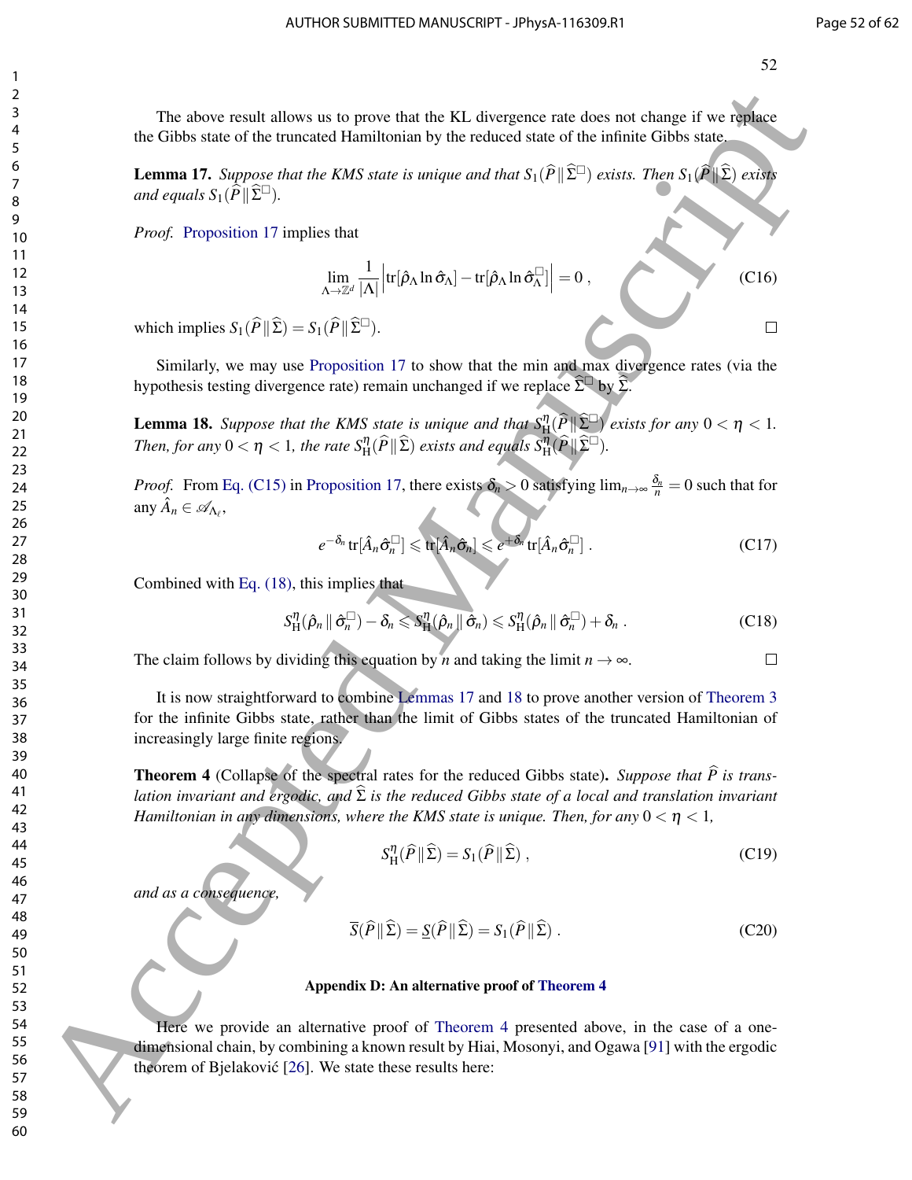The above result allows us to prove that the KL divergence rate does not change if we replace the Gibbs state of the truncated Hamiltonian by the reduced state of the infinite Gibbs state.

**Lemma 17.** *Suppose that the KMS state is unique and that $S_1(\widehat{P}\,\|\,\widehat{\Sigma}^{\square})$ exists. Then $S_1(\widehat{P}\,\|\,\widehat{\Sigma})$ exists and equals $S_1(\widehat{P}\,\|\,\widehat{\Sigma}^{\square})$.*

*Proof.* Proposition 17 implies that

$$\lim_{\Lambda\to\mathbb{Z}^d} \frac{1}{|\Lambda|}\left|\mathrm{tr}[\hat{\rho}_\Lambda \ln \hat{\sigma}_\Lambda] - \mathrm{tr}[\hat{\rho}_\Lambda \ln \hat{\sigma}_\Lambda^{\square}]\right| = 0\;, \tag{C16}$$

which implies $S_1(\widehat{P}\,\|\,\widehat{\Sigma}) = S_1(\widehat{P}\,\|\,\widehat{\Sigma}^{\square})$. $\square$

Similarly, we may use Proposition 17 to show that the min and max divergence rates (via the hypothesis testing divergence rate) remain unchanged if we replace $\widehat{\Sigma}^{\square}$ by $\widehat{\Sigma}$.

**Lemma 18.** *Suppose that the KMS state is unique and that $S_{\mathrm{H}}^{\eta}(\widehat{P}\,\|\,\widehat{\Sigma}^{\square})$ exists for any $0<\eta<1$. Then, for any $0<\eta<1$, the rate $S_{\mathrm{H}}^{\eta}(\widehat{P}\,\|\,\widehat{\Sigma})$ exists and equals $S_{\mathrm{H}}^{\eta}(\widehat{P}\,\|\,\widehat{\Sigma}^{\square})$.*

*Proof.* From Eq. (C15) in Proposition 17, there exists $\delta_n > 0$ satisfying $\lim_{n\to\infty}\frac{\delta_n}{n} = 0$ such that for any $\hat{A}_n \in \mathscr{A}_{\Lambda_\ell}$,

$$e^{-\delta_n}\,\mathrm{tr}[\hat{A}_n \hat{\sigma}_n^{\square}] \leqslant \mathrm{tr}[\hat{A}_n \hat{\sigma}_n] \leqslant e^{+\delta_n}\,\mathrm{tr}[\hat{A}_n \hat{\sigma}_n^{\square}]\;. \tag{C17}$$

Combined with Eq. (18), this implies that

$$S_{\mathrm{H}}^{\eta}(\hat{\rho}_n\,\|\,\hat{\sigma}_n^{\square}) - \delta_n \leqslant S_{\mathrm{H}}^{\eta}(\hat{\rho}_n\,\|\,\hat{\sigma}_n) \leqslant S_{\mathrm{H}}^{\eta}(\hat{\rho}_n\,\|\,\hat{\sigma}_n^{\square}) + \delta_n\;. \tag{C18}$$

The claim follows by dividing this equation by $n$ and taking the limit $n\to\infty$. $\square$

It is now straightforward to combine Lemmas 17 and 18 to prove another version of Theorem 3 for the infinite Gibbs state, rather than the limit of Gibbs states of the truncated Hamiltonian of increasingly large finite regions.

**Theorem 4** (Collapse of the spectral rates for the reduced Gibbs state)**.** *Suppose that $\widehat{P}$ is translation invariant and ergodic, and $\widehat{\Sigma}$ is the reduced Gibbs state of a local and translation invariant Hamiltonian in any dimensions, where the KMS state is unique. Then, for any $0<\eta<1$,*

$$S_{\mathrm{H}}^{\eta}(\widehat{P}\,\|\,\widehat{\Sigma}) = S_1(\widehat{P}\,\|\,\widehat{\Sigma})\;, \tag{C19}$$

*and as a consequence,*

$$\overline{S}(\widehat{P}\,\|\,\widehat{\Sigma}) = \underline{S}(\widehat{P}\,\|\,\widehat{\Sigma}) = S_1(\widehat{P}\,\|\,\widehat{\Sigma})\;. \tag{C20}$$

## Appendix D: An alternative proof of Theorem 4

Here we provide an alternative proof of Theorem 4 presented above, in the case of a one-dimensional chain, by combining a known result by Hiai, Mosonyi, and Ogawa [91] with the ergodic theorem of Bjelaković [26]. We state these results here: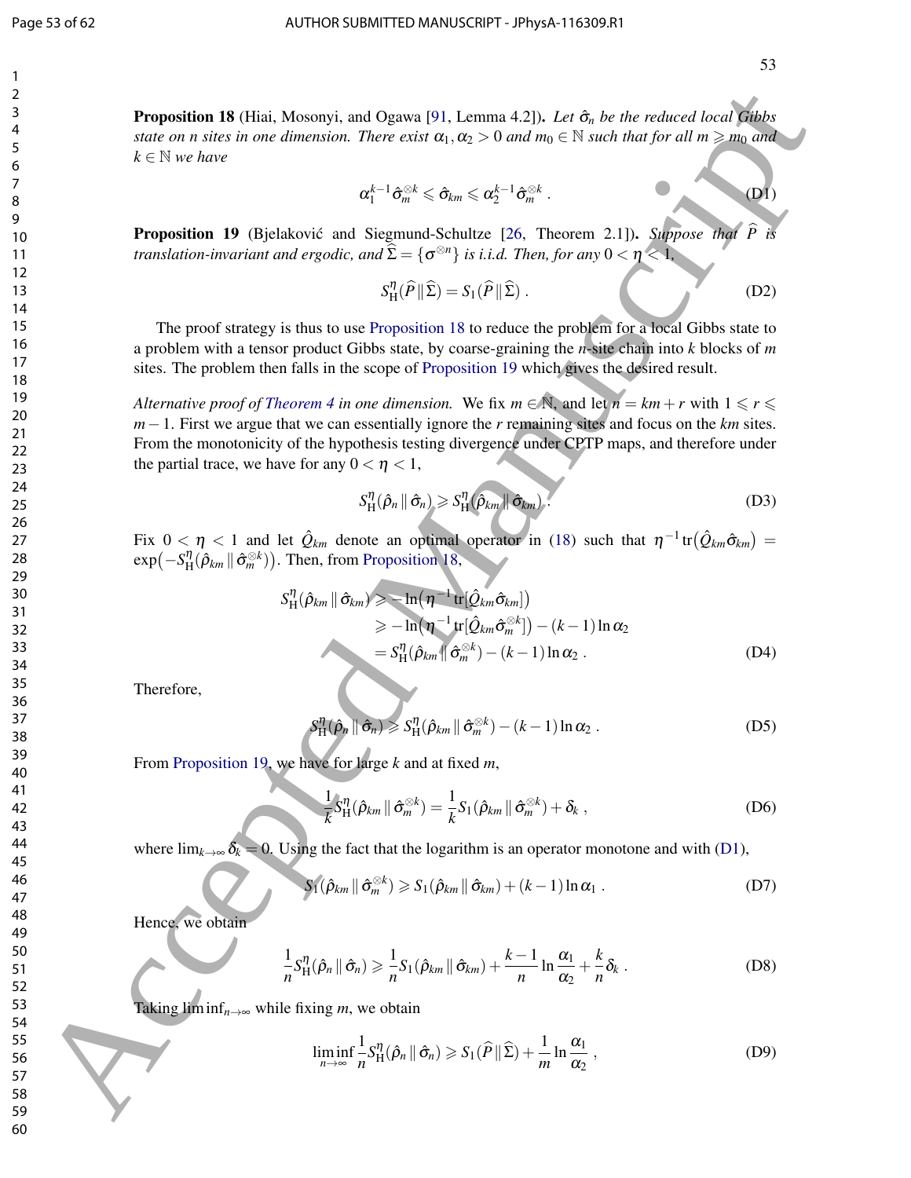**Proposition 18** (Hiai, Mosonyi, and Ogawa [91, Lemma 4.2])**.** *Let $\hat{\sigma}_n$ be the reduced local Gibbs state on $n$ sites in one dimension. There exist $\alpha_1, \alpha_2 > 0$ and $m_0 \in \mathbb{N}$ such that for all $m \geqslant m_0$ and $k \in \mathbb{N}$ we have*

$$\alpha_1^{k-1}\hat{\sigma}_m^{\otimes k} \leqslant \hat{\sigma}_{km} \leqslant \alpha_2^{k-1}\hat{\sigma}_m^{\otimes k} \, . \tag{D1}$$

**Proposition 19** (Bjelaković and Siegmund-Schultze [26, Theorem 2.1])**.** *Suppose that $\widehat{P}$ is translation-invariant and ergodic, and $\widehat{\Sigma} = \{\sigma^{\otimes n}\}$ is i.i.d. Then, for any $0 < \eta < 1$,*

$$S_{\mathrm{H}}^{\eta}(\widehat{P} \,\|\, \widehat{\Sigma}) = S_1(\widehat{P} \,\|\, \widehat{\Sigma}) \, . \tag{D2}$$

The proof strategy is thus to use Proposition 18 to reduce the problem for a local Gibbs state to a problem with a tensor product Gibbs state, by coarse-graining the $n$-site chain into $k$ blocks of $m$ sites. The problem then falls in the scope of Proposition 19 which gives the desired result.

*Alternative proof of Theorem 4 in one dimension.* We fix $m \in \mathbb{N}$, and let $n = km + r$ with $1 \leqslant r \leqslant m-1$. First we argue that we can essentially ignore the $r$ remaining sites and focus on the $km$ sites. From the monotonicity of the hypothesis testing divergence under CPTP maps, and therefore under the partial trace, we have for any $0 < \eta < 1$,

$$S_{\mathrm{H}}^{\eta}(\hat{\rho}_n \,\|\, \hat{\sigma}_n) \geqslant S_{\mathrm{H}}^{\eta}(\hat{\rho}_{km} \,\|\, \hat{\sigma}_{km}) \, . \tag{D3}$$

Fix $0 < \eta < 1$ and let $\hat{Q}_{km}$ denote an optimal operator in (18) such that $\eta^{-1}\operatorname{tr}\big(\hat{Q}_{km}\hat{\sigma}_{km}\big) = \exp\big(-S_{\mathrm{H}}^{\eta}(\hat{\rho}_{km} \,\|\, \hat{\sigma}_m^{\otimes k})\big)$. Then, from Proposition 18,

$$\begin{aligned} S_{\mathrm{H}}^{\eta}(\hat{\rho}_{km} \,\|\, \hat{\sigma}_{km}) &\geqslant -\ln\big(\eta^{-1}\operatorname{tr}[\hat{Q}_{km}\hat{\sigma}_{km}]\big) \\ &\geqslant -\ln\big(\eta^{-1}\operatorname{tr}[\hat{Q}_{km}\hat{\sigma}_m^{\otimes k}]\big) - (k-1)\ln\alpha_2 \\ &= S_{\mathrm{H}}^{\eta}(\hat{\rho}_{km} \,\|\, \hat{\sigma}_m^{\otimes k}) - (k-1)\ln\alpha_2 \, . \end{aligned} \tag{D4}$$

Therefore,

$$S_{\mathrm{H}}^{\eta}(\hat{\rho}_n \,\|\, \hat{\sigma}_n) \geqslant S_{\mathrm{H}}^{\eta}(\hat{\rho}_{km} \,\|\, \hat{\sigma}_m^{\otimes k}) - (k-1)\ln\alpha_2 \, . \tag{D5}$$

From Proposition 19, we have for large $k$ and at fixed $m$,

$$\frac{1}{k}S_{\mathrm{H}}^{\eta}(\hat{\rho}_{km} \,\|\, \hat{\sigma}_m^{\otimes k}) = \frac{1}{k}S_1(\hat{\rho}_{km} \,\|\, \hat{\sigma}_m^{\otimes k}) + \delta_k \, , \tag{D6}$$

where $\lim_{k\to\infty}\delta_k = 0$. Using the fact that the logarithm is an operator monotone and with (D1),

$$S_1(\hat{\rho}_{km} \,\|\, \hat{\sigma}_m^{\otimes k}) \geqslant S_1(\hat{\rho}_{km} \,\|\, \hat{\sigma}_{km}) + (k-1)\ln\alpha_1 \, . \tag{D7}$$

Hence, we obtain

$$\frac{1}{n}S_{\mathrm{H}}^{\eta}(\hat{\rho}_n \,\|\, \hat{\sigma}_n) \geqslant \frac{1}{n}S_1(\hat{\rho}_{km} \,\|\, \hat{\sigma}_{km}) + \frac{k-1}{n}\ln\frac{\alpha_1}{\alpha_2} + \frac{k}{n}\delta_k \, . \tag{D8}$$

Taking $\liminf_{n\to\infty}$ while fixing $m$, we obtain

$$\liminf_{n\to\infty}\frac{1}{n}S_{\mathrm{H}}^{\eta}(\hat{\rho}_n \,\|\, \hat{\sigma}_n) \geqslant S_1(\widehat{P} \,\|\, \widehat{\Sigma}) + \frac{1}{m}\ln\frac{\alpha_1}{\alpha_2} \, , \tag{D9}$$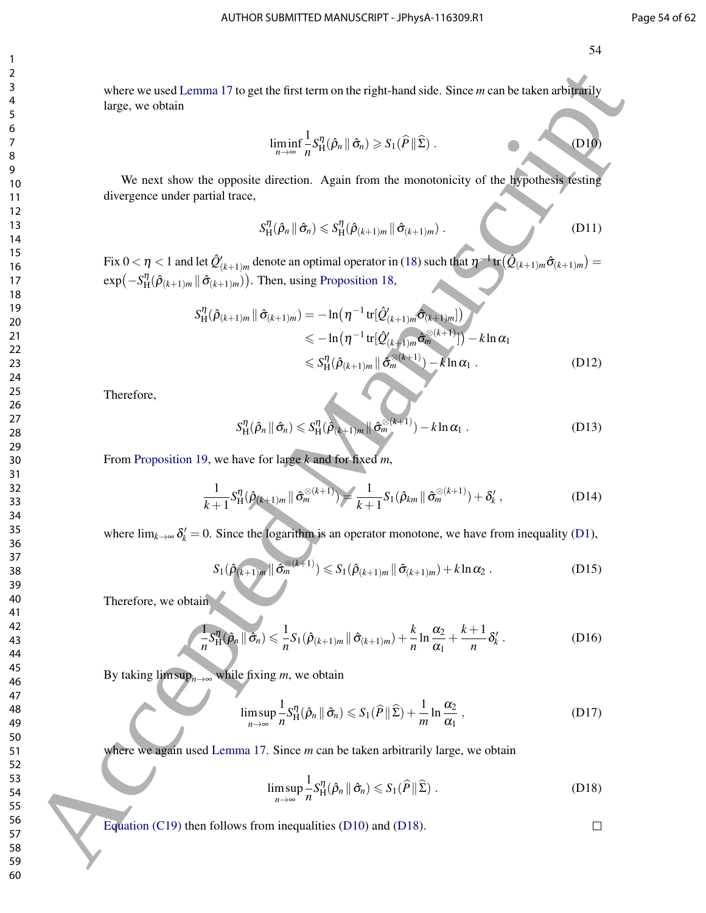where we used Lemma 17 to get the first term on the right-hand side. Since $m$ can be taken arbitrarily large, we obtain

$$\liminf_{n\to\infty} \frac{1}{n} S_{\mathrm{H}}^{\eta}(\hat{\rho}_n \,\|\, \hat{\sigma}_n) \geqslant S_1(\widehat{P} \,\|\, \widehat{\Sigma}) \ . \tag{D10}$$

We next show the opposite direction. Again from the monotonicity of the hypothesis testing divergence under partial trace,

$$S_{\mathrm{H}}^{\eta}(\hat{\rho}_n \,\|\, \hat{\sigma}_n) \leqslant S_{\mathrm{H}}^{\eta}(\hat{\rho}_{(k+1)m} \,\|\, \hat{\sigma}_{(k+1)m}) \ . \tag{D11}$$

Fix $0 < \eta < 1$ and let $\hat{Q}'_{(k+1)m}$ denote an optimal operator in (18) such that $\eta^{-1}\operatorname{tr}\big(\hat{Q}_{(k+1)m}\hat{\sigma}_{(k+1)m}\big) = \exp\big(-S_{\mathrm{H}}^{\eta}(\hat{\rho}_{(k+1)m} \,\|\, \hat{\sigma}_{(k+1)m})\big)$. Then, using Proposition 18,

$$\begin{aligned}
S_{\mathrm{H}}^{\eta}(\hat{\rho}_{(k+1)m} \,\|\, \hat{\sigma}_{(k+1)m}) &= -\ln\big(\eta^{-1}\operatorname{tr}[\hat{Q}'_{(k+1)m}\hat{\sigma}_{(k+1)m}]\big) \\
&\leqslant -\ln\big(\eta^{-1}\operatorname{tr}[\hat{Q}'_{(k+1)m}\hat{\sigma}_m^{\otimes(k+1)}]\big) - k\ln\alpha_1 \\
&\leqslant S_{\mathrm{H}}^{\eta}(\hat{\rho}_{(k+1)m} \,\|\, \hat{\sigma}_m^{\otimes(k+1)}) - k\ln\alpha_1 \ .
\end{aligned} \tag{D12}$$

Therefore,

$$S_{\mathrm{H}}^{\eta}(\hat{\rho}_n \,\|\, \hat{\sigma}_n) \leqslant S_{\mathrm{H}}^{\eta}(\hat{\rho}_{(k+1)m} \,\|\, \hat{\sigma}_m^{\otimes(k+1)}) - k\ln\alpha_1 \ . \tag{D13}$$

From Proposition 19, we have for large $k$ and for fixed $m$,

$$\frac{1}{k+1} S_{\mathrm{H}}^{\eta}(\hat{\rho}_{(k+1)m} \,\|\, \hat{\sigma}_m^{\otimes(k+1)}) = \frac{1}{k+1} S_1(\hat{\rho}_{km} \,\|\, \hat{\sigma}_m^{\otimes(k+1)}) + \delta'_k \ , \tag{D14}$$

where $\lim_{k\to\infty}\delta'_k = 0$. Since the logarithm is an operator monotone, we have from inequality (D1),

$$S_1(\hat{\rho}_{(k+1)m} \,\|\, \hat{\sigma}_m^{\otimes(k+1)}) \leqslant S_1(\hat{\rho}_{(k+1)m} \,\|\, \hat{\sigma}_{(k+1)m}) + k\ln\alpha_2 \ . \tag{D15}$$

Therefore, we obtain

$$\frac{1}{n} S_{\mathrm{H}}^{\eta}(\hat{\rho}_n \,\|\, \hat{\sigma}_n) \leqslant \frac{1}{n} S_1(\hat{\rho}_{(k+1)m} \,\|\, \hat{\sigma}_{(k+1)m}) + \frac{k}{n}\ln\frac{\alpha_2}{\alpha_1} + \frac{k+1}{n}\delta'_k \ . \tag{D16}$$

By taking $\limsup_{n\to\infty}$ while fixing $m$, we obtain

$$\limsup_{n\to\infty} \frac{1}{n} S_{\mathrm{H}}^{\eta}(\hat{\rho}_n \,\|\, \hat{\sigma}_n) \leqslant S_1(\widehat{P} \,\|\, \widehat{\Sigma}) + \frac{1}{m}\ln\frac{\alpha_2}{\alpha_1} \ , \tag{D17}$$

where we again used Lemma 17. Since $m$ can be taken arbitrarily large, we obtain

$$\limsup_{n\to\infty} \frac{1}{n} S_{\mathrm{H}}^{\eta}(\hat{\rho}_n \,\|\, \hat{\sigma}_n) \leqslant S_1(\widehat{P} \,\|\, \widehat{\Sigma}) \ . \tag{D18}$$

Equation (C19) then follows from inequalities (D10) and (D18). □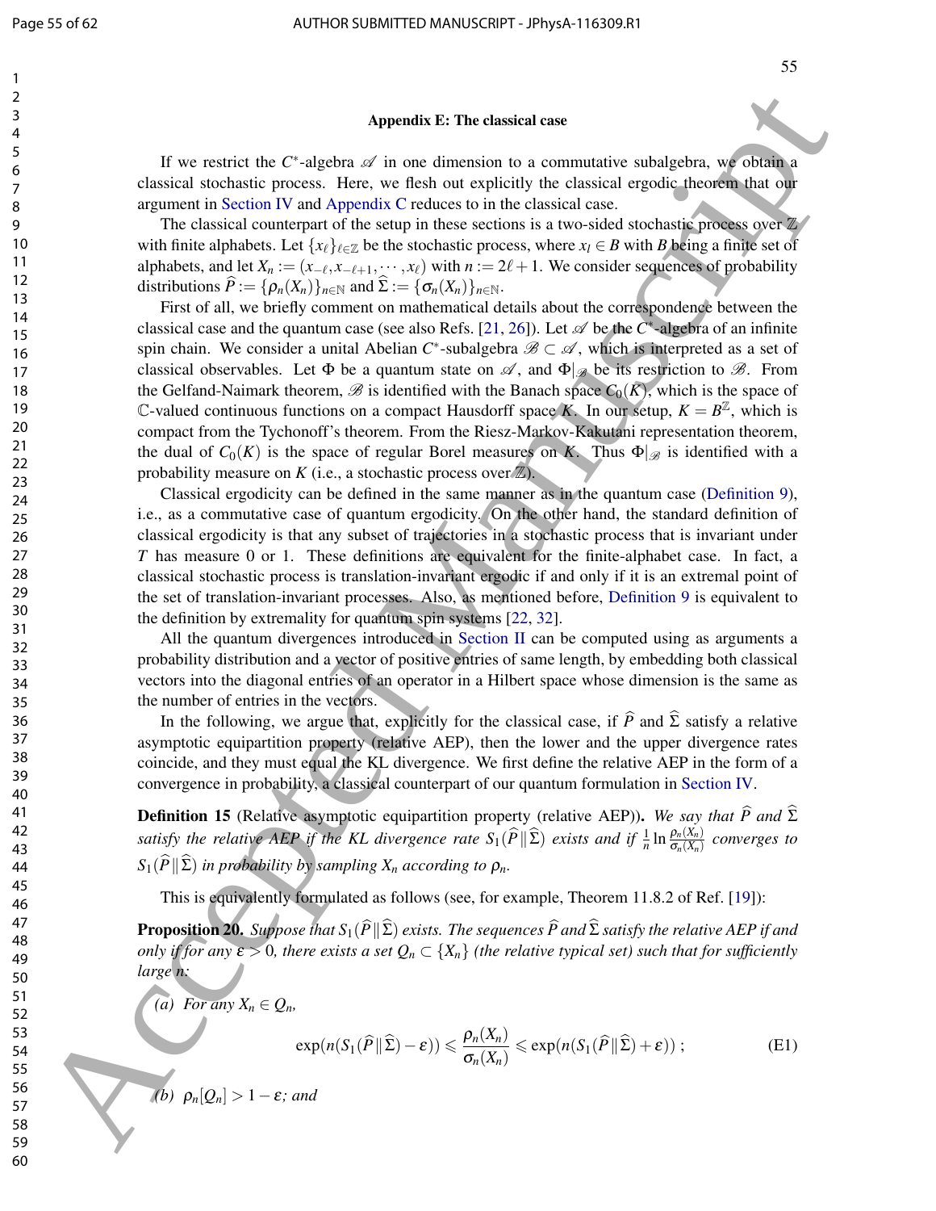## Appendix E: The classical case

If we restrict the $C^*$-algebra $\mathscr{A}$ in one dimension to a commutative subalgebra, we obtain a classical stochastic process. Here, we flesh out explicitly the classical ergodic theorem that our argument in Section IV and Appendix C reduces to in the classical case.

The classical counterpart of the setup in these sections is a two-sided stochastic process over $\mathbb{Z}$ with finite alphabets. Let $\{x_\ell\}_{\ell\in\mathbb{Z}}$ be the stochastic process, where $x_l \in B$ with $B$ being a finite set of alphabets, and let $X_n := (x_{-\ell}, x_{-\ell+1}, \cdots, x_\ell)$ with $n := 2\ell+1$. We consider sequences of probability distributions $\widehat{P} := \{\rho_n(X_n)\}_{n\in\mathbb{N}}$ and $\widehat{\Sigma} := \{\sigma_n(X_n)\}_{n\in\mathbb{N}}$.

First of all, we briefly comment on mathematical details about the correspondence between the classical case and the quantum case (see also Refs. [21, 26]). Let $\mathscr{A}$ be the $C^*$-algebra of an infinite spin chain. We consider a unital Abelian $C^*$-subalgebra $\mathscr{B} \subset \mathscr{A}$, which is interpreted as a set of classical observables. Let $\Phi$ be a quantum state on $\mathscr{A}$, and $\Phi|_{\mathscr{B}}$ be its restriction to $\mathscr{B}$. From the Gelfand-Naimark theorem, $\mathscr{B}$ is identified with the Banach space $C_0(K)$, which is the space of $\mathbb{C}$-valued continuous functions on a compact Hausdorff space $K$. In our setup, $K = B^{\mathbb{Z}}$, which is compact from the Tychonoff's theorem. From the Riesz-Markov-Kakutani representation theorem, the dual of $C_0(K)$ is the space of regular Borel measures on $K$. Thus $\Phi|_{\mathscr{B}}$ is identified with a probability measure on $K$ (i.e., a stochastic process over $\mathbb{Z}$).

Classical ergodicity can be defined in the same manner as in the quantum case (Definition 9), i.e., as a commutative case of quantum ergodicity. On the other hand, the standard definition of classical ergodicity is that any subset of trajectories in a stochastic process that is invariant under $T$ has measure 0 or 1. These definitions are equivalent for the finite-alphabet case. In fact, a classical stochastic process is translation-invariant ergodic if and only if it is an extremal point of the set of translation-invariant processes. Also, as mentioned before, Definition 9 is equivalent to the definition by extremality for quantum spin systems [22, 32].

All the quantum divergences introduced in Section II can be computed using as arguments a probability distribution and a vector of positive entries of same length, by embedding both classical vectors into the diagonal entries of an operator in a Hilbert space whose dimension is the same as the number of entries in the vectors.

In the following, we argue that, explicitly for the classical case, if $\widehat{P}$ and $\widehat{\Sigma}$ satisfy a relative asymptotic equipartition property (relative AEP), then the lower and the upper divergence rates coincide, and they must equal the KL divergence. We first define the relative AEP in the form of a convergence in probability, a classical counterpart of our quantum formulation in Section IV.

**Definition 15** (Relative asymptotic equipartition property (relative AEP))**.** *We say that $\widehat{P}$ and $\widehat{\Sigma}$ satisfy the relative AEP if the KL divergence rate $S_1(\widehat{P}\|\widehat{\Sigma})$ exists and if $\frac{1}{n}\ln\frac{\rho_n(X_n)}{\sigma_n(X_n)}$ converges to $S_1(\widehat{P}\|\widehat{\Sigma})$ in probability by sampling $X_n$ according to $\rho_n$.*

This is equivalently formulated as follows (see, for example, Theorem 11.8.2 of Ref. [19]):

**Proposition 20.** *Suppose that $S_1(\widehat{P}\|\widehat{\Sigma})$ exists. The sequences $\widehat{P}$ and $\widehat{\Sigma}$ satisfy the relative AEP if and only if for any $\varepsilon > 0$, there exists a set $Q_n \subset \{X_n\}$ (the relative typical set) such that for sufficiently large $n$:*

*(a) For any $X_n \in Q_n$,*

$$\exp(n(S_1(\widehat{P}\|\widehat{\Sigma}) - \varepsilon)) \leqslant \frac{\rho_n(X_n)}{\sigma_n(X_n)} \leqslant \exp(n(S_1(\widehat{P}\|\widehat{\Sigma}) + \varepsilon))\,; \tag{E1}$$

*(b) $\rho_n[Q_n] > 1 - \varepsilon$; and*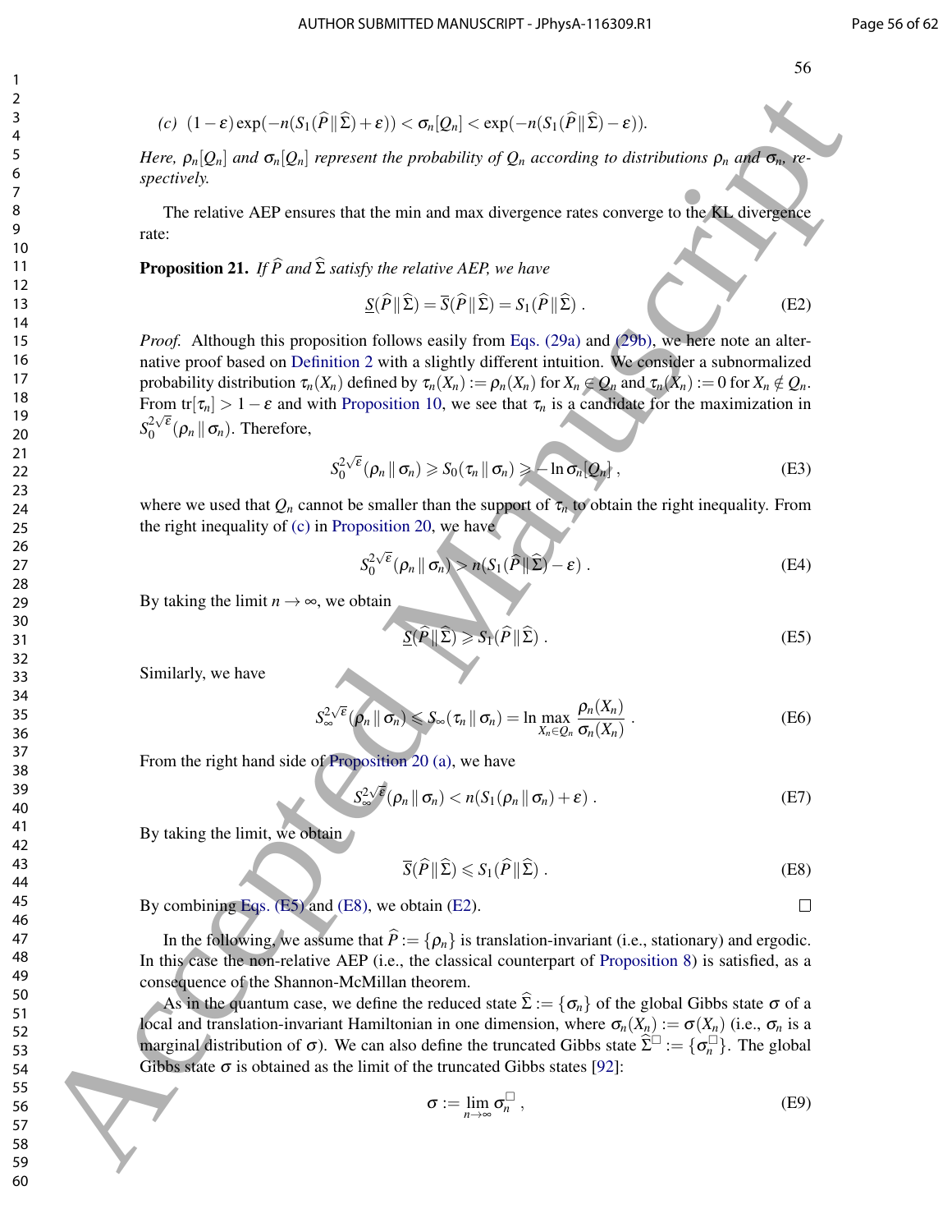(c) $(1-\varepsilon)\exp(-n(S_1(\widehat{P}\,\|\,\widehat{\Sigma})+\varepsilon)) < \sigma_n[Q_n] < \exp(-n(S_1(\widehat{P}\,\|\,\widehat{\Sigma})-\varepsilon))$.

*Here, $\rho_n[Q_n]$ and $\sigma_n[Q_n]$ represent the probability of $Q_n$ according to distributions $\rho_n$ and $\sigma_n$, respectively.*

The relative AEP ensures that the min and max divergence rates converge to the KL divergence rate:

**Proposition 21.** *If $\widehat{P}$ and $\widehat{\Sigma}$ satisfy the relative AEP, we have*

$$\underline{S}(\widehat{P}\,\|\,\widehat{\Sigma}) = \overline{S}(\widehat{P}\,\|\,\widehat{\Sigma}) = S_1(\widehat{P}\,\|\,\widehat{\Sigma})\ . \tag{E2}$$

*Proof.* Although this proposition follows easily from Eqs. (29a) and (29b), we here note an alternative proof based on Definition 2 with a slightly different intuition. We consider a subnormalized probability distribution $\tau_n(X_n)$ defined by $\tau_n(X_n) := \rho_n(X_n)$ for $X_n \in Q_n$ and $\tau_n(X_n) := 0$ for $X_n \notin Q_n$. From $\mathrm{tr}[\tau_n] > 1-\varepsilon$ and with Proposition 10, we see that $\tau_n$ is a candidate for the maximization in $S_0^{2\sqrt{\varepsilon}}(\rho_n\,\|\,\sigma_n)$. Therefore,

$$S_0^{2\sqrt{\varepsilon}}(\rho_n\,\|\,\sigma_n) \geqslant S_0(\tau_n\,\|\,\sigma_n) \geqslant -\ln\sigma_n[Q_n]\ , \tag{E3}$$

where we used that $Q_n$ cannot be smaller than the support of $\tau_n$ to obtain the right inequality. From the right inequality of (c) in Proposition 20, we have

$$S_0^{2\sqrt{\varepsilon}}(\rho_n\,\|\,\sigma_n) > n(S_1(\widehat{P}\,\|\,\widehat{\Sigma})-\varepsilon)\ . \tag{E4}$$

By taking the limit $n\to\infty$, we obtain

$$\underline{S}(\widehat{P}\,\|\,\widehat{\Sigma}) \geqslant S_1(\widehat{P}\,\|\,\widehat{\Sigma})\ . \tag{E5}$$

Similarly, we have

$$S_\infty^{2\sqrt{\varepsilon}}(\rho_n\,\|\,\sigma_n) \leqslant S_\infty(\tau_n\,\|\,\sigma_n) = \ln\max_{X_n\in Q_n}\frac{\rho_n(X_n)}{\sigma_n(X_n)}\ . \tag{E6}$$

From the right hand side of Proposition 20 (a), we have

$$S_\infty^{2\sqrt{\varepsilon}}(\rho_n\,\|\,\sigma_n) < n(S_1(\rho_n\,\|\,\sigma_n)+\varepsilon)\ . \tag{E7}$$

By taking the limit, we obtain

$$\overline{S}(\widehat{P}\,\|\,\widehat{\Sigma}) \leqslant S_1(\widehat{P}\,\|\,\widehat{\Sigma})\ . \tag{E8}$$

By combining Eqs. (E5) and (E8), we obtain (E2). □

In the following, we assume that $\widehat{P} := \{\rho_n\}$ is translation-invariant (i.e., stationary) and ergodic. In this case the non-relative AEP (i.e., the classical counterpart of Proposition 8) is satisfied, as a consequence of the Shannon-McMillan theorem.

As in the quantum case, we define the reduced state $\widehat{\Sigma} := \{\sigma_n\}$ of the global Gibbs state $\sigma$ of a local and translation-invariant Hamiltonian in one dimension, where $\sigma_n(X_n) := \sigma(X_n)$ (i.e., $\sigma_n$ is a marginal distribution of $\sigma$). We can also define the truncated Gibbs state $\widehat{\Sigma}^\square := \{\sigma_n^\square\}$. The global Gibbs state $\sigma$ is obtained as the limit of the truncated Gibbs states [92]:

$$\sigma := \lim_{n\to\infty}\sigma_n^\square\ , \tag{E9}$$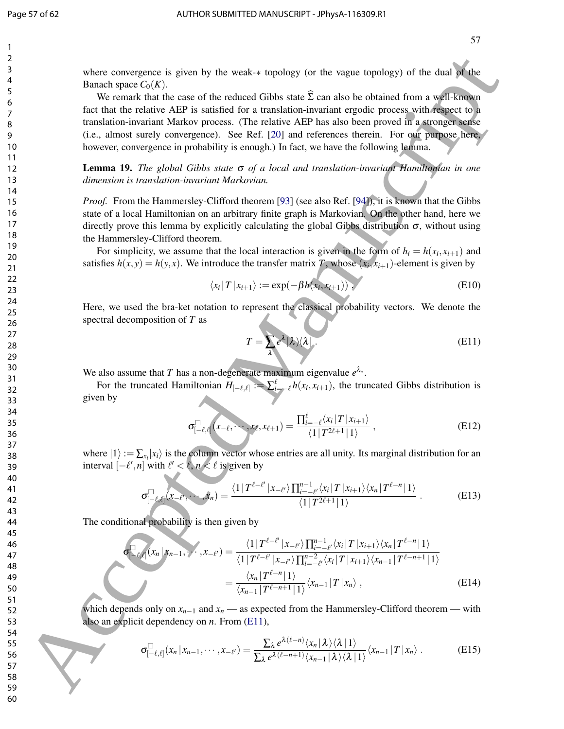where convergence is given by the weak-$*$ topology (or the vague topology) of the dual of the Banach space $C_0(K)$.

We remark that the case of the reduced Gibbs state $\widehat{\Sigma}$ can also be obtained from a well-known fact that the relative AEP is satisfied for a translation-invariant ergodic process with respect to a translation-invariant Markov process. (The relative AEP has also been proved in a stronger sense (i.e., almost surely convergence). See Ref. [20] and references therein. For our purpose here, however, convergence in probability is enough.) In fact, we have the following lemma.

**Lemma 19.** *The global Gibbs state $\sigma$ of a local and translation-invariant Hamiltonian in one dimension is translation-invariant Markovian.*

*Proof.* From the Hammersley-Clifford theorem [93] (see also Ref. [94]), it is known that the Gibbs state of a local Hamiltonian on an arbitrary finite graph is Markovian. On the other hand, here we directly prove this lemma by explicitly calculating the global Gibbs distribution $\sigma$, without using the Hammersley-Clifford theorem.

For simplicity, we assume that the local interaction is given in the form of $h_i = h(x_i, x_{i+1})$ and satisfies $h(x,y) = h(y,x)$. We introduce the transfer matrix $T$, whose $(x_i, x_{i+1})$-element is given by

$$\langle x_i | T | x_{i+1} \rangle := \exp(-\beta h(x_i, x_{i+1})) \,, \tag{E10}$$

Here, we used the bra-ket notation to represent the classical probability vectors. We denote the spectral decomposition of $T$ as

$$T = \sum_{\lambda} e^{\lambda} |\lambda\rangle\langle\lambda| \,. \tag{E11}$$

We also assume that $T$ has a non-degenerate maximum eigenvalue $e^{\lambda_*}$.

For the truncated Hamiltonian $H_{[-\ell,\ell]} := \sum_{i=-\ell}^{\ell} h(x_i, x_{i+1})$, the truncated Gibbs distribution is given by

$$\sigma^{\square}_{[-\ell,\ell]}(x_{-\ell}, \cdots, x_{\ell}, x_{\ell+1}) = \frac{\prod_{i=-\ell}^{\ell} \langle x_i | T | x_{i+1} \rangle}{\langle 1 | T^{2\ell+1} | 1 \rangle} \,, \tag{E12}$$

where $|1\rangle := \sum_{x_i} |x_i\rangle$ is the column vector whose entries are all unity. Its marginal distribution for an interval $[-\ell', n]$ with $\ell' < \ell, n < \ell$ is given by

$$\sigma^{\square}_{[-\ell,\ell]}(x_{-\ell'}, \cdots, x_n) = \frac{\langle 1 | T^{\ell-\ell'} | x_{-\ell'} \rangle \prod_{i=-\ell'}^{n-1} \langle x_i | T | x_{i+1} \rangle \langle x_n | T^{\ell-n} | 1 \rangle}{\langle 1 | T^{2\ell+1} | 1 \rangle} \,. \tag{E13}$$

The conditional probability is then given by

$$\begin{aligned}
\sigma^{\square}_{[-\ell,\ell]}(x_n | x_{n-1}, \cdots, x_{-\ell'}) &= \frac{\langle 1 | T^{\ell-\ell'} | x_{-\ell'} \rangle \prod_{i=-\ell'}^{n-1} \langle x_i | T | x_{i+1} \rangle \langle x_n | T^{\ell-n} | 1 \rangle}{\langle 1 | T^{\ell-\ell'} | x_{-\ell'} \rangle \prod_{i=-\ell'}^{n-2} \langle x_i | T | x_{i+1} \rangle \langle x_{n-1} | T^{\ell-n+1} | 1 \rangle} \\
&= \frac{\langle x_n | T^{\ell-n} | 1 \rangle}{\langle x_{n-1} | T^{\ell-n+1} | 1 \rangle} \langle x_{n-1} | T | x_n \rangle \,,
\end{aligned} \tag{E14}$$

which depends only on $x_{n-1}$ and $x_n$ — as expected from the Hammersley-Clifford theorem — with also an explicit dependency on $n$. From (E11),

$$\sigma^{\square}_{[-\ell,\ell]}(x_n | x_{n-1}, \cdots, x_{-\ell'}) = \frac{\sum_{\lambda} e^{\lambda(\ell-n)} \langle x_n | \lambda \rangle \langle \lambda | 1 \rangle}{\sum_{\lambda} e^{\lambda(\ell-n+1)} \langle x_{n-1} | \lambda \rangle \langle \lambda | 1 \rangle} \langle x_{n-1} | T | x_n \rangle \,. \tag{E15}$$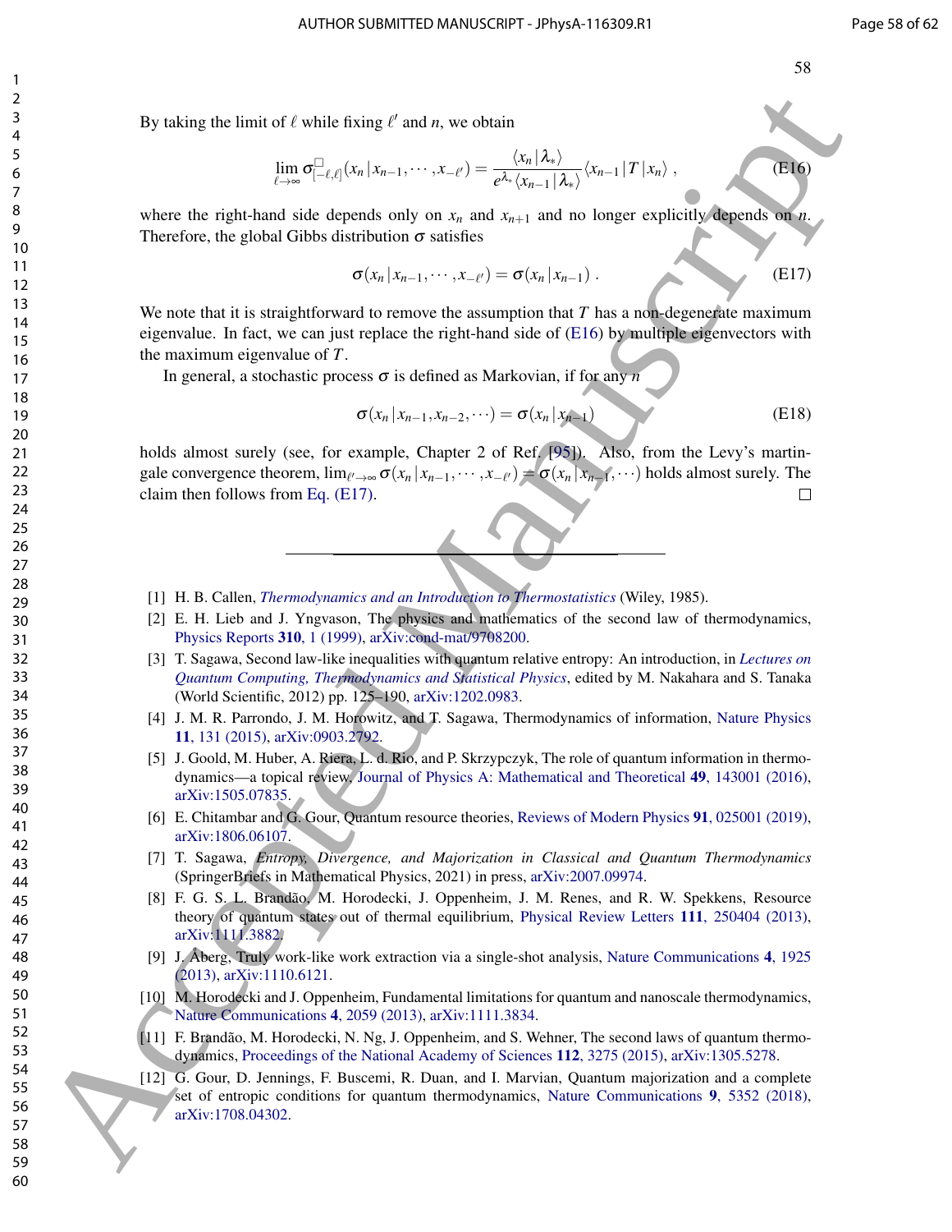By taking the limit of $\ell$ while fixing $\ell'$ and $n$, we obtain

$$\lim_{\ell\to\infty} \sigma^{\square}_{[-\ell,\ell]}(x_n \,|\, x_{n-1}, \cdots, x_{-\ell'}) = \frac{\langle x_n \,|\, \lambda_* \rangle}{e^{\lambda_*} \langle x_{n-1} \,|\, \lambda_* \rangle} \langle x_{n-1} \,|\, T \,|\, x_n \rangle \,, \tag{E16}$$

where the right-hand side depends only on $x_n$ and $x_{n+1}$ and no longer explicitly depends on $n$. Therefore, the global Gibbs distribution $\sigma$ satisfies

$$\sigma(x_n \,|\, x_{n-1}, \cdots, x_{-\ell'}) = \sigma(x_n \,|\, x_{n-1}) \,. \tag{E17}$$

We note that it is straightforward to remove the assumption that $T$ has a non-degenerate maximum eigenvalue. In fact, we can just replace the right-hand side of (E16) by multiple eigenvectors with the maximum eigenvalue of $T$.

In general, a stochastic process $\sigma$ is defined as Markovian, if for any $n$

$$\sigma(x_n \,|\, x_{n-1}, x_{n-2}, \cdots) = \sigma(x_n \,|\, x_{n-1}) \tag{E18}$$

holds almost surely (see, for example, Chapter 2 of Ref. [95]). Also, from the Levy's martingale convergence theorem, $\lim_{\ell'\to\infty} \sigma(x_n \,|\, x_{n-1}, \cdots, x_{-\ell'}) = \sigma(x_n \,|\, x_{n-1}, \cdots)$ holds almost surely. The claim then follows from Eq. (E17). □

---

[1] H. B. Callen, *Thermodynamics and an Introduction to Thermostatistics* (Wiley, 1985).

[2] E. H. Lieb and J. Yngvason, The physics and mathematics of the second law of thermodynamics, Physics Reports **310**, 1 (1999), arXiv:cond-mat/9708200.

[3] T. Sagawa, Second law-like inequalities with quantum relative entropy: An introduction, in *Lectures on Quantum Computing, Thermodynamics and Statistical Physics*, edited by M. Nakahara and S. Tanaka (World Scientific, 2012) pp. 125–190, arXiv:1202.0983.

[4] J. M. R. Parrondo, J. M. Horowitz, and T. Sagawa, Thermodynamics of information, Nature Physics **11**, 131 (2015), arXiv:0903.2792.

[5] J. Goold, M. Huber, A. Riera, L. d. Rio, and P. Skrzypczyk, The role of quantum information in thermodynamics—a topical review, Journal of Physics A: Mathematical and Theoretical **49**, 143001 (2016), arXiv:1505.07835.

[6] E. Chitambar and G. Gour, Quantum resource theories, Reviews of Modern Physics **91**, 025001 (2019), arXiv:1806.06107.

[7] T. Sagawa, *Entropy, Divergence, and Majorization in Classical and Quantum Thermodynamics* (SpringerBriefs in Mathematical Physics, 2021) in press, arXiv:2007.09974.

[8] F. G. S. L. Brandão, M. Horodecki, J. Oppenheim, J. M. Renes, and R. W. Spekkens, Resource theory of quantum states out of thermal equilibrium, Physical Review Letters **111**, 250404 (2013), arXiv:1111.3882.

[9] J. Åberg, Truly work-like work extraction via a single-shot analysis, Nature Communications **4**, 1925 (2013), arXiv:1110.6121.

[10] M. Horodecki and J. Oppenheim, Fundamental limitations for quantum and nanoscale thermodynamics, Nature Communications **4**, 2059 (2013), arXiv:1111.3834.

[11] F. Brandão, M. Horodecki, N. Ng, J. Oppenheim, and S. Wehner, The second laws of quantum thermodynamics, Proceedings of the National Academy of Sciences **112**, 3275 (2015), arXiv:1305.5278.

[12] G. Gour, D. Jennings, F. Buscemi, R. Duan, and I. Marvian, Quantum majorization and a complete set of entropic conditions for quantum thermodynamics, Nature Communications **9**, 5352 (2018), arXiv:1708.04302.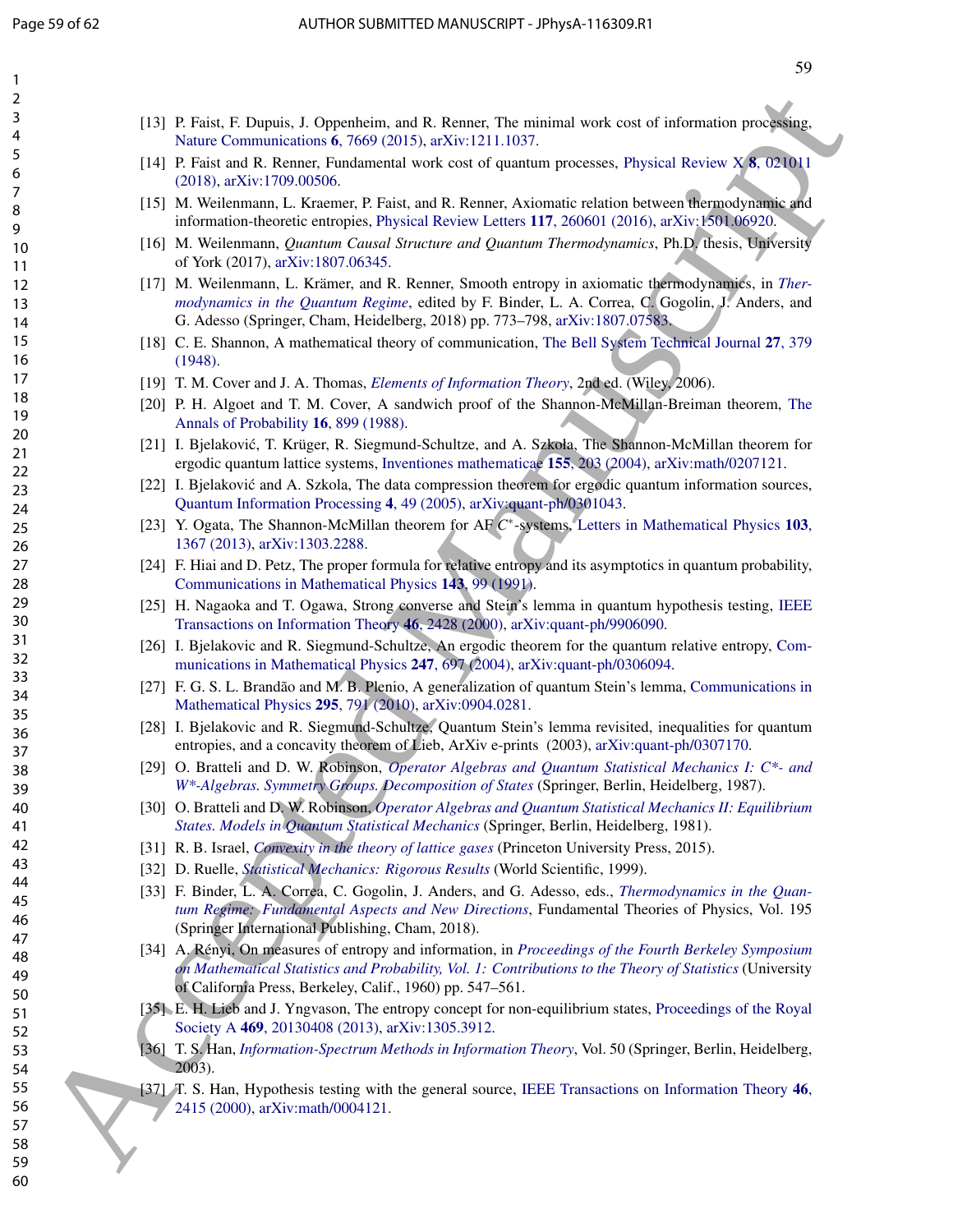[13] P. Faist, F. Dupuis, J. Oppenheim, and R. Renner, The minimal work cost of information processing, Nature Communications **6**, 7669 (2015), arXiv:1211.1037.

[14] P. Faist and R. Renner, Fundamental work cost of quantum processes, Physical Review X **8**, 021011 (2018), arXiv:1709.00506.

[15] M. Weilenmann, L. Kraemer, P. Faist, and R. Renner, Axiomatic relation between thermodynamic and information-theoretic entropies, Physical Review Letters **117**, 260601 (2016), arXiv:1501.06920.

[16] M. Weilenmann, *Quantum Causal Structure and Quantum Thermodynamics*, Ph.D. thesis, University of York (2017), arXiv:1807.06345.

[17] M. Weilenmann, L. Krämer, and R. Renner, Smooth entropy in axiomatic thermodynamics, in *Thermodynamics in the Quantum Regime*, edited by F. Binder, L. A. Correa, C. Gogolin, J. Anders, and G. Adesso (Springer, Cham, Heidelberg, 2018) pp. 773–798, arXiv:1807.07583.

[18] C. E. Shannon, A mathematical theory of communication, The Bell System Technical Journal **27**, 379 (1948).

[19] T. M. Cover and J. A. Thomas, *Elements of Information Theory*, 2nd ed. (Wiley, 2006).

[20] P. H. Algoet and T. M. Cover, A sandwich proof of the Shannon-McMillan-Breiman theorem, The Annals of Probability **16**, 899 (1988).

[21] I. Bjelaković, T. Krüger, R. Siegmund-Schultze, and A. Szkoła, The Shannon-McMillan theorem for ergodic quantum lattice systems, Inventiones mathematicae **155**, 203 (2004), arXiv:math/0207121.

[22] I. Bjelaković and A. Szkoła, The data compression theorem for ergodic quantum information sources, Quantum Information Processing **4**, 49 (2005), arXiv:quant-ph/0301043.

[23] Y. Ogata, The Shannon-McMillan theorem for AF $C^*$-systems, Letters in Mathematical Physics **103**, 1367 (2013), arXiv:1303.2288.

[24] F. Hiai and D. Petz, The proper formula for relative entropy and its asymptotics in quantum probability, Communications in Mathematical Physics **143**, 99 (1991).

[25] H. Nagaoka and T. Ogawa, Strong converse and Stein's lemma in quantum hypothesis testing, IEEE Transactions on Information Theory **46**, 2428 (2000), arXiv:quant-ph/9906090.

[26] I. Bjelakovic and R. Siegmund-Schultze, An ergodic theorem for the quantum relative entropy, Communications in Mathematical Physics **247**, 697 (2004), arXiv:quant-ph/0306094.

[27] F. G. S. L. Brandão and M. B. Plenio, A generalization of quantum Stein's lemma, Communications in Mathematical Physics **295**, 791 (2010), arXiv:0904.0281.

[28] I. Bjelakovic and R. Siegmund-Schultze, Quantum Stein's lemma revisited, inequalities for quantum entropies, and a concavity theorem of Lieb, ArXiv e-prints (2003), arXiv:quant-ph/0307170.

[29] O. Bratteli and D. W. Robinson, *Operator Algebras and Quantum Statistical Mechanics I: C\*- and W\*-Algebras. Symmetry Groups. Decomposition of States* (Springer, Berlin, Heidelberg, 1987).

[30] O. Bratteli and D. W. Robinson, *Operator Algebras and Quantum Statistical Mechanics II: Equilibrium States. Models in Quantum Statistical Mechanics* (Springer, Berlin, Heidelberg, 1981).

[31] R. B. Israel, *Convexity in the theory of lattice gases* (Princeton University Press, 2015).

[32] D. Ruelle, *Statistical Mechanics: Rigorous Results* (World Scientific, 1999).

[33] F. Binder, L. A. Correa, C. Gogolin, J. Anders, and G. Adesso, eds., *Thermodynamics in the Quantum Regime: Fundamental Aspects and New Directions*, Fundamental Theories of Physics, Vol. 195 (Springer International Publishing, Cham, 2018).

[34] A. Rényi, On measures of entropy and information, in *Proceedings of the Fourth Berkeley Symposium on Mathematical Statistics and Probability, Vol. 1: Contributions to the Theory of Statistics* (University of California Press, Berkeley, Calif., 1960) pp. 547–561.

[35] E. H. Lieb and J. Yngvason, The entropy concept for non-equilibrium states, Proceedings of the Royal Society A **469**, 20130408 (2013), arXiv:1305.3912.

[36] T. S. Han, *Information-Spectrum Methods in Information Theory*, Vol. 50 (Springer, Berlin, Heidelberg, 2003).

[37] T. S. Han, Hypothesis testing with the general source, IEEE Transactions on Information Theory **46**, 2415 (2000), arXiv:math/0004121.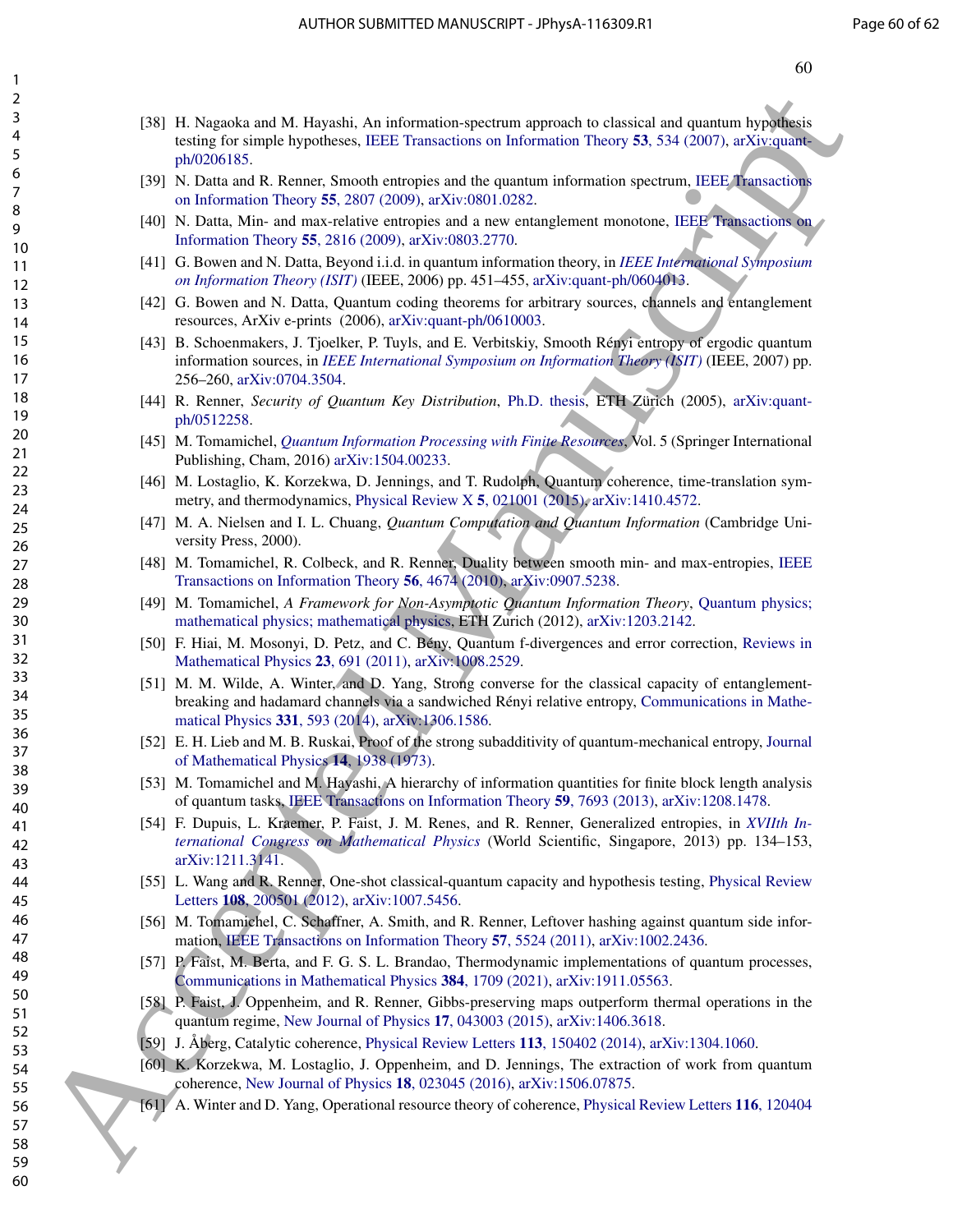[38] H. Nagaoka and M. Hayashi, An information-spectrum approach to classical and quantum hypothesis testing for simple hypotheses, IEEE Transactions on Information Theory **53**, 534 (2007), arXiv:quant-ph/0206185.

[39] N. Datta and R. Renner, Smooth entropies and the quantum information spectrum, IEEE Transactions on Information Theory **55**, 2807 (2009), arXiv:0801.0282.

[40] N. Datta, Min- and max-relative entropies and a new entanglement monotone, IEEE Transactions on Information Theory **55**, 2816 (2009), arXiv:0803.2770.

[41] G. Bowen and N. Datta, Beyond i.i.d. in quantum information theory, in *IEEE International Symposium on Information Theory (ISIT)* (IEEE, 2006) pp. 451–455, arXiv:quant-ph/0604013.

[42] G. Bowen and N. Datta, Quantum coding theorems for arbitrary sources, channels and entanglement resources, ArXiv e-prints (2006), arXiv:quant-ph/0610003.

[43] B. Schoenmakers, J. Tjoelker, P. Tuyls, and E. Verbitskiy, Smooth Rényi entropy of ergodic quantum information sources, in *IEEE International Symposium on Information Theory (ISIT)* (IEEE, 2007) pp. 256–260, arXiv:0704.3504.

[44] R. Renner, *Security of Quantum Key Distribution*, Ph.D. thesis, ETH Zürich (2005), arXiv:quant-ph/0512258.

[45] M. Tomamichel, *Quantum Information Processing with Finite Resources*, Vol. 5 (Springer International Publishing, Cham, 2016) arXiv:1504.00233.

[46] M. Lostaglio, K. Korzekwa, D. Jennings, and T. Rudolph, Quantum coherence, time-translation symmetry, and thermodynamics, Physical Review X **5**, 021001 (2015), arXiv:1410.4572.

[47] M. A. Nielsen and I. L. Chuang, *Quantum Computation and Quantum Information* (Cambridge University Press, 2000).

[48] M. Tomamichel, R. Colbeck, and R. Renner, Duality between smooth min- and max-entropies, IEEE Transactions on Information Theory **56**, 4674 (2010), arXiv:0907.5238.

[49] M. Tomamichel, *A Framework for Non-Asymptotic Quantum Information Theory*, Quantum physics; mathematical physics; mathematical physics, ETH Zurich (2012), arXiv:1203.2142.

[50] F. Hiai, M. Mosonyi, D. Petz, and C. Bény, Quantum f-divergences and error correction, Reviews in Mathematical Physics **23**, 691 (2011), arXiv:1008.2529.

[51] M. M. Wilde, A. Winter, and D. Yang, Strong converse for the classical capacity of entanglement-breaking and hadamard channels via a sandwiched Rényi relative entropy, Communications in Mathematical Physics **331**, 593 (2014), arXiv:1306.1586.

[52] E. H. Lieb and M. B. Ruskai, Proof of the strong subadditivity of quantum-mechanical entropy, Journal of Mathematical Physics **14**, 1938 (1973).

[53] M. Tomamichel and M. Hayashi, A hierarchy of information quantities for finite block length analysis of quantum tasks, IEEE Transactions on Information Theory **59**, 7693 (2013), arXiv:1208.1478.

[54] F. Dupuis, L. Kraemer, P. Faist, J. M. Renes, and R. Renner, Generalized entropies, in *XVIIth International Congress on Mathematical Physics* (World Scientific, Singapore, 2013) pp. 134–153, arXiv:1211.3141.

[55] L. Wang and R. Renner, One-shot classical-quantum capacity and hypothesis testing, Physical Review Letters **108**, 200501 (2012), arXiv:1007.5456.

[56] M. Tomamichel, C. Schaffner, A. Smith, and R. Renner, Leftover hashing against quantum side information, IEEE Transactions on Information Theory **57**, 5524 (2011), arXiv:1002.2436.

[57] P. Faist, M. Berta, and F. G. S. L. Brandao, Thermodynamic implementations of quantum processes, Communications in Mathematical Physics **384**, 1709 (2021), arXiv:1911.05563.

[58] P. Faist, J. Oppenheim, and R. Renner, Gibbs-preserving maps outperform thermal operations in the quantum regime, New Journal of Physics **17**, 043003 (2015), arXiv:1406.3618.

[59] J. Åberg, Catalytic coherence, Physical Review Letters **113**, 150402 (2014), arXiv:1304.1060.

[60] K. Korzekwa, M. Lostaglio, J. Oppenheim, and D. Jennings, The extraction of work from quantum coherence, New Journal of Physics **18**, 023045 (2016), arXiv:1506.07875.

[61] A. Winter and D. Yang, Operational resource theory of coherence, Physical Review Letters **116**, 120404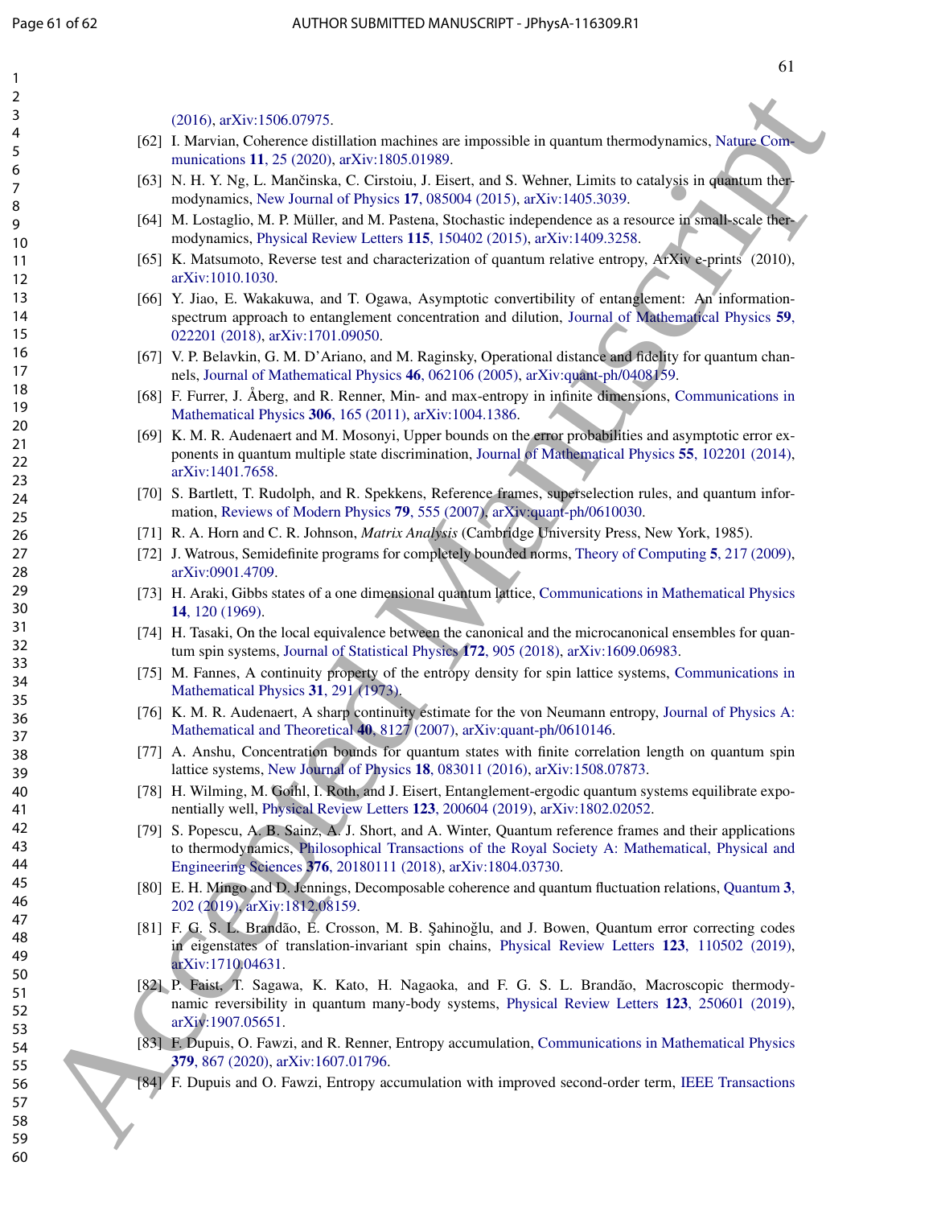(2016), arXiv:1506.07975.

[62] I. Marvian, Coherence distillation machines are impossible in quantum thermodynamics, Nature Communications **11**, 25 (2020), arXiv:1805.01989.

[63] N. H. Y. Ng, L. Mančinska, C. Cirstoiu, J. Eisert, and S. Wehner, Limits to catalysis in quantum thermodynamics, New Journal of Physics **17**, 085004 (2015), arXiv:1405.3039.

[64] M. Lostaglio, M. P. Müller, and M. Pastena, Stochastic independence as a resource in small-scale thermodynamics, Physical Review Letters **115**, 150402 (2015), arXiv:1409.3258.

[65] K. Matsumoto, Reverse test and characterization of quantum relative entropy, ArXiv e-prints (2010), arXiv:1010.1030.

[66] Y. Jiao, E. Wakakuwa, and T. Ogawa, Asymptotic convertibility of entanglement: An information-spectrum approach to entanglement concentration and dilution, Journal of Mathematical Physics **59**, 022201 (2018), arXiv:1701.09050.

[67] V. P. Belavkin, G. M. D'Ariano, and M. Raginsky, Operational distance and fidelity for quantum channels, Journal of Mathematical Physics **46**, 062106 (2005), arXiv:quant-ph/0408159.

[68] F. Furrer, J. Åberg, and R. Renner, Min- and max-entropy in infinite dimensions, Communications in Mathematical Physics **306**, 165 (2011), arXiv:1004.1386.

[69] K. M. R. Audenaert and M. Mosonyi, Upper bounds on the error probabilities and asymptotic error exponents in quantum multiple state discrimination, Journal of Mathematical Physics **55**, 102201 (2014), arXiv:1401.7658.

[70] S. Bartlett, T. Rudolph, and R. Spekkens, Reference frames, superselection rules, and quantum information, Reviews of Modern Physics **79**, 555 (2007), arXiv:quant-ph/0610030.

[71] R. A. Horn and C. R. Johnson, *Matrix Analysis* (Cambridge University Press, New York, 1985).

[72] J. Watrous, Semidefinite programs for completely bounded norms, Theory of Computing **5**, 217 (2009), arXiv:0901.4709.

[73] H. Araki, Gibbs states of a one dimensional quantum lattice, Communications in Mathematical Physics **14**, 120 (1969).

[74] H. Tasaki, On the local equivalence between the canonical and the microcanonical ensembles for quantum spin systems, Journal of Statistical Physics **172**, 905 (2018), arXiv:1609.06983.

[75] M. Fannes, A continuity property of the entropy density for spin lattice systems, Communications in Mathematical Physics **31**, 291 (1973).

[76] K. M. R. Audenaert, A sharp continuity estimate for the von Neumann entropy, Journal of Physics A: Mathematical and Theoretical **40**, 8127 (2007), arXiv:quant-ph/0610146.

[77] A. Anshu, Concentration bounds for quantum states with finite correlation length on quantum spin lattice systems, New Journal of Physics **18**, 083011 (2016), arXiv:1508.07873.

[78] H. Wilming, M. Goihl, I. Roth, and J. Eisert, Entanglement-ergodic quantum systems equilibrate exponentially well, Physical Review Letters **123**, 200604 (2019), arXiv:1802.02052.

[79] S. Popescu, A. B. Sainz, A. J. Short, and A. Winter, Quantum reference frames and their applications to thermodynamics, Philosophical Transactions of the Royal Society A: Mathematical, Physical and Engineering Sciences **376**, 20180111 (2018), arXiv:1804.03730.

[80] E. H. Mingo and D. Jennings, Decomposable coherence and quantum fluctuation relations, Quantum **3**, 202 (2019), arXiv:1812.08159.

[81] F. G. S. L. Brandão, E. Crosson, M. B. Şahinoğlu, and J. Bowen, Quantum error correcting codes in eigenstates of translation-invariant spin chains, Physical Review Letters **123**, 110502 (2019), arXiv:1710.04631.

[82] P. Faist, T. Sagawa, K. Kato, H. Nagaoka, and F. G. S. L. Brandão, Macroscopic thermodynamic reversibility in quantum many-body systems, Physical Review Letters **123**, 250601 (2019), arXiv:1907.05651.

[83] F. Dupuis, O. Fawzi, and R. Renner, Entropy accumulation, Communications in Mathematical Physics **379**, 867 (2020), arXiv:1607.01796.

[84] F. Dupuis and O. Fawzi, Entropy accumulation with improved second-order term, IEEE Transactions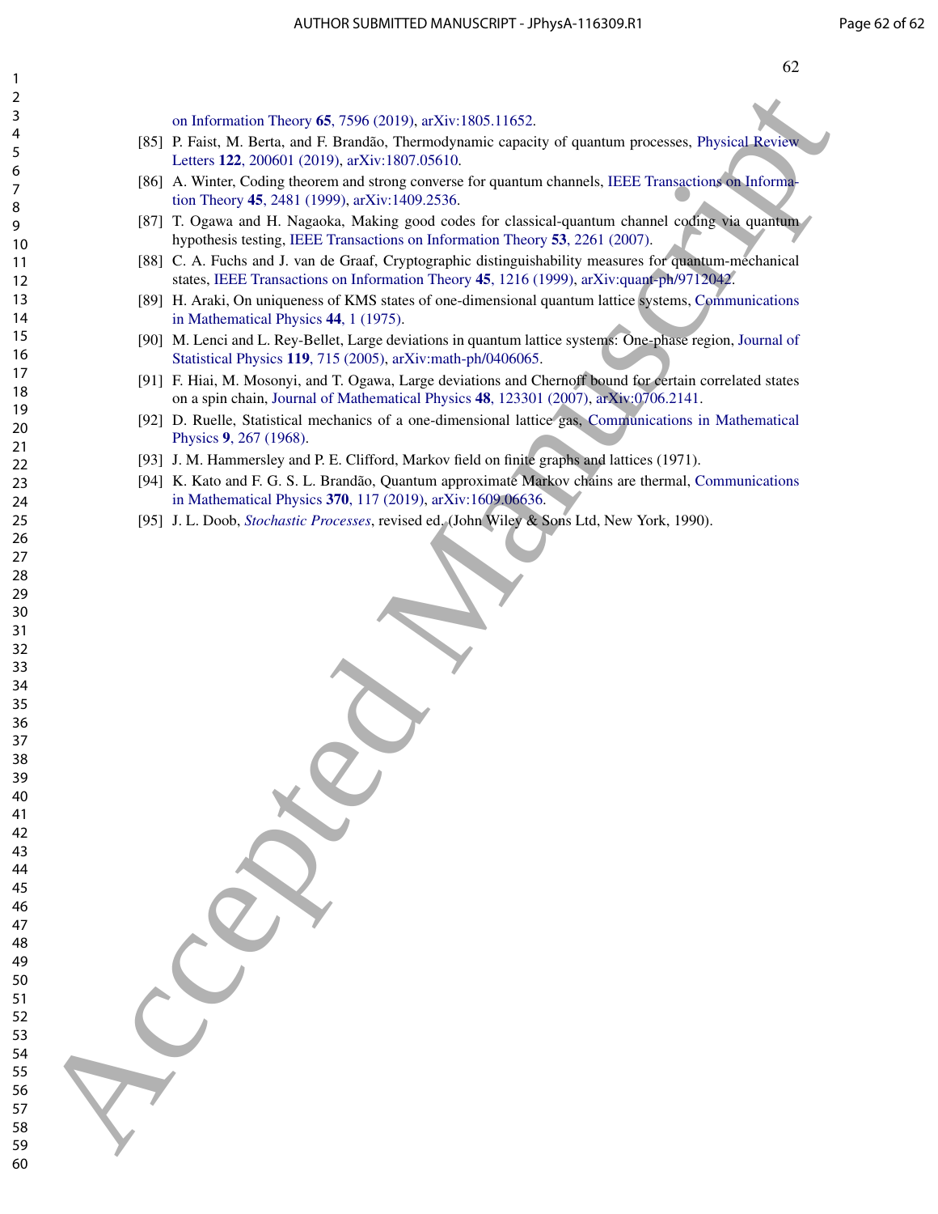on Information Theory **65**, 7596 (2019), arXiv:1805.11652.

[85] P. Faist, M. Berta, and F. Brandão, Thermodynamic capacity of quantum processes, Physical Review Letters **122**, 200601 (2019), arXiv:1807.05610.

[86] A. Winter, Coding theorem and strong converse for quantum channels, IEEE Transactions on Information Theory **45**, 2481 (1999), arXiv:1409.2536.

[87] T. Ogawa and H. Nagaoka, Making good codes for classical-quantum channel coding via quantum hypothesis testing, IEEE Transactions on Information Theory **53**, 2261 (2007).

[88] C. A. Fuchs and J. van de Graaf, Cryptographic distinguishability measures for quantum-mechanical states, IEEE Transactions on Information Theory **45**, 1216 (1999), arXiv:quant-ph/9712042.

[89] H. Araki, On uniqueness of KMS states of one-dimensional quantum lattice systems, Communications in Mathematical Physics **44**, 1 (1975).

[90] M. Lenci and L. Rey-Bellet, Large deviations in quantum lattice systems: One-phase region, Journal of Statistical Physics **119**, 715 (2005), arXiv:math-ph/0406065.

[91] F. Hiai, M. Mosonyi, and T. Ogawa, Large deviations and Chernoff bound for certain correlated states on a spin chain, Journal of Mathematical Physics **48**, 123301 (2007), arXiv:0706.2141.

[92] D. Ruelle, Statistical mechanics of a one-dimensional lattice gas, Communications in Mathematical Physics **9**, 267 (1968).

[93] J. M. Hammersley and P. E. Clifford, Markov field on finite graphs and lattices (1971).

[94] K. Kato and F. G. S. L. Brandão, Quantum approximate Markov chains are thermal, Communications in Mathematical Physics **370**, 117 (2019), arXiv:1609.06636.

[95] J. L. Doob, *Stochastic Processes*, revised ed. (John Wiley & Sons Ltd, New York, 1990).